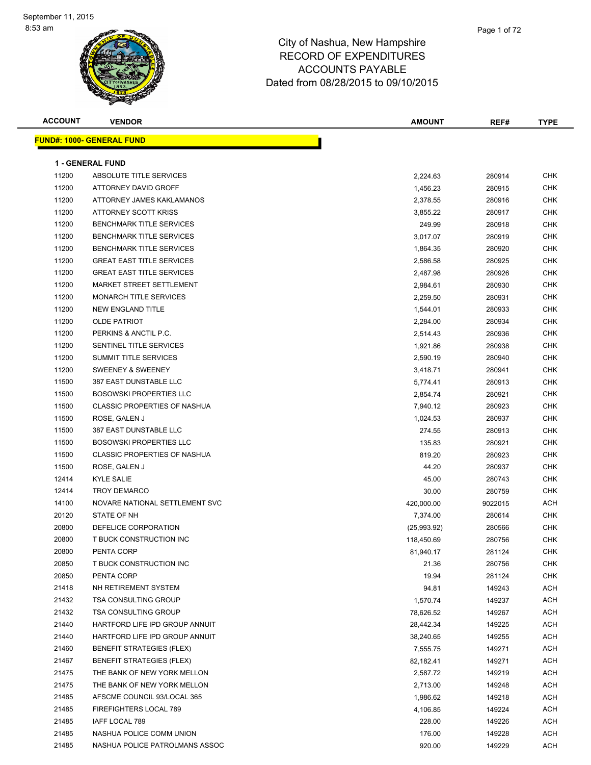September 11, 2015
8:53 am

# City of Nashua, New Hampshire
# RECORD OF EXPENDITURES
# ACCOUNTS PAYABLE
# Dated from 08/28/2015 to 09/10/2015

## FUND#: 1000- GENERAL FUND

### 1 - GENERAL FUND

| ACCOUNT | VENDOR | AMOUNT | REF# | TYPE |
|---|---|---|---|---|
| 11200 | ABSOLUTE TITLE SERVICES | 2,224.63 | 280914 | CHK |
| 11200 | ATTORNEY DAVID GROFF | 1,456.23 | 280915 | CHK |
| 11200 | ATTORNEY JAMES KAKLAMANOS | 2,378.55 | 280916 | CHK |
| 11200 | ATTORNEY SCOTT KRISS | 3,855.22 | 280917 | CHK |
| 11200 | BENCHMARK TITLE SERVICES | 249.99 | 280918 | CHK |
| 11200 | BENCHMARK TITLE SERVICES | 3,017.07 | 280919 | CHK |
| 11200 | BENCHMARK TITLE SERVICES | 1,864.35 | 280920 | CHK |
| 11200 | GREAT EAST TITLE SERVICES | 2,586.58 | 280925 | CHK |
| 11200 | GREAT EAST TITLE SERVICES | 2,487.98 | 280926 | CHK |
| 11200 | MARKET STREET SETTLEMENT | 2,984.61 | 280930 | CHK |
| 11200 | MONARCH TITLE SERVICES | 2,259.50 | 280931 | CHK |
| 11200 | NEW ENGLAND TITLE | 1,544.01 | 280933 | CHK |
| 11200 | OLDE PATRIOT | 2,284.00 | 280934 | CHK |
| 11200 | PERKINS & ANCTIL P.C. | 2,514.43 | 280936 | CHK |
| 11200 | SENTINEL TITLE SERVICES | 1,921.86 | 280938 | CHK |
| 11200 | SUMMIT TITLE SERVICES | 2,590.19 | 280940 | CHK |
| 11200 | SWEENEY & SWEENEY | 3,418.71 | 280941 | CHK |
| 11500 | 387 EAST DUNSTABLE LLC | 5,774.41 | 280913 | CHK |
| 11500 | BOSOWSKI PROPERTIES LLC | 2,854.74 | 280921 | CHK |
| 11500 | CLASSIC PROPERTIES OF NASHUA | 7,940.12 | 280923 | CHK |
| 11500 | ROSE, GALEN J | 1,024.53 | 280937 | CHK |
| 11500 | 387 EAST DUNSTABLE LLC | 274.55 | 280913 | CHK |
| 11500 | BOSOWSKI PROPERTIES LLC | 135.83 | 280921 | CHK |
| 11500 | CLASSIC PROPERTIES OF NASHUA | 819.20 | 280923 | CHK |
| 11500 | ROSE, GALEN J | 44.20 | 280937 | CHK |
| 12414 | KYLE SALIE | 45.00 | 280743 | CHK |
| 12414 | TROY DEMARCO | 30.00 | 280759 | CHK |
| 14100 | NOVARE NATIONAL SETTLEMENT SVC | 420,000.00 | 9022015 | ACH |
| 20120 | STATE OF NH | 7,374.00 | 280614 | CHK |
| 20800 | DEFELICE CORPORATION | (25,993.92) | 280566 | CHK |
| 20800 | T BUCK CONSTRUCTION INC | 118,450.69 | 280756 | CHK |
| 20800 | PENTA CORP | 81,940.17 | 281124 | CHK |
| 20850 | T BUCK CONSTRUCTION INC | 21.36 | 280756 | CHK |
| 20850 | PENTA CORP | 19.94 | 281124 | CHK |
| 21418 | NH RETIREMENT SYSTEM | 94.81 | 149243 | ACH |
| 21432 | TSA CONSULTING GROUP | 1,570.74 | 149237 | ACH |
| 21432 | TSA CONSULTING GROUP | 78,626.52 | 149267 | ACH |
| 21440 | HARTFORD LIFE IPD GROUP ANNUIT | 28,442.34 | 149225 | ACH |
| 21440 | HARTFORD LIFE IPD GROUP ANNUIT | 38,240.65 | 149255 | ACH |
| 21460 | BENEFIT STRATEGIES (FLEX) | 7,555.75 | 149271 | ACH |
| 21467 | BENEFIT STRATEGIES (FLEX) | 82,182.41 | 149271 | ACH |
| 21475 | THE BANK OF NEW YORK MELLON | 2,587.72 | 149219 | ACH |
| 21475 | THE BANK OF NEW YORK MELLON | 2,713.00 | 149248 | ACH |
| 21485 | AFSCME COUNCIL 93/LOCAL 365 | 1,986.62 | 149218 | ACH |
| 21485 | FIREFIGHTERS LOCAL 789 | 4,106.85 | 149224 | ACH |
| 21485 | IAFF LOCAL 789 | 228.00 | 149226 | ACH |
| 21485 | NASHUA POLICE COMM UNION | 176.00 | 149228 | ACH |
| 21485 | NASHUA POLICE PATROLMANS ASSOC | 920.00 | 149229 | ACH |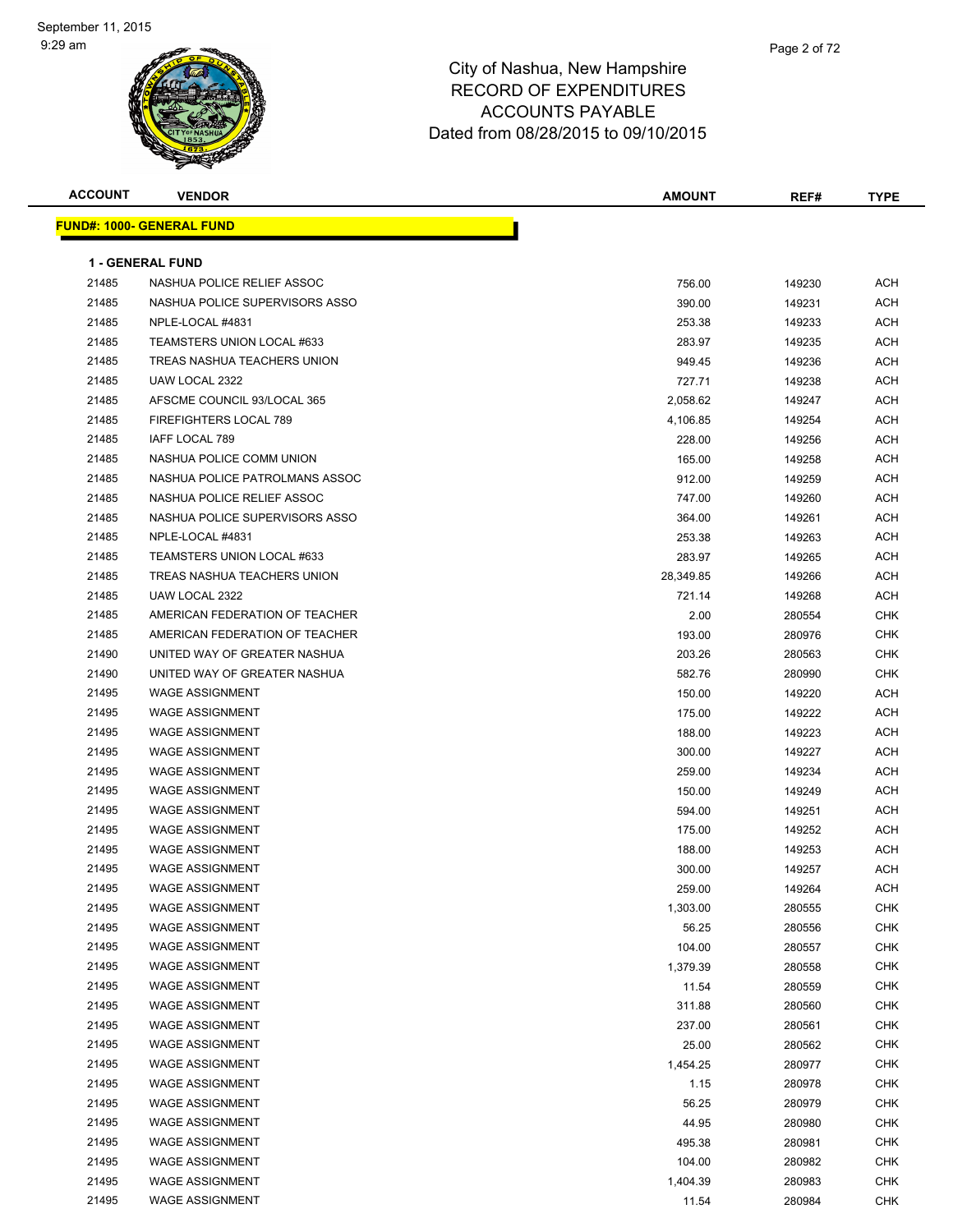September 11, 2015
9:29 am

# City of Nashua, New Hampshire
## RECORD OF EXPENDITURES
## ACCOUNTS PAYABLE
## Dated from 08/28/2015 to 09/10/2015

**FUND#: 1000- GENERAL FUND**

**1 - GENERAL FUND**

| ACCOUNT | VENDOR | AMOUNT | REF# | TYPE |
|---|---|---|---|---|
| 21485 | NASHUA POLICE RELIEF ASSOC | 756.00 | 149230 | ACH |
| 21485 | NASHUA POLICE SUPERVISORS ASSO | 390.00 | 149231 | ACH |
| 21485 | NPLE-LOCAL #4831 | 253.38 | 149233 | ACH |
| 21485 | TEAMSTERS UNION LOCAL #633 | 283.97 | 149235 | ACH |
| 21485 | TREAS NASHUA TEACHERS UNION | 949.45 | 149236 | ACH |
| 21485 | UAW LOCAL 2322 | 727.71 | 149238 | ACH |
| 21485 | AFSCME COUNCIL 93/LOCAL 365 | 2,058.62 | 149247 | ACH |
| 21485 | FIREFIGHTERS LOCAL 789 | 4,106.85 | 149254 | ACH |
| 21485 | IAFF LOCAL 789 | 228.00 | 149256 | ACH |
| 21485 | NASHUA POLICE COMM UNION | 165.00 | 149258 | ACH |
| 21485 | NASHUA POLICE PATROLMANS ASSOC | 912.00 | 149259 | ACH |
| 21485 | NASHUA POLICE RELIEF ASSOC | 747.00 | 149260 | ACH |
| 21485 | NASHUA POLICE SUPERVISORS ASSO | 364.00 | 149261 | ACH |
| 21485 | NPLE-LOCAL #4831 | 253.38 | 149263 | ACH |
| 21485 | TEAMSTERS UNION LOCAL #633 | 283.97 | 149265 | ACH |
| 21485 | TREAS NASHUA TEACHERS UNION | 28,349.85 | 149266 | ACH |
| 21485 | UAW LOCAL 2322 | 721.14 | 149268 | ACH |
| 21485 | AMERICAN FEDERATION OF TEACHER | 2.00 | 280554 | CHK |
| 21485 | AMERICAN FEDERATION OF TEACHER | 193.00 | 280976 | CHK |
| 21490 | UNITED WAY OF GREATER NASHUA | 203.26 | 280563 | CHK |
| 21490 | UNITED WAY OF GREATER NASHUA | 582.76 | 280990 | CHK |
| 21495 | WAGE ASSIGNMENT | 150.00 | 149220 | ACH |
| 21495 | WAGE ASSIGNMENT | 175.00 | 149222 | ACH |
| 21495 | WAGE ASSIGNMENT | 188.00 | 149223 | ACH |
| 21495 | WAGE ASSIGNMENT | 300.00 | 149227 | ACH |
| 21495 | WAGE ASSIGNMENT | 259.00 | 149234 | ACH |
| 21495 | WAGE ASSIGNMENT | 150.00 | 149249 | ACH |
| 21495 | WAGE ASSIGNMENT | 594.00 | 149251 | ACH |
| 21495 | WAGE ASSIGNMENT | 175.00 | 149252 | ACH |
| 21495 | WAGE ASSIGNMENT | 188.00 | 149253 | ACH |
| 21495 | WAGE ASSIGNMENT | 300.00 | 149257 | ACH |
| 21495 | WAGE ASSIGNMENT | 259.00 | 149264 | ACH |
| 21495 | WAGE ASSIGNMENT | 1,303.00 | 280555 | CHK |
| 21495 | WAGE ASSIGNMENT | 56.25 | 280556 | CHK |
| 21495 | WAGE ASSIGNMENT | 104.00 | 280557 | CHK |
| 21495 | WAGE ASSIGNMENT | 1,379.39 | 280558 | CHK |
| 21495 | WAGE ASSIGNMENT | 11.54 | 280559 | CHK |
| 21495 | WAGE ASSIGNMENT | 311.88 | 280560 | CHK |
| 21495 | WAGE ASSIGNMENT | 237.00 | 280561 | CHK |
| 21495 | WAGE ASSIGNMENT | 25.00 | 280562 | CHK |
| 21495 | WAGE ASSIGNMENT | 1,454.25 | 280977 | CHK |
| 21495 | WAGE ASSIGNMENT | 1.15 | 280978 | CHK |
| 21495 | WAGE ASSIGNMENT | 56.25 | 280979 | CHK |
| 21495 | WAGE ASSIGNMENT | 44.95 | 280980 | CHK |
| 21495 | WAGE ASSIGNMENT | 495.38 | 280981 | CHK |
| 21495 | WAGE ASSIGNMENT | 104.00 | 280982 | CHK |
| 21495 | WAGE ASSIGNMENT | 1,404.39 | 280983 | CHK |
| 21495 | WAGE ASSIGNMENT | 11.54 | 280984 | CHK |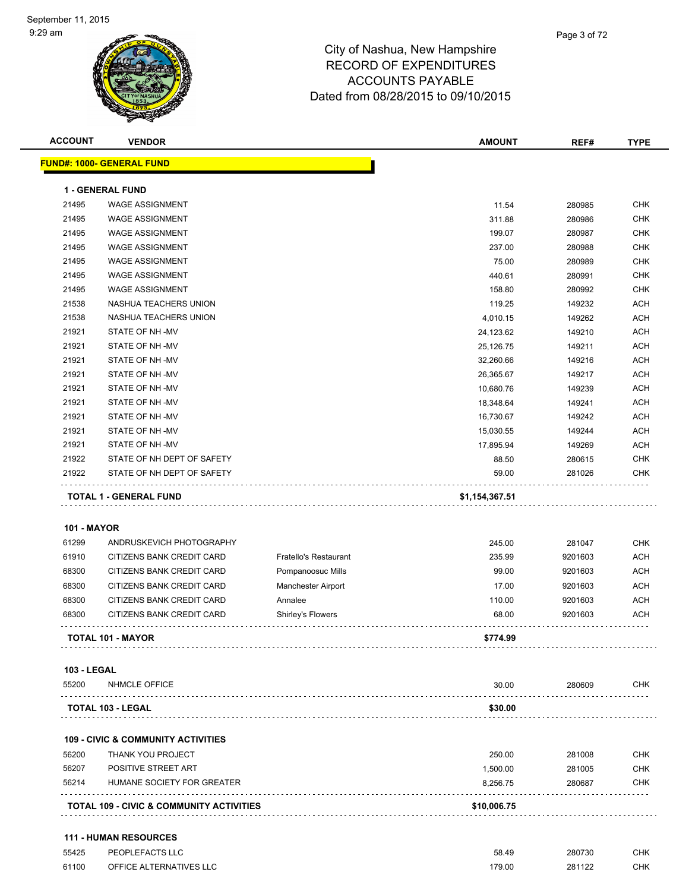September 11, 2015
9:29 am

# City of Nashua, New Hampshire
## RECORD OF EXPENDITURES
## ACCOUNTS PAYABLE
## Dated from 08/28/2015 to 09/10/2015

| ACCOUNT | VENDOR | | AMOUNT | REF# | TYPE |
|---|---|---|---|---|---|
| **FUND#: 1000- GENERAL FUND** | | | | | |
| **1 - GENERAL FUND** | | | | | |
| 21495 | WAGE ASSIGNMENT | | 11.54 | 280985 | CHK |
| 21495 | WAGE ASSIGNMENT | | 311.88 | 280986 | CHK |
| 21495 | WAGE ASSIGNMENT | | 199.07 | 280987 | CHK |
| 21495 | WAGE ASSIGNMENT | | 237.00 | 280988 | CHK |
| 21495 | WAGE ASSIGNMENT | | 75.00 | 280989 | CHK |
| 21495 | WAGE ASSIGNMENT | | 440.61 | 280991 | CHK |
| 21495 | WAGE ASSIGNMENT | | 158.80 | 280992 | CHK |
| 21538 | NASHUA TEACHERS UNION | | 119.25 | 149232 | ACH |
| 21538 | NASHUA TEACHERS UNION | | 4,010.15 | 149262 | ACH |
| 21921 | STATE OF NH -MV | | 24,123.62 | 149210 | ACH |
| 21921 | STATE OF NH -MV | | 25,126.75 | 149211 | ACH |
| 21921 | STATE OF NH -MV | | 32,260.66 | 149216 | ACH |
| 21921 | STATE OF NH -MV | | 26,365.67 | 149217 | ACH |
| 21921 | STATE OF NH -MV | | 10,680.76 | 149239 | ACH |
| 21921 | STATE OF NH -MV | | 18,348.64 | 149241 | ACH |
| 21921 | STATE OF NH -MV | | 16,730.67 | 149242 | ACH |
| 21921 | STATE OF NH -MV | | 15,030.55 | 149244 | ACH |
| 21921 | STATE OF NH -MV | | 17,895.94 | 149269 | ACH |
| 21922 | STATE OF NH DEPT OF SAFETY | | 88.50 | 280615 | CHK |
| 21922 | STATE OF NH DEPT OF SAFETY | | 59.00 | 281026 | CHK |
| **TOTAL 1 - GENERAL FUND** | | | **$1,154,367.51** | | |
| **101 - MAYOR** | | | | | |
| 61299 | ANDRUSKEVICH PHOTOGRAPHY | | 245.00 | 281047 | CHK |
| 61910 | CITIZENS BANK CREDIT CARD | Fratello's Restaurant | 235.99 | 9201603 | ACH |
| 68300 | CITIZENS BANK CREDIT CARD | Pompanoosuc Mills | 99.00 | 9201603 | ACH |
| 68300 | CITIZENS BANK CREDIT CARD | Manchester Airport | 17.00 | 9201603 | ACH |
| 68300 | CITIZENS BANK CREDIT CARD | Annalee | 110.00 | 9201603 | ACH |
| 68300 | CITIZENS BANK CREDIT CARD | Shirley's Flowers | 68.00 | 9201603 | ACH |
| **TOTAL 101 - MAYOR** | | | **$774.99** | | |
| **103 - LEGAL** | | | | | |
| 55200 | NHMCLE OFFICE | | 30.00 | 280609 | CHK |
| **TOTAL 103 - LEGAL** | | | **$30.00** | | |
| **109 - CIVIC & COMMUNITY ACTIVITIES** | | | | | |
| 56200 | THANK YOU PROJECT | | 250.00 | 281008 | CHK |
| 56207 | POSITIVE STREET ART | | 1,500.00 | 281005 | CHK |
| 56214 | HUMANE SOCIETY FOR GREATER | | 8,256.75 | 280687 | CHK |
| **TOTAL 109 - CIVIC & COMMUNITY ACTIVITIES** | | | **$10,006.75** | | |
| **111 - HUMAN RESOURCES** | | | | | |
| 55425 | PEOPLEFACTS LLC | | 58.49 | 280730 | CHK |
| 61100 | OFFICE ALTERNATIVES LLC | | 179.00 | 281122 | CHK |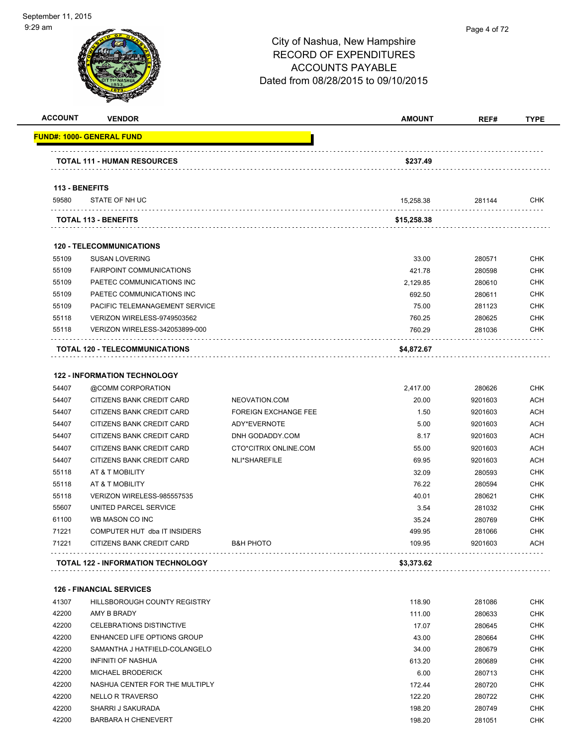City of Nashua, New Hampshire
RECORD OF EXPENDITURES
ACCOUNTS PAYABLE
Dated from 08/28/2015 to 09/10/2015

| ACCOUNT | VENDOR | | AMOUNT | REF# | TYPE |
|---|---|---|---|---|---|
| **FUND#: 1000- GENERAL FUND** | | | | | |
| **TOTAL 111 - HUMAN RESOURCES** | | | **$237.49** | | |
| **113 - BENEFITS** | | | | | |
| 59580 | STATE OF NH UC | | 15,258.38 | 281144 | CHK |
| **TOTAL 113 - BENEFITS** | | | **$15,258.38** | | |
| **120 - TELECOMMUNICATIONS** | | | | | |
| 55109 | SUSAN LOVERING | | 33.00 | 280571 | CHK |
| 55109 | FAIRPOINT COMMUNICATIONS | | 421.78 | 280598 | CHK |
| 55109 | PAETEC COMMUNICATIONS INC | | 2,129.85 | 280610 | CHK |
| 55109 | PAETEC COMMUNICATIONS INC | | 692.50 | 280611 | CHK |
| 55109 | PACIFIC TELEMANAGEMENT SERVICE | | 75.00 | 281123 | CHK |
| 55118 | VERIZON WIRELESS-9749503562 | | 760.25 | 280625 | CHK |
| 55118 | VERIZON WIRELESS-342053899-000 | | 760.29 | 281036 | CHK |
| **TOTAL 120 - TELECOMMUNICATIONS** | | | **$4,872.67** | | |
| **122 - INFORMATION TECHNOLOGY** | | | | | |
| 54407 | @COMM CORPORATION | | 2,417.00 | 280626 | CHK |
| 54407 | CITIZENS BANK CREDIT CARD | NEOVATION.COM | 20.00 | 9201603 | ACH |
| 54407 | CITIZENS BANK CREDIT CARD | FOREIGN EXCHANGE FEE | 1.50 | 9201603 | ACH |
| 54407 | CITIZENS BANK CREDIT CARD | ADY*EVERNOTE | 5.00 | 9201603 | ACH |
| 54407 | CITIZENS BANK CREDIT CARD | DNH GODADDY.COM | 8.17 | 9201603 | ACH |
| 54407 | CITIZENS BANK CREDIT CARD | CTO*CITRIX ONLINE.COM | 55.00 | 9201603 | ACH |
| 54407 | CITIZENS BANK CREDIT CARD | NLI*SHAREFILE | 69.95 | 9201603 | ACH |
| 55118 | AT & T MOBILITY | | 32.09 | 280593 | CHK |
| 55118 | AT & T MOBILITY | | 76.22 | 280594 | CHK |
| 55118 | VERIZON WIRELESS-985557535 | | 40.01 | 280621 | CHK |
| 55607 | UNITED PARCEL SERVICE | | 3.54 | 281032 | CHK |
| 61100 | WB MASON CO INC | | 35.24 | 280769 | CHK |
| 71221 | COMPUTER HUT dba IT INSIDERS | | 499.95 | 281066 | CHK |
| 71221 | CITIZENS BANK CREDIT CARD | B&H PHOTO | 109.95 | 9201603 | ACH |
| **TOTAL 122 - INFORMATION TECHNOLOGY** | | | **$3,373.62** | | |
| **126 - FINANCIAL SERVICES** | | | | | |
| 41307 | HILLSBOROUGH COUNTY REGISTRY | | 118.90 | 281086 | CHK |
| 42200 | AMY B BRADY | | 111.00 | 280633 | CHK |
| 42200 | CELEBRATIONS DISTINCTIVE | | 17.07 | 280645 | CHK |
| 42200 | ENHANCED LIFE OPTIONS GROUP | | 43.00 | 280664 | CHK |
| 42200 | SAMANTHA J HATFIELD-COLANGELO | | 34.00 | 280679 | CHK |
| 42200 | INFINITI OF NASHUA | | 613.20 | 280689 | CHK |
| 42200 | MICHAEL BRODERICK | | 6.00 | 280713 | CHK |
| 42200 | NASHUA CENTER FOR THE MULTIPLY | | 172.44 | 280720 | CHK |
| 42200 | NELLO R TRAVERSO | | 122.20 | 280722 | CHK |
| 42200 | SHARRI J SAKURADA | | 198.20 | 280749 | CHK |
| 42200 | BARBARA H CHENEVERT | | 198.20 | 281051 | CHK |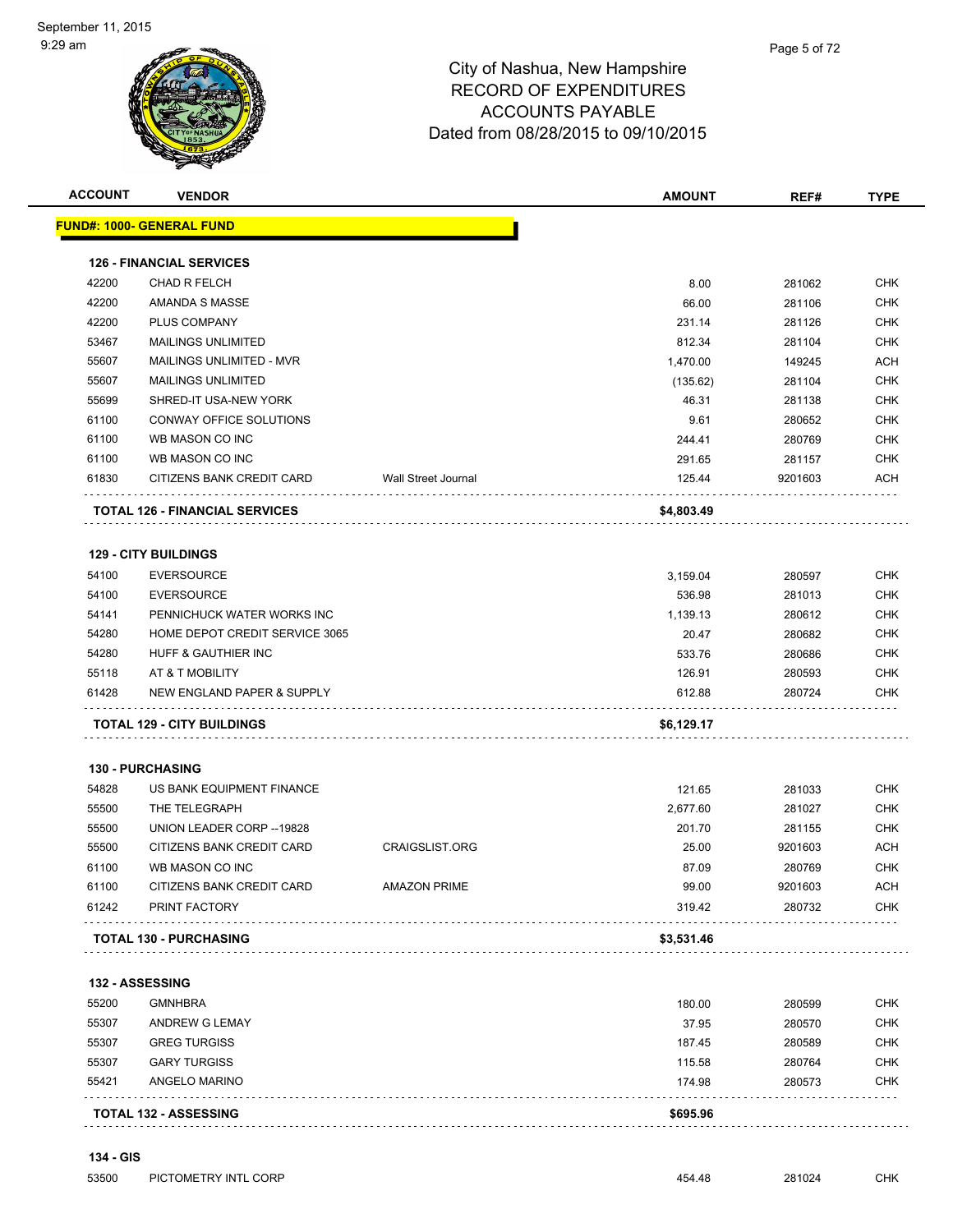# City of Nashua, New Hampshire
## RECORD OF EXPENDITURES
## ACCOUNTS PAYABLE
### Dated from 08/28/2015 to 09/10/2015

| ACCOUNT | VENDOR | | AMOUNT | REF# | TYPE |
|---|---|---|---|---|---|
| **FUND#: 1000- GENERAL FUND** | | | | | |
| **126 - FINANCIAL SERVICES** | | | | | |
| 42200 | CHAD R FELCH | | 8.00 | 281062 | CHK |
| 42200 | AMANDA S MASSE | | 66.00 | 281106 | CHK |
| 42200 | PLUS COMPANY | | 231.14 | 281126 | CHK |
| 53467 | MAILINGS UNLIMITED | | 812.34 | 281104 | CHK |
| 55607 | MAILINGS UNLIMITED - MVR | | 1,470.00 | 149245 | ACH |
| 55607 | MAILINGS UNLIMITED | | (135.62) | 281104 | CHK |
| 55699 | SHRED-IT USA-NEW YORK | | 46.31 | 281138 | CHK |
| 61100 | CONWAY OFFICE SOLUTIONS | | 9.61 | 280652 | CHK |
| 61100 | WB MASON CO INC | | 244.41 | 280769 | CHK |
| 61100 | WB MASON CO INC | | 291.65 | 281157 | CHK |
| 61830 | CITIZENS BANK CREDIT CARD | Wall Street Journal | 125.44 | 9201603 | ACH |
| **TOTAL 126 - FINANCIAL SERVICES** | | | **$4,803.49** | | |
| **129 - CITY BUILDINGS** | | | | | |
| 54100 | EVERSOURCE | | 3,159.04 | 280597 | CHK |
| 54100 | EVERSOURCE | | 536.98 | 281013 | CHK |
| 54141 | PENNICHUCK WATER WORKS INC | | 1,139.13 | 280612 | CHK |
| 54280 | HOME DEPOT CREDIT SERVICE 3065 | | 20.47 | 280682 | CHK |
| 54280 | HUFF & GAUTHIER INC | | 533.76 | 280686 | CHK |
| 55118 | AT & T MOBILITY | | 126.91 | 280593 | CHK |
| 61428 | NEW ENGLAND PAPER & SUPPLY | | 612.88 | 280724 | CHK |
| **TOTAL 129 - CITY BUILDINGS** | | | **$6,129.17** | | |
| **130 - PURCHASING** | | | | | |
| 54828 | US BANK EQUIPMENT FINANCE | | 121.65 | 281033 | CHK |
| 55500 | THE TELEGRAPH | | 2,677.60 | 281027 | CHK |
| 55500 | UNION LEADER CORP --19828 | | 201.70 | 281155 | CHK |
| 55500 | CITIZENS BANK CREDIT CARD | CRAIGSLIST.ORG | 25.00 | 9201603 | ACH |
| 61100 | WB MASON CO INC | | 87.09 | 280769 | CHK |
| 61100 | CITIZENS BANK CREDIT CARD | AMAZON PRIME | 99.00 | 9201603 | ACH |
| 61242 | PRINT FACTORY | | 319.42 | 280732 | CHK |
| **TOTAL 130 - PURCHASING** | | | **$3,531.46** | | |
| **132 - ASSESSING** | | | | | |
| 55200 | GMNHBRA | | 180.00 | 280599 | CHK |
| 55307 | ANDREW G LEMAY | | 37.95 | 280570 | CHK |
| 55307 | GREG TURGISS | | 187.45 | 280589 | CHK |
| 55307 | GARY TURGISS | | 115.58 | 280764 | CHK |
| 55421 | ANGELO MARINO | | 174.98 | 280573 | CHK |
| **TOTAL 132 - ASSESSING** | | | **$695.96** | | |
| **134 - GIS** | | | | | |
| 53500 | PICTOMETRY INTL CORP | | 454.48 | 281024 | CHK |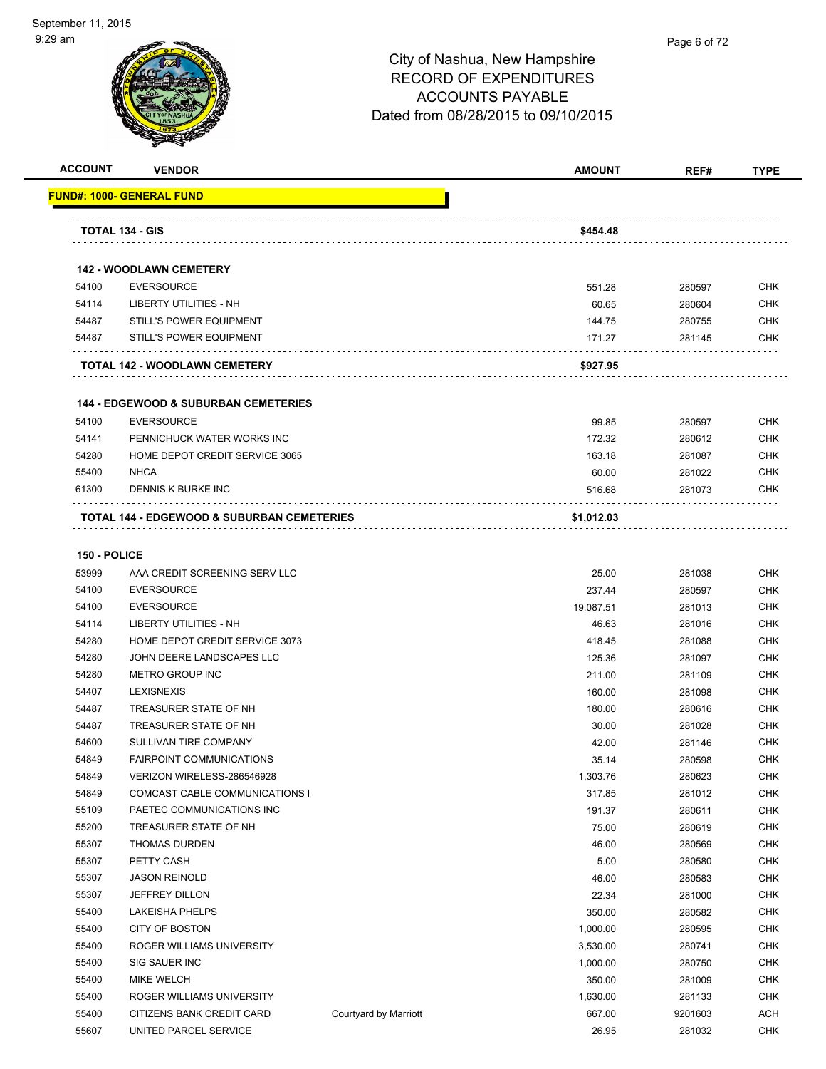City of Nashua, New Hampshire
RECORD OF EXPENDITURES
ACCOUNTS PAYABLE
Dated from 08/28/2015 to 09/10/2015

| ACCOUNT | VENDOR | | AMOUNT | REF# | TYPE |
|---|---|---|---|---|---|
| **FUND#: 1000- GENERAL FUND** | | | | | |
| **TOTAL 134 - GIS** | | | **$454.48** | | |
| **142 - WOODLAWN CEMETERY** | | | | | |
| 54100 | EVERSOURCE | | 551.28 | 280597 | CHK |
| 54114 | LIBERTY UTILITIES - NH | | 60.65 | 280604 | CHK |
| 54487 | STILL'S POWER EQUIPMENT | | 144.75 | 280755 | CHK |
| 54487 | STILL'S POWER EQUIPMENT | | 171.27 | 281145 | CHK |
| **TOTAL 142 - WOODLAWN CEMETERY** | | | **$927.95** | | |
| **144 - EDGEWOOD & SUBURBAN CEMETERIES** | | | | | |
| 54100 | EVERSOURCE | | 99.85 | 280597 | CHK |
| 54141 | PENNICHUCK WATER WORKS INC | | 172.32 | 280612 | CHK |
| 54280 | HOME DEPOT CREDIT SERVICE 3065 | | 163.18 | 281087 | CHK |
| 55400 | NHCA | | 60.00 | 281022 | CHK |
| 61300 | DENNIS K BURKE INC | | 516.68 | 281073 | CHK |
| **TOTAL 144 - EDGEWOOD & SUBURBAN CEMETERIES** | | | **$1,012.03** | | |
| **150 - POLICE** | | | | | |
| 53999 | AAA CREDIT SCREENING SERV LLC | | 25.00 | 281038 | CHK |
| 54100 | EVERSOURCE | | 237.44 | 280597 | CHK |
| 54100 | EVERSOURCE | | 19,087.51 | 281013 | CHK |
| 54114 | LIBERTY UTILITIES - NH | | 46.63 | 281016 | CHK |
| 54280 | HOME DEPOT CREDIT SERVICE 3073 | | 418.45 | 281088 | CHK |
| 54280 | JOHN DEERE LANDSCAPES LLC | | 125.36 | 281097 | CHK |
| 54280 | METRO GROUP INC | | 211.00 | 281109 | CHK |
| 54407 | LEXISNEXIS | | 160.00 | 281098 | CHK |
| 54487 | TREASURER STATE OF NH | | 180.00 | 280616 | CHK |
| 54487 | TREASURER STATE OF NH | | 30.00 | 281028 | CHK |
| 54600 | SULLIVAN TIRE COMPANY | | 42.00 | 281146 | CHK |
| 54849 | FAIRPOINT COMMUNICATIONS | | 35.14 | 280598 | CHK |
| 54849 | VERIZON WIRELESS-286546928 | | 1,303.76 | 280623 | CHK |
| 54849 | COMCAST CABLE COMMUNICATIONS I | | 317.85 | 281012 | CHK |
| 55109 | PAETEC COMMUNICATIONS INC | | 191.37 | 280611 | CHK |
| 55200 | TREASURER STATE OF NH | | 75.00 | 280619 | CHK |
| 55307 | THOMAS DURDEN | | 46.00 | 280569 | CHK |
| 55307 | PETTY CASH | | 5.00 | 280580 | CHK |
| 55307 | JASON REINOLD | | 46.00 | 280583 | CHK |
| 55307 | JEFFREY DILLON | | 22.34 | 281000 | CHK |
| 55400 | LAKEISHA PHELPS | | 350.00 | 280582 | CHK |
| 55400 | CITY OF BOSTON | | 1,000.00 | 280595 | CHK |
| 55400 | ROGER WILLIAMS UNIVERSITY | | 3,530.00 | 280741 | CHK |
| 55400 | SIG SAUER INC | | 1,000.00 | 280750 | CHK |
| 55400 | MIKE WELCH | | 350.00 | 281009 | CHK |
| 55400 | ROGER WILLIAMS UNIVERSITY | | 1,630.00 | 281133 | CHK |
| 55400 | CITIZENS BANK CREDIT CARD | Courtyard by Marriott | 667.00 | 9201603 | ACH |
| 55607 | UNITED PARCEL SERVICE | | 26.95 | 281032 | CHK |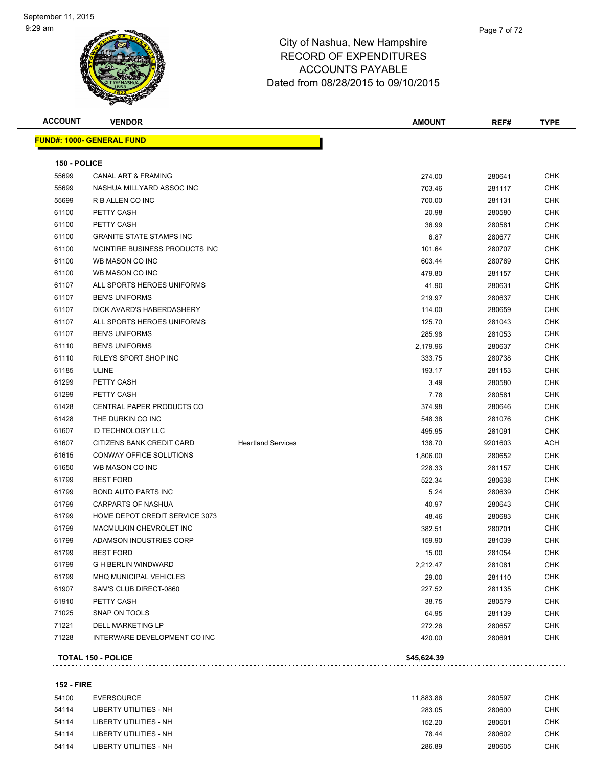# City of Nashua, New Hampshire
## RECORD OF EXPENDITURES
## ACCOUNTS PAYABLE
## Dated from 08/28/2015 to 09/10/2015

| ACCOUNT | VENDOR | | AMOUNT | REF# | TYPE |
|---|---|---|---|---|---|
| **FUND#: 1000- GENERAL FUND** | | | | | |
| **150 - POLICE** | | | | | |
| 55699 | CANAL ART & FRAMING | | 274.00 | 280641 | CHK |
| 55699 | NASHUA MILLYARD ASSOC INC | | 703.46 | 281117 | CHK |
| 55699 | R B ALLEN CO INC | | 700.00 | 281131 | CHK |
| 61100 | PETTY CASH | | 20.98 | 280580 | CHK |
| 61100 | PETTY CASH | | 36.99 | 280581 | CHK |
| 61100 | GRANITE STATE STAMPS INC | | 6.87 | 280677 | CHK |
| 61100 | MCINTIRE BUSINESS PRODUCTS INC | | 101.64 | 280707 | CHK |
| 61100 | WB MASON CO INC | | 603.44 | 280769 | CHK |
| 61100 | WB MASON CO INC | | 479.80 | 281157 | CHK |
| 61107 | ALL SPORTS HEROES UNIFORMS | | 41.90 | 280631 | CHK |
| 61107 | BEN'S UNIFORMS | | 219.97 | 280637 | CHK |
| 61107 | DICK AVARD'S HABERDASHERY | | 114.00 | 280659 | CHK |
| 61107 | ALL SPORTS HEROES UNIFORMS | | 125.70 | 281043 | CHK |
| 61107 | BEN'S UNIFORMS | | 285.98 | 281053 | CHK |
| 61110 | BEN'S UNIFORMS | | 2,179.96 | 280637 | CHK |
| 61110 | RILEYS SPORT SHOP INC | | 333.75 | 280738 | CHK |
| 61185 | ULINE | | 193.17 | 281153 | CHK |
| 61299 | PETTY CASH | | 3.49 | 280580 | CHK |
| 61299 | PETTY CASH | | 7.78 | 280581 | CHK |
| 61428 | CENTRAL PAPER PRODUCTS CO | | 374.98 | 280646 | CHK |
| 61428 | THE DURKIN CO INC | | 548.38 | 281076 | CHK |
| 61607 | ID TECHNOLOGY LLC | | 495.95 | 281091 | CHK |
| 61607 | CITIZENS BANK CREDIT CARD | Heartland Services | 138.70 | 9201603 | ACH |
| 61615 | CONWAY OFFICE SOLUTIONS | | 1,806.00 | 280652 | CHK |
| 61650 | WB MASON CO INC | | 228.33 | 281157 | CHK |
| 61799 | BEST FORD | | 522.34 | 280638 | CHK |
| 61799 | BOND AUTO PARTS INC | | 5.24 | 280639 | CHK |
| 61799 | CARPARTS OF NASHUA | | 40.97 | 280643 | CHK |
| 61799 | HOME DEPOT CREDIT SERVICE 3073 | | 48.46 | 280683 | CHK |
| 61799 | MACMULKIN CHEVROLET INC | | 382.51 | 280701 | CHK |
| 61799 | ADAMSON INDUSTRIES CORP | | 159.90 | 281039 | CHK |
| 61799 | BEST FORD | | 15.00 | 281054 | CHK |
| 61799 | G H BERLIN WINDWARD | | 2,212.47 | 281081 | CHK |
| 61799 | MHQ MUNICIPAL VEHICLES | | 29.00 | 281110 | CHK |
| 61907 | SAM'S CLUB DIRECT-0860 | | 227.52 | 281135 | CHK |
| 61910 | PETTY CASH | | 38.75 | 280579 | CHK |
| 71025 | SNAP ON TOOLS | | 64.95 | 281139 | CHK |
| 71221 | DELL MARKETING LP | | 272.26 | 280657 | CHK |
| 71228 | INTERWARE DEVELOPMENT CO INC | | 420.00 | 280691 | CHK |
| **TOTAL 150 - POLICE** | | | **$45,624.39** | | |
| **152 - FIRE** | | | | | |
| 54100 | EVERSOURCE | | 11,883.86 | 280597 | CHK |
| 54114 | LIBERTY UTILITIES - NH | | 283.05 | 280600 | CHK |
| 54114 | LIBERTY UTILITIES - NH | | 152.20 | 280601 | CHK |
| 54114 | LIBERTY UTILITIES - NH | | 78.44 | 280602 | CHK |
| 54114 | LIBERTY UTILITIES - NH | | 286.89 | 280605 | CHK |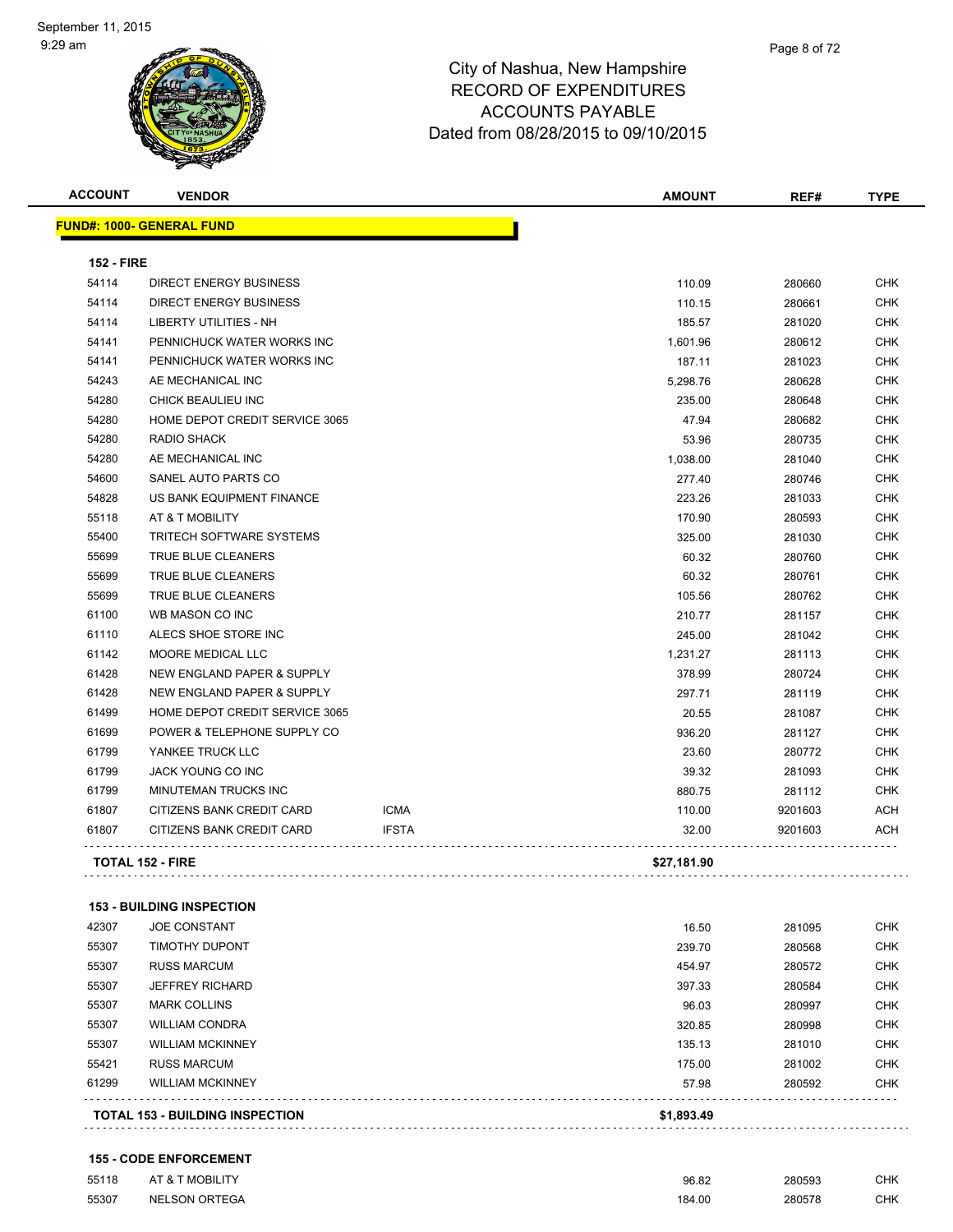City of Nashua, New Hampshire
RECORD OF EXPENDITURES
ACCOUNTS PAYABLE
Dated from 08/28/2015 to 09/10/2015

| ACCOUNT | VENDOR | | AMOUNT | REF# | TYPE |
|---|---|---|---|---|---|
| **FUND#: 1000- GENERAL FUND** | | | | | |
| **152 - FIRE** | | | | | |
| 54114 | DIRECT ENERGY BUSINESS | | 110.09 | 280660 | CHK |
| 54114 | DIRECT ENERGY BUSINESS | | 110.15 | 280661 | CHK |
| 54114 | LIBERTY UTILITIES - NH | | 185.57 | 281020 | CHK |
| 54141 | PENNICHUCK WATER WORKS INC | | 1,601.96 | 280612 | CHK |
| 54141 | PENNICHUCK WATER WORKS INC | | 187.11 | 281023 | CHK |
| 54243 | AE MECHANICAL INC | | 5,298.76 | 280628 | CHK |
| 54280 | CHICK BEAULIEU INC | | 235.00 | 280648 | CHK |
| 54280 | HOME DEPOT CREDIT SERVICE 3065 | | 47.94 | 280682 | CHK |
| 54280 | RADIO SHACK | | 53.96 | 280735 | CHK |
| 54280 | AE MECHANICAL INC | | 1,038.00 | 281040 | CHK |
| 54600 | SANEL AUTO PARTS CO | | 277.40 | 280746 | CHK |
| 54828 | US BANK EQUIPMENT FINANCE | | 223.26 | 281033 | CHK |
| 55118 | AT & T MOBILITY | | 170.90 | 280593 | CHK |
| 55400 | TRITECH SOFTWARE SYSTEMS | | 325.00 | 281030 | CHK |
| 55699 | TRUE BLUE CLEANERS | | 60.32 | 280760 | CHK |
| 55699 | TRUE BLUE CLEANERS | | 60.32 | 280761 | CHK |
| 55699 | TRUE BLUE CLEANERS | | 105.56 | 280762 | CHK |
| 61100 | WB MASON CO INC | | 210.77 | 281157 | CHK |
| 61110 | ALECS SHOE STORE INC | | 245.00 | 281042 | CHK |
| 61142 | MOORE MEDICAL LLC | | 1,231.27 | 281113 | CHK |
| 61428 | NEW ENGLAND PAPER & SUPPLY | | 378.99 | 280724 | CHK |
| 61428 | NEW ENGLAND PAPER & SUPPLY | | 297.71 | 281119 | CHK |
| 61499 | HOME DEPOT CREDIT SERVICE 3065 | | 20.55 | 281087 | CHK |
| 61699 | POWER & TELEPHONE SUPPLY CO | | 936.20 | 281127 | CHK |
| 61799 | YANKEE TRUCK LLC | | 23.60 | 280772 | CHK |
| 61799 | JACK YOUNG CO INC | | 39.32 | 281093 | CHK |
| 61799 | MINUTEMAN TRUCKS INC | | 880.75 | 281112 | CHK |
| 61807 | CITIZENS BANK CREDIT CARD | ICMA | 110.00 | 9201603 | ACH |
| 61807 | CITIZENS BANK CREDIT CARD | IFSTA | 32.00 | 9201603 | ACH |
| **TOTAL 152 - FIRE** | | | **$27,181.90** | | |
| **153 - BUILDING INSPECTION** | | | | | |
| 42307 | JOE CONSTANT | | 16.50 | 281095 | CHK |
| 55307 | TIMOTHY DUPONT | | 239.70 | 280568 | CHK |
| 55307 | RUSS MARCUM | | 454.97 | 280572 | CHK |
| 55307 | JEFFREY RICHARD | | 397.33 | 280584 | CHK |
| 55307 | MARK COLLINS | | 96.03 | 280997 | CHK |
| 55307 | WILLIAM CONDRA | | 320.85 | 280998 | CHK |
| 55307 | WILLIAM MCKINNEY | | 135.13 | 281010 | CHK |
| 55421 | RUSS MARCUM | | 175.00 | 281002 | CHK |
| 61299 | WILLIAM MCKINNEY | | 57.98 | 280592 | CHK |
| **TOTAL 153 - BUILDING INSPECTION** | | | **$1,893.49** | | |
| **155 - CODE ENFORCEMENT** | | | | | |
| 55118 | AT & T MOBILITY | | 96.82 | 280593 | CHK |
| 55307 | NELSON ORTEGA | | 184.00 | 280578 | CHK |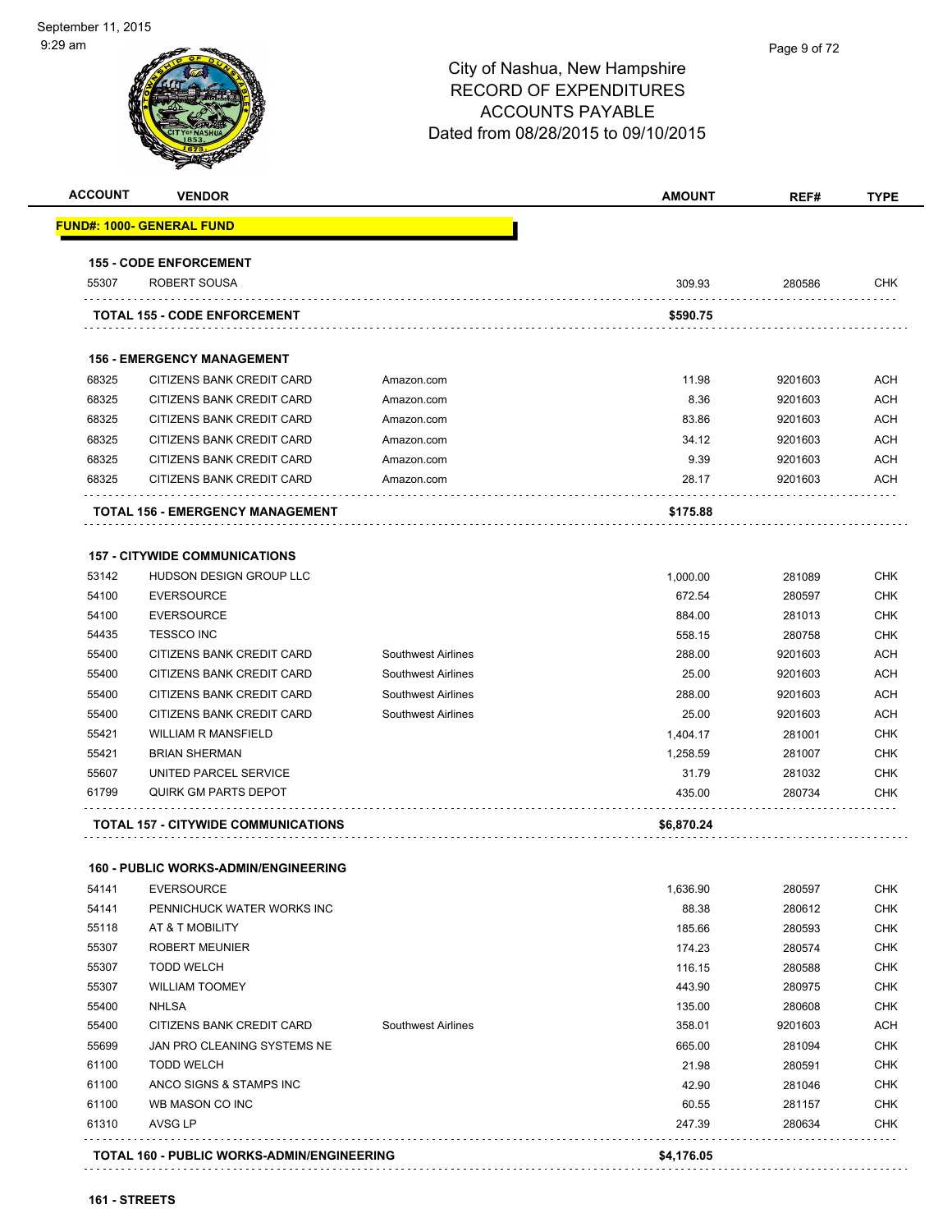City of Nashua, New Hampshire
RECORD OF EXPENDITURES
ACCOUNTS PAYABLE
Dated from 08/28/2015 to 09/10/2015

| ACCOUNT | VENDOR | | AMOUNT | REF# | TYPE |
|---|---|---|---|---|---|
| **FUND#: 1000- GENERAL FUND** | | | | | |
| **155 - CODE ENFORCEMENT** | | | | | |
| 55307 | ROBERT SOUSA | | 309.93 | 280586 | CHK |
| **TOTAL 155 - CODE ENFORCEMENT** | | | **$590.75** | | |
| **156 - EMERGENCY MANAGEMENT** | | | | | |
| 68325 | CITIZENS BANK CREDIT CARD | Amazon.com | 11.98 | 9201603 | ACH |
| 68325 | CITIZENS BANK CREDIT CARD | Amazon.com | 8.36 | 9201603 | ACH |
| 68325 | CITIZENS BANK CREDIT CARD | Amazon.com | 83.86 | 9201603 | ACH |
| 68325 | CITIZENS BANK CREDIT CARD | Amazon.com | 34.12 | 9201603 | ACH |
| 68325 | CITIZENS BANK CREDIT CARD | Amazon.com | 9.39 | 9201603 | ACH |
| 68325 | CITIZENS BANK CREDIT CARD | Amazon.com | 28.17 | 9201603 | ACH |
| **TOTAL 156 - EMERGENCY MANAGEMENT** | | | **$175.88** | | |
| **157 - CITYWIDE COMMUNICATIONS** | | | | | |
| 53142 | HUDSON DESIGN GROUP LLC | | 1,000.00 | 281089 | CHK |
| 54100 | EVERSOURCE | | 672.54 | 280597 | CHK |
| 54100 | EVERSOURCE | | 884.00 | 281013 | CHK |
| 54435 | TESSCO INC | | 558.15 | 280758 | CHK |
| 55400 | CITIZENS BANK CREDIT CARD | Southwest Airlines | 288.00 | 9201603 | ACH |
| 55400 | CITIZENS BANK CREDIT CARD | Southwest Airlines | 25.00 | 9201603 | ACH |
| 55400 | CITIZENS BANK CREDIT CARD | Southwest Airlines | 288.00 | 9201603 | ACH |
| 55400 | CITIZENS BANK CREDIT CARD | Southwest Airlines | 25.00 | 9201603 | ACH |
| 55421 | WILLIAM R MANSFIELD | | 1,404.17 | 281001 | CHK |
| 55421 | BRIAN SHERMAN | | 1,258.59 | 281007 | CHK |
| 55607 | UNITED PARCEL SERVICE | | 31.79 | 281032 | CHK |
| 61799 | QUIRK GM PARTS DEPOT | | 435.00 | 280734 | CHK |
| **TOTAL 157 - CITYWIDE COMMUNICATIONS** | | | **$6,870.24** | | |
| **160 - PUBLIC WORKS-ADMIN/ENGINEERING** | | | | | |
| 54141 | EVERSOURCE | | 1,636.90 | 280597 | CHK |
| 54141 | PENNICHUCK WATER WORKS INC | | 88.38 | 280612 | CHK |
| 55118 | AT & T MOBILITY | | 185.66 | 280593 | CHK |
| 55307 | ROBERT MEUNIER | | 174.23 | 280574 | CHK |
| 55307 | TODD WELCH | | 116.15 | 280588 | CHK |
| 55307 | WILLIAM TOOMEY | | 443.90 | 280975 | CHK |
| 55400 | NHLSA | | 135.00 | 280608 | CHK |
| 55400 | CITIZENS BANK CREDIT CARD | Southwest Airlines | 358.01 | 9201603 | ACH |
| 55699 | JAN PRO CLEANING SYSTEMS NE | | 665.00 | 281094 | CHK |
| 61100 | TODD WELCH | | 21.98 | 280591 | CHK |
| 61100 | ANCO SIGNS & STAMPS INC | | 42.90 | 281046 | CHK |
| 61100 | WB MASON CO INC | | 60.55 | 281157 | CHK |
| 61310 | AVSG LP | | 247.39 | 280634 | CHK |
| **TOTAL 160 - PUBLIC WORKS-ADMIN/ENGINEERING** | | | **$4,176.05** | | |
| **161 - STREETS** | | | | | |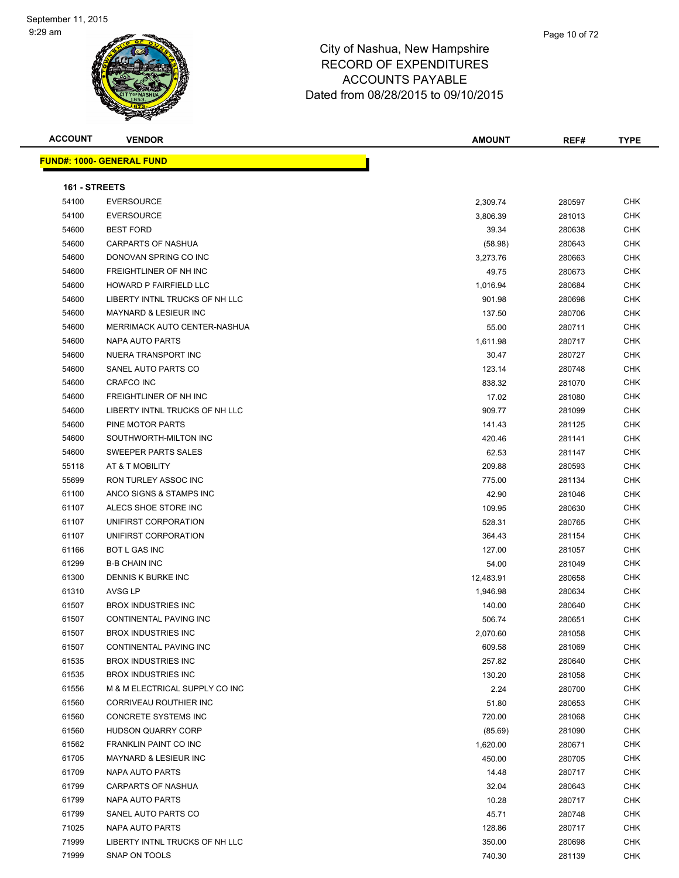City of Nashua, New Hampshire
RECORD OF EXPENDITURES
ACCOUNTS PAYABLE
Dated from 08/28/2015 to 09/10/2015

| ACCOUNT | VENDOR | AMOUNT | REF# | TYPE |
|---|---|---|---|---|

**FUND#: 1000- GENERAL FUND**

**161 - STREETS**

| ACCOUNT | VENDOR | AMOUNT | REF# | TYPE |
|---|---|---|---|---|
| 54100 | EVERSOURCE | 2,309.74 | 280597 | CHK |
| 54100 | EVERSOURCE | 3,806.39 | 281013 | CHK |
| 54600 | BEST FORD | 39.34 | 280638 | CHK |
| 54600 | CARPARTS OF NASHUA | (58.98) | 280643 | CHK |
| 54600 | DONOVAN SPRING CO INC | 3,273.76 | 280663 | CHK |
| 54600 | FREIGHTLINER OF NH INC | 49.75 | 280673 | CHK |
| 54600 | HOWARD P FAIRFIELD LLC | 1,016.94 | 280684 | CHK |
| 54600 | LIBERTY INTNL TRUCKS OF NH LLC | 901.98 | 280698 | CHK |
| 54600 | MAYNARD & LESIEUR INC | 137.50 | 280706 | CHK |
| 54600 | MERRIMACK AUTO CENTER-NASHUA | 55.00 | 280711 | CHK |
| 54600 | NAPA AUTO PARTS | 1,611.98 | 280717 | CHK |
| 54600 | NUERA TRANSPORT INC | 30.47 | 280727 | CHK |
| 54600 | SANEL AUTO PARTS CO | 123.14 | 280748 | CHK |
| 54600 | CRAFCO INC | 838.32 | 281070 | CHK |
| 54600 | FREIGHTLINER OF NH INC | 17.02 | 281080 | CHK |
| 54600 | LIBERTY INTNL TRUCKS OF NH LLC | 909.77 | 281099 | CHK |
| 54600 | PINE MOTOR PARTS | 141.43 | 281125 | CHK |
| 54600 | SOUTHWORTH-MILTON INC | 420.46 | 281141 | CHK |
| 54600 | SWEEPER PARTS SALES | 62.53 | 281147 | CHK |
| 55118 | AT & T MOBILITY | 209.88 | 280593 | CHK |
| 55699 | RON TURLEY ASSOC INC | 775.00 | 281134 | CHK |
| 61100 | ANCO SIGNS & STAMPS INC | 42.90 | 281046 | CHK |
| 61107 | ALECS SHOE STORE INC | 109.95 | 280630 | CHK |
| 61107 | UNIFIRST CORPORATION | 528.31 | 280765 | CHK |
| 61107 | UNIFIRST CORPORATION | 364.43 | 281154 | CHK |
| 61166 | BOT L GAS INC | 127.00 | 281057 | CHK |
| 61299 | B-B CHAIN INC | 54.00 | 281049 | CHK |
| 61300 | DENNIS K BURKE INC | 12,483.91 | 280658 | CHK |
| 61310 | AVSG LP | 1,946.98 | 280634 | CHK |
| 61507 | BROX INDUSTRIES INC | 140.00 | 280640 | CHK |
| 61507 | CONTINENTAL PAVING INC | 506.74 | 280651 | CHK |
| 61507 | BROX INDUSTRIES INC | 2,070.60 | 281058 | CHK |
| 61507 | CONTINENTAL PAVING INC | 609.58 | 281069 | CHK |
| 61535 | BROX INDUSTRIES INC | 257.82 | 280640 | CHK |
| 61535 | BROX INDUSTRIES INC | 130.20 | 281058 | CHK |
| 61556 | M & M ELECTRICAL SUPPLY CO INC | 2.24 | 280700 | CHK |
| 61560 | CORRIVEAU ROUTHIER INC | 51.80 | 280653 | CHK |
| 61560 | CONCRETE SYSTEMS INC | 720.00 | 281068 | CHK |
| 61560 | HUDSON QUARRY CORP | (85.69) | 281090 | CHK |
| 61562 | FRANKLIN PAINT CO INC | 1,620.00 | 280671 | CHK |
| 61705 | MAYNARD & LESIEUR INC | 450.00 | 280705 | CHK |
| 61709 | NAPA AUTO PARTS | 14.48 | 280717 | CHK |
| 61799 | CARPARTS OF NASHUA | 32.04 | 280643 | CHK |
| 61799 | NAPA AUTO PARTS | 10.28 | 280717 | CHK |
| 61799 | SANEL AUTO PARTS CO | 45.71 | 280748 | CHK |
| 71025 | NAPA AUTO PARTS | 128.86 | 280717 | CHK |
| 71999 | LIBERTY INTNL TRUCKS OF NH LLC | 350.00 | 280698 | CHK |
| 71999 | SNAP ON TOOLS | 740.30 | 281139 | CHK |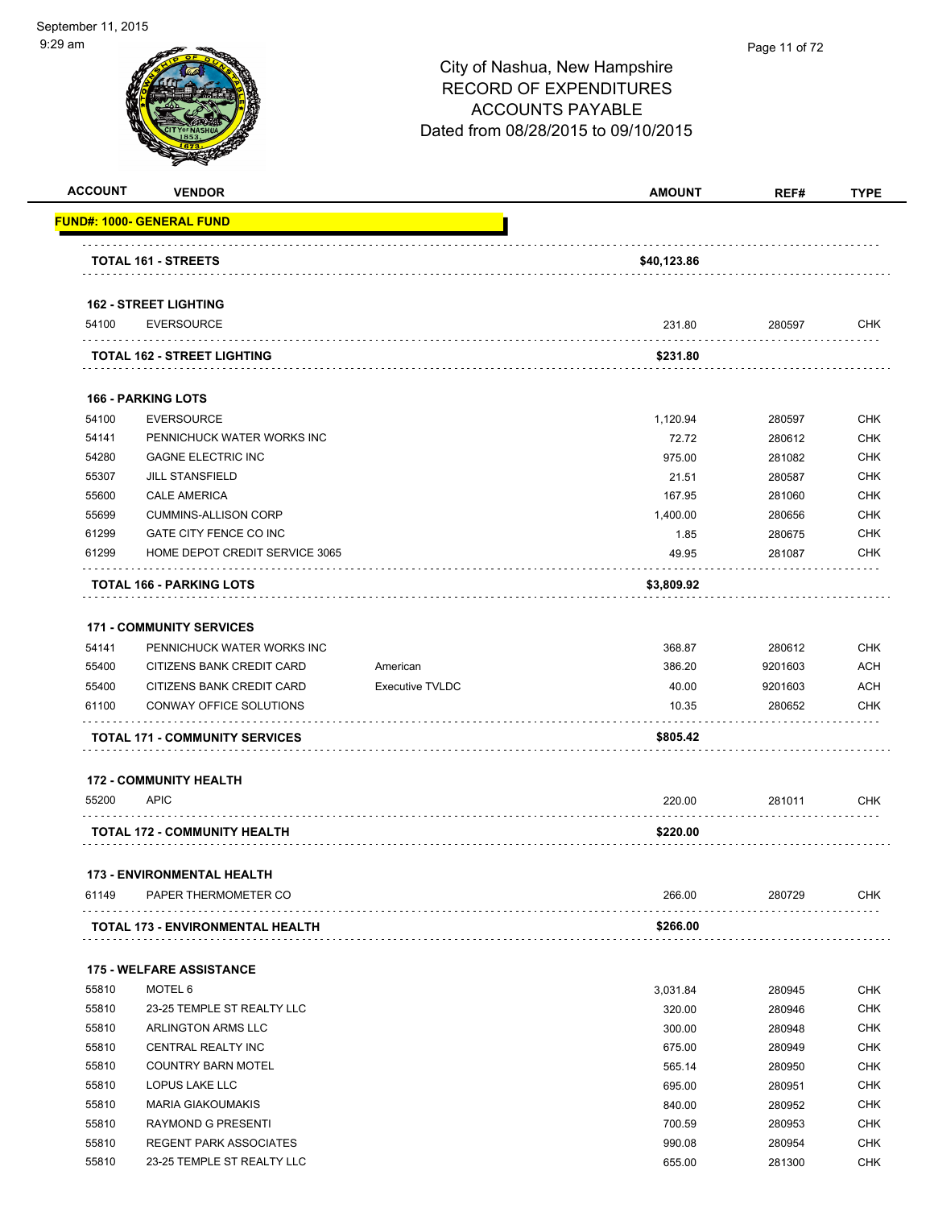# City of Nashua, New Hampshire
## RECORD OF EXPENDITURES
## ACCOUNTS PAYABLE
## Dated from 08/28/2015 to 09/10/2015

| ACCOUNT | VENDOR | | AMOUNT | REF# | TYPE |
|---|---|---|---|---|---|
| **FUND#: 1000- GENERAL FUND** | | | | | |
| **TOTAL 161 - STREETS** | | | **$40,123.86** | | |
| **162 - STREET LIGHTING** | | | | | |
| 54100 | EVERSOURCE | | 231.80 | 280597 | CHK |
| **TOTAL 162 - STREET LIGHTING** | | | **$231.80** | | |
| **166 - PARKING LOTS** | | | | | |
| 54100 | EVERSOURCE | | 1,120.94 | 280597 | CHK |
| 54141 | PENNICHUCK WATER WORKS INC | | 72.72 | 280612 | CHK |
| 54280 | GAGNE ELECTRIC INC | | 975.00 | 281082 | CHK |
| 55307 | JILL STANSFIELD | | 21.51 | 280587 | CHK |
| 55600 | CALE AMERICA | | 167.95 | 281060 | CHK |
| 55699 | CUMMINS-ALLISON CORP | | 1,400.00 | 280656 | CHK |
| 61299 | GATE CITY FENCE CO INC | | 1.85 | 280675 | CHK |
| 61299 | HOME DEPOT CREDIT SERVICE 3065 | | 49.95 | 281087 | CHK |
| **TOTAL 166 - PARKING LOTS** | | | **$3,809.92** | | |
| **171 - COMMUNITY SERVICES** | | | | | |
| 54141 | PENNICHUCK WATER WORKS INC | | 368.87 | 280612 | CHK |
| 55400 | CITIZENS BANK CREDIT CARD | American | 386.20 | 9201603 | ACH |
| 55400 | CITIZENS BANK CREDIT CARD | Executive TVLDC | 40.00 | 9201603 | ACH |
| 61100 | CONWAY OFFICE SOLUTIONS | | 10.35 | 280652 | CHK |
| **TOTAL 171 - COMMUNITY SERVICES** | | | **$805.42** | | |
| **172 - COMMUNITY HEALTH** | | | | | |
| 55200 | APIC | | 220.00 | 281011 | CHK |
| **TOTAL 172 - COMMUNITY HEALTH** | | | **$220.00** | | |
| **173 - ENVIRONMENTAL HEALTH** | | | | | |
| 61149 | PAPER THERMOMETER CO | | 266.00 | 280729 | CHK |
| **TOTAL 173 - ENVIRONMENTAL HEALTH** | | | **$266.00** | | |
| **175 - WELFARE ASSISTANCE** | | | | | |
| 55810 | MOTEL 6 | | 3,031.84 | 280945 | CHK |
| 55810 | 23-25 TEMPLE ST REALTY LLC | | 320.00 | 280946 | CHK |
| 55810 | ARLINGTON ARMS LLC | | 300.00 | 280948 | CHK |
| 55810 | CENTRAL REALTY INC | | 675.00 | 280949 | CHK |
| 55810 | COUNTRY BARN MOTEL | | 565.14 | 280950 | CHK |
| 55810 | LOPUS LAKE LLC | | 695.00 | 280951 | CHK |
| 55810 | MARIA GIAKOUMAKIS | | 840.00 | 280952 | CHK |
| 55810 | RAYMOND G PRESENTI | | 700.59 | 280953 | CHK |
| 55810 | REGENT PARK ASSOCIATES | | 990.08 | 280954 | CHK |
| 55810 | 23-25 TEMPLE ST REALTY LLC | | 655.00 | 281300 | CHK |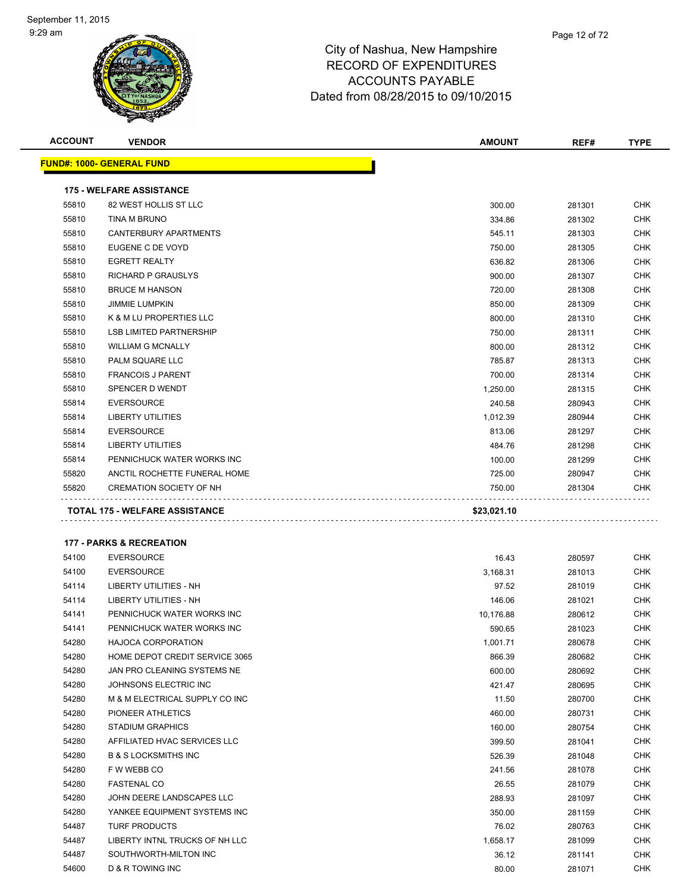City of Nashua, New Hampshire
RECORD OF EXPENDITURES
ACCOUNTS PAYABLE
Dated from 08/28/2015 to 09/10/2015

September 11, 2015
9:29 am

| ACCOUNT | VENDOR | AMOUNT | REF# | TYPE |
|---|---|---|---|---|
| **FUND#: 1000- GENERAL FUND** | | | | |
| **175 - WELFARE ASSISTANCE** | | | | |
| 55810 | 82 WEST HOLLIS ST LLC | 300.00 | 281301 | CHK |
| 55810 | TINA M BRUNO | 334.86 | 281302 | CHK |
| 55810 | CANTERBURY APARTMENTS | 545.11 | 281303 | CHK |
| 55810 | EUGENE C DE VOYD | 750.00 | 281305 | CHK |
| 55810 | EGRETT REALTY | 636.82 | 281306 | CHK |
| 55810 | RICHARD P GRAUSLYS | 900.00 | 281307 | CHK |
| 55810 | BRUCE M HANSON | 720.00 | 281308 | CHK |
| 55810 | JIMMIE LUMPKIN | 850.00 | 281309 | CHK |
| 55810 | K & M LU PROPERTIES LLC | 800.00 | 281310 | CHK |
| 55810 | LSB LIMITED PARTNERSHIP | 750.00 | 281311 | CHK |
| 55810 | WILLIAM G MCNALLY | 800.00 | 281312 | CHK |
| 55810 | PALM SQUARE LLC | 785.87 | 281313 | CHK |
| 55810 | FRANCOIS J PARENT | 700.00 | 281314 | CHK |
| 55810 | SPENCER D WENDT | 1,250.00 | 281315 | CHK |
| 55814 | EVERSOURCE | 240.58 | 280943 | CHK |
| 55814 | LIBERTY UTILITIES | 1,012.39 | 280944 | CHK |
| 55814 | EVERSOURCE | 813.06 | 281297 | CHK |
| 55814 | LIBERTY UTILITIES | 484.76 | 281298 | CHK |
| 55814 | PENNICHUCK WATER WORKS INC | 100.00 | 281299 | CHK |
| 55820 | ANCTIL ROCHETTE FUNERAL HOME | 725.00 | 280947 | CHK |
| 55820 | CREMATION SOCIETY OF NH | 750.00 | 281304 | CHK |
| **TOTAL 175 - WELFARE ASSISTANCE** | | **$23,021.10** | | |
| **177 - PARKS & RECREATION** | | | | |
| 54100 | EVERSOURCE | 16.43 | 280597 | CHK |
| 54100 | EVERSOURCE | 3,168.31 | 281013 | CHK |
| 54114 | LIBERTY UTILITIES - NH | 97.52 | 281019 | CHK |
| 54114 | LIBERTY UTILITIES - NH | 146.06 | 281021 | CHK |
| 54141 | PENNICHUCK WATER WORKS INC | 10,176.88 | 280612 | CHK |
| 54141 | PENNICHUCK WATER WORKS INC | 590.65 | 281023 | CHK |
| 54280 | HAJOCA CORPORATION | 1,001.71 | 280678 | CHK |
| 54280 | HOME DEPOT CREDIT SERVICE 3065 | 866.39 | 280682 | CHK |
| 54280 | JAN PRO CLEANING SYSTEMS NE | 600.00 | 280692 | CHK |
| 54280 | JOHNSONS ELECTRIC INC | 421.47 | 280695 | CHK |
| 54280 | M & M ELECTRICAL SUPPLY CO INC | 11.50 | 280700 | CHK |
| 54280 | PIONEER ATHLETICS | 460.00 | 280731 | CHK |
| 54280 | STADIUM GRAPHICS | 160.00 | 280754 | CHK |
| 54280 | AFFILIATED HVAC SERVICES LLC | 399.50 | 281041 | CHK |
| 54280 | B & S LOCKSMITHS INC | 526.39 | 281048 | CHK |
| 54280 | F W WEBB CO | 241.56 | 281078 | CHK |
| 54280 | FASTENAL CO | 26.55 | 281079 | CHK |
| 54280 | JOHN DEERE LANDSCAPES LLC | 288.93 | 281097 | CHK |
| 54280 | YANKEE EQUIPMENT SYSTEMS INC | 350.00 | 281159 | CHK |
| 54487 | TURF PRODUCTS | 76.02 | 280763 | CHK |
| 54487 | LIBERTY INTNL TRUCKS OF NH LLC | 1,658.17 | 281099 | CHK |
| 54487 | SOUTHWORTH-MILTON INC | 36.12 | 281141 | CHK |
| 54600 | D & R TOWING INC | 80.00 | 281071 | CHK |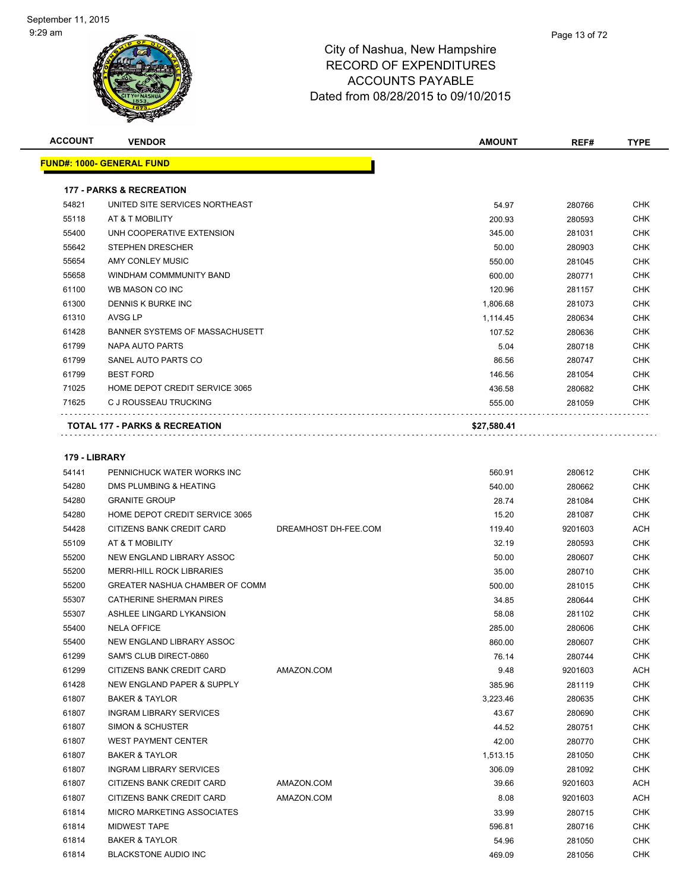# City of Nashua, New Hampshire
## RECORD OF EXPENDITURES
## ACCOUNTS PAYABLE
## Dated from 08/28/2015 to 09/10/2015

September 11, 2015
9:29 am

| ACCOUNT | VENDOR | | AMOUNT | REF# | TYPE |
|---|---|---|---|---|---|
| **FUND#: 1000- GENERAL FUND** | | | | | |
| **177 - PARKS & RECREATION** | | | | | |
| 54821 | UNITED SITE SERVICES NORTHEAST | | 54.97 | 280766 | CHK |
| 55118 | AT & T MOBILITY | | 200.93 | 280593 | CHK |
| 55400 | UNH COOPERATIVE EXTENSION | | 345.00 | 281031 | CHK |
| 55642 | STEPHEN DRESCHER | | 50.00 | 280903 | CHK |
| 55654 | AMY CONLEY MUSIC | | 550.00 | 281045 | CHK |
| 55658 | WINDHAM COMMMUNITY BAND | | 600.00 | 280771 | CHK |
| 61100 | WB MASON CO INC | | 120.96 | 281157 | CHK |
| 61300 | DENNIS K BURKE INC | | 1,806.68 | 281073 | CHK |
| 61310 | AVSG LP | | 1,114.45 | 280634 | CHK |
| 61428 | BANNER SYSTEMS OF MASSACHUSETT | | 107.52 | 280636 | CHK |
| 61799 | NAPA AUTO PARTS | | 5.04 | 280718 | CHK |
| 61799 | SANEL AUTO PARTS CO | | 86.56 | 280747 | CHK |
| 61799 | BEST FORD | | 146.56 | 281054 | CHK |
| 71025 | HOME DEPOT CREDIT SERVICE 3065 | | 436.58 | 280682 | CHK |
| 71625 | C J ROUSSEAU TRUCKING | | 555.00 | 281059 | CHK |
| **TOTAL 177 - PARKS & RECREATION** | | | **$27,580.41** | | |
| **179 - LIBRARY** | | | | | |
| 54141 | PENNICHUCK WATER WORKS INC | | 560.91 | 280612 | CHK |
| 54280 | DMS PLUMBING & HEATING | | 540.00 | 280662 | CHK |
| 54280 | GRANITE GROUP | | 28.74 | 281084 | CHK |
| 54280 | HOME DEPOT CREDIT SERVICE 3065 | | 15.20 | 281087 | CHK |
| 54428 | CITIZENS BANK CREDIT CARD | DREAMHOST DH-FEE.COM | 119.40 | 9201603 | ACH |
| 55109 | AT & T MOBILITY | | 32.19 | 280593 | CHK |
| 55200 | NEW ENGLAND LIBRARY ASSOC | | 50.00 | 280607 | CHK |
| 55200 | MERRI-HILL ROCK LIBRARIES | | 35.00 | 280710 | CHK |
| 55200 | GREATER NASHUA CHAMBER OF COMM | | 500.00 | 281015 | CHK |
| 55307 | CATHERINE SHERMAN PIRES | | 34.85 | 280644 | CHK |
| 55307 | ASHLEE LINGARD LYKANSION | | 58.08 | 281102 | CHK |
| 55400 | NELA OFFICE | | 285.00 | 280606 | CHK |
| 55400 | NEW ENGLAND LIBRARY ASSOC | | 860.00 | 280607 | CHK |
| 61299 | SAM'S CLUB DIRECT-0860 | | 76.14 | 280744 | CHK |
| 61299 | CITIZENS BANK CREDIT CARD | AMAZON.COM | 9.48 | 9201603 | ACH |
| 61428 | NEW ENGLAND PAPER & SUPPLY | | 385.96 | 281119 | CHK |
| 61807 | BAKER & TAYLOR | | 3,223.46 | 280635 | CHK |
| 61807 | INGRAM LIBRARY SERVICES | | 43.67 | 280690 | CHK |
| 61807 | SIMON & SCHUSTER | | 44.52 | 280751 | CHK |
| 61807 | WEST PAYMENT CENTER | | 42.00 | 280770 | CHK |
| 61807 | BAKER & TAYLOR | | 1,513.15 | 281050 | CHK |
| 61807 | INGRAM LIBRARY SERVICES | | 306.09 | 281092 | CHK |
| 61807 | CITIZENS BANK CREDIT CARD | AMAZON.COM | 39.66 | 9201603 | ACH |
| 61807 | CITIZENS BANK CREDIT CARD | AMAZON.COM | 8.08 | 9201603 | ACH |
| 61814 | MICRO MARKETING ASSOCIATES | | 33.99 | 280715 | CHK |
| 61814 | MIDWEST TAPE | | 596.81 | 280716 | CHK |
| 61814 | BAKER & TAYLOR | | 54.96 | 281050 | CHK |
| 61814 | BLACKSTONE AUDIO INC | | 469.09 | 281056 | CHK |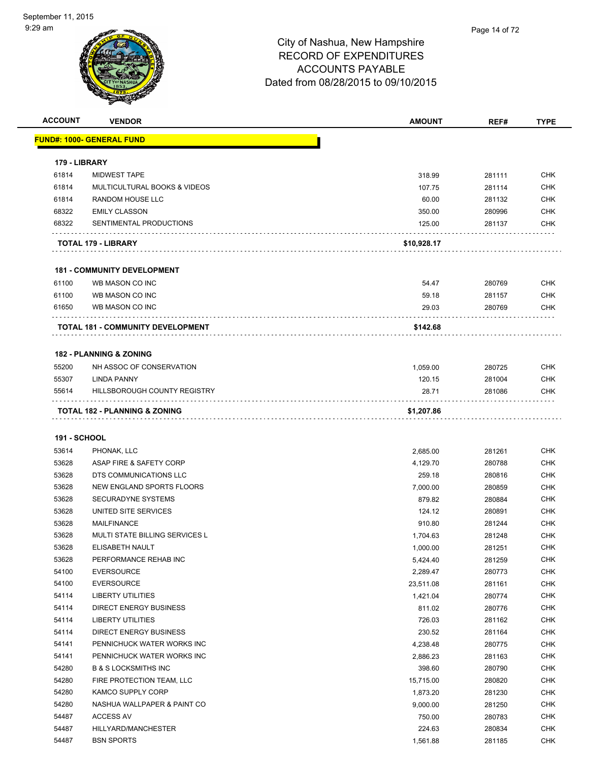# City of Nashua, New Hampshire
## RECORD OF EXPENDITURES
## ACCOUNTS PAYABLE
## Dated from 08/28/2015 to 09/10/2015

| ACCOUNT | VENDOR | AMOUNT | REF# | TYPE |
|---|---|---|---|---|
| **FUND#: 1000- GENERAL FUND** | | | | |
| **179 - LIBRARY** | | | | |
| 61814 | MIDWEST TAPE | 318.99 | 281111 | CHK |
| 61814 | MULTICULTURAL BOOKS & VIDEOS | 107.75 | 281114 | CHK |
| 61814 | RANDOM HOUSE LLC | 60.00 | 281132 | CHK |
| 68322 | EMILY CLASSON | 350.00 | 280996 | CHK |
| 68322 | SENTIMENTAL PRODUCTIONS | 125.00 | 281137 | CHK |
| | **TOTAL 179 - LIBRARY** | **$10,928.17** | | |
| **181 - COMMUNITY DEVELOPMENT** | | | | |
| 61100 | WB MASON CO INC | 54.47 | 280769 | CHK |
| 61100 | WB MASON CO INC | 59.18 | 281157 | CHK |
| 61650 | WB MASON CO INC | 29.03 | 280769 | CHK |
| | **TOTAL 181 - COMMUNITY DEVELOPMENT** | **$142.68** | | |
| **182 - PLANNING & ZONING** | | | | |
| 55200 | NH ASSOC OF CONSERVATION | 1,059.00 | 280725 | CHK |
| 55307 | LINDA PANNY | 120.15 | 281004 | CHK |
| 55614 | HILLSBOROUGH COUNTY REGISTRY | 28.71 | 281086 | CHK |
| | **TOTAL 182 - PLANNING & ZONING** | **$1,207.86** | | |
| **191 - SCHOOL** | | | | |
| 53614 | PHONAK, LLC | 2,685.00 | 281261 | CHK |
| 53628 | ASAP FIRE & SAFETY CORP | 4,129.70 | 280788 | CHK |
| 53628 | DTS COMMUNICATIONS LLC | 259.18 | 280816 | CHK |
| 53628 | NEW ENGLAND SPORTS FLOORS | 7,000.00 | 280859 | CHK |
| 53628 | SECURADYNE SYSTEMS | 879.82 | 280884 | CHK |
| 53628 | UNITED SITE SERVICES | 124.12 | 280891 | CHK |
| 53628 | MAILFINANCE | 910.80 | 281244 | CHK |
| 53628 | MULTI STATE BILLING SERVICES L | 1,704.63 | 281248 | CHK |
| 53628 | ELISABETH NAULT | 1,000.00 | 281251 | CHK |
| 53628 | PERFORMANCE REHAB INC | 5,424.40 | 281259 | CHK |
| 54100 | EVERSOURCE | 2,289.47 | 280773 | CHK |
| 54100 | EVERSOURCE | 23,511.08 | 281161 | CHK |
| 54114 | LIBERTY UTILITIES | 1,421.04 | 280774 | CHK |
| 54114 | DIRECT ENERGY BUSINESS | 811.02 | 280776 | CHK |
| 54114 | LIBERTY UTILITIES | 726.03 | 281162 | CHK |
| 54114 | DIRECT ENERGY BUSINESS | 230.52 | 281164 | CHK |
| 54141 | PENNICHUCK WATER WORKS INC | 4,238.48 | 280775 | CHK |
| 54141 | PENNICHUCK WATER WORKS INC | 2,886.23 | 281163 | CHK |
| 54280 | B & S LOCKSMITHS INC | 398.60 | 280790 | CHK |
| 54280 | FIRE PROTECTION TEAM, LLC | 15,715.00 | 280820 | CHK |
| 54280 | KAMCO SUPPLY CORP | 1,873.20 | 281230 | CHK |
| 54280 | NASHUA WALLPAPER & PAINT CO | 9,000.00 | 281250 | CHK |
| 54487 | ACCESS AV | 750.00 | 280783 | CHK |
| 54487 | HILLYARD/MANCHESTER | 224.63 | 280834 | CHK |
| 54487 | BSN SPORTS | 1,561.88 | 281185 | CHK |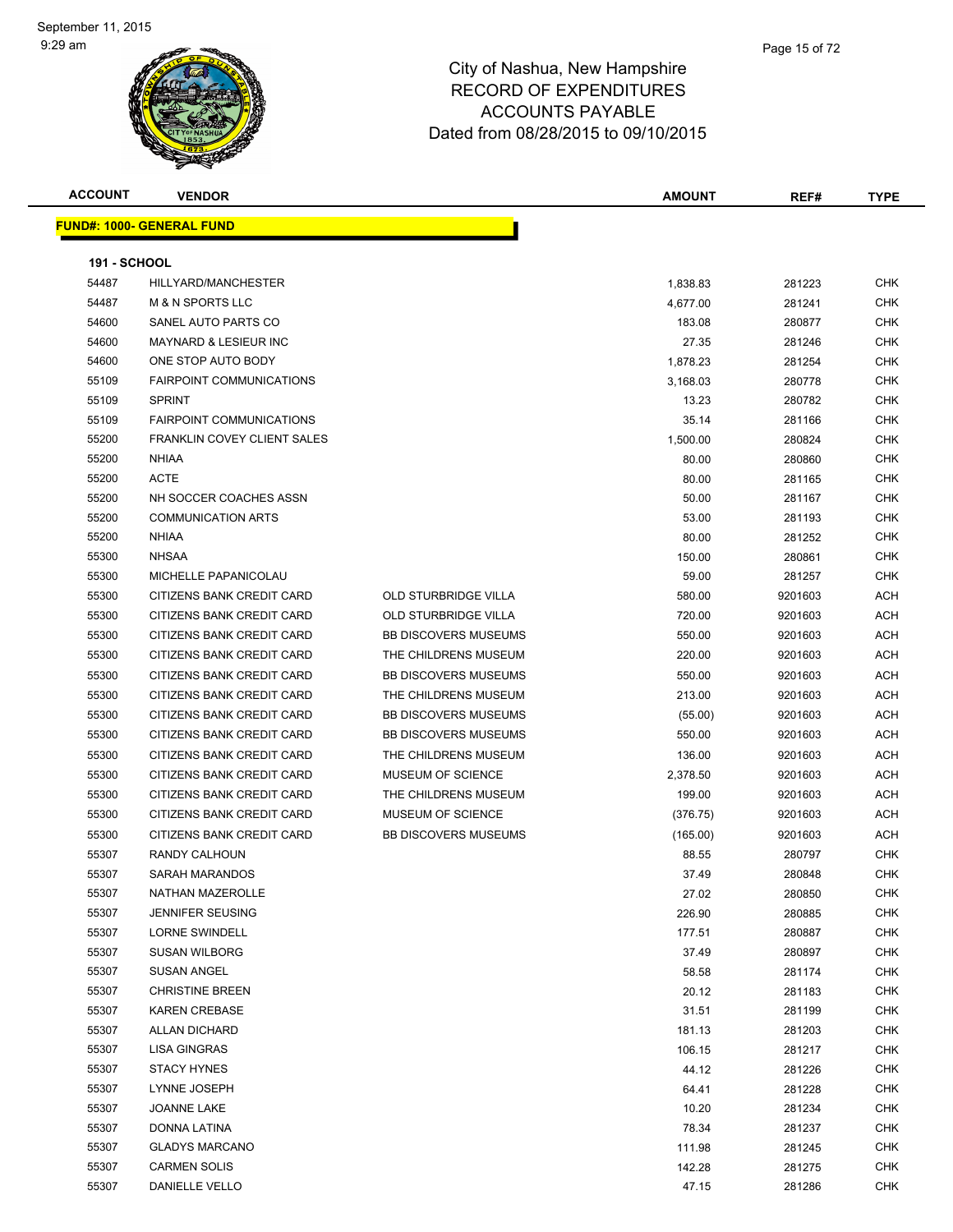# City of Nashua, New Hampshire
## RECORD OF EXPENDITURES
## ACCOUNTS PAYABLE
## Dated from 08/28/2015 to 09/10/2015

September 11, 2015
9:29 am

| ACCOUNT | VENDOR | | AMOUNT | REF# | TYPE |
|---|---|---|---|---|---|

**FUND#: 1000- GENERAL FUND**

**191 - SCHOOL**

| ACCOUNT | VENDOR | | AMOUNT | REF# | TYPE |
|---|---|---|---|---|---|
| 54487 | HILLYARD/MANCHESTER | | 1,838.83 | 281223 | CHK |
| 54487 | M & N SPORTS LLC | | 4,677.00 | 281241 | CHK |
| 54600 | SANEL AUTO PARTS CO | | 183.08 | 280877 | CHK |
| 54600 | MAYNARD & LESIEUR INC | | 27.35 | 281246 | CHK |
| 54600 | ONE STOP AUTO BODY | | 1,878.23 | 281254 | CHK |
| 55109 | FAIRPOINT COMMUNICATIONS | | 3,168.03 | 280778 | CHK |
| 55109 | SPRINT | | 13.23 | 280782 | CHK |
| 55109 | FAIRPOINT COMMUNICATIONS | | 35.14 | 281166 | CHK |
| 55200 | FRANKLIN COVEY CLIENT SALES | | 1,500.00 | 280824 | CHK |
| 55200 | NHIAA | | 80.00 | 280860 | CHK |
| 55200 | ACTE | | 80.00 | 281165 | CHK |
| 55200 | NH SOCCER COACHES ASSN | | 50.00 | 281167 | CHK |
| 55200 | COMMUNICATION ARTS | | 53.00 | 281193 | CHK |
| 55200 | NHIAA | | 80.00 | 281252 | CHK |
| 55300 | NHSAA | | 150.00 | 280861 | CHK |
| 55300 | MICHELLE PAPANICOLAU | | 59.00 | 281257 | CHK |
| 55300 | CITIZENS BANK CREDIT CARD | OLD STURBRIDGE VILLA | 580.00 | 9201603 | ACH |
| 55300 | CITIZENS BANK CREDIT CARD | OLD STURBRIDGE VILLA | 720.00 | 9201603 | ACH |
| 55300 | CITIZENS BANK CREDIT CARD | BB DISCOVERS MUSEUMS | 550.00 | 9201603 | ACH |
| 55300 | CITIZENS BANK CREDIT CARD | THE CHILDRENS MUSEUM | 220.00 | 9201603 | ACH |
| 55300 | CITIZENS BANK CREDIT CARD | BB DISCOVERS MUSEUMS | 550.00 | 9201603 | ACH |
| 55300 | CITIZENS BANK CREDIT CARD | THE CHILDRENS MUSEUM | 213.00 | 9201603 | ACH |
| 55300 | CITIZENS BANK CREDIT CARD | BB DISCOVERS MUSEUMS | (55.00) | 9201603 | ACH |
| 55300 | CITIZENS BANK CREDIT CARD | BB DISCOVERS MUSEUMS | 550.00 | 9201603 | ACH |
| 55300 | CITIZENS BANK CREDIT CARD | THE CHILDRENS MUSEUM | 136.00 | 9201603 | ACH |
| 55300 | CITIZENS BANK CREDIT CARD | MUSEUM OF SCIENCE | 2,378.50 | 9201603 | ACH |
| 55300 | CITIZENS BANK CREDIT CARD | THE CHILDRENS MUSEUM | 199.00 | 9201603 | ACH |
| 55300 | CITIZENS BANK CREDIT CARD | MUSEUM OF SCIENCE | (376.75) | 9201603 | ACH |
| 55300 | CITIZENS BANK CREDIT CARD | BB DISCOVERS MUSEUMS | (165.00) | 9201603 | ACH |
| 55307 | RANDY CALHOUN | | 88.55 | 280797 | CHK |
| 55307 | SARAH MARANDOS | | 37.49 | 280848 | CHK |
| 55307 | NATHAN MAZEROLLE | | 27.02 | 280850 | CHK |
| 55307 | JENNIFER SEUSING | | 226.90 | 280885 | CHK |
| 55307 | LORNE SWINDELL | | 177.51 | 280887 | CHK |
| 55307 | SUSAN WILBORG | | 37.49 | 280897 | CHK |
| 55307 | SUSAN ANGEL | | 58.58 | 281174 | CHK |
| 55307 | CHRISTINE BREEN | | 20.12 | 281183 | CHK |
| 55307 | KAREN CREBASE | | 31.51 | 281199 | CHK |
| 55307 | ALLAN DICHARD | | 181.13 | 281203 | CHK |
| 55307 | LISA GINGRAS | | 106.15 | 281217 | CHK |
| 55307 | STACY HYNES | | 44.12 | 281226 | CHK |
| 55307 | LYNNE JOSEPH | | 64.41 | 281228 | CHK |
| 55307 | JOANNE LAKE | | 10.20 | 281234 | CHK |
| 55307 | DONNA LATINA | | 78.34 | 281237 | CHK |
| 55307 | GLADYS MARCANO | | 111.98 | 281245 | CHK |
| 55307 | CARMEN SOLIS | | 142.28 | 281275 | CHK |
| 55307 | DANIELLE VELLO | | 47.15 | 281286 | CHK |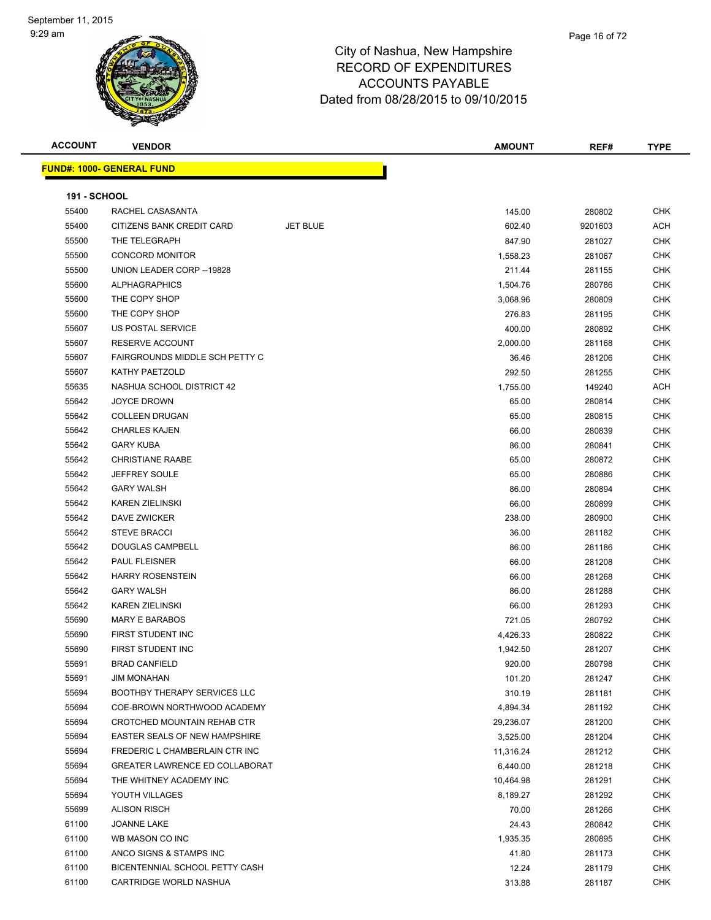September 11, 2015
9:29 am

# City of Nashua, New Hampshire
## RECORD OF EXPENDITURES
## ACCOUNTS PAYABLE
## Dated from 08/28/2015 to 09/10/2015

**FUND#: 1000- GENERAL FUND**

**191 - SCHOOL**

| ACCOUNT | VENDOR | | AMOUNT | REF# | TYPE |
|---|---|---|---|---|---|
| 55400 | RACHEL CASASANTA | | 145.00 | 280802 | CHK |
| 55400 | CITIZENS BANK CREDIT CARD | JET BLUE | 602.40 | 9201603 | ACH |
| 55500 | THE TELEGRAPH | | 847.90 | 281027 | CHK |
| 55500 | CONCORD MONITOR | | 1,558.23 | 281067 | CHK |
| 55500 | UNION LEADER CORP --19828 | | 211.44 | 281155 | CHK |
| 55600 | ALPHAGRAPHICS | | 1,504.76 | 280786 | CHK |
| 55600 | THE COPY SHOP | | 3,068.96 | 280809 | CHK |
| 55600 | THE COPY SHOP | | 276.83 | 281195 | CHK |
| 55607 | US POSTAL SERVICE | | 400.00 | 280892 | CHK |
| 55607 | RESERVE ACCOUNT | | 2,000.00 | 281168 | CHK |
| 55607 | FAIRGROUNDS MIDDLE SCH PETTY C | | 36.46 | 281206 | CHK |
| 55607 | KATHY PAETZOLD | | 292.50 | 281255 | CHK |
| 55635 | NASHUA SCHOOL DISTRICT 42 | | 1,755.00 | 149240 | ACH |
| 55642 | JOYCE DROWN | | 65.00 | 280814 | CHK |
| 55642 | COLLEEN DRUGAN | | 65.00 | 280815 | CHK |
| 55642 | CHARLES KAJEN | | 66.00 | 280839 | CHK |
| 55642 | GARY KUBA | | 86.00 | 280841 | CHK |
| 55642 | CHRISTIANE RAABE | | 65.00 | 280872 | CHK |
| 55642 | JEFFREY SOULE | | 65.00 | 280886 | CHK |
| 55642 | GARY WALSH | | 86.00 | 280894 | CHK |
| 55642 | KAREN ZIELINSKI | | 66.00 | 280899 | CHK |
| 55642 | DAVE ZWICKER | | 238.00 | 280900 | CHK |
| 55642 | STEVE BRACCI | | 36.00 | 281182 | CHK |
| 55642 | DOUGLAS CAMPBELL | | 86.00 | 281186 | CHK |
| 55642 | PAUL FLEISNER | | 66.00 | 281208 | CHK |
| 55642 | HARRY ROSENSTEIN | | 66.00 | 281268 | CHK |
| 55642 | GARY WALSH | | 86.00 | 281288 | CHK |
| 55642 | KAREN ZIELINSKI | | 66.00 | 281293 | CHK |
| 55690 | MARY E BARABOS | | 721.05 | 280792 | CHK |
| 55690 | FIRST STUDENT INC | | 4,426.33 | 280822 | CHK |
| 55690 | FIRST STUDENT INC | | 1,942.50 | 281207 | CHK |
| 55691 | BRAD CANFIELD | | 920.00 | 280798 | CHK |
| 55691 | JIM MONAHAN | | 101.20 | 281247 | CHK |
| 55694 | BOOTHBY THERAPY SERVICES LLC | | 310.19 | 281181 | CHK |
| 55694 | COE-BROWN NORTHWOOD ACADEMY | | 4,894.34 | 281192 | CHK |
| 55694 | CROTCHED MOUNTAIN REHAB CTR | | 29,236.07 | 281200 | CHK |
| 55694 | EASTER SEALS OF NEW HAMPSHIRE | | 3,525.00 | 281204 | CHK |
| 55694 | FREDERIC L CHAMBERLAIN CTR INC | | 11,316.24 | 281212 | CHK |
| 55694 | GREATER LAWRENCE ED COLLABORAT | | 6,440.00 | 281218 | CHK |
| 55694 | THE WHITNEY ACADEMY INC | | 10,464.98 | 281291 | CHK |
| 55694 | YOUTH VILLAGES | | 8,189.27 | 281292 | CHK |
| 55699 | ALISON RISCH | | 70.00 | 281266 | CHK |
| 61100 | JOANNE LAKE | | 24.43 | 280842 | CHK |
| 61100 | WB MASON CO INC | | 1,935.35 | 280895 | CHK |
| 61100 | ANCO SIGNS & STAMPS INC | | 41.80 | 281173 | CHK |
| 61100 | BICENTENNIAL SCHOOL PETTY CASH | | 12.24 | 281179 | CHK |
| 61100 | CARTRIDGE WORLD NASHUA | | 313.88 | 281187 | CHK |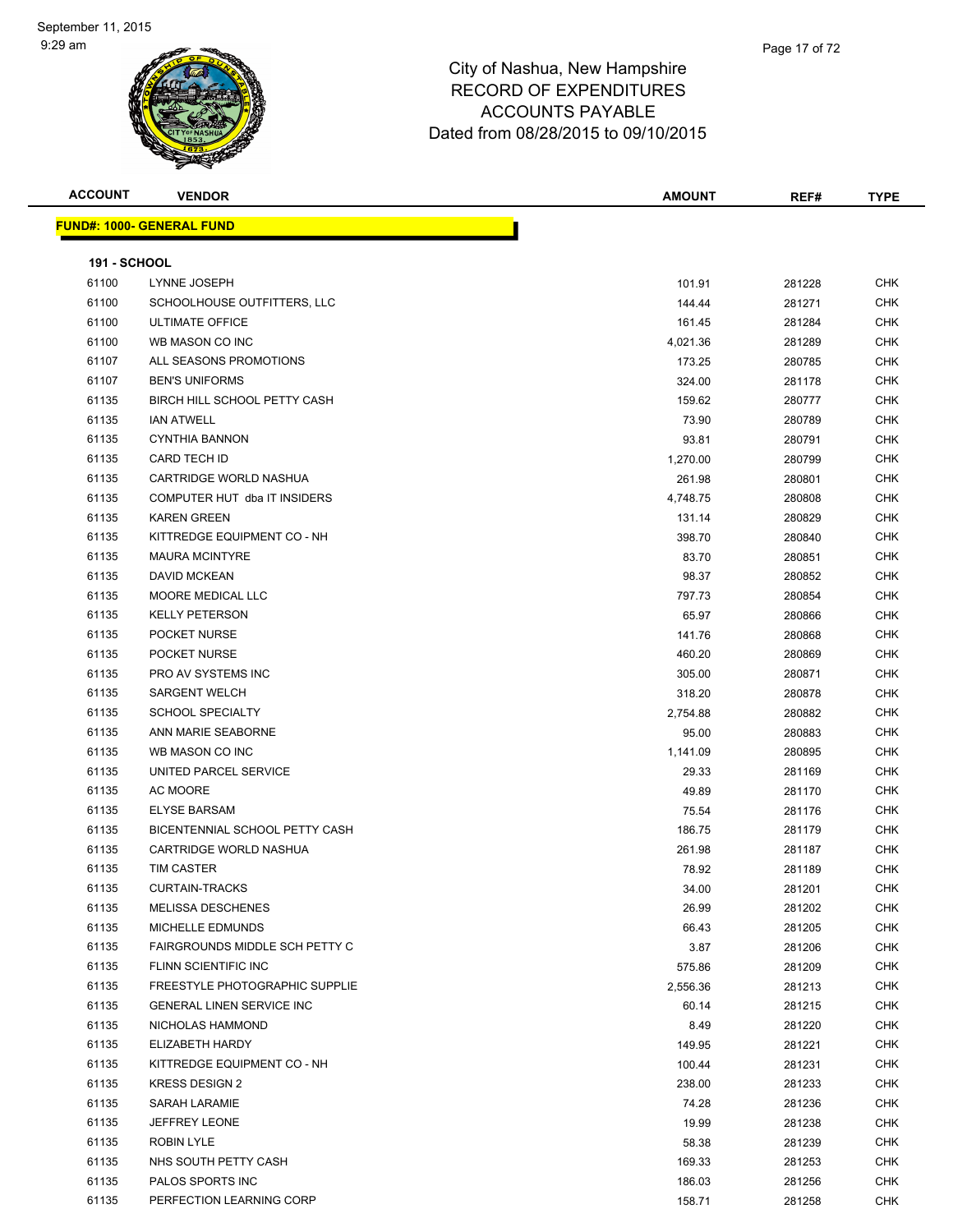# City of Nashua, New Hampshire
## RECORD OF EXPENDITURES
## ACCOUNTS PAYABLE
### Dated from 08/28/2015 to 09/10/2015

**FUND#: 1000- GENERAL FUND**

**191 - SCHOOL**

| ACCOUNT | VENDOR | AMOUNT | REF# | TYPE |
|---|---|---|---|---|
| 61100 | LYNNE JOSEPH | 101.91 | 281228 | CHK |
| 61100 | SCHOOLHOUSE OUTFITTERS, LLC | 144.44 | 281271 | CHK |
| 61100 | ULTIMATE OFFICE | 161.45 | 281284 | CHK |
| 61100 | WB MASON CO INC | 4,021.36 | 281289 | CHK |
| 61107 | ALL SEASONS PROMOTIONS | 173.25 | 280785 | CHK |
| 61107 | BEN'S UNIFORMS | 324.00 | 281178 | CHK |
| 61135 | BIRCH HILL SCHOOL PETTY CASH | 159.62 | 280777 | CHK |
| 61135 | IAN ATWELL | 73.90 | 280789 | CHK |
| 61135 | CYNTHIA BANNON | 93.81 | 280791 | CHK |
| 61135 | CARD TECH ID | 1,270.00 | 280799 | CHK |
| 61135 | CARTRIDGE WORLD NASHUA | 261.98 | 280801 | CHK |
| 61135 | COMPUTER HUT dba IT INSIDERS | 4,748.75 | 280808 | CHK |
| 61135 | KAREN GREEN | 131.14 | 280829 | CHK |
| 61135 | KITTREDGE EQUIPMENT CO - NH | 398.70 | 280840 | CHK |
| 61135 | MAURA MCINTYRE | 83.70 | 280851 | CHK |
| 61135 | DAVID MCKEAN | 98.37 | 280852 | CHK |
| 61135 | MOORE MEDICAL LLC | 797.73 | 280854 | CHK |
| 61135 | KELLY PETERSON | 65.97 | 280866 | CHK |
| 61135 | POCKET NURSE | 141.76 | 280868 | CHK |
| 61135 | POCKET NURSE | 460.20 | 280869 | CHK |
| 61135 | PRO AV SYSTEMS INC | 305.00 | 280871 | CHK |
| 61135 | SARGENT WELCH | 318.20 | 280878 | CHK |
| 61135 | SCHOOL SPECIALTY | 2,754.88 | 280882 | CHK |
| 61135 | ANN MARIE SEABORNE | 95.00 | 280883 | CHK |
| 61135 | WB MASON CO INC | 1,141.09 | 280895 | CHK |
| 61135 | UNITED PARCEL SERVICE | 29.33 | 281169 | CHK |
| 61135 | AC MOORE | 49.89 | 281170 | CHK |
| 61135 | ELYSE BARSAM | 75.54 | 281176 | CHK |
| 61135 | BICENTENNIAL SCHOOL PETTY CASH | 186.75 | 281179 | CHK |
| 61135 | CARTRIDGE WORLD NASHUA | 261.98 | 281187 | CHK |
| 61135 | TIM CASTER | 78.92 | 281189 | CHK |
| 61135 | CURTAIN-TRACKS | 34.00 | 281201 | CHK |
| 61135 | MELISSA DESCHENES | 26.99 | 281202 | CHK |
| 61135 | MICHELLE EDMUNDS | 66.43 | 281205 | CHK |
| 61135 | FAIRGROUNDS MIDDLE SCH PETTY C | 3.87 | 281206 | CHK |
| 61135 | FLINN SCIENTIFIC INC | 575.86 | 281209 | CHK |
| 61135 | FREESTYLE PHOTOGRAPHIC SUPPLIE | 2,556.36 | 281213 | CHK |
| 61135 | GENERAL LINEN SERVICE INC | 60.14 | 281215 | CHK |
| 61135 | NICHOLAS HAMMOND | 8.49 | 281220 | CHK |
| 61135 | ELIZABETH HARDY | 149.95 | 281221 | CHK |
| 61135 | KITTREDGE EQUIPMENT CO - NH | 100.44 | 281231 | CHK |
| 61135 | KRESS DESIGN 2 | 238.00 | 281233 | CHK |
| 61135 | SARAH LARAMIE | 74.28 | 281236 | CHK |
| 61135 | JEFFREY LEONE | 19.99 | 281238 | CHK |
| 61135 | ROBIN LYLE | 58.38 | 281239 | CHK |
| 61135 | NHS SOUTH PETTY CASH | 169.33 | 281253 | CHK |
| 61135 | PALOS SPORTS INC | 186.03 | 281256 | CHK |
| 61135 | PERFECTION LEARNING CORP | 158.71 | 281258 | CHK |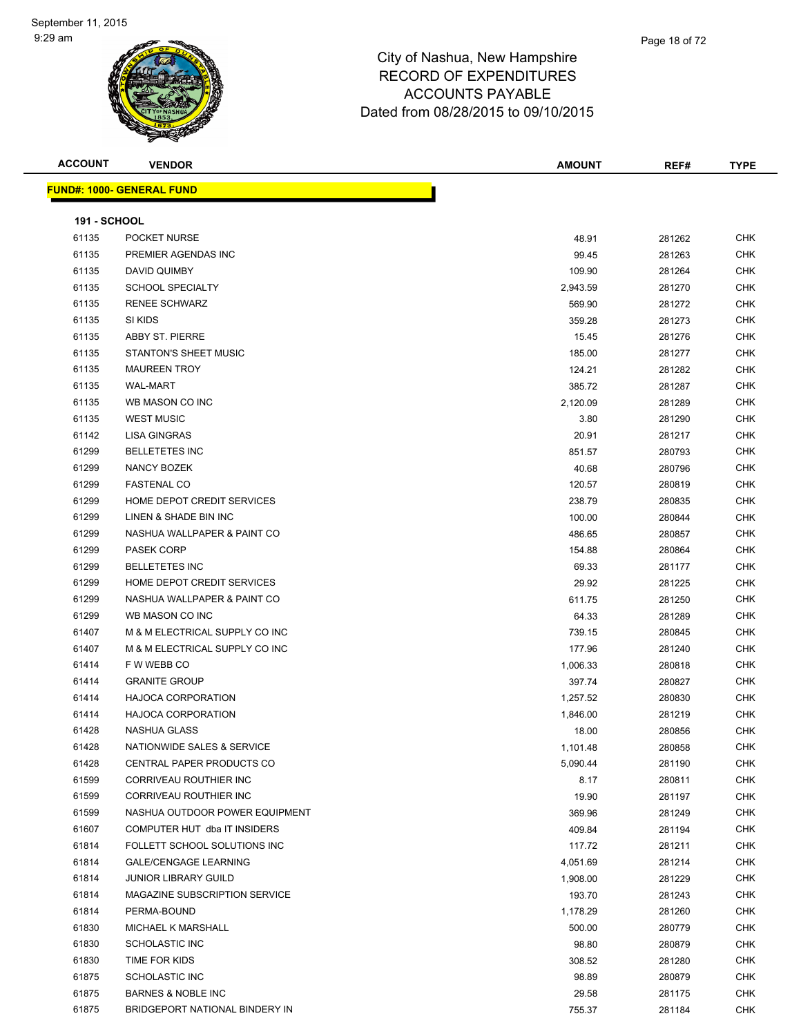# City of Nashua, New Hampshire
## RECORD OF EXPENDITURES
## ACCOUNTS PAYABLE
## Dated from 08/28/2015 to 09/10/2015

September 11, 2015
9:29 am

| ACCOUNT | VENDOR | AMOUNT | REF# | TYPE |
|---|---|---|---|---|

**FUND#: 1000- GENERAL FUND**

**191 - SCHOOL**

| ACCOUNT | VENDOR | AMOUNT | REF# | TYPE |
|---|---|---|---|---|
| 61135 | POCKET NURSE | 48.91 | 281262 | CHK |
| 61135 | PREMIER AGENDAS INC | 99.45 | 281263 | CHK |
| 61135 | DAVID QUIMBY | 109.90 | 281264 | CHK |
| 61135 | SCHOOL SPECIALTY | 2,943.59 | 281270 | CHK |
| 61135 | RENEE SCHWARZ | 569.90 | 281272 | CHK |
| 61135 | SI KIDS | 359.28 | 281273 | CHK |
| 61135 | ABBY ST. PIERRE | 15.45 | 281276 | CHK |
| 61135 | STANTON'S SHEET MUSIC | 185.00 | 281277 | CHK |
| 61135 | MAUREEN TROY | 124.21 | 281282 | CHK |
| 61135 | WAL-MART | 385.72 | 281287 | CHK |
| 61135 | WB MASON CO INC | 2,120.09 | 281289 | CHK |
| 61135 | WEST MUSIC | 3.80 | 281290 | CHK |
| 61142 | LISA GINGRAS | 20.91 | 281217 | CHK |
| 61299 | BELLETETES INC | 851.57 | 280793 | CHK |
| 61299 | NANCY BOZEK | 40.68 | 280796 | CHK |
| 61299 | FASTENAL CO | 120.57 | 280819 | CHK |
| 61299 | HOME DEPOT CREDIT SERVICES | 238.79 | 280835 | CHK |
| 61299 | LINEN & SHADE BIN INC | 100.00 | 280844 | CHK |
| 61299 | NASHUA WALLPAPER & PAINT CO | 486.65 | 280857 | CHK |
| 61299 | PASEK CORP | 154.88 | 280864 | CHK |
| 61299 | BELLETETES INC | 69.33 | 281177 | CHK |
| 61299 | HOME DEPOT CREDIT SERVICES | 29.92 | 281225 | CHK |
| 61299 | NASHUA WALLPAPER & PAINT CO | 611.75 | 281250 | CHK |
| 61299 | WB MASON CO INC | 64.33 | 281289 | CHK |
| 61407 | M & M ELECTRICAL SUPPLY CO INC | 739.15 | 280845 | CHK |
| 61407 | M & M ELECTRICAL SUPPLY CO INC | 177.96 | 281240 | CHK |
| 61414 | F W WEBB CO | 1,006.33 | 280818 | CHK |
| 61414 | GRANITE GROUP | 397.74 | 280827 | CHK |
| 61414 | HAJOCA CORPORATION | 1,257.52 | 280830 | CHK |
| 61414 | HAJOCA CORPORATION | 1,846.00 | 281219 | CHK |
| 61428 | NASHUA GLASS | 18.00 | 280856 | CHK |
| 61428 | NATIONWIDE SALES & SERVICE | 1,101.48 | 280858 | CHK |
| 61428 | CENTRAL PAPER PRODUCTS CO | 5,090.44 | 281190 | CHK |
| 61599 | CORRIVEAU ROUTHIER INC | 8.17 | 280811 | CHK |
| 61599 | CORRIVEAU ROUTHIER INC | 19.90 | 281197 | CHK |
| 61599 | NASHUA OUTDOOR POWER EQUIPMENT | 369.96 | 281249 | CHK |
| 61607 | COMPUTER HUT dba IT INSIDERS | 409.84 | 281194 | CHK |
| 61814 | FOLLETT SCHOOL SOLUTIONS INC | 117.72 | 281211 | CHK |
| 61814 | GALE/CENGAGE LEARNING | 4,051.69 | 281214 | CHK |
| 61814 | JUNIOR LIBRARY GUILD | 1,908.00 | 281229 | CHK |
| 61814 | MAGAZINE SUBSCRIPTION SERVICE | 193.70 | 281243 | CHK |
| 61814 | PERMA-BOUND | 1,178.29 | 281260 | CHK |
| 61830 | MICHAEL K MARSHALL | 500.00 | 280779 | CHK |
| 61830 | SCHOLASTIC INC | 98.80 | 280879 | CHK |
| 61830 | TIME FOR KIDS | 308.52 | 281280 | CHK |
| 61875 | SCHOLASTIC INC | 98.89 | 280879 | CHK |
| 61875 | BARNES & NOBLE INC | 29.58 | 281175 | CHK |
| 61875 | BRIDGEPORT NATIONAL BINDERY IN | 755.37 | 281184 | CHK |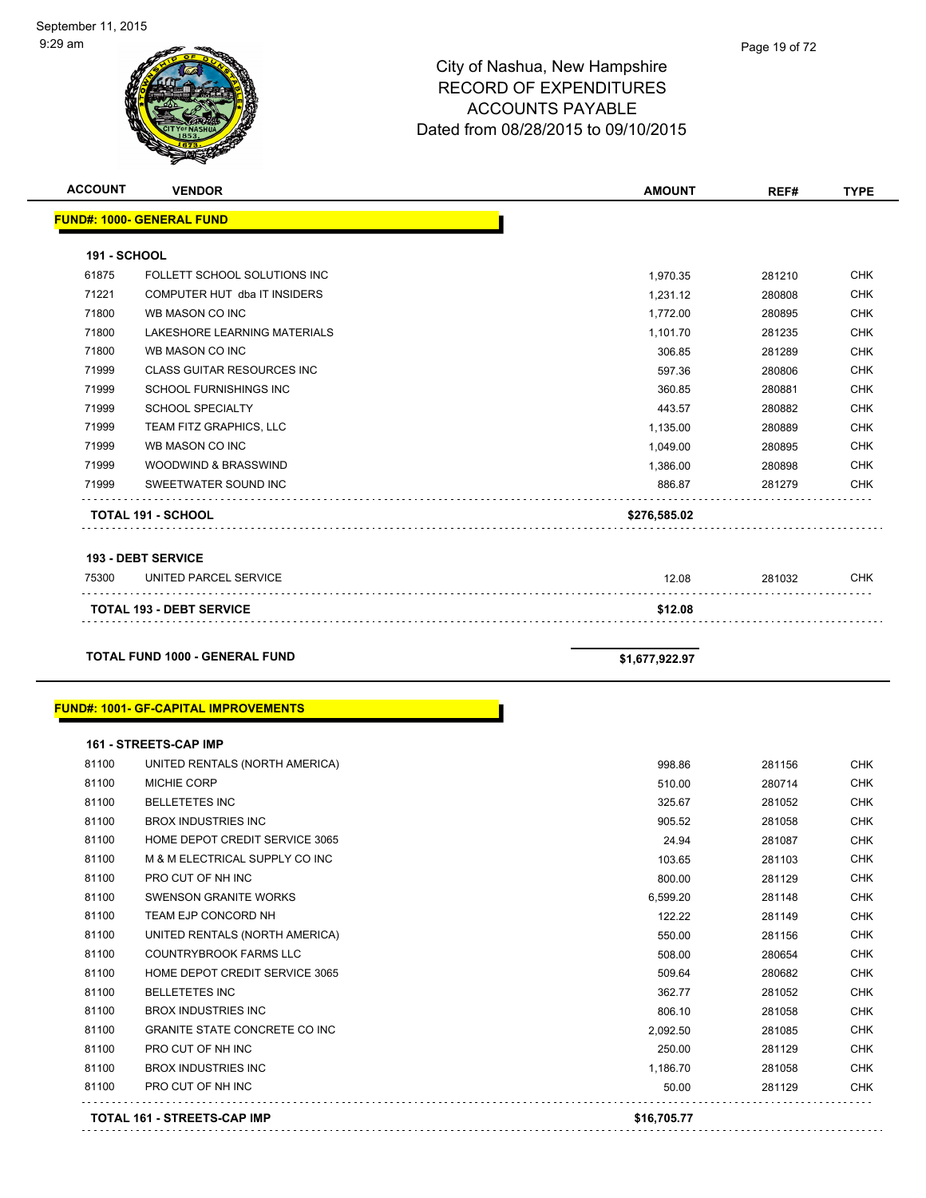# City of Nashua, New Hampshire
## RECORD OF EXPENDITURES
## ACCOUNTS PAYABLE
## Dated from 08/28/2015 to 09/10/2015

| ACCOUNT | VENDOR | AMOUNT | REF# | TYPE |
|---|---|---|---|---|
| **FUND#: 1000- GENERAL FUND** | | | | |
| **191 - SCHOOL** | | | | |
| 61875 | FOLLETT SCHOOL SOLUTIONS INC | 1,970.35 | 281210 | CHK |
| 71221 | COMPUTER HUT dba IT INSIDERS | 1,231.12 | 280808 | CHK |
| 71800 | WB MASON CO INC | 1,772.00 | 280895 | CHK |
| 71800 | LAKESHORE LEARNING MATERIALS | 1,101.70 | 281235 | CHK |
| 71800 | WB MASON CO INC | 306.85 | 281289 | CHK |
| 71999 | CLASS GUITAR RESOURCES INC | 597.36 | 280806 | CHK |
| 71999 | SCHOOL FURNISHINGS INC | 360.85 | 280881 | CHK |
| 71999 | SCHOOL SPECIALTY | 443.57 | 280882 | CHK |
| 71999 | TEAM FITZ GRAPHICS, LLC | 1,135.00 | 280889 | CHK |
| 71999 | WB MASON CO INC | 1,049.00 | 280895 | CHK |
| 71999 | WOODWIND & BRASSWIND | 1,386.00 | 280898 | CHK |
| 71999 | SWEETWATER SOUND INC | 886.87 | 281279 | CHK |
| **TOTAL 191 - SCHOOL** | | **$276,585.02** | | |
| **193 - DEBT SERVICE** | | | | |
| 75300 | UNITED PARCEL SERVICE | 12.08 | 281032 | CHK |
| **TOTAL 193 - DEBT SERVICE** | | **$12.08** | | |
| **TOTAL FUND 1000 - GENERAL FUND** | | **$1,677,922.97** | | |

| ACCOUNT | VENDOR | AMOUNT | REF# | TYPE |
|---|---|---|---|---|
| **FUND#: 1001- GF-CAPITAL IMPROVEMENTS** | | | | |
| **161 - STREETS-CAP IMP** | | | | |
| 81100 | UNITED RENTALS (NORTH AMERICA) | 998.86 | 281156 | CHK |
| 81100 | MICHIE CORP | 510.00 | 280714 | CHK |
| 81100 | BELLETETES INC | 325.67 | 281052 | CHK |
| 81100 | BROX INDUSTRIES INC | 905.52 | 281058 | CHK |
| 81100 | HOME DEPOT CREDIT SERVICE 3065 | 24.94 | 281087 | CHK |
| 81100 | M & M ELECTRICAL SUPPLY CO INC | 103.65 | 281103 | CHK |
| 81100 | PRO CUT OF NH INC | 800.00 | 281129 | CHK |
| 81100 | SWENSON GRANITE WORKS | 6,599.20 | 281148 | CHK |
| 81100 | TEAM EJP CONCORD NH | 122.22 | 281149 | CHK |
| 81100 | UNITED RENTALS (NORTH AMERICA) | 550.00 | 281156 | CHK |
| 81100 | COUNTRYBROOK FARMS LLC | 508.00 | 280654 | CHK |
| 81100 | HOME DEPOT CREDIT SERVICE 3065 | 509.64 | 280682 | CHK |
| 81100 | BELLETETES INC | 362.77 | 281052 | CHK |
| 81100 | BROX INDUSTRIES INC | 806.10 | 281058 | CHK |
| 81100 | GRANITE STATE CONCRETE CO INC | 2,092.50 | 281085 | CHK |
| 81100 | PRO CUT OF NH INC | 250.00 | 281129 | CHK |
| 81100 | BROX INDUSTRIES INC | 1,186.70 | 281058 | CHK |
| 81100 | PRO CUT OF NH INC | 50.00 | 281129 | CHK |
| **TOTAL 161 - STREETS-CAP IMP** | | **$16,705.77** | | |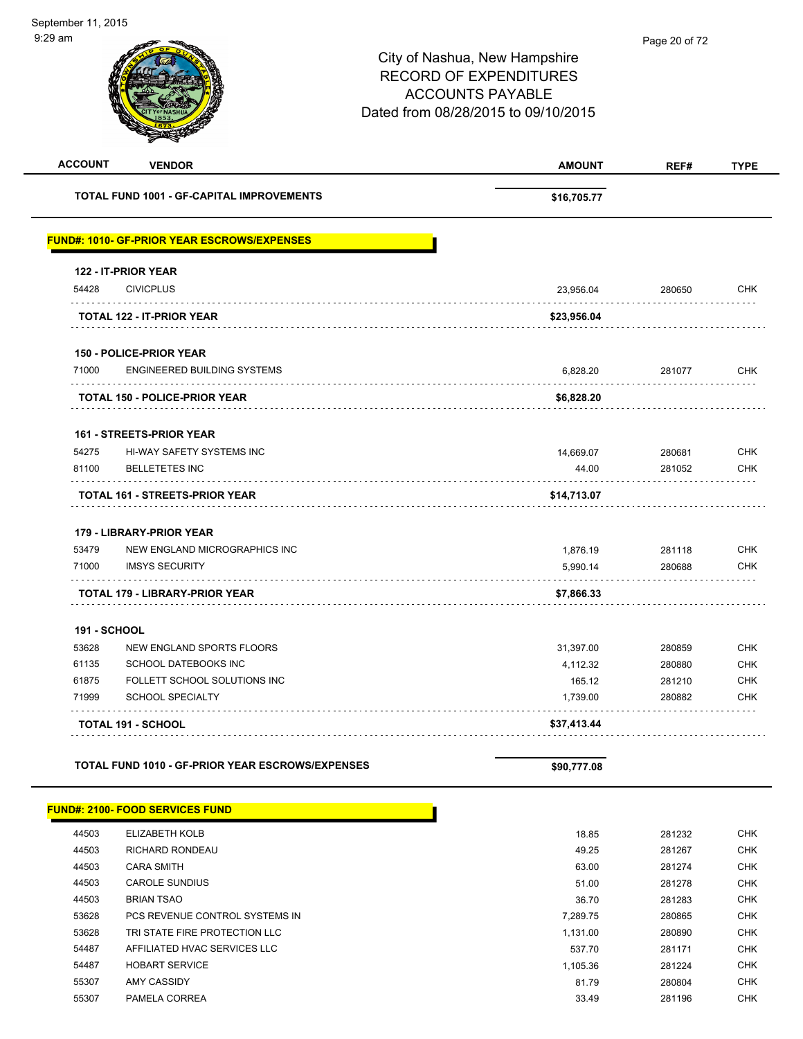City of Nashua, New Hampshire
RECORD OF EXPENDITURES
ACCOUNTS PAYABLE
Dated from 08/28/2015 to 09/10/2015

| ACCOUNT | VENDOR | AMOUNT | REF# | TYPE |
|---|---|---|---|---|
| | **TOTAL FUND 1001 - GF-CAPITAL IMPROVEMENTS** | **$16,705.77** | | |

**FUND#: 1010- GF-PRIOR YEAR ESCROWS/EXPENSES**

| ACCOUNT | VENDOR | AMOUNT | REF# | TYPE |
|---|---|---|---|---|
| **122 - IT-PRIOR YEAR** | | | | |
| 54428 | CIVICPLUS | 23,956.04 | 280650 | CHK |
| | **TOTAL 122 - IT-PRIOR YEAR** | **$23,956.04** | | |
| **150 - POLICE-PRIOR YEAR** | | | | |
| 71000 | ENGINEERED BUILDING SYSTEMS | 6,828.20 | 281077 | CHK |
| | **TOTAL 150 - POLICE-PRIOR YEAR** | **$6,828.20** | | |
| **161 - STREETS-PRIOR YEAR** | | | | |
| 54275 | HI-WAY SAFETY SYSTEMS INC | 14,669.07 | 280681 | CHK |
| 81100 | BELLETETES INC | 44.00 | 281052 | CHK |
| | **TOTAL 161 - STREETS-PRIOR YEAR** | **$14,713.07** | | |
| **179 - LIBRARY-PRIOR YEAR** | | | | |
| 53479 | NEW ENGLAND MICROGRAPHICS INC | 1,876.19 | 281118 | CHK |
| 71000 | IMSYS SECURITY | 5,990.14 | 280688 | CHK |
| | **TOTAL 179 - LIBRARY-PRIOR YEAR** | **$7,866.33** | | |
| **191 - SCHOOL** | | | | |
| 53628 | NEW ENGLAND SPORTS FLOORS | 31,397.00 | 280859 | CHK |
| 61135 | SCHOOL DATEBOOKS INC | 4,112.32 | 280880 | CHK |
| 61875 | FOLLETT SCHOOL SOLUTIONS INC | 165.12 | 281210 | CHK |
| 71999 | SCHOOL SPECIALTY | 1,739.00 | 280882 | CHK |
| | **TOTAL 191 - SCHOOL** | **$37,413.44** | | |
| | **TOTAL FUND 1010 - GF-PRIOR YEAR ESCROWS/EXPENSES** | **$90,777.08** | | |

**FUND#: 2100- FOOD SERVICES FUND**

| ACCOUNT | VENDOR | AMOUNT | REF# | TYPE |
|---|---|---|---|---|
| 44503 | ELIZABETH KOLB | 18.85 | 281232 | CHK |
| 44503 | RICHARD RONDEAU | 49.25 | 281267 | CHK |
| 44503 | CARA SMITH | 63.00 | 281274 | CHK |
| 44503 | CAROLE SUNDIUS | 51.00 | 281278 | CHK |
| 44503 | BRIAN TSAO | 36.70 | 281283 | CHK |
| 53628 | PCS REVENUE CONTROL SYSTEMS IN | 7,289.75 | 280865 | CHK |
| 53628 | TRI STATE FIRE PROTECTION LLC | 1,131.00 | 280890 | CHK |
| 54487 | AFFILIATED HVAC SERVICES LLC | 537.70 | 281171 | CHK |
| 54487 | HOBART SERVICE | 1,105.36 | 281224 | CHK |
| 55307 | AMY CASSIDY | 81.79 | 280804 | CHK |
| 55307 | PAMELA CORREA | 33.49 | 281196 | CHK |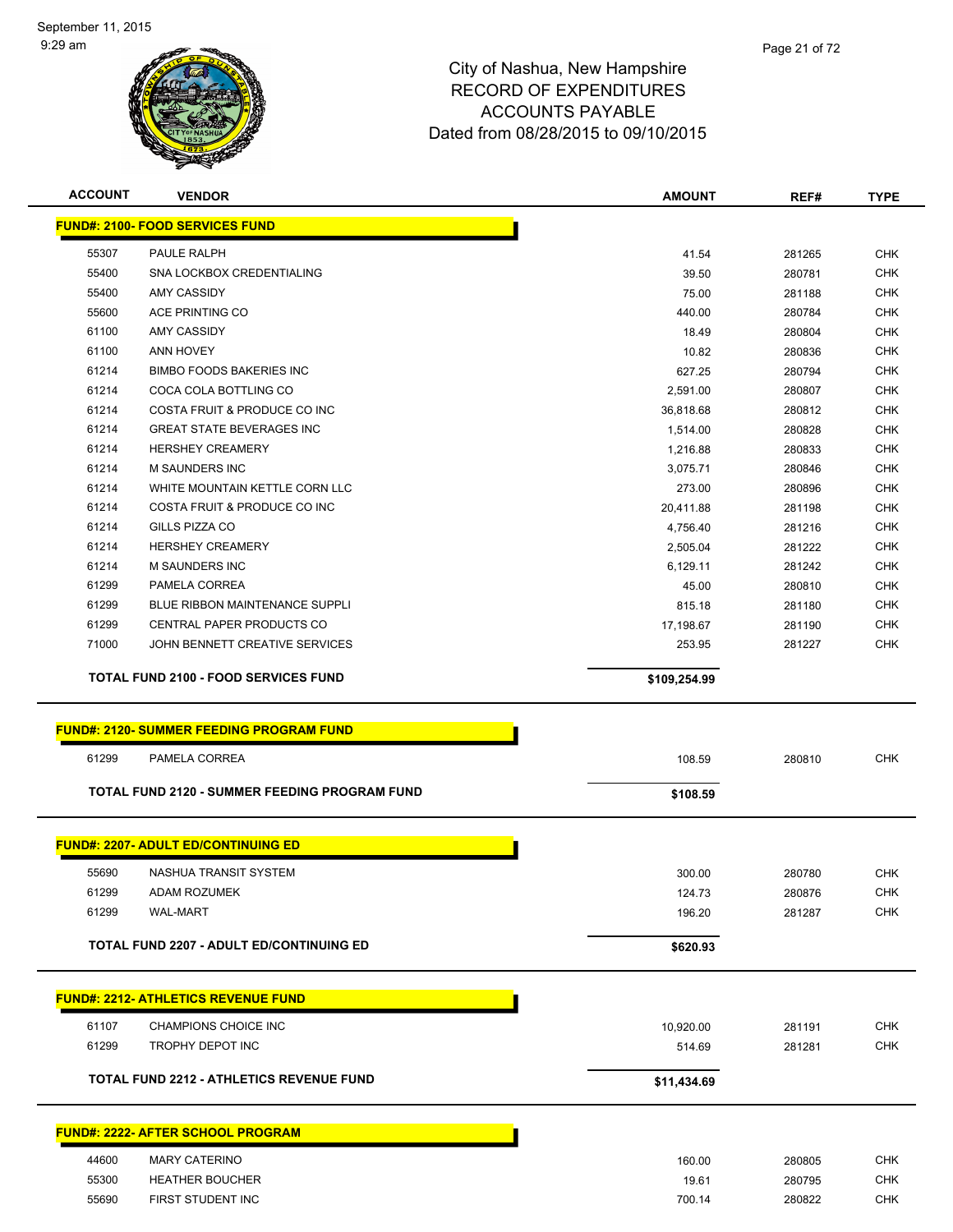City of Nashua, New Hampshire
RECORD OF EXPENDITURES
ACCOUNTS PAYABLE
Dated from 08/28/2015 to 09/10/2015

| ACCOUNT | VENDOR | AMOUNT | REF# | TYPE |
|---|---|---|---|---|
| **FUND#: 2100- FOOD SERVICES FUND** | | | | |
| 55307 | PAULE RALPH | 41.54 | 281265 | CHK |
| 55400 | SNA LOCKBOX CREDENTIALING | 39.50 | 280781 | CHK |
| 55400 | AMY CASSIDY | 75.00 | 281188 | CHK |
| 55600 | ACE PRINTING CO | 440.00 | 280784 | CHK |
| 61100 | AMY CASSIDY | 18.49 | 280804 | CHK |
| 61100 | ANN HOVEY | 10.82 | 280836 | CHK |
| 61214 | BIMBO FOODS BAKERIES INC | 627.25 | 280794 | CHK |
| 61214 | COCA COLA BOTTLING CO | 2,591.00 | 280807 | CHK |
| 61214 | COSTA FRUIT & PRODUCE CO INC | 36,818.68 | 280812 | CHK |
| 61214 | GREAT STATE BEVERAGES INC | 1,514.00 | 280828 | CHK |
| 61214 | HERSHEY CREAMERY | 1,216.88 | 280833 | CHK |
| 61214 | M SAUNDERS INC | 3,075.71 | 280846 | CHK |
| 61214 | WHITE MOUNTAIN KETTLE CORN LLC | 273.00 | 280896 | CHK |
| 61214 | COSTA FRUIT & PRODUCE CO INC | 20,411.88 | 281198 | CHK |
| 61214 | GILLS PIZZA CO | 4,756.40 | 281216 | CHK |
| 61214 | HERSHEY CREAMERY | 2,505.04 | 281222 | CHK |
| 61214 | M SAUNDERS INC | 6,129.11 | 281242 | CHK |
| 61299 | PAMELA CORREA | 45.00 | 280810 | CHK |
| 61299 | BLUE RIBBON MAINTENANCE SUPPLI | 815.18 | 281180 | CHK |
| 61299 | CENTRAL PAPER PRODUCTS CO | 17,198.67 | 281190 | CHK |
| 71000 | JOHN BENNETT CREATIVE SERVICES | 253.95 | 281227 | CHK |
| | **TOTAL FUND 2100 - FOOD SERVICES FUND** | **$109,254.99** | | |
| **FUND#: 2120- SUMMER FEEDING PROGRAM FUND** | | | | |
| 61299 | PAMELA CORREA | 108.59 | 280810 | CHK |
| | **TOTAL FUND 2120 - SUMMER FEEDING PROGRAM FUND** | **$108.59** | | |
| **FUND#: 2207- ADULT ED/CONTINUING ED** | | | | |
| 55690 | NASHUA TRANSIT SYSTEM | 300.00 | 280780 | CHK |
| 61299 | ADAM ROZUMEK | 124.73 | 280876 | CHK |
| 61299 | WAL-MART | 196.20 | 281287 | CHK |
| | **TOTAL FUND 2207 - ADULT ED/CONTINUING ED** | **$620.93** | | |
| **FUND#: 2212- ATHLETICS REVENUE FUND** | | | | |
| 61107 | CHAMPIONS CHOICE INC | 10,920.00 | 281191 | CHK |
| 61299 | TROPHY DEPOT INC | 514.69 | 281281 | CHK |
| | **TOTAL FUND 2212 - ATHLETICS REVENUE FUND** | **$11,434.69** | | |
| **FUND#: 2222- AFTER SCHOOL PROGRAM** | | | | |
| 44600 | MARY CATERINO | 160.00 | 280805 | CHK |
| 55300 | HEATHER BOUCHER | 19.61 | 280795 | CHK |
| 55690 | FIRST STUDENT INC | 700.14 | 280822 | CHK |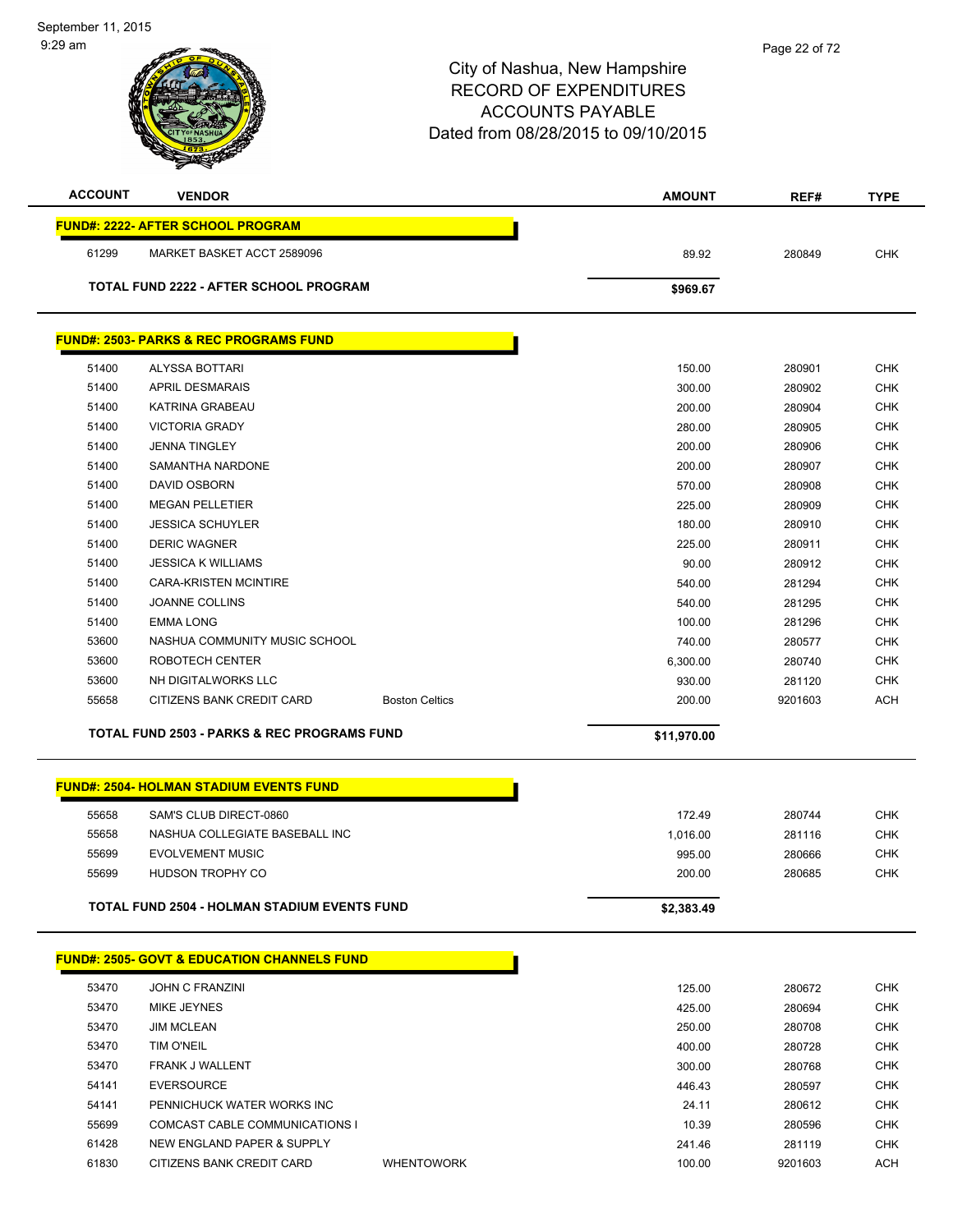# City of Nashua, New Hampshire
## RECORD OF EXPENDITURES
## ACCOUNTS PAYABLE
## Dated from 08/28/2015 to 09/10/2015

September 11, 2015
9:29 am

| ACCOUNT | VENDOR | | AMOUNT | REF# | TYPE |
|---|---|---|---|---|---|
| **FUND#: 2222- AFTER SCHOOL PROGRAM** | | | | | |
| 61299 | MARKET BASKET ACCT 2589096 | | 89.92 | 280849 | CHK |
| **TOTAL FUND 2222 - AFTER SCHOOL PROGRAM** | | | **$969.67** | | |
| **FUND#: 2503- PARKS & REC PROGRAMS FUND** | | | | | |
| 51400 | ALYSSA BOTTARI | | 150.00 | 280901 | CHK |
| 51400 | APRIL DESMARAIS | | 300.00 | 280902 | CHK |
| 51400 | KATRINA GRABEAU | | 200.00 | 280904 | CHK |
| 51400 | VICTORIA GRADY | | 280.00 | 280905 | CHK |
| 51400 | JENNA TINGLEY | | 200.00 | 280906 | CHK |
| 51400 | SAMANTHA NARDONE | | 200.00 | 280907 | CHK |
| 51400 | DAVID OSBORN | | 570.00 | 280908 | CHK |
| 51400 | MEGAN PELLETIER | | 225.00 | 280909 | CHK |
| 51400 | JESSICA SCHUYLER | | 180.00 | 280910 | CHK |
| 51400 | DERIC WAGNER | | 225.00 | 280911 | CHK |
| 51400 | JESSICA K WILLIAMS | | 90.00 | 280912 | CHK |
| 51400 | CARA-KRISTEN MCINTIRE | | 540.00 | 281294 | CHK |
| 51400 | JOANNE COLLINS | | 540.00 | 281295 | CHK |
| 51400 | EMMA LONG | | 100.00 | 281296 | CHK |
| 53600 | NASHUA COMMUNITY MUSIC SCHOOL | | 740.00 | 280577 | CHK |
| 53600 | ROBOTECH CENTER | | 6,300.00 | 280740 | CHK |
| 53600 | NH DIGITALWORKS LLC | | 930.00 | 281120 | CHK |
| 55658 | CITIZENS BANK CREDIT CARD | Boston Celtics | 200.00 | 9201603 | ACH |
| **TOTAL FUND 2503 - PARKS & REC PROGRAMS FUND** | | | **$11,970.00** | | |
| **FUND#: 2504- HOLMAN STADIUM EVENTS FUND** | | | | | |
| 55658 | SAM'S CLUB DIRECT-0860 | | 172.49 | 280744 | CHK |
| 55658 | NASHUA COLLEGIATE BASEBALL INC | | 1,016.00 | 281116 | CHK |
| 55699 | EVOLVEMENT MUSIC | | 995.00 | 280666 | CHK |
| 55699 | HUDSON TROPHY CO | | 200.00 | 280685 | CHK |
| **TOTAL FUND 2504 - HOLMAN STADIUM EVENTS FUND** | | | **$2,383.49** | | |
| **FUND#: 2505- GOVT & EDUCATION CHANNELS FUND** | | | | | |
| 53470 | JOHN C FRANZINI | | 125.00 | 280672 | CHK |
| 53470 | MIKE JEYNES | | 425.00 | 280694 | CHK |
| 53470 | JIM MCLEAN | | 250.00 | 280708 | CHK |
| 53470 | TIM O'NEIL | | 400.00 | 280728 | CHK |
| 53470 | FRANK J WALLENT | | 300.00 | 280768 | CHK |
| 54141 | EVERSOURCE | | 446.43 | 280597 | CHK |
| 54141 | PENNICHUCK WATER WORKS INC | | 24.11 | 280612 | CHK |
| 55699 | COMCAST CABLE COMMUNICATIONS I | | 10.39 | 280596 | CHK |
| 61428 | NEW ENGLAND PAPER & SUPPLY | | 241.46 | 281119 | CHK |
| 61830 | CITIZENS BANK CREDIT CARD | WHENTOWORK | 100.00 | 9201603 | ACH |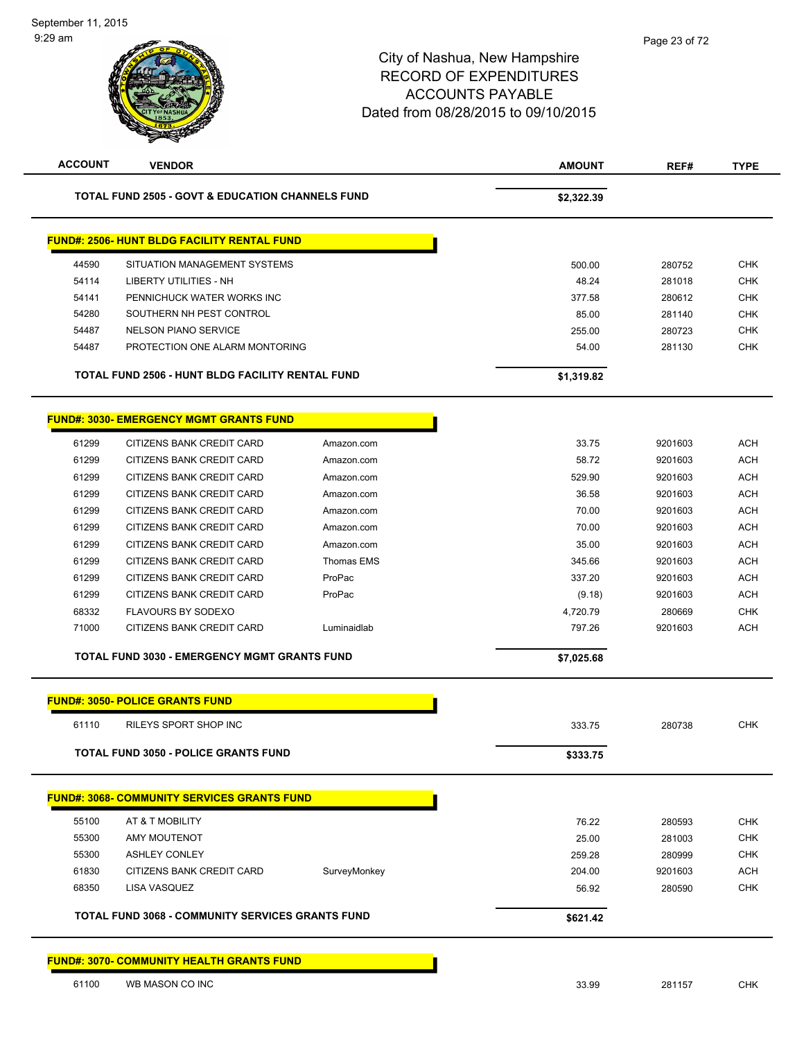September 11, 2015
9:29 am

City of Nashua, New Hampshire
RECORD OF EXPENDITURES
ACCOUNTS PAYABLE
Dated from 08/28/2015 to 09/10/2015

| ACCOUNT | VENDOR | | AMOUNT | REF# | TYPE |
|---|---|---|---|---|---|
| **TOTAL FUND 2505 - GOVT & EDUCATION CHANNELS FUND** | | | **$2,322.39** | | |
| **FUND#: 2506- HUNT BLDG FACILITY RENTAL FUND** | | | | | |
| 44590 | SITUATION MANAGEMENT SYSTEMS | | 500.00 | 280752 | CHK |
| 54114 | LIBERTY UTILITIES - NH | | 48.24 | 281018 | CHK |
| 54141 | PENNICHUCK WATER WORKS INC | | 377.58 | 280612 | CHK |
| 54280 | SOUTHERN NH PEST CONTROL | | 85.00 | 281140 | CHK |
| 54487 | NELSON PIANO SERVICE | | 255.00 | 280723 | CHK |
| 54487 | PROTECTION ONE ALARM MONTORING | | 54.00 | 281130 | CHK |
| **TOTAL FUND 2506 - HUNT BLDG FACILITY RENTAL FUND** | | | **$1,319.82** | | |
| **FUND#: 3030- EMERGENCY MGMT GRANTS FUND** | | | | | |
| 61299 | CITIZENS BANK CREDIT CARD | Amazon.com | 33.75 | 9201603 | ACH |
| 61299 | CITIZENS BANK CREDIT CARD | Amazon.com | 58.72 | 9201603 | ACH |
| 61299 | CITIZENS BANK CREDIT CARD | Amazon.com | 529.90 | 9201603 | ACH |
| 61299 | CITIZENS BANK CREDIT CARD | Amazon.com | 36.58 | 9201603 | ACH |
| 61299 | CITIZENS BANK CREDIT CARD | Amazon.com | 70.00 | 9201603 | ACH |
| 61299 | CITIZENS BANK CREDIT CARD | Amazon.com | 70.00 | 9201603 | ACH |
| 61299 | CITIZENS BANK CREDIT CARD | Amazon.com | 35.00 | 9201603 | ACH |
| 61299 | CITIZENS BANK CREDIT CARD | Thomas EMS | 345.66 | 9201603 | ACH |
| 61299 | CITIZENS BANK CREDIT CARD | ProPac | 337.20 | 9201603 | ACH |
| 61299 | CITIZENS BANK CREDIT CARD | ProPac | (9.18) | 9201603 | ACH |
| 68332 | FLAVOURS BY SODEXO | | 4,720.79 | 280669 | CHK |
| 71000 | CITIZENS BANK CREDIT CARD | Luminaidlab | 797.26 | 9201603 | ACH |
| **TOTAL FUND 3030 - EMERGENCY MGMT GRANTS FUND** | | | **$7,025.68** | | |
| **FUND#: 3050- POLICE GRANTS FUND** | | | | | |
| 61110 | RILEYS SPORT SHOP INC | | 333.75 | 280738 | CHK |
| **TOTAL FUND 3050 - POLICE GRANTS FUND** | | | **$333.75** | | |
| **FUND#: 3068- COMMUNITY SERVICES GRANTS FUND** | | | | | |
| 55100 | AT & T MOBILITY | | 76.22 | 280593 | CHK |
| 55300 | AMY MOUTENOT | | 25.00 | 281003 | CHK |
| 55300 | ASHLEY CONLEY | | 259.28 | 280999 | CHK |
| 61830 | CITIZENS BANK CREDIT CARD | SurveyMonkey | 204.00 | 9201603 | ACH |
| 68350 | LISA VASQUEZ | | 56.92 | 280590 | CHK |
| **TOTAL FUND 3068 - COMMUNITY SERVICES GRANTS FUND** | | | **$621.42** | | |
| **FUND#: 3070- COMMUNITY HEALTH GRANTS FUND** | | | | | |
| 61100 | WB MASON CO INC | | 33.99 | 281157 | CHK |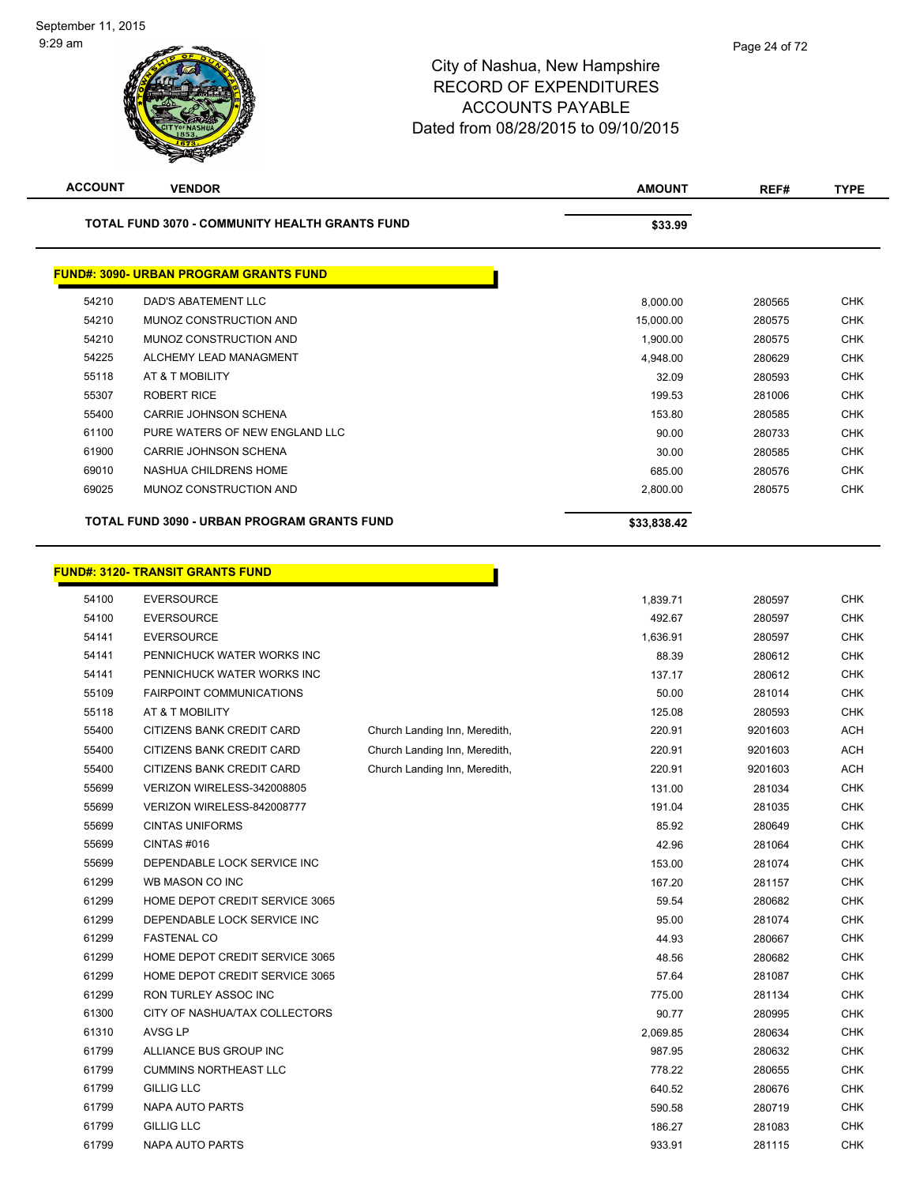# City of Nashua, New Hampshire
# RECORD OF EXPENDITURES
# ACCOUNTS PAYABLE
# Dated from 08/28/2015 to 09/10/2015

| ACCOUNT | VENDOR | | AMOUNT | REF# | TYPE |
|---|---|---|---|---|---|
| **TOTAL FUND 3070 - COMMUNITY HEALTH GRANTS FUND** | | | **$33.99** | | |

**FUND#: 3090- URBAN PROGRAM GRANTS FUND**

| ACCOUNT | VENDOR | | AMOUNT | REF# | TYPE |
|---|---|---|---|---|---|
| 54210 | DAD'S ABATEMENT LLC | | 8,000.00 | 280565 | CHK |
| 54210 | MUNOZ CONSTRUCTION AND | | 15,000.00 | 280575 | CHK |
| 54210 | MUNOZ CONSTRUCTION AND | | 1,900.00 | 280575 | CHK |
| 54225 | ALCHEMY LEAD MANAGMENT | | 4,948.00 | 280629 | CHK |
| 55118 | AT & T MOBILITY | | 32.09 | 280593 | CHK |
| 55307 | ROBERT RICE | | 199.53 | 281006 | CHK |
| 55400 | CARRIE JOHNSON SCHENA | | 153.80 | 280585 | CHK |
| 61100 | PURE WATERS OF NEW ENGLAND LLC | | 90.00 | 280733 | CHK |
| 61900 | CARRIE JOHNSON SCHENA | | 30.00 | 280585 | CHK |
| 69010 | NASHUA CHILDRENS HOME | | 685.00 | 280576 | CHK |
| 69025 | MUNOZ CONSTRUCTION AND | | 2,800.00 | 280575 | CHK |
| **TOTAL FUND 3090 - URBAN PROGRAM GRANTS FUND** | | | **$33,838.42** | | |

**FUND#: 3120- TRANSIT GRANTS FUND**

| ACCOUNT | VENDOR | | AMOUNT | REF# | TYPE |
|---|---|---|---|---|---|
| 54100 | EVERSOURCE | | 1,839.71 | 280597 | CHK |
| 54100 | EVERSOURCE | | 492.67 | 280597 | CHK |
| 54141 | EVERSOURCE | | 1,636.91 | 280597 | CHK |
| 54141 | PENNICHUCK WATER WORKS INC | | 88.39 | 280612 | CHK |
| 54141 | PENNICHUCK WATER WORKS INC | | 137.17 | 280612 | CHK |
| 55109 | FAIRPOINT COMMUNICATIONS | | 50.00 | 281014 | CHK |
| 55118 | AT & T MOBILITY | | 125.08 | 280593 | CHK |
| 55400 | CITIZENS BANK CREDIT CARD | Church Landing Inn, Meredith, | 220.91 | 9201603 | ACH |
| 55400 | CITIZENS BANK CREDIT CARD | Church Landing Inn, Meredith, | 220.91 | 9201603 | ACH |
| 55400 | CITIZENS BANK CREDIT CARD | Church Landing Inn, Meredith, | 220.91 | 9201603 | ACH |
| 55699 | VERIZON WIRELESS-342008805 | | 131.00 | 281034 | CHK |
| 55699 | VERIZON WIRELESS-842008777 | | 191.04 | 281035 | CHK |
| 55699 | CINTAS UNIFORMS | | 85.92 | 280649 | CHK |
| 55699 | CINTAS #016 | | 42.96 | 281064 | CHK |
| 55699 | DEPENDABLE LOCK SERVICE INC | | 153.00 | 281074 | CHK |
| 61299 | WB MASON CO INC | | 167.20 | 281157 | CHK |
| 61299 | HOME DEPOT CREDIT SERVICE 3065 | | 59.54 | 280682 | CHK |
| 61299 | DEPENDABLE LOCK SERVICE INC | | 95.00 | 281074 | CHK |
| 61299 | FASTENAL CO | | 44.93 | 280667 | CHK |
| 61299 | HOME DEPOT CREDIT SERVICE 3065 | | 48.56 | 280682 | CHK |
| 61299 | HOME DEPOT CREDIT SERVICE 3065 | | 57.64 | 281087 | CHK |
| 61299 | RON TURLEY ASSOC INC | | 775.00 | 281134 | CHK |
| 61300 | CITY OF NASHUA/TAX COLLECTORS | | 90.77 | 280995 | CHK |
| 61310 | AVSG LP | | 2,069.85 | 280634 | CHK |
| 61799 | ALLIANCE BUS GROUP INC | | 987.95 | 280632 | CHK |
| 61799 | CUMMINS NORTHEAST LLC | | 778.22 | 280655 | CHK |
| 61799 | GILLIG LLC | | 640.52 | 280676 | CHK |
| 61799 | NAPA AUTO PARTS | | 590.58 | 280719 | CHK |
| 61799 | GILLIG LLC | | 186.27 | 281083 | CHK |
| 61799 | NAPA AUTO PARTS | | 933.91 | 281115 | CHK |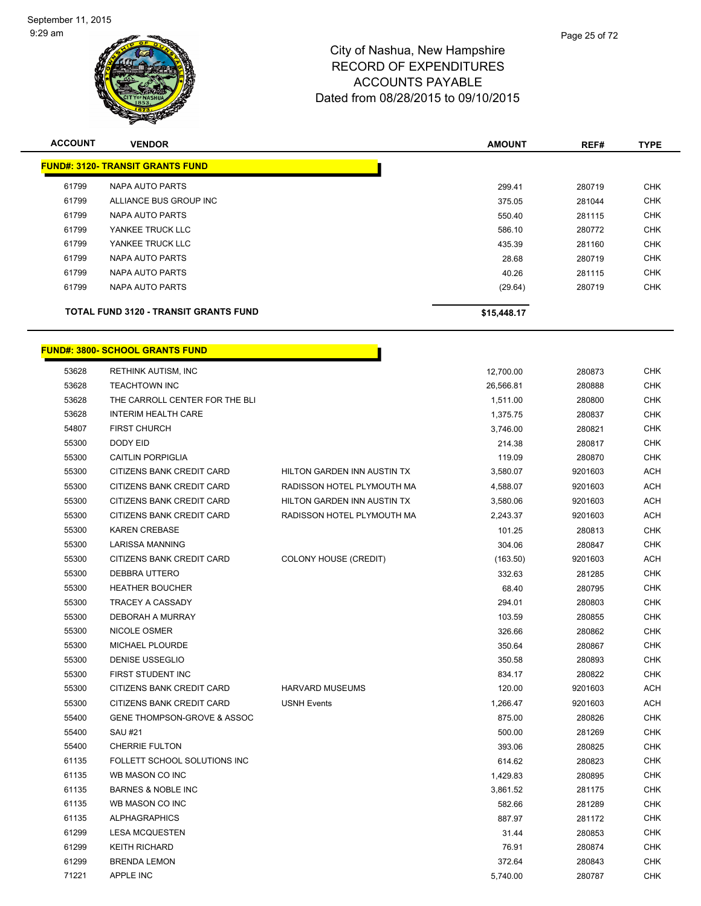City of Nashua, New Hampshire
RECORD OF EXPENDITURES
ACCOUNTS PAYABLE
Dated from 08/28/2015 to 09/10/2015

| ACCOUNT | VENDOR | | AMOUNT | REF# | TYPE |
|---|---|---|---|---|---|
| **FUND#: 3120- TRANSIT GRANTS FUND** | | | | | |
| 61799 | NAPA AUTO PARTS | | 299.41 | 280719 | CHK |
| 61799 | ALLIANCE BUS GROUP INC | | 375.05 | 281044 | CHK |
| 61799 | NAPA AUTO PARTS | | 550.40 | 281115 | CHK |
| 61799 | YANKEE TRUCK LLC | | 586.10 | 280772 | CHK |
| 61799 | YANKEE TRUCK LLC | | 435.39 | 281160 | CHK |
| 61799 | NAPA AUTO PARTS | | 28.68 | 280719 | CHK |
| 61799 | NAPA AUTO PARTS | | 40.26 | 281115 | CHK |
| 61799 | NAPA AUTO PARTS | | (29.64) | 280719 | CHK |
| **TOTAL FUND 3120 - TRANSIT GRANTS FUND** | | | **$15,448.17** | | |

| ACCOUNT | VENDOR | | AMOUNT | REF# | TYPE |
|---|---|---|---|---|---|
| **FUND#: 3800- SCHOOL GRANTS FUND** | | | | | |
| 53628 | RETHINK AUTISM, INC | | 12,700.00 | 280873 | CHK |
| 53628 | TEACHTOWN INC | | 26,566.81 | 280888 | CHK |
| 53628 | THE CARROLL CENTER FOR THE BLI | | 1,511.00 | 280800 | CHK |
| 53628 | INTERIM HEALTH CARE | | 1,375.75 | 280837 | CHK |
| 54807 | FIRST CHURCH | | 3,746.00 | 280821 | CHK |
| 55300 | DODY EID | | 214.38 | 280817 | CHK |
| 55300 | CAITLIN PORPIGLIA | | 119.09 | 280870 | CHK |
| 55300 | CITIZENS BANK CREDIT CARD | HILTON GARDEN INN AUSTIN TX | 3,580.07 | 9201603 | ACH |
| 55300 | CITIZENS BANK CREDIT CARD | RADISSON HOTEL PLYMOUTH MA | 4,588.07 | 9201603 | ACH |
| 55300 | CITIZENS BANK CREDIT CARD | HILTON GARDEN INN AUSTIN TX | 3,580.06 | 9201603 | ACH |
| 55300 | CITIZENS BANK CREDIT CARD | RADISSON HOTEL PLYMOUTH MA | 2,243.37 | 9201603 | ACH |
| 55300 | KAREN CREBASE | | 101.25 | 280813 | CHK |
| 55300 | LARISSA MANNING | | 304.06 | 280847 | CHK |
| 55300 | CITIZENS BANK CREDIT CARD | COLONY HOUSE (CREDIT) | (163.50) | 9201603 | ACH |
| 55300 | DEBBRA UTTERO | | 332.63 | 281285 | CHK |
| 55300 | HEATHER BOUCHER | | 68.40 | 280795 | CHK |
| 55300 | TRACEY A CASSADY | | 294.01 | 280803 | CHK |
| 55300 | DEBORAH A MURRAY | | 103.59 | 280855 | CHK |
| 55300 | NICOLE OSMER | | 326.66 | 280862 | CHK |
| 55300 | MICHAEL PLOURDE | | 350.64 | 280867 | CHK |
| 55300 | DENISE USSEGLIO | | 350.58 | 280893 | CHK |
| 55300 | FIRST STUDENT INC | | 834.17 | 280822 | CHK |
| 55300 | CITIZENS BANK CREDIT CARD | HARVARD MUSEUMS | 120.00 | 9201603 | ACH |
| 55300 | CITIZENS BANK CREDIT CARD | USNH Events | 1,266.47 | 9201603 | ACH |
| 55400 | GENE THOMPSON-GROVE & ASSOC | | 875.00 | 280826 | CHK |
| 55400 | SAU #21 | | 500.00 | 281269 | CHK |
| 55400 | CHERRIE FULTON | | 393.06 | 280825 | CHK |
| 61135 | FOLLETT SCHOOL SOLUTIONS INC | | 614.62 | 280823 | CHK |
| 61135 | WB MASON CO INC | | 1,429.83 | 280895 | CHK |
| 61135 | BARNES & NOBLE INC | | 3,861.52 | 281175 | CHK |
| 61135 | WB MASON CO INC | | 582.66 | 281289 | CHK |
| 61135 | ALPHAGRAPHICS | | 887.97 | 281172 | CHK |
| 61299 | LESA MCQUESTEN | | 31.44 | 280853 | CHK |
| 61299 | KEITH RICHARD | | 76.91 | 280874 | CHK |
| 61299 | BRENDA LEMON | | 372.64 | 280843 | CHK |
| 71221 | APPLE INC | | 5,740.00 | 280787 | CHK |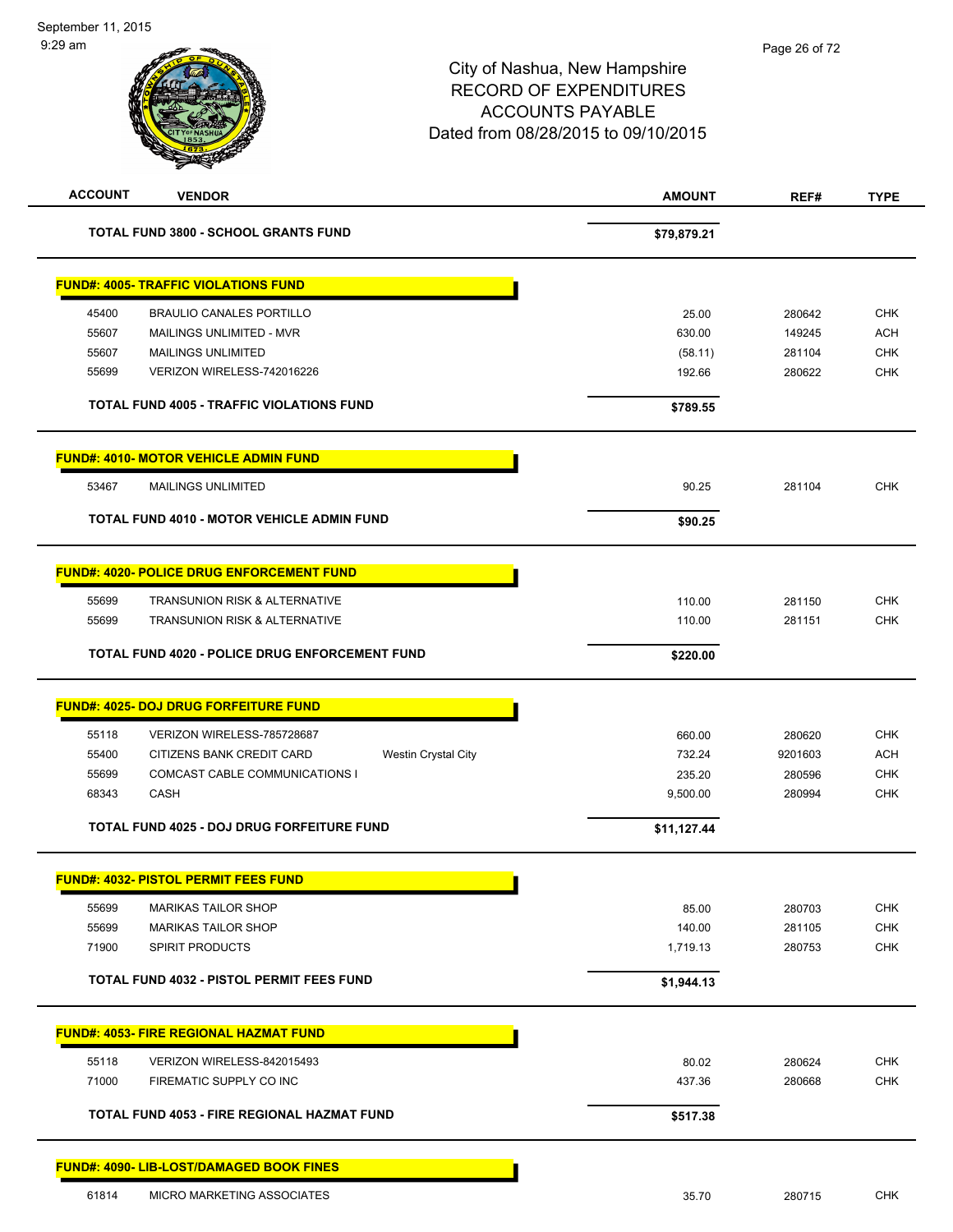City of Nashua, New Hampshire
RECORD OF EXPENDITURES
ACCOUNTS PAYABLE
Dated from 08/28/2015 to 09/10/2015

| ACCOUNT | VENDOR | | AMOUNT | REF# | TYPE |
|---|---|---|---|---|---|
| | **TOTAL FUND 3800 - SCHOOL GRANTS FUND** | | **$79,879.21** | | |
| **FUND#: 4005- TRAFFIC VIOLATIONS FUND** | | | | | |
| 45400 | BRAULIO CANALES PORTILLO | | 25.00 | 280642 | CHK |
| 55607 | MAILINGS UNLIMITED - MVR | | 630.00 | 149245 | ACH |
| 55607 | MAILINGS UNLIMITED | | (58.11) | 281104 | CHK |
| 55699 | VERIZON WIRELESS-742016226 | | 192.66 | 280622 | CHK |
| | **TOTAL FUND 4005 - TRAFFIC VIOLATIONS FUND** | | **$789.55** | | |
| **FUND#: 4010- MOTOR VEHICLE ADMIN FUND** | | | | | |
| 53467 | MAILINGS UNLIMITED | | 90.25 | 281104 | CHK |
| | **TOTAL FUND 4010 - MOTOR VEHICLE ADMIN FUND** | | **$90.25** | | |
| **FUND#: 4020- POLICE DRUG ENFORCEMENT FUND** | | | | | |
| 55699 | TRANSUNION RISK & ALTERNATIVE | | 110.00 | 281150 | CHK |
| 55699 | TRANSUNION RISK & ALTERNATIVE | | 110.00 | 281151 | CHK |
| | **TOTAL FUND 4020 - POLICE DRUG ENFORCEMENT FUND** | | **$220.00** | | |
| **FUND#: 4025- DOJ DRUG FORFEITURE FUND** | | | | | |
| 55118 | VERIZON WIRELESS-785728687 | | 660.00 | 280620 | CHK |
| 55400 | CITIZENS BANK CREDIT CARD | Westin Crystal City | 732.24 | 9201603 | ACH |
| 55699 | COMCAST CABLE COMMUNICATIONS I | | 235.20 | 280596 | CHK |
| 68343 | CASH | | 9,500.00 | 280994 | CHK |
| | **TOTAL FUND 4025 - DOJ DRUG FORFEITURE FUND** | | **$11,127.44** | | |
| **FUND#: 4032- PISTOL PERMIT FEES FUND** | | | | | |
| 55699 | MARIKAS TAILOR SHOP | | 85.00 | 280703 | CHK |
| 55699 | MARIKAS TAILOR SHOP | | 140.00 | 281105 | CHK |
| 71900 | SPIRIT PRODUCTS | | 1,719.13 | 280753 | CHK |
| | **TOTAL FUND 4032 - PISTOL PERMIT FEES FUND** | | **$1,944.13** | | |
| **FUND#: 4053- FIRE REGIONAL HAZMAT FUND** | | | | | |
| 55118 | VERIZON WIRELESS-842015493 | | 80.02 | 280624 | CHK |
| 71000 | FIREMATIC SUPPLY CO INC | | 437.36 | 280668 | CHK |
| | **TOTAL FUND 4053 - FIRE REGIONAL HAZMAT FUND** | | **$517.38** | | |
| **FUND#: 4090- LIB-LOST/DAMAGED BOOK FINES** | | | | | |
| 61814 | MICRO MARKETING ASSOCIATES | | 35.70 | 280715 | CHK |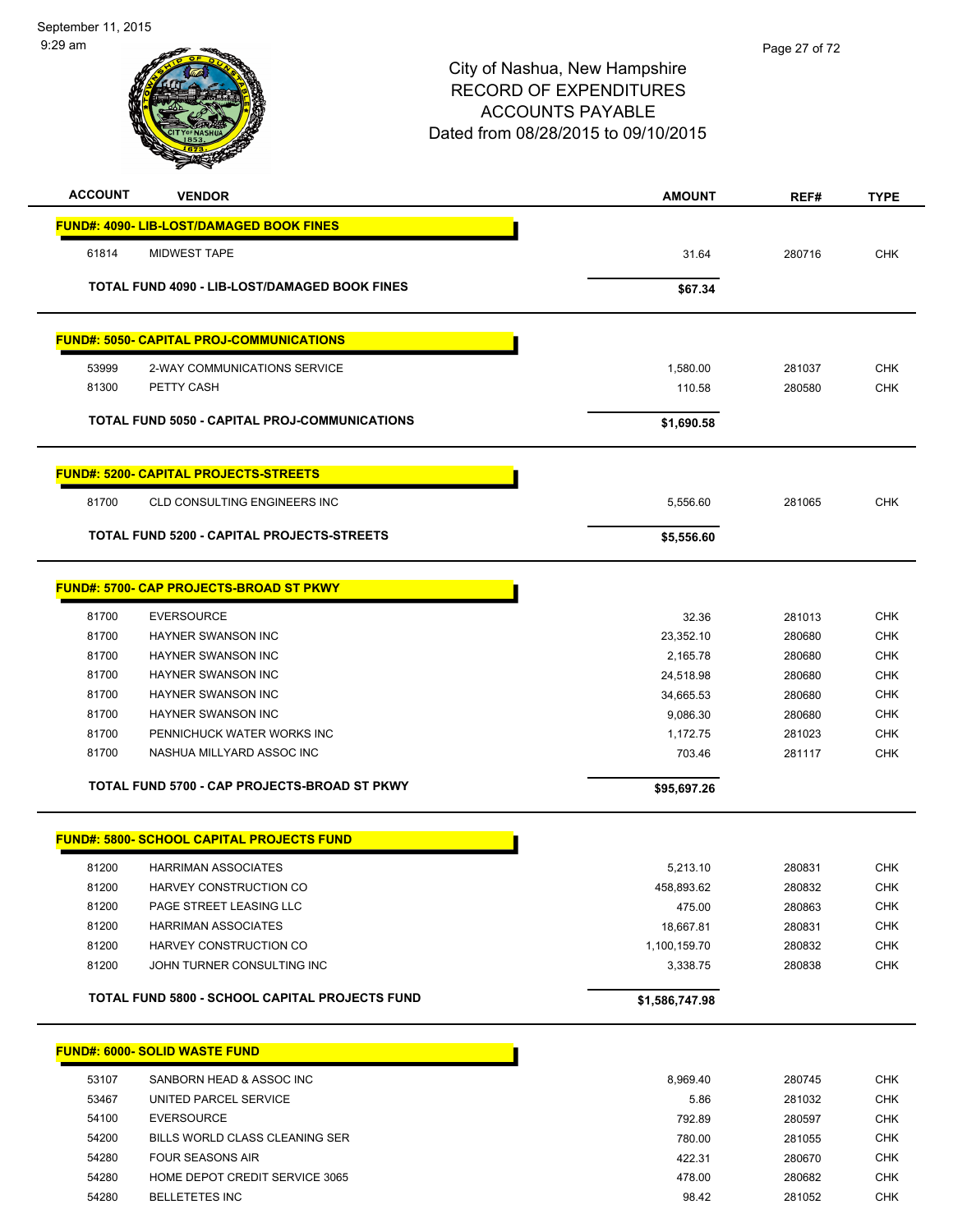City of Nashua, New Hampshire
RECORD OF EXPENDITURES
ACCOUNTS PAYABLE
Dated from 08/28/2015 to 09/10/2015

| ACCOUNT | VENDOR | AMOUNT | REF# | TYPE |
|---|---|---|---|---|
| **FUND#: 4090- LIB-LOST/DAMAGED BOOK FINES** | | | | |
| 61814 | MIDWEST TAPE | 31.64 | 280716 | CHK |
| | **TOTAL FUND 4090 - LIB-LOST/DAMAGED BOOK FINES** | **$67.34** | | |
| **FUND#: 5050- CAPITAL PROJ-COMMUNICATIONS** | | | | |
| 53999 | 2-WAY COMMUNICATIONS SERVICE | 1,580.00 | 281037 | CHK |
| 81300 | PETTY CASH | 110.58 | 280580 | CHK |
| | **TOTAL FUND 5050 - CAPITAL PROJ-COMMUNICATIONS** | **$1,690.58** | | |
| **FUND#: 5200- CAPITAL PROJECTS-STREETS** | | | | |
| 81700 | CLD CONSULTING ENGINEERS INC | 5,556.60 | 281065 | CHK |
| | **TOTAL FUND 5200 - CAPITAL PROJECTS-STREETS** | **$5,556.60** | | |
| **FUND#: 5700- CAP PROJECTS-BROAD ST PKWY** | | | | |
| 81700 | EVERSOURCE | 32.36 | 281013 | CHK |
| 81700 | HAYNER SWANSON INC | 23,352.10 | 280680 | CHK |
| 81700 | HAYNER SWANSON INC | 2,165.78 | 280680 | CHK |
| 81700 | HAYNER SWANSON INC | 24,518.98 | 280680 | CHK |
| 81700 | HAYNER SWANSON INC | 34,665.53 | 280680 | CHK |
| 81700 | HAYNER SWANSON INC | 9,086.30 | 280680 | CHK |
| 81700 | PENNICHUCK WATER WORKS INC | 1,172.75 | 281023 | CHK |
| 81700 | NASHUA MILLYARD ASSOC INC | 703.46 | 281117 | CHK |
| | **TOTAL FUND 5700 - CAP PROJECTS-BROAD ST PKWY** | **$95,697.26** | | |
| **FUND#: 5800- SCHOOL CAPITAL PROJECTS FUND** | | | | |
| 81200 | HARRIMAN ASSOCIATES | 5,213.10 | 280831 | CHK |
| 81200 | HARVEY CONSTRUCTION CO | 458,893.62 | 280832 | CHK |
| 81200 | PAGE STREET LEASING LLC | 475.00 | 280863 | CHK |
| 81200 | HARRIMAN ASSOCIATES | 18,667.81 | 280831 | CHK |
| 81200 | HARVEY CONSTRUCTION CO | 1,100,159.70 | 280832 | CHK |
| 81200 | JOHN TURNER CONSULTING INC | 3,338.75 | 280838 | CHK |
| | **TOTAL FUND 5800 - SCHOOL CAPITAL PROJECTS FUND** | **$1,586,747.98** | | |
| **FUND#: 6000- SOLID WASTE FUND** | | | | |
| 53107 | SANBORN HEAD & ASSOC INC | 8,969.40 | 280745 | CHK |
| 53467 | UNITED PARCEL SERVICE | 5.86 | 281032 | CHK |
| 54100 | EVERSOURCE | 792.89 | 280597 | CHK |
| 54200 | BILLS WORLD CLASS CLEANING SER | 780.00 | 281055 | CHK |
| 54280 | FOUR SEASONS AIR | 422.31 | 280670 | CHK |
| 54280 | HOME DEPOT CREDIT SERVICE 3065 | 478.00 | 280682 | CHK |
| 54280 | BELLETETES INC | 98.42 | 281052 | CHK |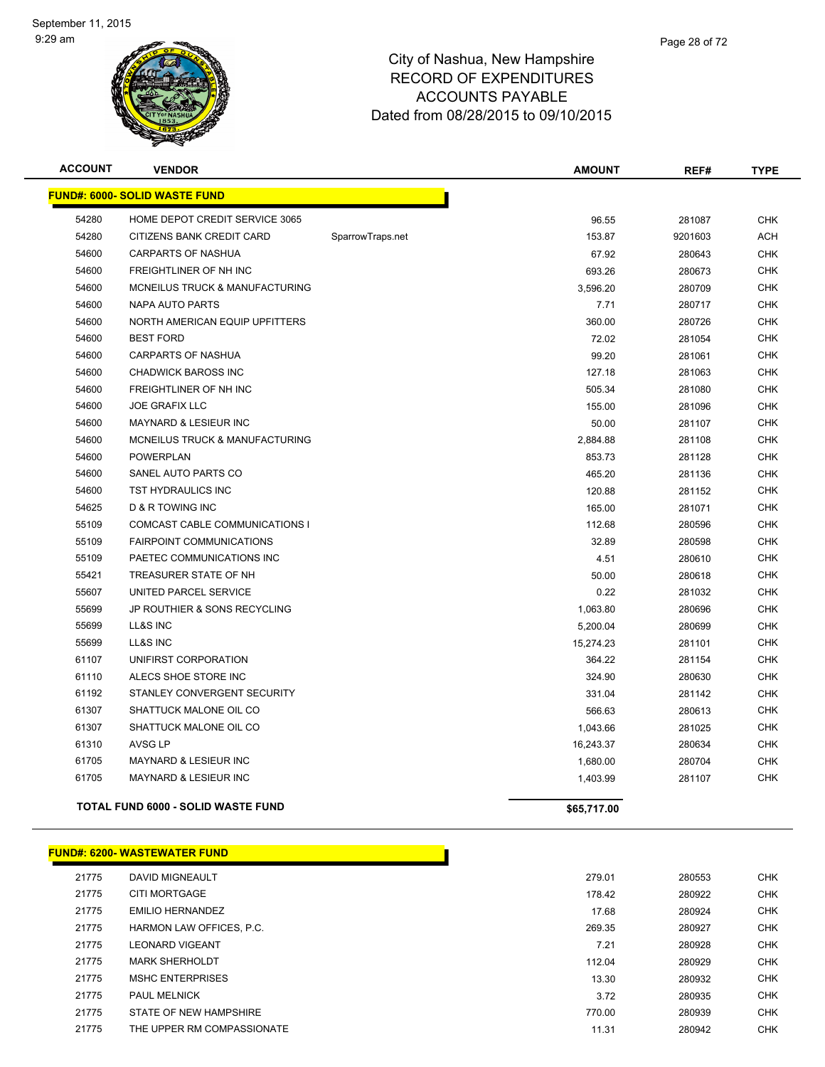City of Nashua, New Hampshire
RECORD OF EXPENDITURES
ACCOUNTS PAYABLE
Dated from 08/28/2015 to 09/10/2015

| ACCOUNT | VENDOR | | AMOUNT | REF# | TYPE |
|---|---|---|---|---|---|
| **FUND#: 6000- SOLID WASTE FUND** | | | | | |
| 54280 | HOME DEPOT CREDIT SERVICE 3065 | | 96.55 | 281087 | CHK |
| 54280 | CITIZENS BANK CREDIT CARD | SparrowTraps.net | 153.87 | 9201603 | ACH |
| 54600 | CARPARTS OF NASHUA | | 67.92 | 280643 | CHK |
| 54600 | FREIGHTLINER OF NH INC | | 693.26 | 280673 | CHK |
| 54600 | MCNEILUS TRUCK & MANUFACTURING | | 3,596.20 | 280709 | CHK |
| 54600 | NAPA AUTO PARTS | | 7.71 | 280717 | CHK |
| 54600 | NORTH AMERICAN EQUIP UPFITTERS | | 360.00 | 280726 | CHK |
| 54600 | BEST FORD | | 72.02 | 281054 | CHK |
| 54600 | CARPARTS OF NASHUA | | 99.20 | 281061 | CHK |
| 54600 | CHADWICK BAROSS INC | | 127.18 | 281063 | CHK |
| 54600 | FREIGHTLINER OF NH INC | | 505.34 | 281080 | CHK |
| 54600 | JOE GRAFIX LLC | | 155.00 | 281096 | CHK |
| 54600 | MAYNARD & LESIEUR INC | | 50.00 | 281107 | CHK |
| 54600 | MCNEILUS TRUCK & MANUFACTURING | | 2,884.88 | 281108 | CHK |
| 54600 | POWERPLAN | | 853.73 | 281128 | CHK |
| 54600 | SANEL AUTO PARTS CO | | 465.20 | 281136 | CHK |
| 54600 | TST HYDRAULICS INC | | 120.88 | 281152 | CHK |
| 54625 | D & R TOWING INC | | 165.00 | 281071 | CHK |
| 55109 | COMCAST CABLE COMMUNICATIONS I | | 112.68 | 280596 | CHK |
| 55109 | FAIRPOINT COMMUNICATIONS | | 32.89 | 280598 | CHK |
| 55109 | PAETEC COMMUNICATIONS INC | | 4.51 | 280610 | CHK |
| 55421 | TREASURER STATE OF NH | | 50.00 | 280618 | CHK |
| 55607 | UNITED PARCEL SERVICE | | 0.22 | 281032 | CHK |
| 55699 | JP ROUTHIER & SONS RECYCLING | | 1,063.80 | 280696 | CHK |
| 55699 | LL&S INC | | 5,200.04 | 280699 | CHK |
| 55699 | LL&S INC | | 15,274.23 | 281101 | CHK |
| 61107 | UNIFIRST CORPORATION | | 364.22 | 281154 | CHK |
| 61110 | ALECS SHOE STORE INC | | 324.90 | 280630 | CHK |
| 61192 | STANLEY CONVERGENT SECURITY | | 331.04 | 281142 | CHK |
| 61307 | SHATTUCK MALONE OIL CO | | 566.63 | 280613 | CHK |
| 61307 | SHATTUCK MALONE OIL CO | | 1,043.66 | 281025 | CHK |
| 61310 | AVSG LP | | 16,243.37 | 280634 | CHK |
| 61705 | MAYNARD & LESIEUR INC | | 1,680.00 | 280704 | CHK |
| 61705 | MAYNARD & LESIEUR INC | | 1,403.99 | 281107 | CHK |
| **TOTAL FUND 6000 - SOLID WASTE FUND** | | | **$65,717.00** | | |

| ACCOUNT | VENDOR | AMOUNT | REF# | TYPE |
|---|---|---|---|---|
| **FUND#: 6200- WASTEWATER FUND** | | | | |
| 21775 | DAVID MIGNEAULT | 279.01 | 280553 | CHK |
| 21775 | CITI MORTGAGE | 178.42 | 280922 | CHK |
| 21775 | EMILIO HERNANDEZ | 17.68 | 280924 | CHK |
| 21775 | HARMON LAW OFFICES, P.C. | 269.35 | 280927 | CHK |
| 21775 | LEONARD VIGEANT | 7.21 | 280928 | CHK |
| 21775 | MARK SHERHOLDT | 112.04 | 280929 | CHK |
| 21775 | MSHC ENTERPRISES | 13.30 | 280932 | CHK |
| 21775 | PAUL MELNICK | 3.72 | 280935 | CHK |
| 21775 | STATE OF NEW HAMPSHIRE | 770.00 | 280939 | CHK |
| 21775 | THE UPPER RM COMPASSIONATE | 11.31 | 280942 | CHK |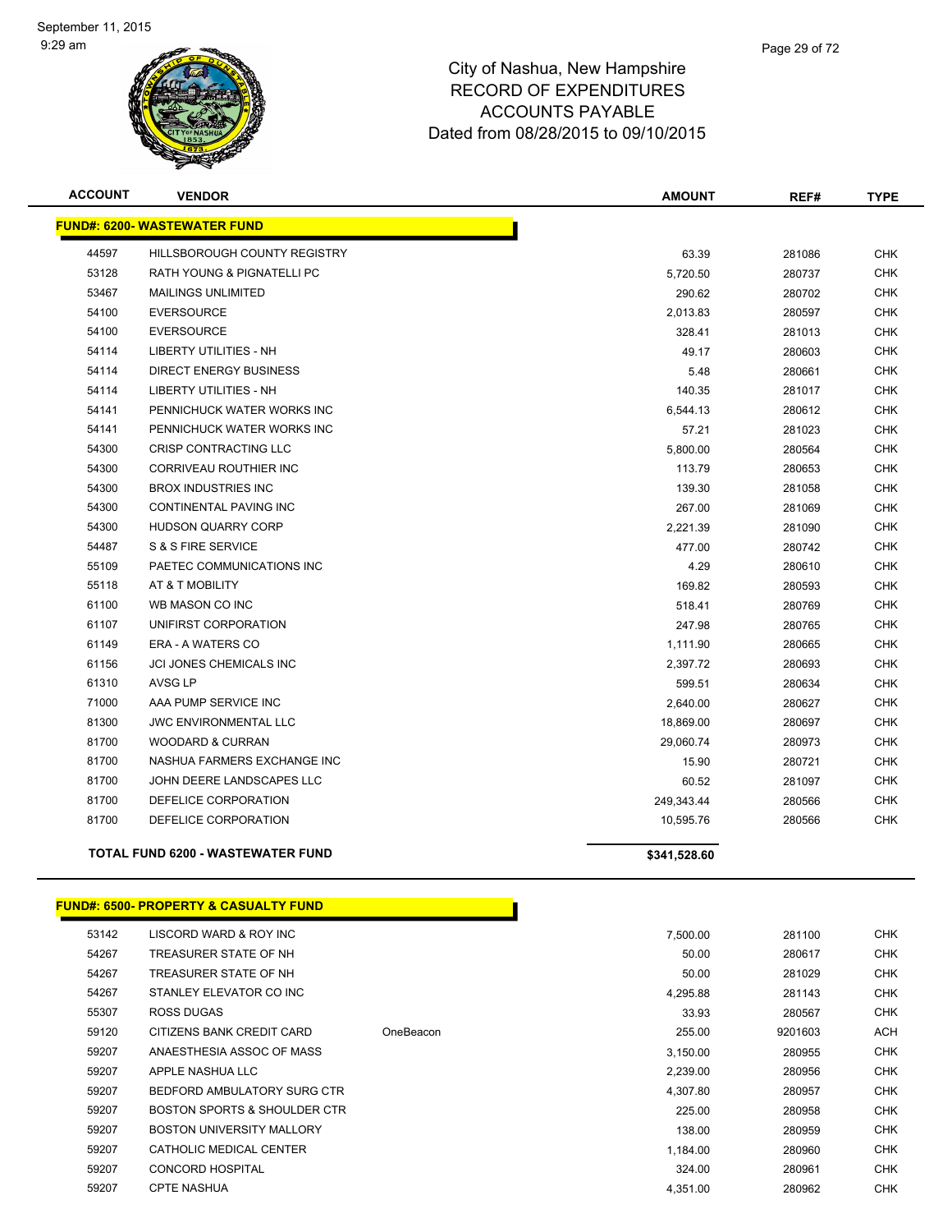City of Nashua, New Hampshire
RECORD OF EXPENDITURES
ACCOUNTS PAYABLE
Dated from 08/28/2015 to 09/10/2015

| ACCOUNT | VENDOR | | AMOUNT | REF# | TYPE |
|---|---|---|---|---|---|
| **FUND#: 6200- WASTEWATER FUND** | | | | | |
| 44597 | HILLSBOROUGH COUNTY REGISTRY | | 63.39 | 281086 | CHK |
| 53128 | RATH YOUNG & PIGNATELLI PC | | 5,720.50 | 280737 | CHK |
| 53467 | MAILINGS UNLIMITED | | 290.62 | 280702 | CHK |
| 54100 | EVERSOURCE | | 2,013.83 | 280597 | CHK |
| 54100 | EVERSOURCE | | 328.41 | 281013 | CHK |
| 54114 | LIBERTY UTILITIES - NH | | 49.17 | 280603 | CHK |
| 54114 | DIRECT ENERGY BUSINESS | | 5.48 | 280661 | CHK |
| 54114 | LIBERTY UTILITIES - NH | | 140.35 | 281017 | CHK |
| 54141 | PENNICHUCK WATER WORKS INC | | 6,544.13 | 280612 | CHK |
| 54141 | PENNICHUCK WATER WORKS INC | | 57.21 | 281023 | CHK |
| 54300 | CRISP CONTRACTING LLC | | 5,800.00 | 280564 | CHK |
| 54300 | CORRIVEAU ROUTHIER INC | | 113.79 | 280653 | CHK |
| 54300 | BROX INDUSTRIES INC | | 139.30 | 281058 | CHK |
| 54300 | CONTINENTAL PAVING INC | | 267.00 | 281069 | CHK |
| 54300 | HUDSON QUARRY CORP | | 2,221.39 | 281090 | CHK |
| 54487 | S & S FIRE SERVICE | | 477.00 | 280742 | CHK |
| 55109 | PAETEC COMMUNICATIONS INC | | 4.29 | 280610 | CHK |
| 55118 | AT & T MOBILITY | | 169.82 | 280593 | CHK |
| 61100 | WB MASON CO INC | | 518.41 | 280769 | CHK |
| 61107 | UNIFIRST CORPORATION | | 247.98 | 280765 | CHK |
| 61149 | ERA - A WATERS CO | | 1,111.90 | 280665 | CHK |
| 61156 | JCI JONES CHEMICALS INC | | 2,397.72 | 280693 | CHK |
| 61310 | AVSG LP | | 599.51 | 280634 | CHK |
| 71000 | AAA PUMP SERVICE INC | | 2,640.00 | 280627 | CHK |
| 81300 | JWC ENVIRONMENTAL LLC | | 18,869.00 | 280697 | CHK |
| 81700 | WOODARD & CURRAN | | 29,060.74 | 280973 | CHK |
| 81700 | NASHUA FARMERS EXCHANGE INC | | 15.90 | 280721 | CHK |
| 81700 | JOHN DEERE LANDSCAPES LLC | | 60.52 | 281097 | CHK |
| 81700 | DEFELICE CORPORATION | | 249,343.44 | 280566 | CHK |
| 81700 | DEFELICE CORPORATION | | 10,595.76 | 280566 | CHK |
| **TOTAL FUND 6200 - WASTEWATER FUND** | | | **$341,528.60** | | |
| **FUND#: 6500- PROPERTY & CASUALTY FUND** | | | | | |
| 53142 | LISCORD WARD & ROY INC | | 7,500.00 | 281100 | CHK |
| 54267 | TREASURER STATE OF NH | | 50.00 | 280617 | CHK |
| 54267 | TREASURER STATE OF NH | | 50.00 | 281029 | CHK |
| 54267 | STANLEY ELEVATOR CO INC | | 4,295.88 | 281143 | CHK |
| 55307 | ROSS DUGAS | | 33.93 | 280567 | CHK |
| 59120 | CITIZENS BANK CREDIT CARD | OneBeacon | 255.00 | 9201603 | ACH |
| 59207 | ANAESTHESIA ASSOC OF MASS | | 3,150.00 | 280955 | CHK |
| 59207 | APPLE NASHUA LLC | | 2,239.00 | 280956 | CHK |
| 59207 | BEDFORD AMBULATORY SURG CTR | | 4,307.80 | 280957 | CHK |
| 59207 | BOSTON SPORTS & SHOULDER CTR | | 225.00 | 280958 | CHK |
| 59207 | BOSTON UNIVERSITY MALLORY | | 138.00 | 280959 | CHK |
| 59207 | CATHOLIC MEDICAL CENTER | | 1,184.00 | 280960 | CHK |
| 59207 | CONCORD HOSPITAL | | 324.00 | 280961 | CHK |
| 59207 | CPTE NASHUA | | 4,351.00 | 280962 | CHK |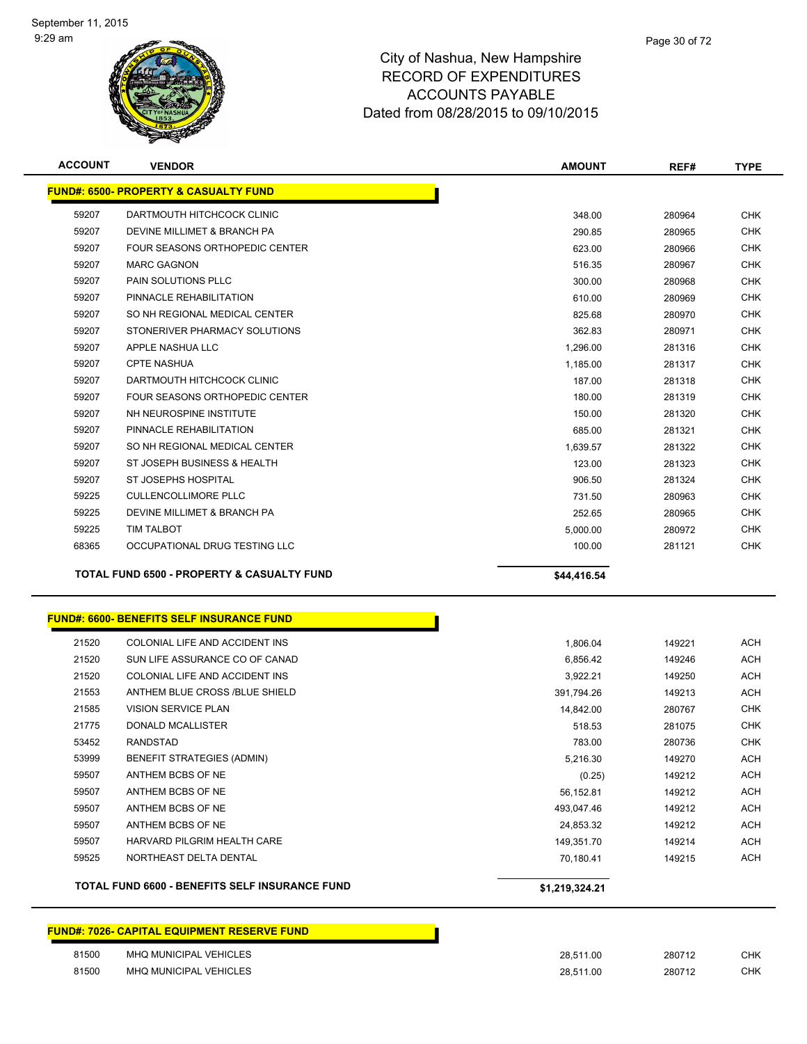City of Nashua, New Hampshire
RECORD OF EXPENDITURES
ACCOUNTS PAYABLE
Dated from 08/28/2015 to 09/10/2015

| ACCOUNT | VENDOR | AMOUNT | REF# | TYPE |
|---|---|---|---|---|
| **FUND#: 6500- PROPERTY & CASUALTY FUND** | | | | |
| 59207 | DARTMOUTH HITCHCOCK CLINIC | 348.00 | 280964 | CHK |
| 59207 | DEVINE MILLIMET & BRANCH PA | 290.85 | 280965 | CHK |
| 59207 | FOUR SEASONS ORTHOPEDIC CENTER | 623.00 | 280966 | CHK |
| 59207 | MARC GAGNON | 516.35 | 280967 | CHK |
| 59207 | PAIN SOLUTIONS PLLC | 300.00 | 280968 | CHK |
| 59207 | PINNACLE REHABILITATION | 610.00 | 280969 | CHK |
| 59207 | SO NH REGIONAL MEDICAL CENTER | 825.68 | 280970 | CHK |
| 59207 | STONERIVER PHARMACY SOLUTIONS | 362.83 | 280971 | CHK |
| 59207 | APPLE NASHUA LLC | 1,296.00 | 281316 | CHK |
| 59207 | CPTE NASHUA | 1,185.00 | 281317 | CHK |
| 59207 | DARTMOUTH HITCHCOCK CLINIC | 187.00 | 281318 | CHK |
| 59207 | FOUR SEASONS ORTHOPEDIC CENTER | 180.00 | 281319 | CHK |
| 59207 | NH NEUROSPINE INSTITUTE | 150.00 | 281320 | CHK |
| 59207 | PINNACLE REHABILITATION | 685.00 | 281321 | CHK |
| 59207 | SO NH REGIONAL MEDICAL CENTER | 1,639.57 | 281322 | CHK |
| 59207 | ST JOSEPH BUSINESS & HEALTH | 123.00 | 281323 | CHK |
| 59207 | ST JOSEPHS HOSPITAL | 906.50 | 281324 | CHK |
| 59225 | CULLENCOLLIMORE PLLC | 731.50 | 280963 | CHK |
| 59225 | DEVINE MILLIMET & BRANCH PA | 252.65 | 280965 | CHK |
| 59225 | TIM TALBOT | 5,000.00 | 280972 | CHK |
| 68365 | OCCUPATIONAL DRUG TESTING LLC | 100.00 | 281121 | CHK |
| | **TOTAL FUND 6500 - PROPERTY & CASUALTY FUND** | **$44,416.54** | | |

| ACCOUNT | VENDOR | AMOUNT | REF# | TYPE |
|---|---|---|---|---|
| **FUND#: 6600- BENEFITS SELF INSURANCE FUND** | | | | |
| 21520 | COLONIAL LIFE AND ACCIDENT INS | 1,806.04 | 149221 | ACH |
| 21520 | SUN LIFE ASSURANCE CO OF CANAD | 6,856.42 | 149246 | ACH |
| 21520 | COLONIAL LIFE AND ACCIDENT INS | 3,922.21 | 149250 | ACH |
| 21553 | ANTHEM BLUE CROSS /BLUE SHIELD | 391,794.26 | 149213 | ACH |
| 21585 | VISION SERVICE PLAN | 14,842.00 | 280767 | CHK |
| 21775 | DONALD MCALLISTER | 518.53 | 281075 | CHK |
| 53452 | RANDSTAD | 783.00 | 280736 | CHK |
| 53999 | BENEFIT STRATEGIES (ADMIN) | 5,216.30 | 149270 | ACH |
| 59507 | ANTHEM BCBS OF NE | (0.25) | 149212 | ACH |
| 59507 | ANTHEM BCBS OF NE | 56,152.81 | 149212 | ACH |
| 59507 | ANTHEM BCBS OF NE | 493,047.46 | 149212 | ACH |
| 59507 | ANTHEM BCBS OF NE | 24,853.32 | 149212 | ACH |
| 59507 | HARVARD PILGRIM HEALTH CARE | 149,351.70 | 149214 | ACH |
| 59525 | NORTHEAST DELTA DENTAL | 70,180.41 | 149215 | ACH |
| | **TOTAL FUND 6600 - BENEFITS SELF INSURANCE FUND** | **$1,219,324.21** | | |

| ACCOUNT | VENDOR | AMOUNT | REF# | TYPE |
|---|---|---|---|---|
| **FUND#: 7026- CAPITAL EQUIPMENT RESERVE FUND** | | | | |
| 81500 | MHQ MUNICIPAL VEHICLES | 28,511.00 | 280712 | CHK |
| 81500 | MHQ MUNICIPAL VEHICLES | 28,511.00 | 280712 | CHK |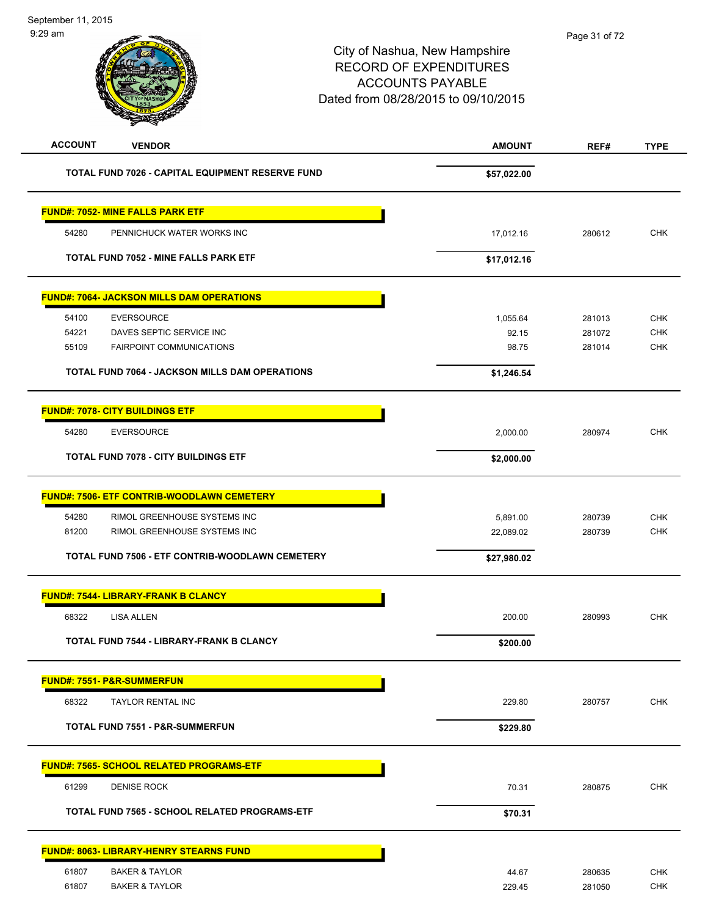City of Nashua, New Hampshire
RECORD OF EXPENDITURES
ACCOUNTS PAYABLE
Dated from 08/28/2015 to 09/10/2015

| ACCOUNT | VENDOR | AMOUNT | REF# | TYPE |
|---|---|---|---|---|
| | **TOTAL FUND 7026 - CAPITAL EQUIPMENT RESERVE FUND** | **$57,022.00** | | |
| **FUND#: 7052- MINE FALLS PARK ETF** | | | | |
| 54280 | PENNICHUCK WATER WORKS INC | 17,012.16 | 280612 | CHK |
| | **TOTAL FUND 7052 - MINE FALLS PARK ETF** | **$17,012.16** | | |
| **FUND#: 7064- JACKSON MILLS DAM OPERATIONS** | | | | |
| 54100 | EVERSOURCE | 1,055.64 | 281013 | CHK |
| 54221 | DAVES SEPTIC SERVICE INC | 92.15 | 281072 | CHK |
| 55109 | FAIRPOINT COMMUNICATIONS | 98.75 | 281014 | CHK |
| | **TOTAL FUND 7064 - JACKSON MILLS DAM OPERATIONS** | **$1,246.54** | | |
| **FUND#: 7078- CITY BUILDINGS ETF** | | | | |
| 54280 | EVERSOURCE | 2,000.00 | 280974 | CHK |
| | **TOTAL FUND 7078 - CITY BUILDINGS ETF** | **$2,000.00** | | |
| **FUND#: 7506- ETF CONTRIB-WOODLAWN CEMETERY** | | | | |
| 54280 | RIMOL GREENHOUSE SYSTEMS INC | 5,891.00 | 280739 | CHK |
| 81200 | RIMOL GREENHOUSE SYSTEMS INC | 22,089.02 | 280739 | CHK |
| | **TOTAL FUND 7506 - ETF CONTRIB-WOODLAWN CEMETERY** | **$27,980.02** | | |
| **FUND#: 7544- LIBRARY-FRANK B CLANCY** | | | | |
| 68322 | LISA ALLEN | 200.00 | 280993 | CHK |
| | **TOTAL FUND 7544 - LIBRARY-FRANK B CLANCY** | **$200.00** | | |
| **FUND#: 7551- P&R-SUMMERFUN** | | | | |
| 68322 | TAYLOR RENTAL INC | 229.80 | 280757 | CHK |
| | **TOTAL FUND 7551 - P&R-SUMMERFUN** | **$229.80** | | |
| **FUND#: 7565- SCHOOL RELATED PROGRAMS-ETF** | | | | |
| 61299 | DENISE ROCK | 70.31 | 280875 | CHK |
| | **TOTAL FUND 7565 - SCHOOL RELATED PROGRAMS-ETF** | **$70.31** | | |
| **FUND#: 8063- LIBRARY-HENRY STEARNS FUND** | | | | |
| 61807 | BAKER & TAYLOR | 44.67 | 280635 | CHK |
| 61807 | BAKER & TAYLOR | 229.45 | 281050 | CHK |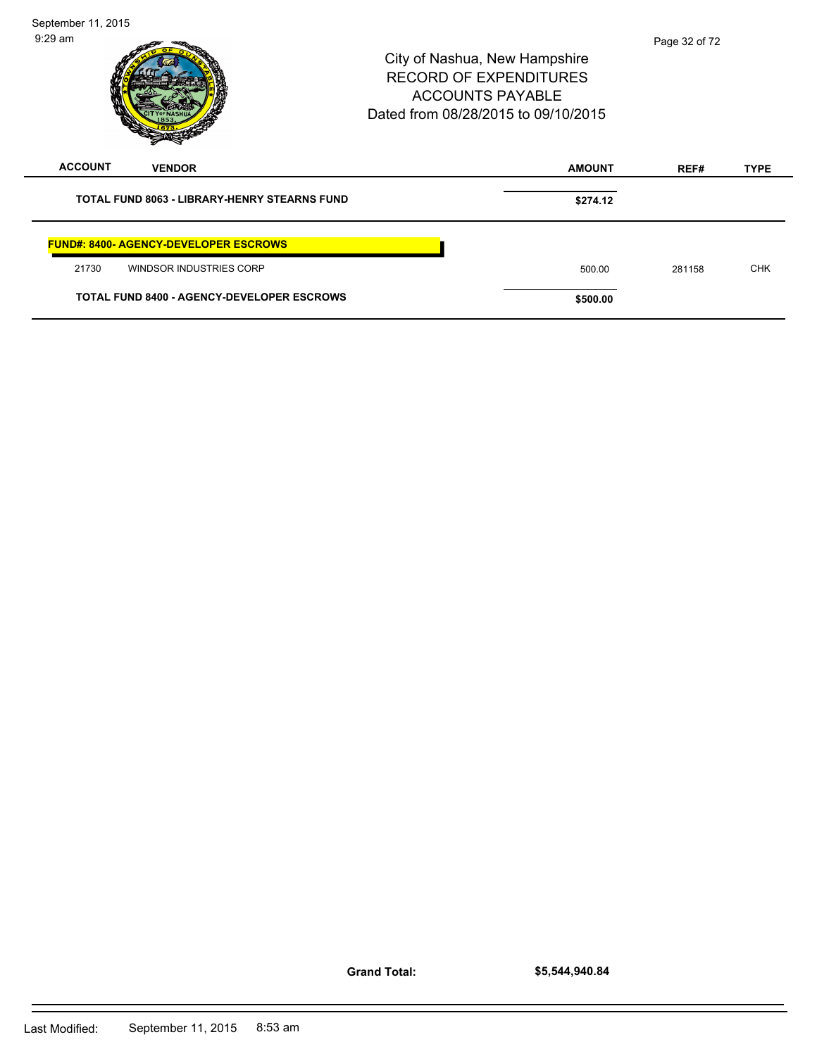| ACCOUNT | VENDOR | AMOUNT | REF# | TYPE |
|---|---|---|---|---|
| | **TOTAL FUND 8063 - LIBRARY-HENRY STEARNS FUND** | **$274.12** | | |
| **FUND#: 8400- AGENCY-DEVELOPER ESCROWS** | | | | |
| 21730 | WINDSOR INDUSTRIES CORP | 500.00 | 281158 | CHK |
| | **TOTAL FUND 8400 - AGENCY-DEVELOPER ESCROWS** | **$500.00** | | |

**Grand Total:** **$5,544,940.84**

Last Modified: September 11, 2015 8:53 am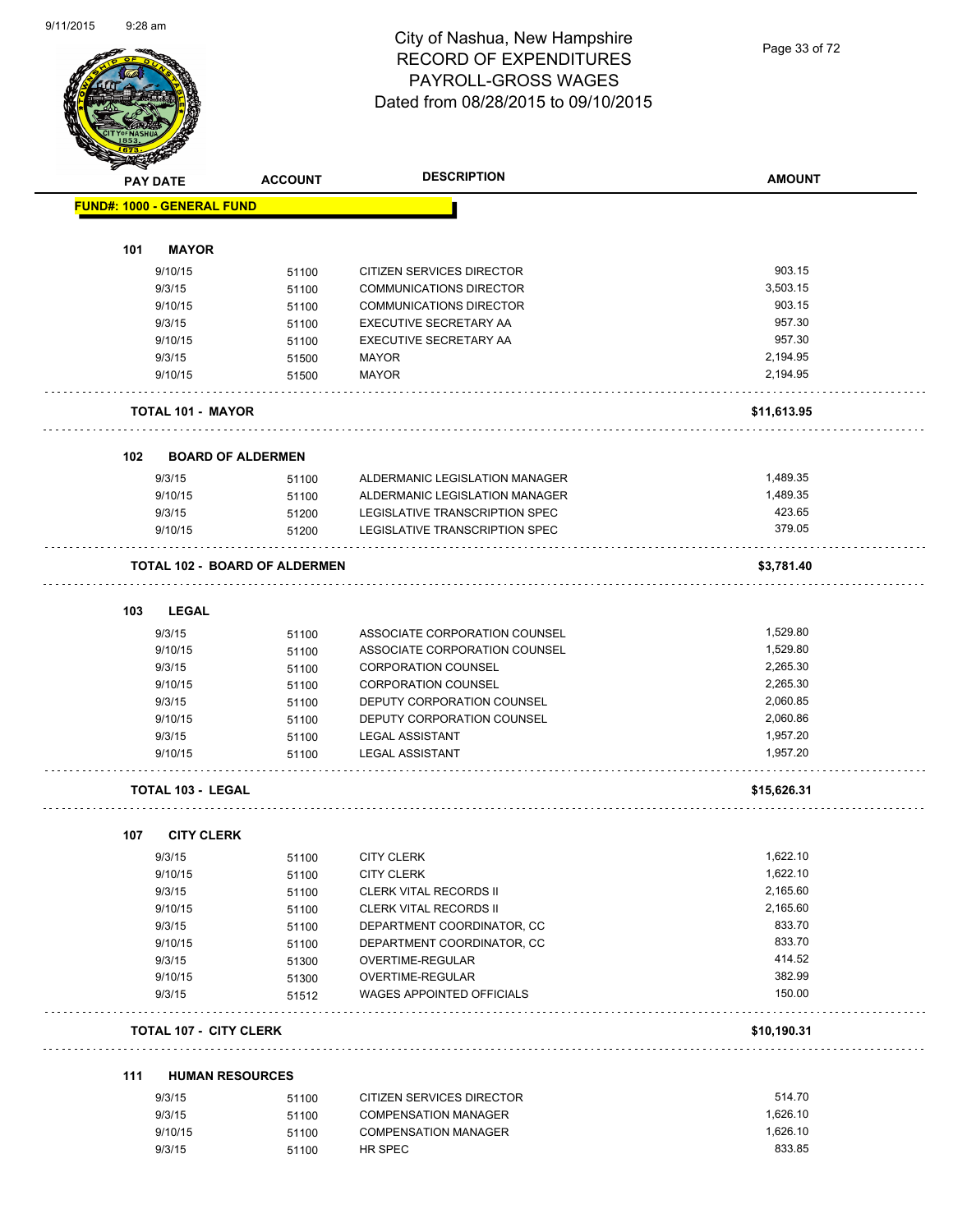# City of Nashua, New Hampshire
## RECORD OF EXPENDITURES
## PAYROLL-GROSS WAGES
### Dated from 08/28/2015 to 09/10/2015

| PAY DATE | ACCOUNT | DESCRIPTION | AMOUNT |
|---|---|---|---|
| **FUND#: 1000 - GENERAL FUND** | | | |
| **101 MAYOR** | | | |
| 9/10/15 | 51100 | CITIZEN SERVICES DIRECTOR | 903.15 |
| 9/3/15 | 51100 | COMMUNICATIONS DIRECTOR | 3,503.15 |
| 9/10/15 | 51100 | COMMUNICATIONS DIRECTOR | 903.15 |
| 9/3/15 | 51100 | EXECUTIVE SECRETARY AA | 957.30 |
| 9/10/15 | 51100 | EXECUTIVE SECRETARY AA | 957.30 |
| 9/3/15 | 51500 | MAYOR | 2,194.95 |
| 9/10/15 | 51500 | MAYOR | 2,194.95 |
| **TOTAL 101 - MAYOR** | | | **$11,613.95** |
| **102 BOARD OF ALDERMEN** | | | |
| 9/3/15 | 51100 | ALDERMANIC LEGISLATION MANAGER | 1,489.35 |
| 9/10/15 | 51100 | ALDERMANIC LEGISLATION MANAGER | 1,489.35 |
| 9/3/15 | 51200 | LEGISLATIVE TRANSCRIPTION SPEC | 423.65 |
| 9/10/15 | 51200 | LEGISLATIVE TRANSCRIPTION SPEC | 379.05 |
| **TOTAL 102 - BOARD OF ALDERMEN** | | | **$3,781.40** |
| **103 LEGAL** | | | |
| 9/3/15 | 51100 | ASSOCIATE CORPORATION COUNSEL | 1,529.80 |
| 9/10/15 | 51100 | ASSOCIATE CORPORATION COUNSEL | 1,529.80 |
| 9/3/15 | 51100 | CORPORATION COUNSEL | 2,265.30 |
| 9/10/15 | 51100 | CORPORATION COUNSEL | 2,265.30 |
| 9/3/15 | 51100 | DEPUTY CORPORATION COUNSEL | 2,060.85 |
| 9/10/15 | 51100 | DEPUTY CORPORATION COUNSEL | 2,060.86 |
| 9/3/15 | 51100 | LEGAL ASSISTANT | 1,957.20 |
| 9/10/15 | 51100 | LEGAL ASSISTANT | 1,957.20 |
| **TOTAL 103 - LEGAL** | | | **$15,626.31** |
| **107 CITY CLERK** | | | |
| 9/3/15 | 51100 | CITY CLERK | 1,622.10 |
| 9/10/15 | 51100 | CITY CLERK | 1,622.10 |
| 9/3/15 | 51100 | CLERK VITAL RECORDS II | 2,165.60 |
| 9/10/15 | 51100 | CLERK VITAL RECORDS II | 2,165.60 |
| 9/3/15 | 51100 | DEPARTMENT COORDINATOR, CC | 833.70 |
| 9/10/15 | 51100 | DEPARTMENT COORDINATOR, CC | 833.70 |
| 9/3/15 | 51300 | OVERTIME-REGULAR | 414.52 |
| 9/10/15 | 51300 | OVERTIME-REGULAR | 382.99 |
| 9/3/15 | 51512 | WAGES APPOINTED OFFICIALS | 150.00 |
| **TOTAL 107 - CITY CLERK** | | | **$10,190.31** |
| **111 HUMAN RESOURCES** | | | |
| 9/3/15 | 51100 | CITIZEN SERVICES DIRECTOR | 514.70 |
| 9/3/15 | 51100 | COMPENSATION MANAGER | 1,626.10 |
| 9/10/15 | 51100 | COMPENSATION MANAGER | 1,626.10 |
| 9/3/15 | 51100 | HR SPEC | 833.85 |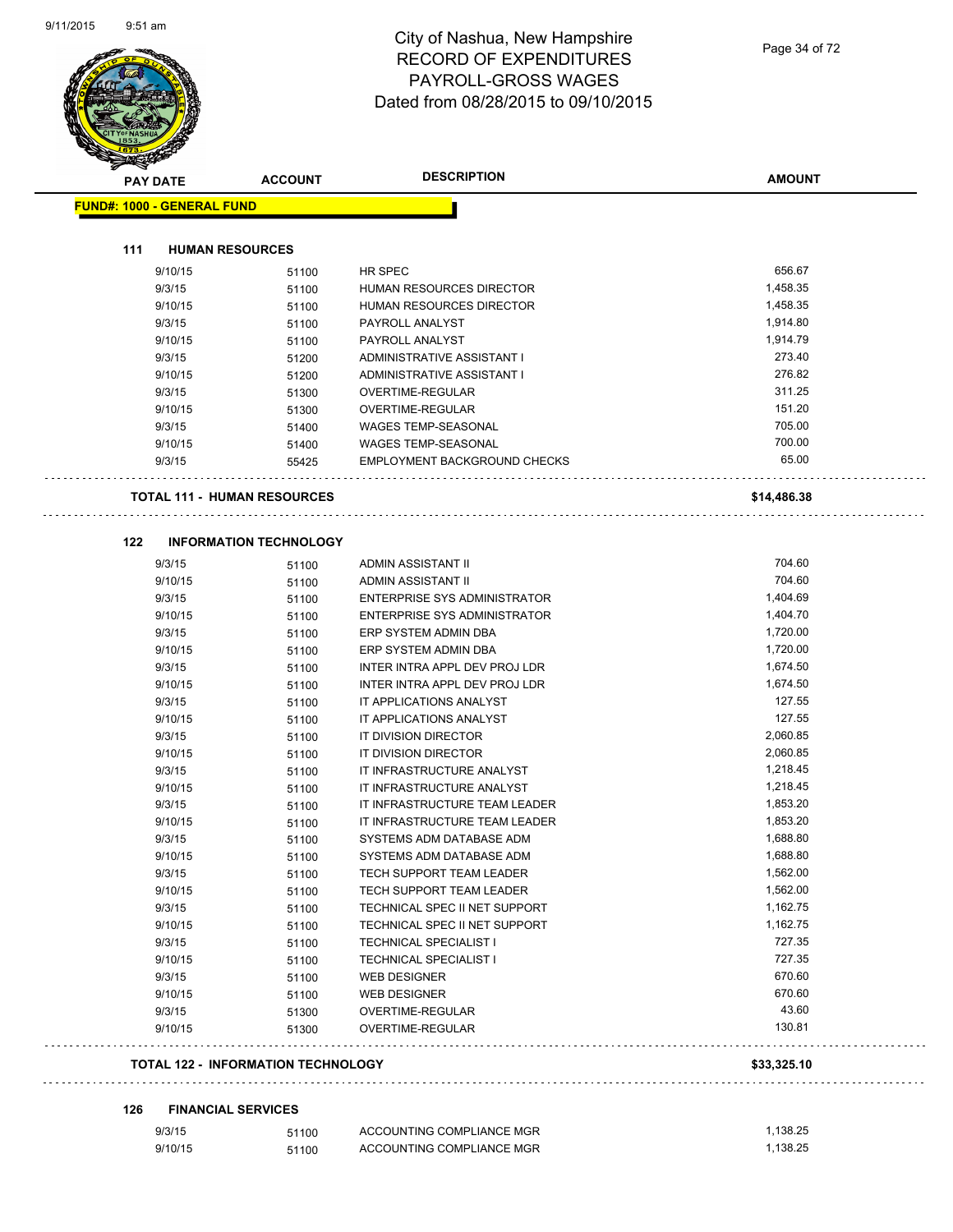# City of Nashua, New Hampshire
# RECORD OF EXPENDITURES
# PAYROLL-GROSS WAGES
# Dated from 08/28/2015 to 09/10/2015

| PAY DATE | ACCOUNT | DESCRIPTION | AMOUNT |
|---|---|---|---|

**FUND#: 1000 - GENERAL FUND**

### 111 HUMAN RESOURCES

| PAY DATE | ACCOUNT | DESCRIPTION | AMOUNT |
|---|---|---|---|
| 9/10/15 | 51100 | HR SPEC | 656.67 |
| 9/3/15 | 51100 | HUMAN RESOURCES DIRECTOR | 1,458.35 |
| 9/10/15 | 51100 | HUMAN RESOURCES DIRECTOR | 1,458.35 |
| 9/3/15 | 51100 | PAYROLL ANALYST | 1,914.80 |
| 9/10/15 | 51100 | PAYROLL ANALYST | 1,914.79 |
| 9/3/15 | 51200 | ADMINISTRATIVE ASSISTANT I | 273.40 |
| 9/10/15 | 51200 | ADMINISTRATIVE ASSISTANT I | 276.82 |
| 9/3/15 | 51300 | OVERTIME-REGULAR | 311.25 |
| 9/10/15 | 51300 | OVERTIME-REGULAR | 151.20 |
| 9/3/15 | 51400 | WAGES TEMP-SEASONAL | 705.00 |
| 9/10/15 | 51400 | WAGES TEMP-SEASONAL | 700.00 |
| 9/3/15 | 55425 | EMPLOYMENT BACKGROUND CHECKS | 65.00 |

**TOTAL 111 - HUMAN RESOURCES** **$14,486.38**

### 122 INFORMATION TECHNOLOGY

| PAY DATE | ACCOUNT | DESCRIPTION | AMOUNT |
|---|---|---|---|
| 9/3/15 | 51100 | ADMIN ASSISTANT II | 704.60 |
| 9/10/15 | 51100 | ADMIN ASSISTANT II | 704.60 |
| 9/3/15 | 51100 | ENTERPRISE SYS ADMINISTRATOR | 1,404.69 |
| 9/10/15 | 51100 | ENTERPRISE SYS ADMINISTRATOR | 1,404.70 |
| 9/3/15 | 51100 | ERP SYSTEM ADMIN DBA | 1,720.00 |
| 9/10/15 | 51100 | ERP SYSTEM ADMIN DBA | 1,720.00 |
| 9/3/15 | 51100 | INTER INTRA APPL DEV PROJ LDR | 1,674.50 |
| 9/10/15 | 51100 | INTER INTRA APPL DEV PROJ LDR | 1,674.50 |
| 9/3/15 | 51100 | IT APPLICATIONS ANALYST | 127.55 |
| 9/10/15 | 51100 | IT APPLICATIONS ANALYST | 127.55 |
| 9/3/15 | 51100 | IT DIVISION DIRECTOR | 2,060.85 |
| 9/10/15 | 51100 | IT DIVISION DIRECTOR | 2,060.85 |
| 9/3/15 | 51100 | IT INFRASTRUCTURE ANALYST | 1,218.45 |
| 9/10/15 | 51100 | IT INFRASTRUCTURE ANALYST | 1,218.45 |
| 9/3/15 | 51100 | IT INFRASTRUCTURE TEAM LEADER | 1,853.20 |
| 9/10/15 | 51100 | IT INFRASTRUCTURE TEAM LEADER | 1,853.20 |
| 9/3/15 | 51100 | SYSTEMS ADM DATABASE ADM | 1,688.80 |
| 9/10/15 | 51100 | SYSTEMS ADM DATABASE ADM | 1,688.80 |
| 9/3/15 | 51100 | TECH SUPPORT TEAM LEADER | 1,562.00 |
| 9/10/15 | 51100 | TECH SUPPORT TEAM LEADER | 1,562.00 |
| 9/3/15 | 51100 | TECHNICAL SPEC II NET SUPPORT | 1,162.75 |
| 9/10/15 | 51100 | TECHNICAL SPEC II NET SUPPORT | 1,162.75 |
| 9/3/15 | 51100 | TECHNICAL SPECIALIST I | 727.35 |
| 9/10/15 | 51100 | TECHNICAL SPECIALIST I | 727.35 |
| 9/3/15 | 51100 | WEB DESIGNER | 670.60 |
| 9/10/15 | 51100 | WEB DESIGNER | 670.60 |
| 9/3/15 | 51300 | OVERTIME-REGULAR | 43.60 |
| 9/10/15 | 51300 | OVERTIME-REGULAR | 130.81 |

**TOTAL 122 - INFORMATION TECHNOLOGY** **$33,325.10**

### 126 FINANCIAL SERVICES

| PAY DATE | ACCOUNT | DESCRIPTION | AMOUNT |
|---|---|---|---|
| 9/3/15 | 51100 | ACCOUNTING COMPLIANCE MGR | 1,138.25 |
| 9/10/15 | 51100 | ACCOUNTING COMPLIANCE MGR | 1,138.25 |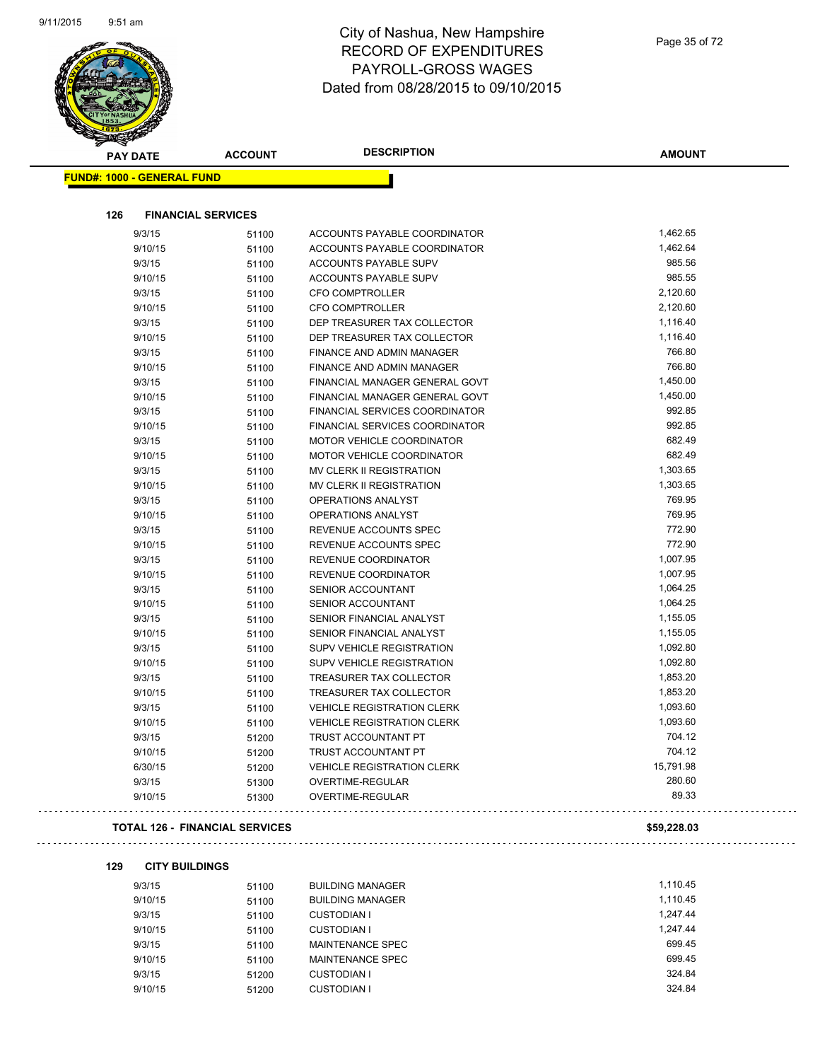# City of Nashua, New Hampshire
## RECORD OF EXPENDITURES
## PAYROLL-GROSS WAGES
## Dated from 08/28/2015 to 09/10/2015

| PAY DATE | ACCOUNT | DESCRIPTION | AMOUNT |
|---|---|---|---|

**FUND#: 1000 - GENERAL FUND**

### 126 FINANCIAL SERVICES

| PAY DATE | ACCOUNT | DESCRIPTION | AMOUNT |
|---|---|---|---|
| 9/3/15 | 51100 | ACCOUNTS PAYABLE COORDINATOR | 1,462.65 |
| 9/10/15 | 51100 | ACCOUNTS PAYABLE COORDINATOR | 1,462.64 |
| 9/3/15 | 51100 | ACCOUNTS PAYABLE SUPV | 985.56 |
| 9/10/15 | 51100 | ACCOUNTS PAYABLE SUPV | 985.55 |
| 9/3/15 | 51100 | CFO COMPTROLLER | 2,120.60 |
| 9/10/15 | 51100 | CFO COMPTROLLER | 2,120.60 |
| 9/3/15 | 51100 | DEP TREASURER TAX COLLECTOR | 1,116.40 |
| 9/10/15 | 51100 | DEP TREASURER TAX COLLECTOR | 1,116.40 |
| 9/3/15 | 51100 | FINANCE AND ADMIN MANAGER | 766.80 |
| 9/10/15 | 51100 | FINANCE AND ADMIN MANAGER | 766.80 |
| 9/3/15 | 51100 | FINANCIAL MANAGER GENERAL GOVT | 1,450.00 |
| 9/10/15 | 51100 | FINANCIAL MANAGER GENERAL GOVT | 1,450.00 |
| 9/3/15 | 51100 | FINANCIAL SERVICES COORDINATOR | 992.85 |
| 9/10/15 | 51100 | FINANCIAL SERVICES COORDINATOR | 992.85 |
| 9/3/15 | 51100 | MOTOR VEHICLE COORDINATOR | 682.49 |
| 9/10/15 | 51100 | MOTOR VEHICLE COORDINATOR | 682.49 |
| 9/3/15 | 51100 | MV CLERK II REGISTRATION | 1,303.65 |
| 9/10/15 | 51100 | MV CLERK II REGISTRATION | 1,303.65 |
| 9/3/15 | 51100 | OPERATIONS ANALYST | 769.95 |
| 9/10/15 | 51100 | OPERATIONS ANALYST | 769.95 |
| 9/3/15 | 51100 | REVENUE ACCOUNTS SPEC | 772.90 |
| 9/10/15 | 51100 | REVENUE ACCOUNTS SPEC | 772.90 |
| 9/3/15 | 51100 | REVENUE COORDINATOR | 1,007.95 |
| 9/10/15 | 51100 | REVENUE COORDINATOR | 1,007.95 |
| 9/3/15 | 51100 | SENIOR ACCOUNTANT | 1,064.25 |
| 9/10/15 | 51100 | SENIOR ACCOUNTANT | 1,064.25 |
| 9/3/15 | 51100 | SENIOR FINANCIAL ANALYST | 1,155.05 |
| 9/10/15 | 51100 | SENIOR FINANCIAL ANALYST | 1,155.05 |
| 9/3/15 | 51100 | SUPV VEHICLE REGISTRATION | 1,092.80 |
| 9/10/15 | 51100 | SUPV VEHICLE REGISTRATION | 1,092.80 |
| 9/3/15 | 51100 | TREASURER TAX COLLECTOR | 1,853.20 |
| 9/10/15 | 51100 | TREASURER TAX COLLECTOR | 1,853.20 |
| 9/3/15 | 51100 | VEHICLE REGISTRATION CLERK | 1,093.60 |
| 9/10/15 | 51100 | VEHICLE REGISTRATION CLERK | 1,093.60 |
| 9/3/15 | 51200 | TRUST ACCOUNTANT PT | 704.12 |
| 9/10/15 | 51200 | TRUST ACCOUNTANT PT | 704.12 |
| 6/30/15 | 51200 | VEHICLE REGISTRATION CLERK | 15,791.98 |
| 9/3/15 | 51300 | OVERTIME-REGULAR | 280.60 |
| 9/10/15 | 51300 | OVERTIME-REGULAR | 89.33 |

**TOTAL 126 - FINANCIAL SERVICES** **$59,228.03**

### 129 CITY BUILDINGS

| PAY DATE | ACCOUNT | DESCRIPTION | AMOUNT |
|---|---|---|---|
| 9/3/15 | 51100 | BUILDING MANAGER | 1,110.45 |
| 9/10/15 | 51100 | BUILDING MANAGER | 1,110.45 |
| 9/3/15 | 51100 | CUSTODIAN I | 1,247.44 |
| 9/10/15 | 51100 | CUSTODIAN I | 1,247.44 |
| 9/3/15 | 51100 | MAINTENANCE SPEC | 699.45 |
| 9/10/15 | 51100 | MAINTENANCE SPEC | 699.45 |
| 9/3/15 | 51200 | CUSTODIAN I | 324.84 |
| 9/10/15 | 51200 | CUSTODIAN I | 324.84 |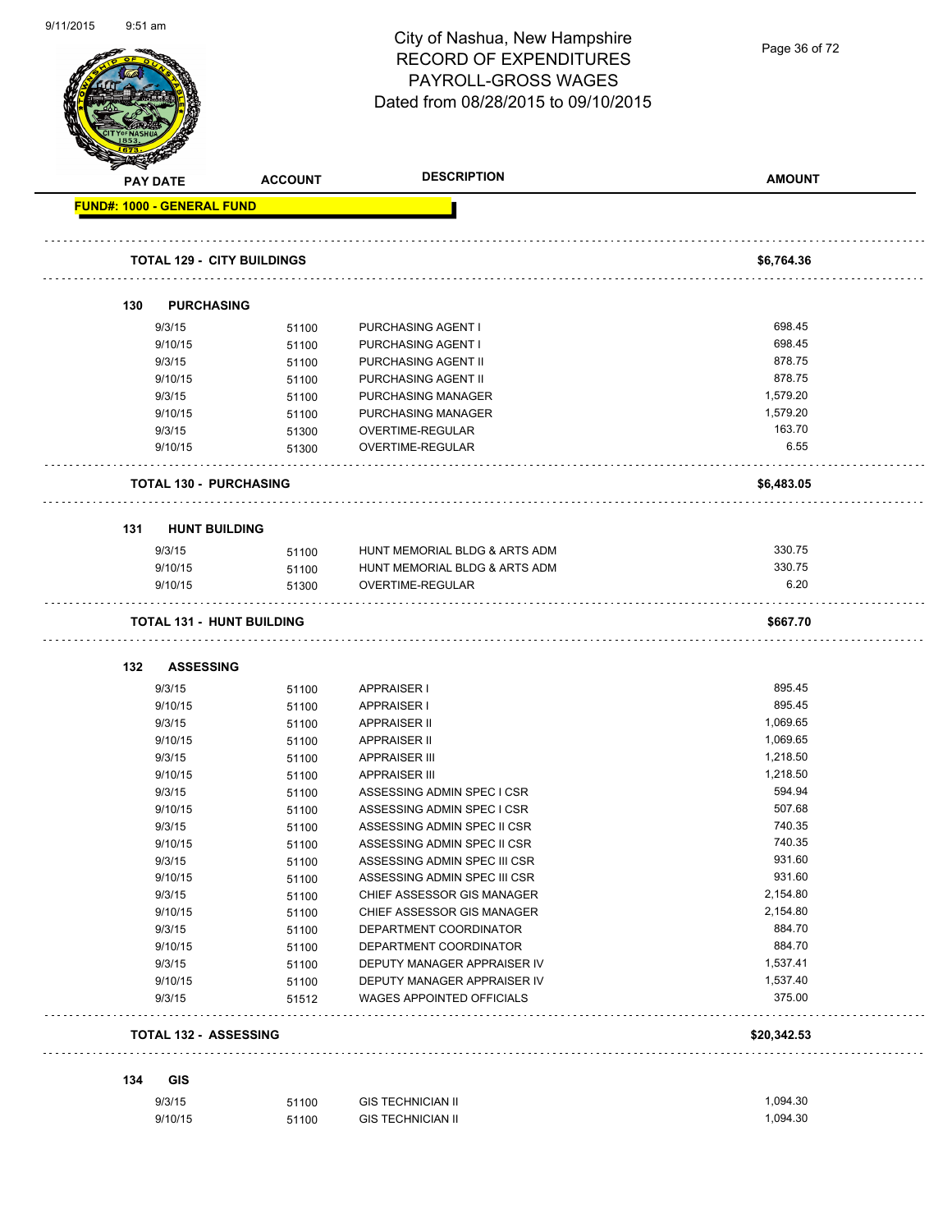# City of Nashua, New Hampshire
## RECORD OF EXPENDITURES
## PAYROLL-GROSS WAGES
## Dated from 08/28/2015 to 09/10/2015

| PAY DATE | ACCOUNT | DESCRIPTION | AMOUNT |
|---|---|---|---|
| **FUND#: 1000 - GENERAL FUND** | | | |
| **TOTAL 129 - CITY BUILDINGS** | | | **$6,764.36** |
| **130 PURCHASING** | | | |
| 9/3/15 | 51100 | PURCHASING AGENT I | 698.45 |
| 9/10/15 | 51100 | PURCHASING AGENT I | 698.45 |
| 9/3/15 | 51100 | PURCHASING AGENT II | 878.75 |
| 9/10/15 | 51100 | PURCHASING AGENT II | 878.75 |
| 9/3/15 | 51100 | PURCHASING MANAGER | 1,579.20 |
| 9/10/15 | 51100 | PURCHASING MANAGER | 1,579.20 |
| 9/3/15 | 51300 | OVERTIME-REGULAR | 163.70 |
| 9/10/15 | 51300 | OVERTIME-REGULAR | 6.55 |
| **TOTAL 130 - PURCHASING** | | | **$6,483.05** |
| **131 HUNT BUILDING** | | | |
| 9/3/15 | 51100 | HUNT MEMORIAL BLDG & ARTS ADM | 330.75 |
| 9/10/15 | 51100 | HUNT MEMORIAL BLDG & ARTS ADM | 330.75 |
| 9/10/15 | 51300 | OVERTIME-REGULAR | 6.20 |
| **TOTAL 131 - HUNT BUILDING** | | | **$667.70** |
| **132 ASSESSING** | | | |
| 9/3/15 | 51100 | APPRAISER I | 895.45 |
| 9/10/15 | 51100 | APPRAISER I | 895.45 |
| 9/3/15 | 51100 | APPRAISER II | 1,069.65 |
| 9/10/15 | 51100 | APPRAISER II | 1,069.65 |
| 9/3/15 | 51100 | APPRAISER III | 1,218.50 |
| 9/10/15 | 51100 | APPRAISER III | 1,218.50 |
| 9/3/15 | 51100 | ASSESSING ADMIN SPEC I CSR | 594.94 |
| 9/10/15 | 51100 | ASSESSING ADMIN SPEC I CSR | 507.68 |
| 9/3/15 | 51100 | ASSESSING ADMIN SPEC II CSR | 740.35 |
| 9/10/15 | 51100 | ASSESSING ADMIN SPEC II CSR | 740.35 |
| 9/3/15 | 51100 | ASSESSING ADMIN SPEC III CSR | 931.60 |
| 9/10/15 | 51100 | ASSESSING ADMIN SPEC III CSR | 931.60 |
| 9/3/15 | 51100 | CHIEF ASSESSOR GIS MANAGER | 2,154.80 |
| 9/10/15 | 51100 | CHIEF ASSESSOR GIS MANAGER | 2,154.80 |
| 9/3/15 | 51100 | DEPARTMENT COORDINATOR | 884.70 |
| 9/10/15 | 51100 | DEPARTMENT COORDINATOR | 884.70 |
| 9/3/15 | 51100 | DEPUTY MANAGER APPRAISER IV | 1,537.41 |
| 9/10/15 | 51100 | DEPUTY MANAGER APPRAISER IV | 1,537.40 |
| 9/3/15 | 51512 | WAGES APPOINTED OFFICIALS | 375.00 |
| **TOTAL 132 - ASSESSING** | | | **$20,342.53** |
| **134 GIS** | | | |
| 9/3/15 | 51100 | GIS TECHNICIAN II | 1,094.30 |
| 9/10/15 | 51100 | GIS TECHNICIAN II | 1,094.30 |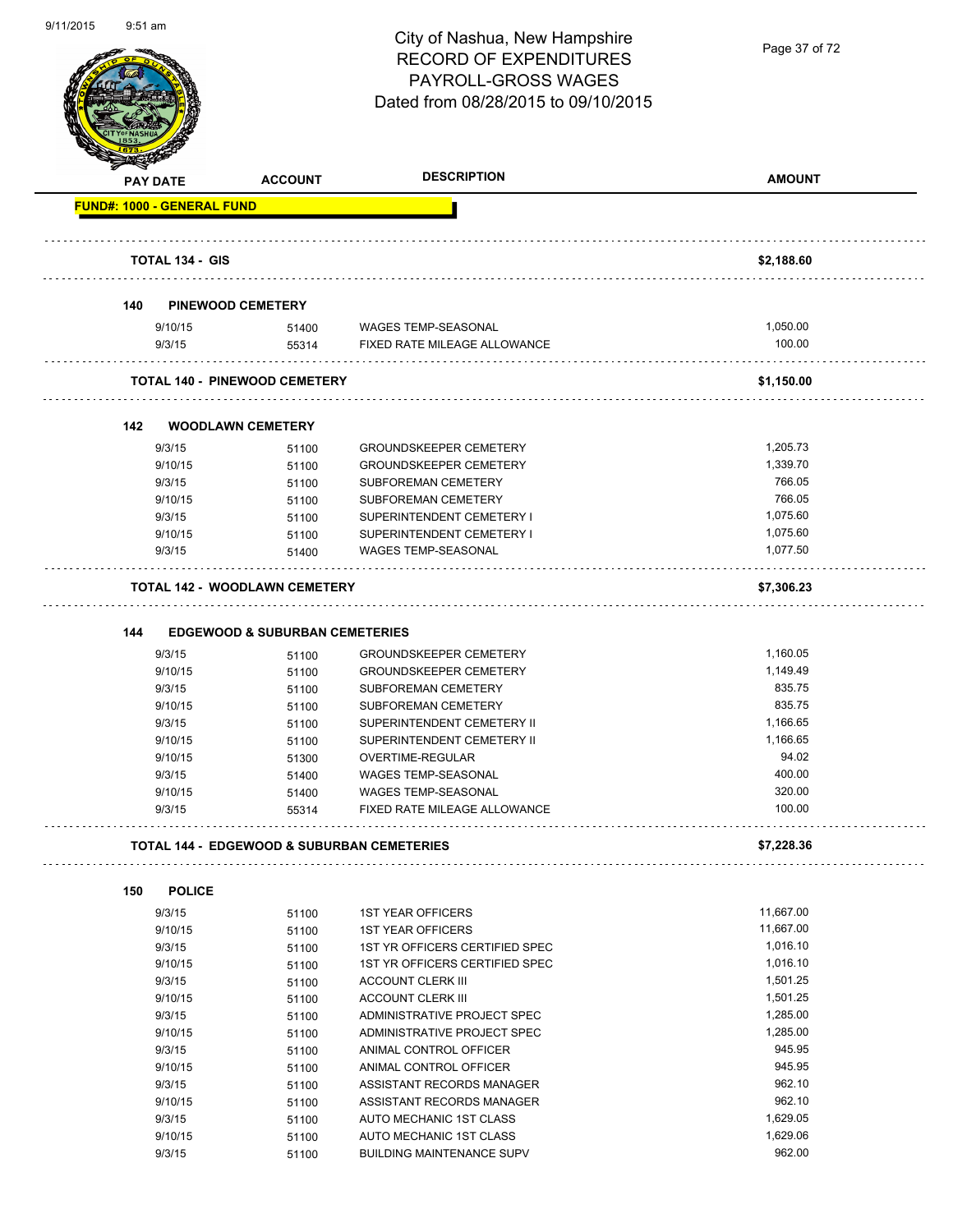# City of Nashua, New Hampshire
## RECORD OF EXPENDITURES
## PAYROLL-GROSS WAGES
## Dated from 08/28/2015 to 09/10/2015

| PAY DATE | ACCOUNT | DESCRIPTION | AMOUNT |
|---|---|---|---|
| **FUND#: 1000 - GENERAL FUND** | | | |
| **TOTAL 134 - GIS** | | | **$2,188.60** |
| **140 PINEWOOD CEMETERY** | | | |
| 9/10/15 | 51400 | WAGES TEMP-SEASONAL | 1,050.00 |
| 9/3/15 | 55314 | FIXED RATE MILEAGE ALLOWANCE | 100.00 |
| **TOTAL 140 - PINEWOOD CEMETERY** | | | **$1,150.00** |
| **142 WOODLAWN CEMETERY** | | | |
| 9/3/15 | 51100 | GROUNDSKEEPER CEMETERY | 1,205.73 |
| 9/10/15 | 51100 | GROUNDSKEEPER CEMETERY | 1,339.70 |
| 9/3/15 | 51100 | SUBFOREMAN CEMETERY | 766.05 |
| 9/10/15 | 51100 | SUBFOREMAN CEMETERY | 766.05 |
| 9/3/15 | 51100 | SUPERINTENDENT CEMETERY I | 1,075.60 |
| 9/10/15 | 51100 | SUPERINTENDENT CEMETERY I | 1,075.60 |
| 9/3/15 | 51400 | WAGES TEMP-SEASONAL | 1,077.50 |
| **TOTAL 142 - WOODLAWN CEMETERY** | | | **$7,306.23** |
| **144 EDGEWOOD & SUBURBAN CEMETERIES** | | | |
| 9/3/15 | 51100 | GROUNDSKEEPER CEMETERY | 1,160.05 |
| 9/10/15 | 51100 | GROUNDSKEEPER CEMETERY | 1,149.49 |
| 9/3/15 | 51100 | SUBFOREMAN CEMETERY | 835.75 |
| 9/10/15 | 51100 | SUBFOREMAN CEMETERY | 835.75 |
| 9/3/15 | 51100 | SUPERINTENDENT CEMETERY II | 1,166.65 |
| 9/10/15 | 51100 | SUPERINTENDENT CEMETERY II | 1,166.65 |
| 9/10/15 | 51300 | OVERTIME-REGULAR | 94.02 |
| 9/3/15 | 51400 | WAGES TEMP-SEASONAL | 400.00 |
| 9/10/15 | 51400 | WAGES TEMP-SEASONAL | 320.00 |
| 9/3/15 | 55314 | FIXED RATE MILEAGE ALLOWANCE | 100.00 |
| **TOTAL 144 - EDGEWOOD & SUBURBAN CEMETERIES** | | | **$7,228.36** |
| **150 POLICE** | | | |
| 9/3/15 | 51100 | 1ST YEAR OFFICERS | 11,667.00 |
| 9/10/15 | 51100 | 1ST YEAR OFFICERS | 11,667.00 |
| 9/3/15 | 51100 | 1ST YR OFFICERS CERTIFIED SPEC | 1,016.10 |
| 9/10/15 | 51100 | 1ST YR OFFICERS CERTIFIED SPEC | 1,016.10 |
| 9/3/15 | 51100 | ACCOUNT CLERK III | 1,501.25 |
| 9/10/15 | 51100 | ACCOUNT CLERK III | 1,501.25 |
| 9/3/15 | 51100 | ADMINISTRATIVE PROJECT SPEC | 1,285.00 |
| 9/10/15 | 51100 | ADMINISTRATIVE PROJECT SPEC | 1,285.00 |
| 9/3/15 | 51100 | ANIMAL CONTROL OFFICER | 945.95 |
| 9/10/15 | 51100 | ANIMAL CONTROL OFFICER | 945.95 |
| 9/3/15 | 51100 | ASSISTANT RECORDS MANAGER | 962.10 |
| 9/10/15 | 51100 | ASSISTANT RECORDS MANAGER | 962.10 |
| 9/3/15 | 51100 | AUTO MECHANIC 1ST CLASS | 1,629.05 |
| 9/10/15 | 51100 | AUTO MECHANIC 1ST CLASS | 1,629.06 |
| 9/3/15 | 51100 | BUILDING MAINTENANCE SUPV | 962.00 |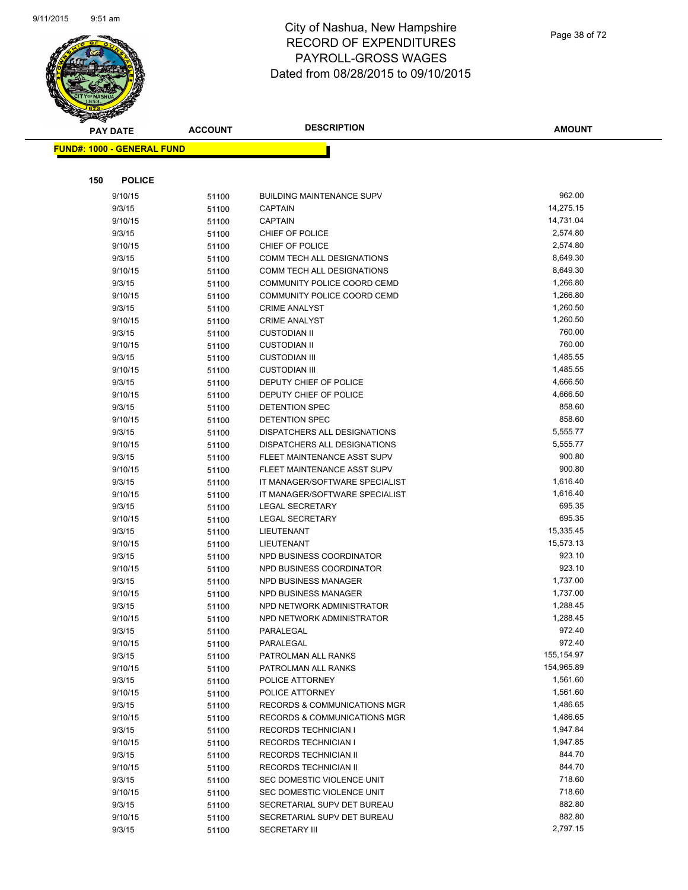# City of Nashua, New Hampshire
# RECORD OF EXPENDITURES
# PAYROLL-GROSS WAGES
# Dated from 08/28/2015 to 09/10/2015

| PAY DATE | ACCOUNT | DESCRIPTION | AMOUNT |
|---|---|---|---|

**FUND#: 1000 - GENERAL FUND**

**150 POLICE**

| PAY DATE | ACCOUNT | DESCRIPTION | AMOUNT |
|---|---|---|---|
| 9/10/15 | 51100 | BUILDING MAINTENANCE SUPV | 962.00 |
| 9/3/15 | 51100 | CAPTAIN | 14,275.15 |
| 9/10/15 | 51100 | CAPTAIN | 14,731.04 |
| 9/3/15 | 51100 | CHIEF OF POLICE | 2,574.80 |
| 9/10/15 | 51100 | CHIEF OF POLICE | 2,574.80 |
| 9/3/15 | 51100 | COMM TECH ALL DESIGNATIONS | 8,649.30 |
| 9/10/15 | 51100 | COMM TECH ALL DESIGNATIONS | 8,649.30 |
| 9/3/15 | 51100 | COMMUNITY POLICE COORD CEMD | 1,266.80 |
| 9/10/15 | 51100 | COMMUNITY POLICE COORD CEMD | 1,266.80 |
| 9/3/15 | 51100 | CRIME ANALYST | 1,260.50 |
| 9/10/15 | 51100 | CRIME ANALYST | 1,260.50 |
| 9/3/15 | 51100 | CUSTODIAN II | 760.00 |
| 9/10/15 | 51100 | CUSTODIAN II | 760.00 |
| 9/3/15 | 51100 | CUSTODIAN III | 1,485.55 |
| 9/10/15 | 51100 | CUSTODIAN III | 1,485.55 |
| 9/3/15 | 51100 | DEPUTY CHIEF OF POLICE | 4,666.50 |
| 9/10/15 | 51100 | DEPUTY CHIEF OF POLICE | 4,666.50 |
| 9/3/15 | 51100 | DETENTION SPEC | 858.60 |
| 9/10/15 | 51100 | DETENTION SPEC | 858.60 |
| 9/3/15 | 51100 | DISPATCHERS ALL DESIGNATIONS | 5,555.77 |
| 9/10/15 | 51100 | DISPATCHERS ALL DESIGNATIONS | 5,555.77 |
| 9/3/15 | 51100 | FLEET MAINTENANCE ASST SUPV | 900.80 |
| 9/10/15 | 51100 | FLEET MAINTENANCE ASST SUPV | 900.80 |
| 9/3/15 | 51100 | IT MANAGER/SOFTWARE SPECIALIST | 1,616.40 |
| 9/10/15 | 51100 | IT MANAGER/SOFTWARE SPECIALIST | 1,616.40 |
| 9/3/15 | 51100 | LEGAL SECRETARY | 695.35 |
| 9/10/15 | 51100 | LEGAL SECRETARY | 695.35 |
| 9/3/15 | 51100 | LIEUTENANT | 15,335.45 |
| 9/10/15 | 51100 | LIEUTENANT | 15,573.13 |
| 9/3/15 | 51100 | NPD BUSINESS COORDINATOR | 923.10 |
| 9/10/15 | 51100 | NPD BUSINESS COORDINATOR | 923.10 |
| 9/3/15 | 51100 | NPD BUSINESS MANAGER | 1,737.00 |
| 9/10/15 | 51100 | NPD BUSINESS MANAGER | 1,737.00 |
| 9/3/15 | 51100 | NPD NETWORK ADMINISTRATOR | 1,288.45 |
| 9/10/15 | 51100 | NPD NETWORK ADMINISTRATOR | 1,288.45 |
| 9/3/15 | 51100 | PARALEGAL | 972.40 |
| 9/10/15 | 51100 | PARALEGAL | 972.40 |
| 9/3/15 | 51100 | PATROLMAN ALL RANKS | 155,154.97 |
| 9/10/15 | 51100 | PATROLMAN ALL RANKS | 154,965.89 |
| 9/3/15 | 51100 | POLICE ATTORNEY | 1,561.60 |
| 9/10/15 | 51100 | POLICE ATTORNEY | 1,561.60 |
| 9/3/15 | 51100 | RECORDS & COMMUNICATIONS MGR | 1,486.65 |
| 9/10/15 | 51100 | RECORDS & COMMUNICATIONS MGR | 1,486.65 |
| 9/3/15 | 51100 | RECORDS TECHNICIAN I | 1,947.84 |
| 9/10/15 | 51100 | RECORDS TECHNICIAN I | 1,947.85 |
| 9/3/15 | 51100 | RECORDS TECHNICIAN II | 844.70 |
| 9/10/15 | 51100 | RECORDS TECHNICIAN II | 844.70 |
| 9/3/15 | 51100 | SEC DOMESTIC VIOLENCE UNIT | 718.60 |
| 9/10/15 | 51100 | SEC DOMESTIC VIOLENCE UNIT | 718.60 |
| 9/3/15 | 51100 | SECRETARIAL SUPV DET BUREAU | 882.80 |
| 9/10/15 | 51100 | SECRETARIAL SUPV DET BUREAU | 882.80 |
| 9/3/15 | 51100 | SECRETARY III | 2,797.15 |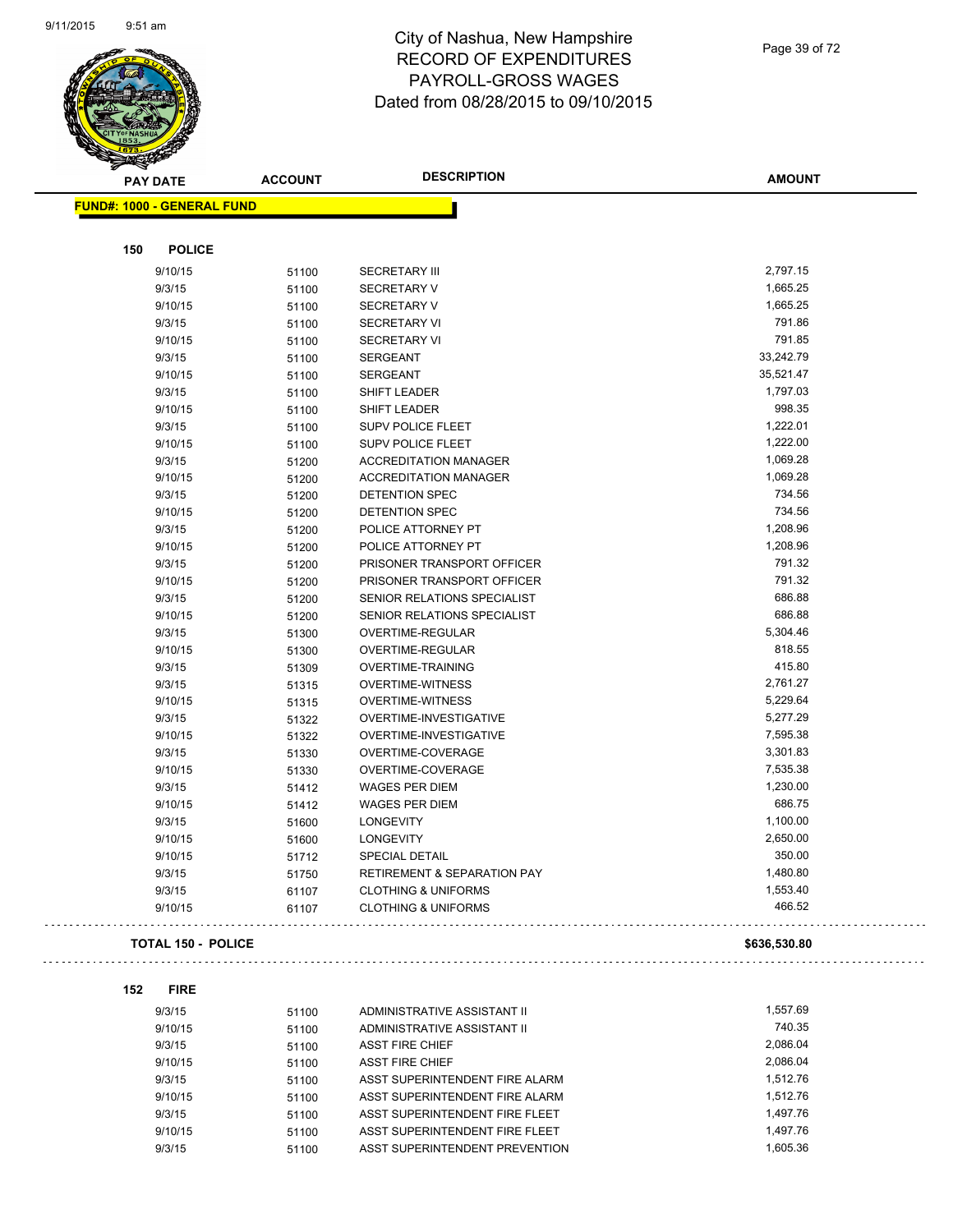# City of Nashua, New Hampshire
## RECORD OF EXPENDITURES
## PAYROLL-GROSS WAGES
## Dated from 08/28/2015 to 09/10/2015

| PAY DATE | ACCOUNT | DESCRIPTION | AMOUNT |
|---|---|---|---|

**FUND#: 1000 - GENERAL FUND**

### 150 POLICE

| PAY DATE | ACCOUNT | DESCRIPTION | AMOUNT |
|---|---|---|---|
| 9/10/15 | 51100 | SECRETARY III | 2,797.15 |
| 9/3/15 | 51100 | SECRETARY V | 1,665.25 |
| 9/10/15 | 51100 | SECRETARY V | 1,665.25 |
| 9/3/15 | 51100 | SECRETARY VI | 791.86 |
| 9/10/15 | 51100 | SECRETARY VI | 791.85 |
| 9/3/15 | 51100 | SERGEANT | 33,242.79 |
| 9/10/15 | 51100 | SERGEANT | 35,521.47 |
| 9/3/15 | 51100 | SHIFT LEADER | 1,797.03 |
| 9/10/15 | 51100 | SHIFT LEADER | 998.35 |
| 9/3/15 | 51100 | SUPV POLICE FLEET | 1,222.01 |
| 9/10/15 | 51100 | SUPV POLICE FLEET | 1,222.00 |
| 9/3/15 | 51200 | ACCREDITATION MANAGER | 1,069.28 |
| 9/10/15 | 51200 | ACCREDITATION MANAGER | 1,069.28 |
| 9/3/15 | 51200 | DETENTION SPEC | 734.56 |
| 9/10/15 | 51200 | DETENTION SPEC | 734.56 |
| 9/3/15 | 51200 | POLICE ATTORNEY PT | 1,208.96 |
| 9/10/15 | 51200 | POLICE ATTORNEY PT | 1,208.96 |
| 9/3/15 | 51200 | PRISONER TRANSPORT OFFICER | 791.32 |
| 9/10/15 | 51200 | PRISONER TRANSPORT OFFICER | 791.32 |
| 9/3/15 | 51200 | SENIOR RELATIONS SPECIALIST | 686.88 |
| 9/10/15 | 51200 | SENIOR RELATIONS SPECIALIST | 686.88 |
| 9/3/15 | 51300 | OVERTIME-REGULAR | 5,304.46 |
| 9/10/15 | 51300 | OVERTIME-REGULAR | 818.55 |
| 9/3/15 | 51309 | OVERTIME-TRAINING | 415.80 |
| 9/3/15 | 51315 | OVERTIME-WITNESS | 2,761.27 |
| 9/10/15 | 51315 | OVERTIME-WITNESS | 5,229.64 |
| 9/3/15 | 51322 | OVERTIME-INVESTIGATIVE | 5,277.29 |
| 9/10/15 | 51322 | OVERTIME-INVESTIGATIVE | 7,595.38 |
| 9/3/15 | 51330 | OVERTIME-COVERAGE | 3,301.83 |
| 9/10/15 | 51330 | OVERTIME-COVERAGE | 7,535.38 |
| 9/3/15 | 51412 | WAGES PER DIEM | 1,230.00 |
| 9/10/15 | 51412 | WAGES PER DIEM | 686.75 |
| 9/3/15 | 51600 | LONGEVITY | 1,100.00 |
| 9/10/15 | 51600 | LONGEVITY | 2,650.00 |
| 9/10/15 | 51712 | SPECIAL DETAIL | 350.00 |
| 9/3/15 | 51750 | RETIREMENT & SEPARATION PAY | 1,480.80 |
| 9/3/15 | 61107 | CLOTHING & UNIFORMS | 1,553.40 |
| 9/10/15 | 61107 | CLOTHING & UNIFORMS | 466.52 |

**TOTAL 150 - POLICE** **$636,530.80**

### 152 FIRE

| PAY DATE | ACCOUNT | DESCRIPTION | AMOUNT |
|---|---|---|---|
| 9/3/15 | 51100 | ADMINISTRATIVE ASSISTANT II | 1,557.69 |
| 9/10/15 | 51100 | ADMINISTRATIVE ASSISTANT II | 740.35 |
| 9/3/15 | 51100 | ASST FIRE CHIEF | 2,086.04 |
| 9/10/15 | 51100 | ASST FIRE CHIEF | 2,086.04 |
| 9/3/15 | 51100 | ASST SUPERINTENDENT FIRE ALARM | 1,512.76 |
| 9/10/15 | 51100 | ASST SUPERINTENDENT FIRE ALARM | 1,512.76 |
| 9/3/15 | 51100 | ASST SUPERINTENDENT FIRE FLEET | 1,497.76 |
| 9/10/15 | 51100 | ASST SUPERINTENDENT FIRE FLEET | 1,497.76 |
| 9/3/15 | 51100 | ASST SUPERINTENDENT PREVENTION | 1,605.36 |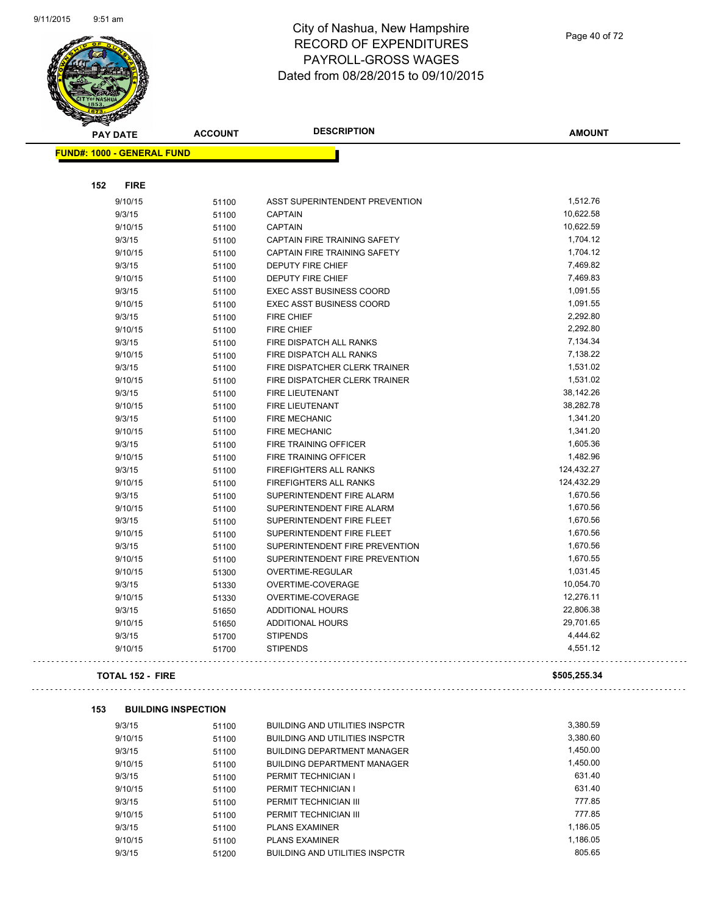# City of Nashua, New Hampshire
## RECORD OF EXPENDITURES
## PAYROLL-GROSS WAGES
## Dated from 08/28/2015 to 09/10/2015

| PAY DATE | ACCOUNT | DESCRIPTION | AMOUNT |
|---|---|---|---|
| **FUND#: 1000 - GENERAL FUND** | | | |
| **152 FIRE** | | | |
| 9/10/15 | 51100 | ASST SUPERINTENDENT PREVENTION | 1,512.76 |
| 9/3/15 | 51100 | CAPTAIN | 10,622.58 |
| 9/10/15 | 51100 | CAPTAIN | 10,622.59 |
| 9/3/15 | 51100 | CAPTAIN FIRE TRAINING SAFETY | 1,704.12 |
| 9/10/15 | 51100 | CAPTAIN FIRE TRAINING SAFETY | 1,704.12 |
| 9/3/15 | 51100 | DEPUTY FIRE CHIEF | 7,469.82 |
| 9/10/15 | 51100 | DEPUTY FIRE CHIEF | 7,469.83 |
| 9/3/15 | 51100 | EXEC ASST BUSINESS COORD | 1,091.55 |
| 9/10/15 | 51100 | EXEC ASST BUSINESS COORD | 1,091.55 |
| 9/3/15 | 51100 | FIRE CHIEF | 2,292.80 |
| 9/10/15 | 51100 | FIRE CHIEF | 2,292.80 |
| 9/3/15 | 51100 | FIRE DISPATCH ALL RANKS | 7,134.34 |
| 9/10/15 | 51100 | FIRE DISPATCH ALL RANKS | 7,138.22 |
| 9/3/15 | 51100 | FIRE DISPATCHER CLERK TRAINER | 1,531.02 |
| 9/10/15 | 51100 | FIRE DISPATCHER CLERK TRAINER | 1,531.02 |
| 9/3/15 | 51100 | FIRE LIEUTENANT | 38,142.26 |
| 9/10/15 | 51100 | FIRE LIEUTENANT | 38,282.78 |
| 9/3/15 | 51100 | FIRE MECHANIC | 1,341.20 |
| 9/10/15 | 51100 | FIRE MECHANIC | 1,341.20 |
| 9/3/15 | 51100 | FIRE TRAINING OFFICER | 1,605.36 |
| 9/10/15 | 51100 | FIRE TRAINING OFFICER | 1,482.96 |
| 9/3/15 | 51100 | FIREFIGHTERS ALL RANKS | 124,432.27 |
| 9/10/15 | 51100 | FIREFIGHTERS ALL RANKS | 124,432.29 |
| 9/3/15 | 51100 | SUPERINTENDENT FIRE ALARM | 1,670.56 |
| 9/10/15 | 51100 | SUPERINTENDENT FIRE ALARM | 1,670.56 |
| 9/3/15 | 51100 | SUPERINTENDENT FIRE FLEET | 1,670.56 |
| 9/10/15 | 51100 | SUPERINTENDENT FIRE FLEET | 1,670.56 |
| 9/3/15 | 51100 | SUPERINTENDENT FIRE PREVENTION | 1,670.56 |
| 9/10/15 | 51100 | SUPERINTENDENT FIRE PREVENTION | 1,670.55 |
| 9/10/15 | 51300 | OVERTIME-REGULAR | 1,031.45 |
| 9/3/15 | 51330 | OVERTIME-COVERAGE | 10,054.70 |
| 9/10/15 | 51330 | OVERTIME-COVERAGE | 12,276.11 |
| 9/3/15 | 51650 | ADDITIONAL HOURS | 22,806.38 |
| 9/10/15 | 51650 | ADDITIONAL HOURS | 29,701.65 |
| 9/3/15 | 51700 | STIPENDS | 4,444.62 |
| 9/10/15 | 51700 | STIPENDS | 4,551.12 |
| **TOTAL 152 - FIRE** | | | **$505,255.34** |
| **153 BUILDING INSPECTION** | | | |
| 9/3/15 | 51100 | BUILDING AND UTILITIES INSPCTR | 3,380.59 |
| 9/10/15 | 51100 | BUILDING AND UTILITIES INSPCTR | 3,380.60 |
| 9/3/15 | 51100 | BUILDING DEPARTMENT MANAGER | 1,450.00 |
| 9/10/15 | 51100 | BUILDING DEPARTMENT MANAGER | 1,450.00 |
| 9/3/15 | 51100 | PERMIT TECHNICIAN I | 631.40 |
| 9/10/15 | 51100 | PERMIT TECHNICIAN I | 631.40 |
| 9/3/15 | 51100 | PERMIT TECHNICIAN III | 777.85 |
| 9/10/15 | 51100 | PERMIT TECHNICIAN III | 777.85 |
| 9/3/15 | 51100 | PLANS EXAMINER | 1,186.05 |
| 9/10/15 | 51100 | PLANS EXAMINER | 1,186.05 |
| 9/3/15 | 51200 | BUILDING AND UTILITIES INSPCTR | 805.65 |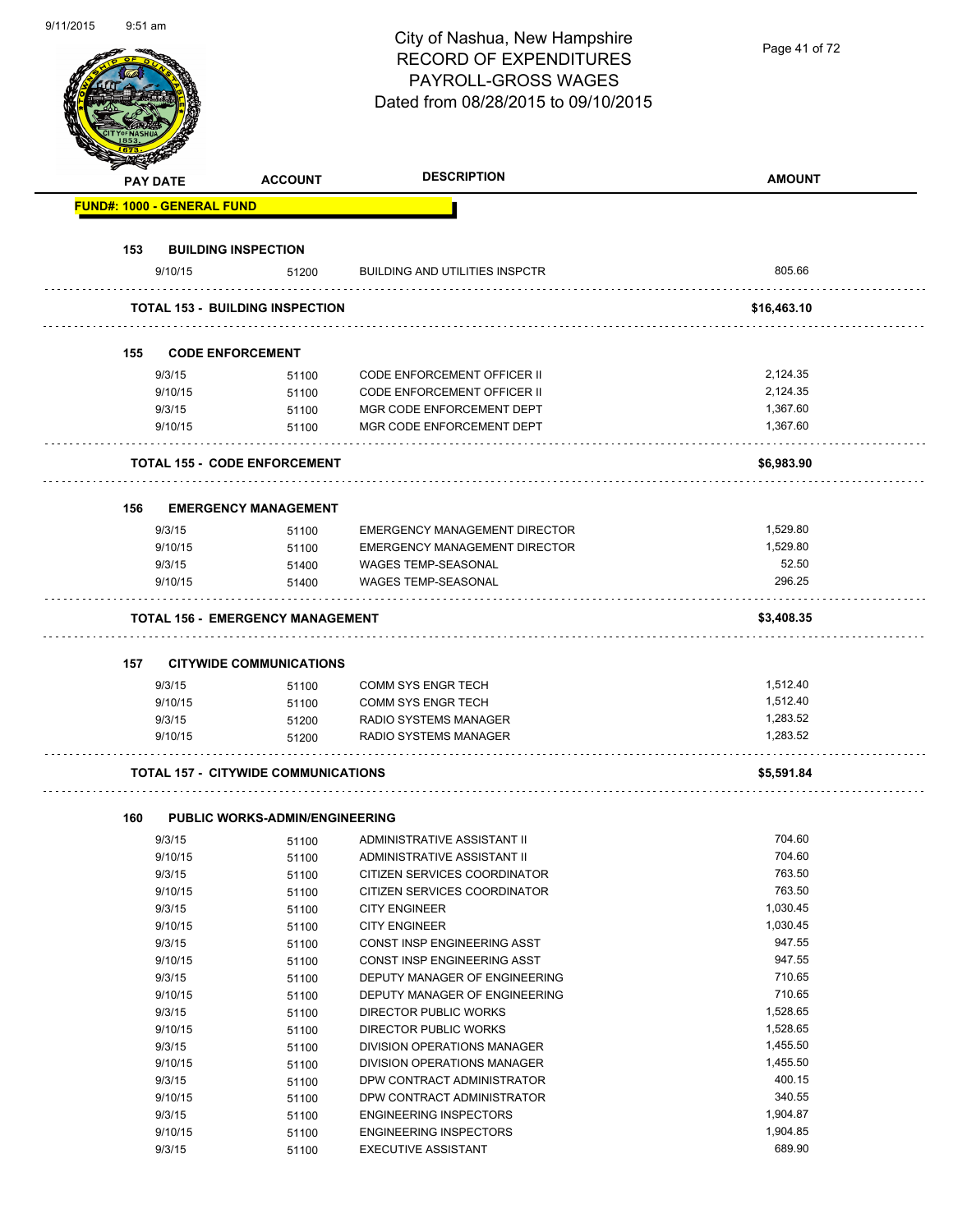# City of Nashua, New Hampshire
## RECORD OF EXPENDITURES
## PAYROLL-GROSS WAGES
## Dated from 08/28/2015 to 09/10/2015

| PAY DATE | ACCOUNT | DESCRIPTION | AMOUNT |
|---|---|---|---|
| **FUND#: 1000 - GENERAL FUND** | | | |
| **153 BUILDING INSPECTION** | | | |
| 9/10/15 | 51200 | BUILDING AND UTILITIES INSPCTR | 805.66 |
| **TOTAL 153 - BUILDING INSPECTION** | | | **$16,463.10** |
| **155 CODE ENFORCEMENT** | | | |
| 9/3/15 | 51100 | CODE ENFORCEMENT OFFICER II | 2,124.35 |
| 9/10/15 | 51100 | CODE ENFORCEMENT OFFICER II | 2,124.35 |
| 9/3/15 | 51100 | MGR CODE ENFORCEMENT DEPT | 1,367.60 |
| 9/10/15 | 51100 | MGR CODE ENFORCEMENT DEPT | 1,367.60 |
| **TOTAL 155 - CODE ENFORCEMENT** | | | **$6,983.90** |
| **156 EMERGENCY MANAGEMENT** | | | |
| 9/3/15 | 51100 | EMERGENCY MANAGEMENT DIRECTOR | 1,529.80 |
| 9/10/15 | 51100 | EMERGENCY MANAGEMENT DIRECTOR | 1,529.80 |
| 9/3/15 | 51400 | WAGES TEMP-SEASONAL | 52.50 |
| 9/10/15 | 51400 | WAGES TEMP-SEASONAL | 296.25 |
| **TOTAL 156 - EMERGENCY MANAGEMENT** | | | **$3,408.35** |
| **157 CITYWIDE COMMUNICATIONS** | | | |
| 9/3/15 | 51100 | COMM SYS ENGR TECH | 1,512.40 |
| 9/10/15 | 51100 | COMM SYS ENGR TECH | 1,512.40 |
| 9/3/15 | 51200 | RADIO SYSTEMS MANAGER | 1,283.52 |
| 9/10/15 | 51200 | RADIO SYSTEMS MANAGER | 1,283.52 |
| **TOTAL 157 - CITYWIDE COMMUNICATIONS** | | | **$5,591.84** |
| **160 PUBLIC WORKS-ADMIN/ENGINEERING** | | | |
| 9/3/15 | 51100 | ADMINISTRATIVE ASSISTANT II | 704.60 |
| 9/10/15 | 51100 | ADMINISTRATIVE ASSISTANT II | 704.60 |
| 9/3/15 | 51100 | CITIZEN SERVICES COORDINATOR | 763.50 |
| 9/10/15 | 51100 | CITIZEN SERVICES COORDINATOR | 763.50 |
| 9/3/15 | 51100 | CITY ENGINEER | 1,030.45 |
| 9/10/15 | 51100 | CITY ENGINEER | 1,030.45 |
| 9/3/15 | 51100 | CONST INSP ENGINEERING ASST | 947.55 |
| 9/10/15 | 51100 | CONST INSP ENGINEERING ASST | 947.55 |
| 9/3/15 | 51100 | DEPUTY MANAGER OF ENGINEERING | 710.65 |
| 9/10/15 | 51100 | DEPUTY MANAGER OF ENGINEERING | 710.65 |
| 9/3/15 | 51100 | DIRECTOR PUBLIC WORKS | 1,528.65 |
| 9/10/15 | 51100 | DIRECTOR PUBLIC WORKS | 1,528.65 |
| 9/3/15 | 51100 | DIVISION OPERATIONS MANAGER | 1,455.50 |
| 9/10/15 | 51100 | DIVISION OPERATIONS MANAGER | 1,455.50 |
| 9/3/15 | 51100 | DPW CONTRACT ADMINISTRATOR | 400.15 |
| 9/10/15 | 51100 | DPW CONTRACT ADMINISTRATOR | 340.55 |
| 9/3/15 | 51100 | ENGINEERING INSPECTORS | 1,904.87 |
| 9/10/15 | 51100 | ENGINEERING INSPECTORS | 1,904.85 |
| 9/3/15 | 51100 | EXECUTIVE ASSISTANT | 689.90 |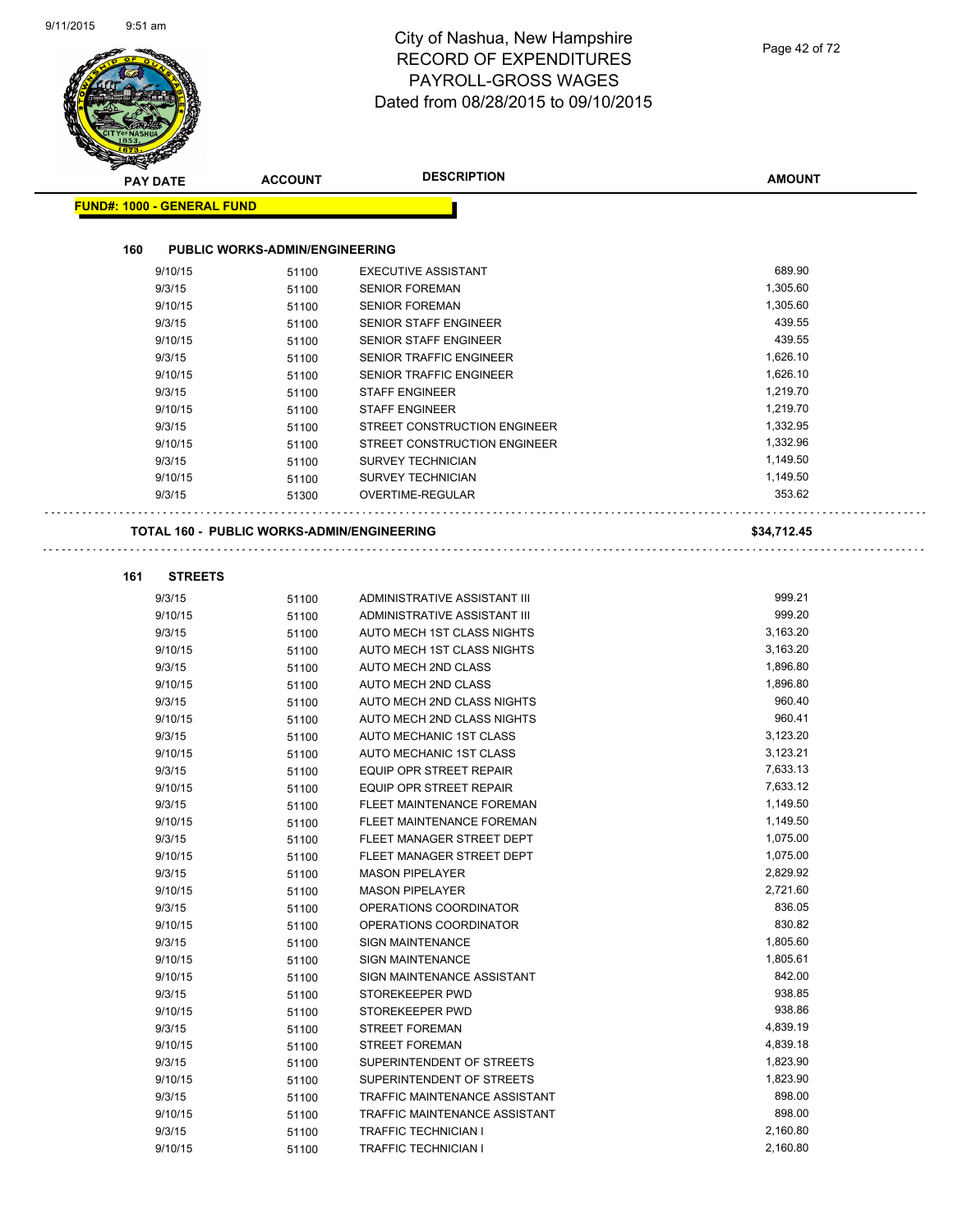# City of Nashua, New Hampshire
## RECORD OF EXPENDITURES
## PAYROLL-GROSS WAGES
## Dated from 08/28/2015 to 09/10/2015

| PAY DATE | ACCOUNT | DESCRIPTION | AMOUNT |
|---|---|---|---|

**FUND#: 1000 - GENERAL FUND**

**160 PUBLIC WORKS-ADMIN/ENGINEERING**

| PAY DATE | ACCOUNT | DESCRIPTION | AMOUNT |
|---|---|---|---|
| 9/10/15 | 51100 | EXECUTIVE ASSISTANT | 689.90 |
| 9/3/15 | 51100 | SENIOR FOREMAN | 1,305.60 |
| 9/10/15 | 51100 | SENIOR FOREMAN | 1,305.60 |
| 9/3/15 | 51100 | SENIOR STAFF ENGINEER | 439.55 |
| 9/10/15 | 51100 | SENIOR STAFF ENGINEER | 439.55 |
| 9/3/15 | 51100 | SENIOR TRAFFIC ENGINEER | 1,626.10 |
| 9/10/15 | 51100 | SENIOR TRAFFIC ENGINEER | 1,626.10 |
| 9/3/15 | 51100 | STAFF ENGINEER | 1,219.70 |
| 9/10/15 | 51100 | STAFF ENGINEER | 1,219.70 |
| 9/3/15 | 51100 | STREET CONSTRUCTION ENGINEER | 1,332.95 |
| 9/10/15 | 51100 | STREET CONSTRUCTION ENGINEER | 1,332.96 |
| 9/3/15 | 51100 | SURVEY TECHNICIAN | 1,149.50 |
| 9/10/15 | 51100 | SURVEY TECHNICIAN | 1,149.50 |
| 9/3/15 | 51300 | OVERTIME-REGULAR | 353.62 |

**TOTAL 160 - PUBLIC WORKS-ADMIN/ENGINEERING** **$34,712.45**

**161 STREETS**

| PAY DATE | ACCOUNT | DESCRIPTION | AMOUNT |
|---|---|---|---|
| 9/3/15 | 51100 | ADMINISTRATIVE ASSISTANT III | 999.21 |
| 9/10/15 | 51100 | ADMINISTRATIVE ASSISTANT III | 999.20 |
| 9/3/15 | 51100 | AUTO MECH 1ST CLASS NIGHTS | 3,163.20 |
| 9/10/15 | 51100 | AUTO MECH 1ST CLASS NIGHTS | 3,163.20 |
| 9/3/15 | 51100 | AUTO MECH 2ND CLASS | 1,896.80 |
| 9/10/15 | 51100 | AUTO MECH 2ND CLASS | 1,896.80 |
| 9/3/15 | 51100 | AUTO MECH 2ND CLASS NIGHTS | 960.40 |
| 9/10/15 | 51100 | AUTO MECH 2ND CLASS NIGHTS | 960.41 |
| 9/3/15 | 51100 | AUTO MECHANIC 1ST CLASS | 3,123.20 |
| 9/10/15 | 51100 | AUTO MECHANIC 1ST CLASS | 3,123.21 |
| 9/3/15 | 51100 | EQUIP OPR STREET REPAIR | 7,633.13 |
| 9/10/15 | 51100 | EQUIP OPR STREET REPAIR | 7,633.12 |
| 9/3/15 | 51100 | FLEET MAINTENANCE FOREMAN | 1,149.50 |
| 9/10/15 | 51100 | FLEET MAINTENANCE FOREMAN | 1,149.50 |
| 9/3/15 | 51100 | FLEET MANAGER STREET DEPT | 1,075.00 |
| 9/10/15 | 51100 | FLEET MANAGER STREET DEPT | 1,075.00 |
| 9/3/15 | 51100 | MASON PIPELAYER | 2,829.92 |
| 9/10/15 | 51100 | MASON PIPELAYER | 2,721.60 |
| 9/3/15 | 51100 | OPERATIONS COORDINATOR | 836.05 |
| 9/10/15 | 51100 | OPERATIONS COORDINATOR | 830.82 |
| 9/3/15 | 51100 | SIGN MAINTENANCE | 1,805.60 |
| 9/10/15 | 51100 | SIGN MAINTENANCE | 1,805.61 |
| 9/10/15 | 51100 | SIGN MAINTENANCE ASSISTANT | 842.00 |
| 9/3/15 | 51100 | STOREKEEPER PWD | 938.85 |
| 9/10/15 | 51100 | STOREKEEPER PWD | 938.86 |
| 9/3/15 | 51100 | STREET FOREMAN | 4,839.19 |
| 9/10/15 | 51100 | STREET FOREMAN | 4,839.18 |
| 9/3/15 | 51100 | SUPERINTENDENT OF STREETS | 1,823.90 |
| 9/10/15 | 51100 | SUPERINTENDENT OF STREETS | 1,823.90 |
| 9/3/15 | 51100 | TRAFFIC MAINTENANCE ASSISTANT | 898.00 |
| 9/10/15 | 51100 | TRAFFIC MAINTENANCE ASSISTANT | 898.00 |
| 9/3/15 | 51100 | TRAFFIC TECHNICIAN I | 2,160.80 |
| 9/10/15 | 51100 | TRAFFIC TECHNICIAN I | 2,160.80 |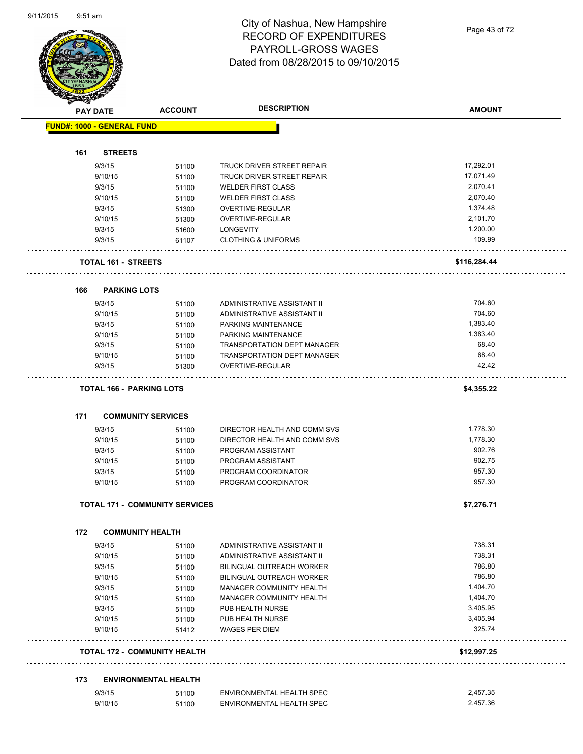# City of Nashua, New Hampshire
## RECORD OF EXPENDITURES
## PAYROLL-GROSS WAGES
## Dated from 08/28/2015 to 09/10/2015

| PAY DATE | ACCOUNT | DESCRIPTION | AMOUNT |
|---|---|---|---|
| **FUND#: 1000 - GENERAL FUND** | | | |
| **161 STREETS** | | | |
| 9/3/15 | 51100 | TRUCK DRIVER STREET REPAIR | 17,292.01 |
| 9/10/15 | 51100 | TRUCK DRIVER STREET REPAIR | 17,071.49 |
| 9/3/15 | 51100 | WELDER FIRST CLASS | 2,070.41 |
| 9/10/15 | 51100 | WELDER FIRST CLASS | 2,070.40 |
| 9/3/15 | 51300 | OVERTIME-REGULAR | 1,374.48 |
| 9/10/15 | 51300 | OVERTIME-REGULAR | 2,101.70 |
| 9/3/15 | 51600 | LONGEVITY | 1,200.00 |
| 9/3/15 | 61107 | CLOTHING & UNIFORMS | 109.99 |
| **TOTAL 161 - STREETS** | | | **$116,284.44** |
| **166 PARKING LOTS** | | | |
| 9/3/15 | 51100 | ADMINISTRATIVE ASSISTANT II | 704.60 |
| 9/10/15 | 51100 | ADMINISTRATIVE ASSISTANT II | 704.60 |
| 9/3/15 | 51100 | PARKING MAINTENANCE | 1,383.40 |
| 9/10/15 | 51100 | PARKING MAINTENANCE | 1,383.40 |
| 9/3/15 | 51100 | TRANSPORTATION DEPT MANAGER | 68.40 |
| 9/10/15 | 51100 | TRANSPORTATION DEPT MANAGER | 68.40 |
| 9/3/15 | 51300 | OVERTIME-REGULAR | 42.42 |
| **TOTAL 166 - PARKING LOTS** | | | **$4,355.22** |
| **171 COMMUNITY SERVICES** | | | |
| 9/3/15 | 51100 | DIRECTOR HEALTH AND COMM SVS | 1,778.30 |
| 9/10/15 | 51100 | DIRECTOR HEALTH AND COMM SVS | 1,778.30 |
| 9/3/15 | 51100 | PROGRAM ASSISTANT | 902.76 |
| 9/10/15 | 51100 | PROGRAM ASSISTANT | 902.75 |
| 9/3/15 | 51100 | PROGRAM COORDINATOR | 957.30 |
| 9/10/15 | 51100 | PROGRAM COORDINATOR | 957.30 |
| **TOTAL 171 - COMMUNITY SERVICES** | | | **$7,276.71** |
| **172 COMMUNITY HEALTH** | | | |
| 9/3/15 | 51100 | ADMINISTRATIVE ASSISTANT II | 738.31 |
| 9/10/15 | 51100 | ADMINISTRATIVE ASSISTANT II | 738.31 |
| 9/3/15 | 51100 | BILINGUAL OUTREACH WORKER | 786.80 |
| 9/10/15 | 51100 | BILINGUAL OUTREACH WORKER | 786.80 |
| 9/3/15 | 51100 | MANAGER COMMUNITY HEALTH | 1,404.70 |
| 9/10/15 | 51100 | MANAGER COMMUNITY HEALTH | 1,404.70 |
| 9/3/15 | 51100 | PUB HEALTH NURSE | 3,405.95 |
| 9/10/15 | 51100 | PUB HEALTH NURSE | 3,405.94 |
| 9/10/15 | 51412 | WAGES PER DIEM | 325.74 |
| **TOTAL 172 - COMMUNITY HEALTH** | | | **$12,997.25** |
| **173 ENVIRONMENTAL HEALTH** | | | |
| 9/3/15 | 51100 | ENVIRONMENTAL HEALTH SPEC | 2,457.35 |
| 9/10/15 | 51100 | ENVIRONMENTAL HEALTH SPEC | 2,457.36 |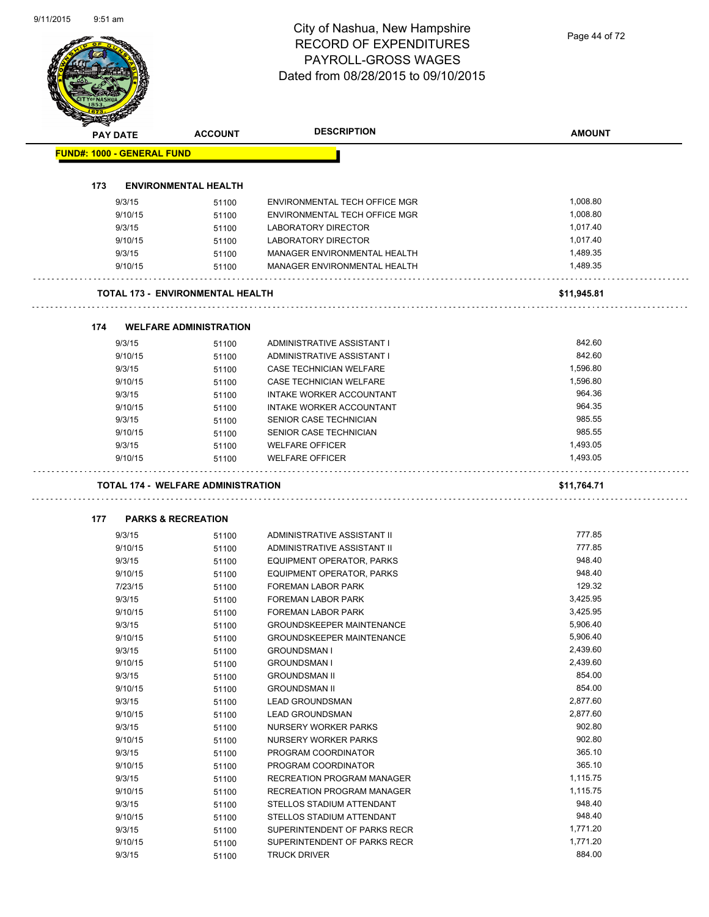# City of Nashua, New Hampshire
## RECORD OF EXPENDITURES
## PAYROLL-GROSS WAGES
## Dated from 08/28/2015 to 09/10/2015

| PAY DATE | ACCOUNT | DESCRIPTION | AMOUNT |
|---|---|---|---|
| **FUND#: 1000 - GENERAL FUND** | | | |
| **173 ENVIRONMENTAL HEALTH** | | | |
| 9/3/15 | 51100 | ENVIRONMENTAL TECH OFFICE MGR | 1,008.80 |
| 9/10/15 | 51100 | ENVIRONMENTAL TECH OFFICE MGR | 1,008.80 |
| 9/3/15 | 51100 | LABORATORY DIRECTOR | 1,017.40 |
| 9/10/15 | 51100 | LABORATORY DIRECTOR | 1,017.40 |
| 9/3/15 | 51100 | MANAGER ENVIRONMENTAL HEALTH | 1,489.35 |
| 9/10/15 | 51100 | MANAGER ENVIRONMENTAL HEALTH | 1,489.35 |
| **TOTAL 173 - ENVIRONMENTAL HEALTH** | | | **$11,945.81** |
| **174 WELFARE ADMINISTRATION** | | | |
| 9/3/15 | 51100 | ADMINISTRATIVE ASSISTANT I | 842.60 |
| 9/10/15 | 51100 | ADMINISTRATIVE ASSISTANT I | 842.60 |
| 9/3/15 | 51100 | CASE TECHNICIAN WELFARE | 1,596.80 |
| 9/10/15 | 51100 | CASE TECHNICIAN WELFARE | 1,596.80 |
| 9/3/15 | 51100 | INTAKE WORKER ACCOUNTANT | 964.36 |
| 9/10/15 | 51100 | INTAKE WORKER ACCOUNTANT | 964.35 |
| 9/3/15 | 51100 | SENIOR CASE TECHNICIAN | 985.55 |
| 9/10/15 | 51100 | SENIOR CASE TECHNICIAN | 985.55 |
| 9/3/15 | 51100 | WELFARE OFFICER | 1,493.05 |
| 9/10/15 | 51100 | WELFARE OFFICER | 1,493.05 |
| **TOTAL 174 - WELFARE ADMINISTRATION** | | | **$11,764.71** |
| **177 PARKS & RECREATION** | | | |
| 9/3/15 | 51100 | ADMINISTRATIVE ASSISTANT II | 777.85 |
| 9/10/15 | 51100 | ADMINISTRATIVE ASSISTANT II | 777.85 |
| 9/3/15 | 51100 | EQUIPMENT OPERATOR, PARKS | 948.40 |
| 9/10/15 | 51100 | EQUIPMENT OPERATOR, PARKS | 948.40 |
| 7/23/15 | 51100 | FOREMAN LABOR PARK | 129.32 |
| 9/3/15 | 51100 | FOREMAN LABOR PARK | 3,425.95 |
| 9/10/15 | 51100 | FOREMAN LABOR PARK | 3,425.95 |
| 9/3/15 | 51100 | GROUNDSKEEPER MAINTENANCE | 5,906.40 |
| 9/10/15 | 51100 | GROUNDSKEEPER MAINTENANCE | 5,906.40 |
| 9/3/15 | 51100 | GROUNDSMAN I | 2,439.60 |
| 9/10/15 | 51100 | GROUNDSMAN I | 2,439.60 |
| 9/3/15 | 51100 | GROUNDSMAN II | 854.00 |
| 9/10/15 | 51100 | GROUNDSMAN II | 854.00 |
| 9/3/15 | 51100 | LEAD GROUNDSMAN | 2,877.60 |
| 9/10/15 | 51100 | LEAD GROUNDSMAN | 2,877.60 |
| 9/3/15 | 51100 | NURSERY WORKER PARKS | 902.80 |
| 9/10/15 | 51100 | NURSERY WORKER PARKS | 902.80 |
| 9/3/15 | 51100 | PROGRAM COORDINATOR | 365.10 |
| 9/10/15 | 51100 | PROGRAM COORDINATOR | 365.10 |
| 9/3/15 | 51100 | RECREATION PROGRAM MANAGER | 1,115.75 |
| 9/10/15 | 51100 | RECREATION PROGRAM MANAGER | 1,115.75 |
| 9/3/15 | 51100 | STELLOS STADIUM ATTENDANT | 948.40 |
| 9/10/15 | 51100 | STELLOS STADIUM ATTENDANT | 948.40 |
| 9/3/15 | 51100 | SUPERINTENDENT OF PARKS RECR | 1,771.20 |
| 9/10/15 | 51100 | SUPERINTENDENT OF PARKS RECR | 1,771.20 |
| 9/3/15 | 51100 | TRUCK DRIVER | 884.00 |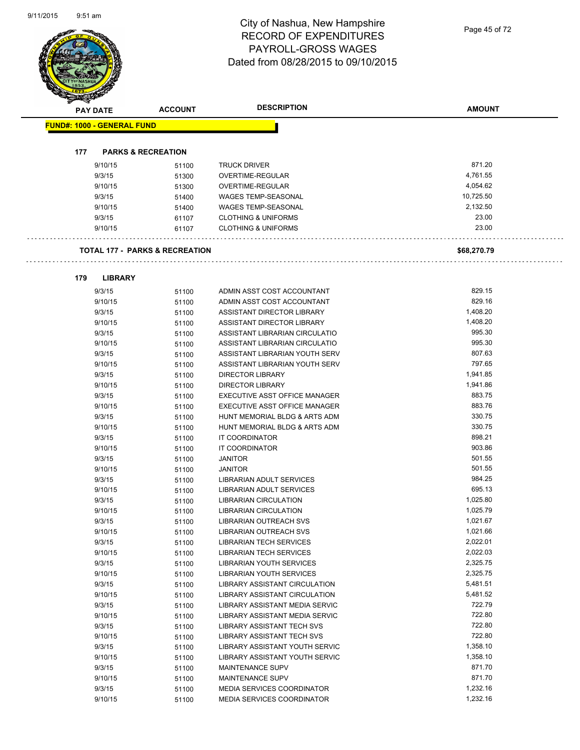# City of Nashua, New Hampshire
# RECORD OF EXPENDITURES
# PAYROLL-GROSS WAGES
# Dated from 08/28/2015 to 09/10/2015

| PAY DATE | ACCOUNT | DESCRIPTION | AMOUNT |
|---|---|---|---|

**FUND#: 1000 - GENERAL FUND**

**177 PARKS & RECREATION**

| PAY DATE | ACCOUNT | DESCRIPTION | AMOUNT |
|---|---|---|---|
| 9/10/15 | 51100 | TRUCK DRIVER | 871.20 |
| 9/3/15 | 51300 | OVERTIME-REGULAR | 4,761.55 |
| 9/10/15 | 51300 | OVERTIME-REGULAR | 4,054.62 |
| 9/3/15 | 51400 | WAGES TEMP-SEASONAL | 10,725.50 |
| 9/10/15 | 51400 | WAGES TEMP-SEASONAL | 2,132.50 |
| 9/3/15 | 61107 | CLOTHING & UNIFORMS | 23.00 |
| 9/10/15 | 61107 | CLOTHING & UNIFORMS | 23.00 |

**TOTAL 177 - PARKS & RECREATION** **$68,270.79**

**179 LIBRARY**

| PAY DATE | ACCOUNT | DESCRIPTION | AMOUNT |
|---|---|---|---|
| 9/3/15 | 51100 | ADMIN ASST COST ACCOUNTANT | 829.15 |
| 9/10/15 | 51100 | ADMIN ASST COST ACCOUNTANT | 829.16 |
| 9/3/15 | 51100 | ASSISTANT DIRECTOR LIBRARY | 1,408.20 |
| 9/10/15 | 51100 | ASSISTANT DIRECTOR LIBRARY | 1,408.20 |
| 9/3/15 | 51100 | ASSISTANT LIBRARIAN CIRCULATIO | 995.30 |
| 9/10/15 | 51100 | ASSISTANT LIBRARIAN CIRCULATIO | 995.30 |
| 9/3/15 | 51100 | ASSISTANT LIBRARIAN YOUTH SERV | 807.63 |
| 9/10/15 | 51100 | ASSISTANT LIBRARIAN YOUTH SERV | 797.65 |
| 9/3/15 | 51100 | DIRECTOR LIBRARY | 1,941.85 |
| 9/10/15 | 51100 | DIRECTOR LIBRARY | 1,941.86 |
| 9/3/15 | 51100 | EXECUTIVE ASST OFFICE MANAGER | 883.75 |
| 9/10/15 | 51100 | EXECUTIVE ASST OFFICE MANAGER | 883.76 |
| 9/3/15 | 51100 | HUNT MEMORIAL BLDG & ARTS ADM | 330.75 |
| 9/10/15 | 51100 | HUNT MEMORIAL BLDG & ARTS ADM | 330.75 |
| 9/3/15 | 51100 | IT COORDINATOR | 898.21 |
| 9/10/15 | 51100 | IT COORDINATOR | 903.86 |
| 9/3/15 | 51100 | JANITOR | 501.55 |
| 9/10/15 | 51100 | JANITOR | 501.55 |
| 9/3/15 | 51100 | LIBRARIAN ADULT SERVICES | 984.25 |
| 9/10/15 | 51100 | LIBRARIAN ADULT SERVICES | 695.13 |
| 9/3/15 | 51100 | LIBRARIAN CIRCULATION | 1,025.80 |
| 9/10/15 | 51100 | LIBRARIAN CIRCULATION | 1,025.79 |
| 9/3/15 | 51100 | LIBRARIAN OUTREACH SVS | 1,021.67 |
| 9/10/15 | 51100 | LIBRARIAN OUTREACH SVS | 1,021.66 |
| 9/3/15 | 51100 | LIBRARIAN TECH SERVICES | 2,022.01 |
| 9/10/15 | 51100 | LIBRARIAN TECH SERVICES | 2,022.03 |
| 9/3/15 | 51100 | LIBRARIAN YOUTH SERVICES | 2,325.75 |
| 9/10/15 | 51100 | LIBRARIAN YOUTH SERVICES | 2,325.75 |
| 9/3/15 | 51100 | LIBRARY ASSISTANT CIRCULATION | 5,481.51 |
| 9/10/15 | 51100 | LIBRARY ASSISTANT CIRCULATION | 5,481.52 |
| 9/3/15 | 51100 | LIBRARY ASSISTANT MEDIA SERVIC | 722.79 |
| 9/10/15 | 51100 | LIBRARY ASSISTANT MEDIA SERVIC | 722.80 |
| 9/3/15 | 51100 | LIBRARY ASSISTANT TECH SVS | 722.80 |
| 9/10/15 | 51100 | LIBRARY ASSISTANT TECH SVS | 722.80 |
| 9/3/15 | 51100 | LIBRARY ASSISTANT YOUTH SERVIC | 1,358.10 |
| 9/10/15 | 51100 | LIBRARY ASSISTANT YOUTH SERVIC | 1,358.10 |
| 9/3/15 | 51100 | MAINTENANCE SUPV | 871.70 |
| 9/10/15 | 51100 | MAINTENANCE SUPV | 871.70 |
| 9/3/15 | 51100 | MEDIA SERVICES COORDINATOR | 1,232.16 |
| 9/10/15 | 51100 | MEDIA SERVICES COORDINATOR | 1,232.16 |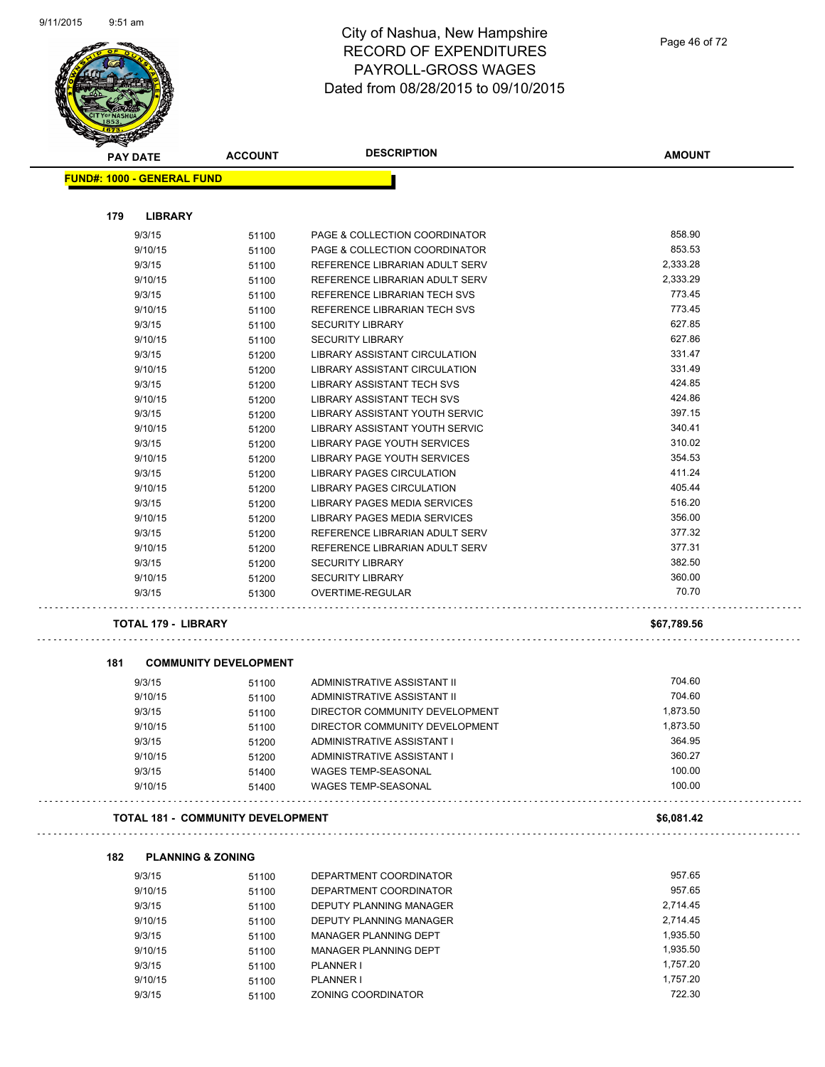# City of Nashua, New Hampshire
## RECORD OF EXPENDITURES
## PAYROLL-GROSS WAGES
## Dated from 08/28/2015 to 09/10/2015

| PAY DATE | ACCOUNT | DESCRIPTION | AMOUNT |
|---|---|---|---|

**FUND#: 1000 - GENERAL FUND**

### 179 LIBRARY

| PAY DATE | ACCOUNT | DESCRIPTION | AMOUNT |
|---|---|---|---|
| 9/3/15 | 51100 | PAGE & COLLECTION COORDINATOR | 858.90 |
| 9/10/15 | 51100 | PAGE & COLLECTION COORDINATOR | 853.53 |
| 9/3/15 | 51100 | REFERENCE LIBRARIAN ADULT SERV | 2,333.28 |
| 9/10/15 | 51100 | REFERENCE LIBRARIAN ADULT SERV | 2,333.29 |
| 9/3/15 | 51100 | REFERENCE LIBRARIAN TECH SVS | 773.45 |
| 9/10/15 | 51100 | REFERENCE LIBRARIAN TECH SVS | 773.45 |
| 9/3/15 | 51100 | SECURITY LIBRARY | 627.85 |
| 9/10/15 | 51100 | SECURITY LIBRARY | 627.86 |
| 9/3/15 | 51200 | LIBRARY ASSISTANT CIRCULATION | 331.47 |
| 9/10/15 | 51200 | LIBRARY ASSISTANT CIRCULATION | 331.49 |
| 9/3/15 | 51200 | LIBRARY ASSISTANT TECH SVS | 424.85 |
| 9/10/15 | 51200 | LIBRARY ASSISTANT TECH SVS | 424.86 |
| 9/3/15 | 51200 | LIBRARY ASSISTANT YOUTH SERVIC | 397.15 |
| 9/10/15 | 51200 | LIBRARY ASSISTANT YOUTH SERVIC | 340.41 |
| 9/3/15 | 51200 | LIBRARY PAGE YOUTH SERVICES | 310.02 |
| 9/10/15 | 51200 | LIBRARY PAGE YOUTH SERVICES | 354.53 |
| 9/3/15 | 51200 | LIBRARY PAGES CIRCULATION | 411.24 |
| 9/10/15 | 51200 | LIBRARY PAGES CIRCULATION | 405.44 |
| 9/3/15 | 51200 | LIBRARY PAGES MEDIA SERVICES | 516.20 |
| 9/10/15 | 51200 | LIBRARY PAGES MEDIA SERVICES | 356.00 |
| 9/3/15 | 51200 | REFERENCE LIBRARIAN ADULT SERV | 377.32 |
| 9/10/15 | 51200 | REFERENCE LIBRARIAN ADULT SERV | 377.31 |
| 9/3/15 | 51200 | SECURITY LIBRARY | 382.50 |
| 9/10/15 | 51200 | SECURITY LIBRARY | 360.00 |
| 9/3/15 | 51300 | OVERTIME-REGULAR | 70.70 |

**TOTAL 179 - LIBRARY** **$67,789.56**

### 181 COMMUNITY DEVELOPMENT

| PAY DATE | ACCOUNT | DESCRIPTION | AMOUNT |
|---|---|---|---|
| 9/3/15 | 51100 | ADMINISTRATIVE ASSISTANT II | 704.60 |
| 9/10/15 | 51100 | ADMINISTRATIVE ASSISTANT II | 704.60 |
| 9/3/15 | 51100 | DIRECTOR COMMUNITY DEVELOPMENT | 1,873.50 |
| 9/10/15 | 51100 | DIRECTOR COMMUNITY DEVELOPMENT | 1,873.50 |
| 9/3/15 | 51200 | ADMINISTRATIVE ASSISTANT I | 364.95 |
| 9/10/15 | 51200 | ADMINISTRATIVE ASSISTANT I | 360.27 |
| 9/3/15 | 51400 | WAGES TEMP-SEASONAL | 100.00 |
| 9/10/15 | 51400 | WAGES TEMP-SEASONAL | 100.00 |

**TOTAL 181 - COMMUNITY DEVELOPMENT** **$6,081.42**

### 182 PLANNING & ZONING

| PAY DATE | ACCOUNT | DESCRIPTION | AMOUNT |
|---|---|---|---|
| 9/3/15 | 51100 | DEPARTMENT COORDINATOR | 957.65 |
| 9/10/15 | 51100 | DEPARTMENT COORDINATOR | 957.65 |
| 9/3/15 | 51100 | DEPUTY PLANNING MANAGER | 2,714.45 |
| 9/10/15 | 51100 | DEPUTY PLANNING MANAGER | 2,714.45 |
| 9/3/15 | 51100 | MANAGER PLANNING DEPT | 1,935.50 |
| 9/10/15 | 51100 | MANAGER PLANNING DEPT | 1,935.50 |
| 9/3/15 | 51100 | PLANNER I | 1,757.20 |
| 9/10/15 | 51100 | PLANNER I | 1,757.20 |
| 9/3/15 | 51100 | ZONING COORDINATOR | 722.30 |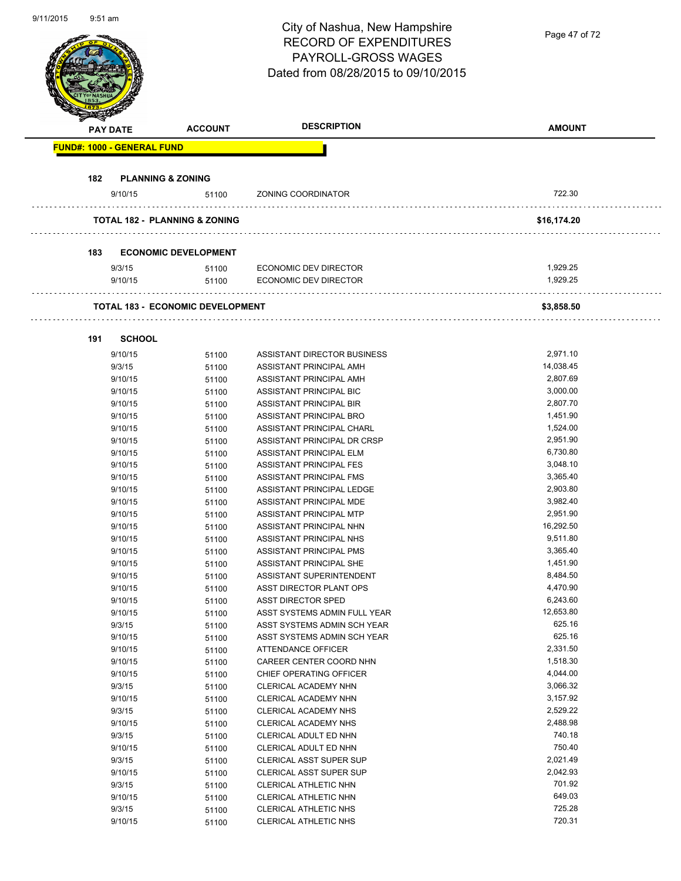# City of Nashua, New Hampshire
## RECORD OF EXPENDITURES
## PAYROLL-GROSS WAGES
## Dated from 08/28/2015 to 09/10/2015

| PAY DATE | ACCOUNT | DESCRIPTION | AMOUNT |
|---|---|---|---|
| **FUND#: 1000 - GENERAL FUND** | | | |
| **182 PLANNING & ZONING** | | | |
| 9/10/15 | 51100 | ZONING COORDINATOR | 722.30 |
| **TOTAL 182 - PLANNING & ZONING** | | | **$16,174.20** |
| **183 ECONOMIC DEVELOPMENT** | | | |
| 9/3/15 | 51100 | ECONOMIC DEV DIRECTOR | 1,929.25 |
| 9/10/15 | 51100 | ECONOMIC DEV DIRECTOR | 1,929.25 |
| **TOTAL 183 - ECONOMIC DEVELOPMENT** | | | **$3,858.50** |
| **191 SCHOOL** | | | |
| 9/10/15 | 51100 | ASSISTANT DIRECTOR BUSINESS | 2,971.10 |
| 9/3/15 | 51100 | ASSISTANT PRINCIPAL AMH | 14,038.45 |
| 9/10/15 | 51100 | ASSISTANT PRINCIPAL AMH | 2,807.69 |
| 9/10/15 | 51100 | ASSISTANT PRINCIPAL BIC | 3,000.00 |
| 9/10/15 | 51100 | ASSISTANT PRINCIPAL BIR | 2,807.70 |
| 9/10/15 | 51100 | ASSISTANT PRINCIPAL BRO | 1,451.90 |
| 9/10/15 | 51100 | ASSISTANT PRINCIPAL CHARL | 1,524.00 |
| 9/10/15 | 51100 | ASSISTANT PRINCIPAL DR CRSP | 2,951.90 |
| 9/10/15 | 51100 | ASSISTANT PRINCIPAL ELM | 6,730.80 |
| 9/10/15 | 51100 | ASSISTANT PRINCIPAL FES | 3,048.10 |
| 9/10/15 | 51100 | ASSISTANT PRINCIPAL FMS | 3,365.40 |
| 9/10/15 | 51100 | ASSISTANT PRINCIPAL LEDGE | 2,903.80 |
| 9/10/15 | 51100 | ASSISTANT PRINCIPAL MDE | 3,982.40 |
| 9/10/15 | 51100 | ASSISTANT PRINCIPAL MTP | 2,951.90 |
| 9/10/15 | 51100 | ASSISTANT PRINCIPAL NHN | 16,292.50 |
| 9/10/15 | 51100 | ASSISTANT PRINCIPAL NHS | 9,511.80 |
| 9/10/15 | 51100 | ASSISTANT PRINCIPAL PMS | 3,365.40 |
| 9/10/15 | 51100 | ASSISTANT PRINCIPAL SHE | 1,451.90 |
| 9/10/15 | 51100 | ASSISTANT SUPERINTENDENT | 8,484.50 |
| 9/10/15 | 51100 | ASST DIRECTOR PLANT OPS | 4,470.90 |
| 9/10/15 | 51100 | ASST DIRECTOR SPED | 6,243.60 |
| 9/10/15 | 51100 | ASST SYSTEMS ADMIN FULL YEAR | 12,653.80 |
| 9/3/15 | 51100 | ASST SYSTEMS ADMIN SCH YEAR | 625.16 |
| 9/10/15 | 51100 | ASST SYSTEMS ADMIN SCH YEAR | 625.16 |
| 9/10/15 | 51100 | ATTENDANCE OFFICER | 2,331.50 |
| 9/10/15 | 51100 | CAREER CENTER COORD NHN | 1,518.30 |
| 9/10/15 | 51100 | CHIEF OPERATING OFFICER | 4,044.00 |
| 9/3/15 | 51100 | CLERICAL ACADEMY NHN | 3,066.32 |
| 9/10/15 | 51100 | CLERICAL ACADEMY NHN | 3,157.92 |
| 9/3/15 | 51100 | CLERICAL ACADEMY NHS | 2,529.22 |
| 9/10/15 | 51100 | CLERICAL ACADEMY NHS | 2,488.98 |
| 9/3/15 | 51100 | CLERICAL ADULT ED NHN | 740.18 |
| 9/10/15 | 51100 | CLERICAL ADULT ED NHN | 750.40 |
| 9/3/15 | 51100 | CLERICAL ASST SUPER SUP | 2,021.49 |
| 9/10/15 | 51100 | CLERICAL ASST SUPER SUP | 2,042.93 |
| 9/3/15 | 51100 | CLERICAL ATHLETIC NHN | 701.92 |
| 9/10/15 | 51100 | CLERICAL ATHLETIC NHN | 649.03 |
| 9/3/15 | 51100 | CLERICAL ATHLETIC NHS | 725.28 |
| 9/10/15 | 51100 | CLERICAL ATHLETIC NHS | 720.31 |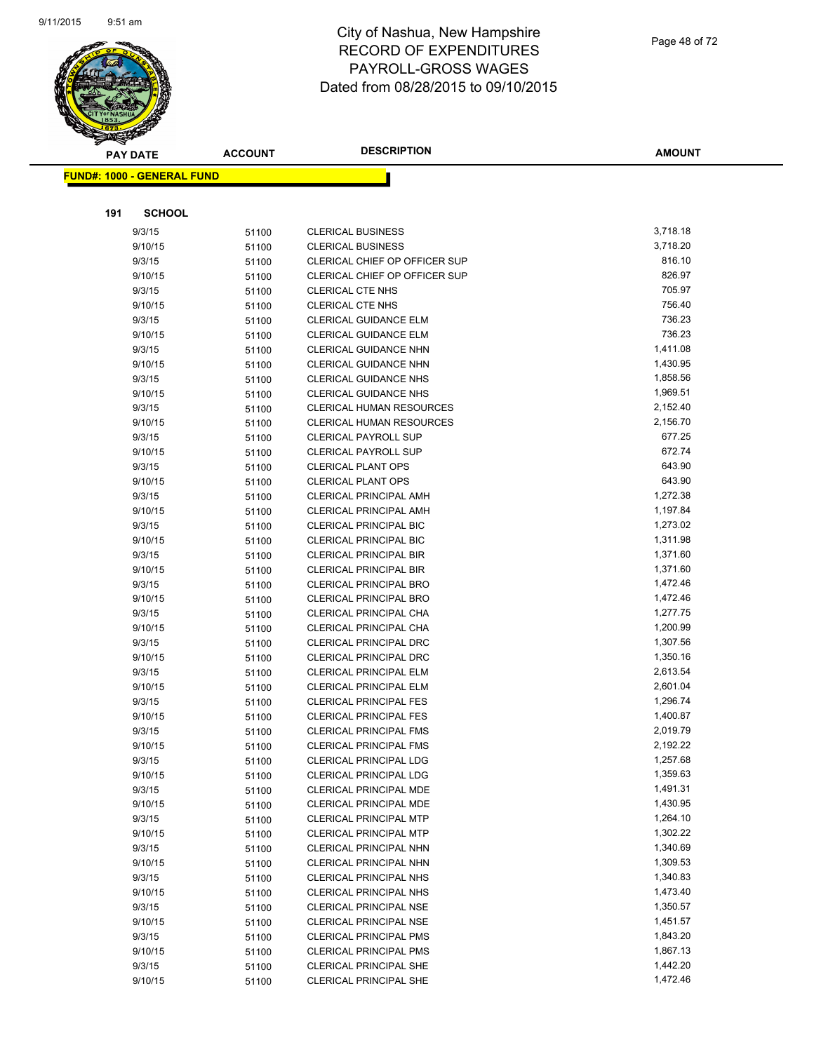# City of Nashua, New Hampshire
## RECORD OF EXPENDITURES
## PAYROLL-GROSS WAGES
## Dated from 08/28/2015 to 09/10/2015

**FUND#: 1000 - GENERAL FUND**

**191 SCHOOL**

| PAY DATE | ACCOUNT | DESCRIPTION | AMOUNT |
|---|---|---|---|
| 9/3/15 | 51100 | CLERICAL BUSINESS | 3,718.18 |
| 9/10/15 | 51100 | CLERICAL BUSINESS | 3,718.20 |
| 9/3/15 | 51100 | CLERICAL CHIEF OP OFFICER SUP | 816.10 |
| 9/10/15 | 51100 | CLERICAL CHIEF OP OFFICER SUP | 826.97 |
| 9/3/15 | 51100 | CLERICAL CTE NHS | 705.97 |
| 9/10/15 | 51100 | CLERICAL CTE NHS | 756.40 |
| 9/3/15 | 51100 | CLERICAL GUIDANCE ELM | 736.23 |
| 9/10/15 | 51100 | CLERICAL GUIDANCE ELM | 736.23 |
| 9/3/15 | 51100 | CLERICAL GUIDANCE NHN | 1,411.08 |
| 9/10/15 | 51100 | CLERICAL GUIDANCE NHN | 1,430.95 |
| 9/3/15 | 51100 | CLERICAL GUIDANCE NHS | 1,858.56 |
| 9/10/15 | 51100 | CLERICAL GUIDANCE NHS | 1,969.51 |
| 9/3/15 | 51100 | CLERICAL HUMAN RESOURCES | 2,152.40 |
| 9/10/15 | 51100 | CLERICAL HUMAN RESOURCES | 2,156.70 |
| 9/3/15 | 51100 | CLERICAL PAYROLL SUP | 677.25 |
| 9/10/15 | 51100 | CLERICAL PAYROLL SUP | 672.74 |
| 9/3/15 | 51100 | CLERICAL PLANT OPS | 643.90 |
| 9/10/15 | 51100 | CLERICAL PLANT OPS | 643.90 |
| 9/3/15 | 51100 | CLERICAL PRINCIPAL AMH | 1,272.38 |
| 9/10/15 | 51100 | CLERICAL PRINCIPAL AMH | 1,197.84 |
| 9/3/15 | 51100 | CLERICAL PRINCIPAL BIC | 1,273.02 |
| 9/10/15 | 51100 | CLERICAL PRINCIPAL BIC | 1,311.98 |
| 9/3/15 | 51100 | CLERICAL PRINCIPAL BIR | 1,371.60 |
| 9/10/15 | 51100 | CLERICAL PRINCIPAL BIR | 1,371.60 |
| 9/3/15 | 51100 | CLERICAL PRINCIPAL BRO | 1,472.46 |
| 9/10/15 | 51100 | CLERICAL PRINCIPAL BRO | 1,472.46 |
| 9/3/15 | 51100 | CLERICAL PRINCIPAL CHA | 1,277.75 |
| 9/10/15 | 51100 | CLERICAL PRINCIPAL CHA | 1,200.99 |
| 9/3/15 | 51100 | CLERICAL PRINCIPAL DRC | 1,307.56 |
| 9/10/15 | 51100 | CLERICAL PRINCIPAL DRC | 1,350.16 |
| 9/3/15 | 51100 | CLERICAL PRINCIPAL ELM | 2,613.54 |
| 9/10/15 | 51100 | CLERICAL PRINCIPAL ELM | 2,601.04 |
| 9/3/15 | 51100 | CLERICAL PRINCIPAL FES | 1,296.74 |
| 9/10/15 | 51100 | CLERICAL PRINCIPAL FES | 1,400.87 |
| 9/3/15 | 51100 | CLERICAL PRINCIPAL FMS | 2,019.79 |
| 9/10/15 | 51100 | CLERICAL PRINCIPAL FMS | 2,192.22 |
| 9/3/15 | 51100 | CLERICAL PRINCIPAL LDG | 1,257.68 |
| 9/10/15 | 51100 | CLERICAL PRINCIPAL LDG | 1,359.63 |
| 9/3/15 | 51100 | CLERICAL PRINCIPAL MDE | 1,491.31 |
| 9/10/15 | 51100 | CLERICAL PRINCIPAL MDE | 1,430.95 |
| 9/3/15 | 51100 | CLERICAL PRINCIPAL MTP | 1,264.10 |
| 9/10/15 | 51100 | CLERICAL PRINCIPAL MTP | 1,302.22 |
| 9/3/15 | 51100 | CLERICAL PRINCIPAL NHN | 1,340.69 |
| 9/10/15 | 51100 | CLERICAL PRINCIPAL NHN | 1,309.53 |
| 9/3/15 | 51100 | CLERICAL PRINCIPAL NHS | 1,340.83 |
| 9/10/15 | 51100 | CLERICAL PRINCIPAL NHS | 1,473.40 |
| 9/3/15 | 51100 | CLERICAL PRINCIPAL NSE | 1,350.57 |
| 9/10/15 | 51100 | CLERICAL PRINCIPAL NSE | 1,451.57 |
| 9/3/15 | 51100 | CLERICAL PRINCIPAL PMS | 1,843.20 |
| 9/10/15 | 51100 | CLERICAL PRINCIPAL PMS | 1,867.13 |
| 9/3/15 | 51100 | CLERICAL PRINCIPAL SHE | 1,442.20 |
| 9/10/15 | 51100 | CLERICAL PRINCIPAL SHE | 1,472.46 |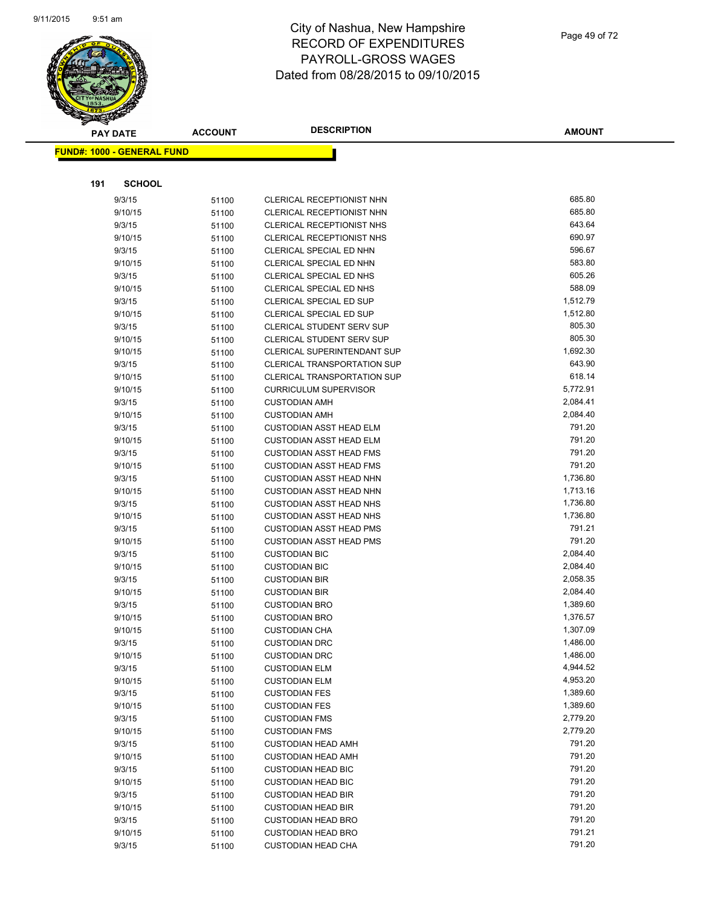# City of Nashua, New Hampshire
# RECORD OF EXPENDITURES
# PAYROLL-GROSS WAGES
# Dated from 08/28/2015 to 09/10/2015

| PAY DATE | ACCOUNT | DESCRIPTION | AMOUNT |
|---|---|---|---|

**FUND#: 1000 - GENERAL FUND**

**191 SCHOOL**

| PAY DATE | ACCOUNT | DESCRIPTION | AMOUNT |
|---|---|---|---|
| 9/3/15 | 51100 | CLERICAL RECEPTIONIST NHN | 685.80 |
| 9/10/15 | 51100 | CLERICAL RECEPTIONIST NHN | 685.80 |
| 9/3/15 | 51100 | CLERICAL RECEPTIONIST NHS | 643.64 |
| 9/10/15 | 51100 | CLERICAL RECEPTIONIST NHS | 690.97 |
| 9/3/15 | 51100 | CLERICAL SPECIAL ED NHN | 596.67 |
| 9/10/15 | 51100 | CLERICAL SPECIAL ED NHN | 583.80 |
| 9/3/15 | 51100 | CLERICAL SPECIAL ED NHS | 605.26 |
| 9/10/15 | 51100 | CLERICAL SPECIAL ED NHS | 588.09 |
| 9/3/15 | 51100 | CLERICAL SPECIAL ED SUP | 1,512.79 |
| 9/10/15 | 51100 | CLERICAL SPECIAL ED SUP | 1,512.80 |
| 9/3/15 | 51100 | CLERICAL STUDENT SERV SUP | 805.30 |
| 9/10/15 | 51100 | CLERICAL STUDENT SERV SUP | 805.30 |
| 9/10/15 | 51100 | CLERICAL SUPERINTENDANT SUP | 1,692.30 |
| 9/3/15 | 51100 | CLERICAL TRANSPORTATION SUP | 643.90 |
| 9/10/15 | 51100 | CLERICAL TRANSPORTATION SUP | 618.14 |
| 9/10/15 | 51100 | CURRICULUM SUPERVISOR | 5,772.91 |
| 9/3/15 | 51100 | CUSTODIAN AMH | 2,084.41 |
| 9/10/15 | 51100 | CUSTODIAN AMH | 2,084.40 |
| 9/3/15 | 51100 | CUSTODIAN ASST HEAD ELM | 791.20 |
| 9/10/15 | 51100 | CUSTODIAN ASST HEAD ELM | 791.20 |
| 9/3/15 | 51100 | CUSTODIAN ASST HEAD FMS | 791.20 |
| 9/10/15 | 51100 | CUSTODIAN ASST HEAD FMS | 791.20 |
| 9/3/15 | 51100 | CUSTODIAN ASST HEAD NHN | 1,736.80 |
| 9/10/15 | 51100 | CUSTODIAN ASST HEAD NHN | 1,713.16 |
| 9/3/15 | 51100 | CUSTODIAN ASST HEAD NHS | 1,736.80 |
| 9/10/15 | 51100 | CUSTODIAN ASST HEAD NHS | 1,736.80 |
| 9/3/15 | 51100 | CUSTODIAN ASST HEAD PMS | 791.21 |
| 9/10/15 | 51100 | CUSTODIAN ASST HEAD PMS | 791.20 |
| 9/3/15 | 51100 | CUSTODIAN BIC | 2,084.40 |
| 9/10/15 | 51100 | CUSTODIAN BIC | 2,084.40 |
| 9/3/15 | 51100 | CUSTODIAN BIR | 2,058.35 |
| 9/10/15 | 51100 | CUSTODIAN BIR | 2,084.40 |
| 9/3/15 | 51100 | CUSTODIAN BRO | 1,389.60 |
| 9/10/15 | 51100 | CUSTODIAN BRO | 1,376.57 |
| 9/10/15 | 51100 | CUSTODIAN CHA | 1,307.09 |
| 9/3/15 | 51100 | CUSTODIAN DRC | 1,486.00 |
| 9/10/15 | 51100 | CUSTODIAN DRC | 1,486.00 |
| 9/3/15 | 51100 | CUSTODIAN ELM | 4,944.52 |
| 9/10/15 | 51100 | CUSTODIAN ELM | 4,953.20 |
| 9/3/15 | 51100 | CUSTODIAN FES | 1,389.60 |
| 9/10/15 | 51100 | CUSTODIAN FES | 1,389.60 |
| 9/3/15 | 51100 | CUSTODIAN FMS | 2,779.20 |
| 9/10/15 | 51100 | CUSTODIAN FMS | 2,779.20 |
| 9/3/15 | 51100 | CUSTODIAN HEAD AMH | 791.20 |
| 9/10/15 | 51100 | CUSTODIAN HEAD AMH | 791.20 |
| 9/3/15 | 51100 | CUSTODIAN HEAD BIC | 791.20 |
| 9/10/15 | 51100 | CUSTODIAN HEAD BIC | 791.20 |
| 9/3/15 | 51100 | CUSTODIAN HEAD BIR | 791.20 |
| 9/10/15 | 51100 | CUSTODIAN HEAD BIR | 791.20 |
| 9/3/15 | 51100 | CUSTODIAN HEAD BRO | 791.20 |
| 9/10/15 | 51100 | CUSTODIAN HEAD BRO | 791.21 |
| 9/3/15 | 51100 | CUSTODIAN HEAD CHA | 791.20 |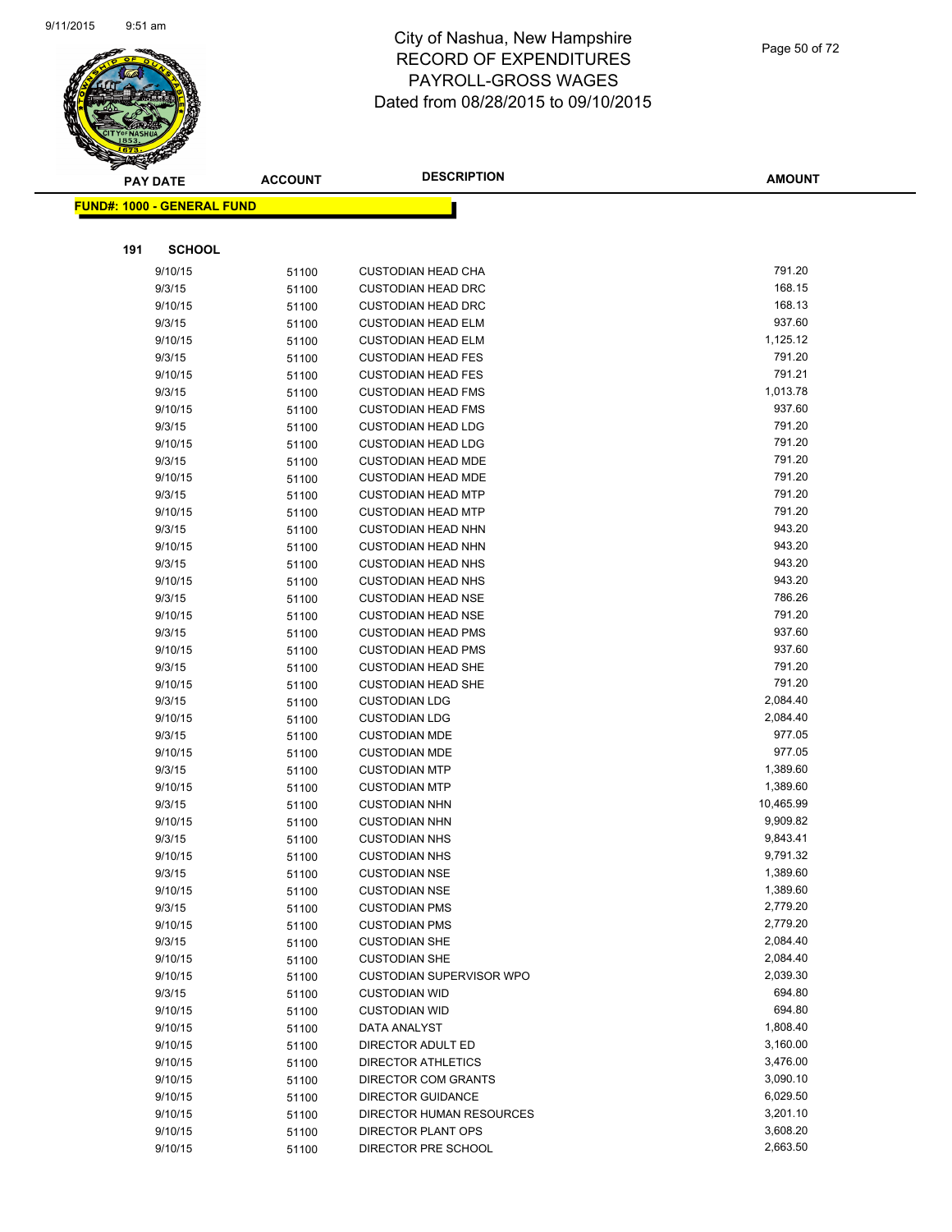# City of Nashua, New Hampshire
# RECORD OF EXPENDITURES
# PAYROLL-GROSS WAGES
# Dated from 08/28/2015 to 09/10/2015

**FUND#: 1000 - GENERAL FUND**

**191 SCHOOL**

| PAY DATE | ACCOUNT | DESCRIPTION | AMOUNT |
|---|---|---|---|
| 9/10/15 | 51100 | CUSTODIAN HEAD CHA | 791.20 |
| 9/3/15 | 51100 | CUSTODIAN HEAD DRC | 168.15 |
| 9/10/15 | 51100 | CUSTODIAN HEAD DRC | 168.13 |
| 9/3/15 | 51100 | CUSTODIAN HEAD ELM | 937.60 |
| 9/10/15 | 51100 | CUSTODIAN HEAD ELM | 1,125.12 |
| 9/3/15 | 51100 | CUSTODIAN HEAD FES | 791.20 |
| 9/10/15 | 51100 | CUSTODIAN HEAD FES | 791.21 |
| 9/3/15 | 51100 | CUSTODIAN HEAD FMS | 1,013.78 |
| 9/10/15 | 51100 | CUSTODIAN HEAD FMS | 937.60 |
| 9/3/15 | 51100 | CUSTODIAN HEAD LDG | 791.20 |
| 9/10/15 | 51100 | CUSTODIAN HEAD LDG | 791.20 |
| 9/3/15 | 51100 | CUSTODIAN HEAD MDE | 791.20 |
| 9/10/15 | 51100 | CUSTODIAN HEAD MDE | 791.20 |
| 9/3/15 | 51100 | CUSTODIAN HEAD MTP | 791.20 |
| 9/10/15 | 51100 | CUSTODIAN HEAD MTP | 791.20 |
| 9/3/15 | 51100 | CUSTODIAN HEAD NHN | 943.20 |
| 9/10/15 | 51100 | CUSTODIAN HEAD NHN | 943.20 |
| 9/3/15 | 51100 | CUSTODIAN HEAD NHS | 943.20 |
| 9/10/15 | 51100 | CUSTODIAN HEAD NHS | 943.20 |
| 9/3/15 | 51100 | CUSTODIAN HEAD NSE | 786.26 |
| 9/10/15 | 51100 | CUSTODIAN HEAD NSE | 791.20 |
| 9/3/15 | 51100 | CUSTODIAN HEAD PMS | 937.60 |
| 9/10/15 | 51100 | CUSTODIAN HEAD PMS | 937.60 |
| 9/3/15 | 51100 | CUSTODIAN HEAD SHE | 791.20 |
| 9/10/15 | 51100 | CUSTODIAN HEAD SHE | 791.20 |
| 9/3/15 | 51100 | CUSTODIAN LDG | 2,084.40 |
| 9/10/15 | 51100 | CUSTODIAN LDG | 2,084.40 |
| 9/3/15 | 51100 | CUSTODIAN MDE | 977.05 |
| 9/10/15 | 51100 | CUSTODIAN MDE | 977.05 |
| 9/3/15 | 51100 | CUSTODIAN MTP | 1,389.60 |
| 9/10/15 | 51100 | CUSTODIAN MTP | 1,389.60 |
| 9/3/15 | 51100 | CUSTODIAN NHN | 10,465.99 |
| 9/10/15 | 51100 | CUSTODIAN NHN | 9,909.82 |
| 9/3/15 | 51100 | CUSTODIAN NHS | 9,843.41 |
| 9/10/15 | 51100 | CUSTODIAN NHS | 9,791.32 |
| 9/3/15 | 51100 | CUSTODIAN NSE | 1,389.60 |
| 9/10/15 | 51100 | CUSTODIAN NSE | 1,389.60 |
| 9/3/15 | 51100 | CUSTODIAN PMS | 2,779.20 |
| 9/10/15 | 51100 | CUSTODIAN PMS | 2,779.20 |
| 9/3/15 | 51100 | CUSTODIAN SHE | 2,084.40 |
| 9/10/15 | 51100 | CUSTODIAN SHE | 2,084.40 |
| 9/10/15 | 51100 | CUSTODIAN SUPERVISOR WPO | 2,039.30 |
| 9/3/15 | 51100 | CUSTODIAN WID | 694.80 |
| 9/10/15 | 51100 | CUSTODIAN WID | 694.80 |
| 9/10/15 | 51100 | DATA ANALYST | 1,808.40 |
| 9/10/15 | 51100 | DIRECTOR ADULT ED | 3,160.00 |
| 9/10/15 | 51100 | DIRECTOR ATHLETICS | 3,476.00 |
| 9/10/15 | 51100 | DIRECTOR COM GRANTS | 3,090.10 |
| 9/10/15 | 51100 | DIRECTOR GUIDANCE | 6,029.50 |
| 9/10/15 | 51100 | DIRECTOR HUMAN RESOURCES | 3,201.10 |
| 9/10/15 | 51100 | DIRECTOR PLANT OPS | 3,608.20 |
| 9/10/15 | 51100 | DIRECTOR PRE SCHOOL | 2,663.50 |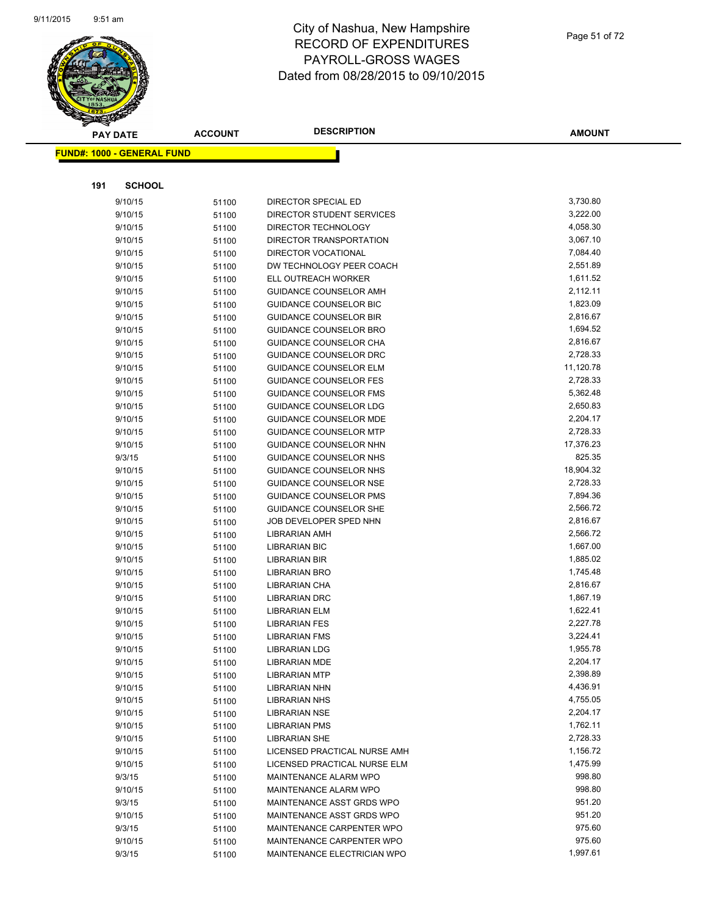# City of Nashua, New Hampshire
## RECORD OF EXPENDITURES
## PAYROLL-GROSS WAGES
## Dated from 08/28/2015 to 09/10/2015

| PAY DATE | ACCOUNT | DESCRIPTION | AMOUNT |
|---|---|---|---|

**FUND#: 1000 - GENERAL FUND**

**191 SCHOOL**

| PAY DATE | ACCOUNT | DESCRIPTION | AMOUNT |
|---|---|---|---|
| 9/10/15 | 51100 | DIRECTOR SPECIAL ED | 3,730.80 |
| 9/10/15 | 51100 | DIRECTOR STUDENT SERVICES | 3,222.00 |
| 9/10/15 | 51100 | DIRECTOR TECHNOLOGY | 4,058.30 |
| 9/10/15 | 51100 | DIRECTOR TRANSPORTATION | 3,067.10 |
| 9/10/15 | 51100 | DIRECTOR VOCATIONAL | 7,084.40 |
| 9/10/15 | 51100 | DW TECHNOLOGY PEER COACH | 2,551.89 |
| 9/10/15 | 51100 | ELL OUTREACH WORKER | 1,611.52 |
| 9/10/15 | 51100 | GUIDANCE COUNSELOR AMH | 2,112.11 |
| 9/10/15 | 51100 | GUIDANCE COUNSELOR BIC | 1,823.09 |
| 9/10/15 | 51100 | GUIDANCE COUNSELOR BIR | 2,816.67 |
| 9/10/15 | 51100 | GUIDANCE COUNSELOR BRO | 1,694.52 |
| 9/10/15 | 51100 | GUIDANCE COUNSELOR CHA | 2,816.67 |
| 9/10/15 | 51100 | GUIDANCE COUNSELOR DRC | 2,728.33 |
| 9/10/15 | 51100 | GUIDANCE COUNSELOR ELM | 11,120.78 |
| 9/10/15 | 51100 | GUIDANCE COUNSELOR FES | 2,728.33 |
| 9/10/15 | 51100 | GUIDANCE COUNSELOR FMS | 5,362.48 |
| 9/10/15 | 51100 | GUIDANCE COUNSELOR LDG | 2,650.83 |
| 9/10/15 | 51100 | GUIDANCE COUNSELOR MDE | 2,204.17 |
| 9/10/15 | 51100 | GUIDANCE COUNSELOR MTP | 2,728.33 |
| 9/10/15 | 51100 | GUIDANCE COUNSELOR NHN | 17,376.23 |
| 9/3/15 | 51100 | GUIDANCE COUNSELOR NHS | 825.35 |
| 9/10/15 | 51100 | GUIDANCE COUNSELOR NHS | 18,904.32 |
| 9/10/15 | 51100 | GUIDANCE COUNSELOR NSE | 2,728.33 |
| 9/10/15 | 51100 | GUIDANCE COUNSELOR PMS | 7,894.36 |
| 9/10/15 | 51100 | GUIDANCE COUNSELOR SHE | 2,566.72 |
| 9/10/15 | 51100 | JOB DEVELOPER SPED NHN | 2,816.67 |
| 9/10/15 | 51100 | LIBRARIAN AMH | 2,566.72 |
| 9/10/15 | 51100 | LIBRARIAN BIC | 1,667.00 |
| 9/10/15 | 51100 | LIBRARIAN BIR | 1,885.02 |
| 9/10/15 | 51100 | LIBRARIAN BRO | 1,745.48 |
| 9/10/15 | 51100 | LIBRARIAN CHA | 2,816.67 |
| 9/10/15 | 51100 | LIBRARIAN DRC | 1,867.19 |
| 9/10/15 | 51100 | LIBRARIAN ELM | 1,622.41 |
| 9/10/15 | 51100 | LIBRARIAN FES | 2,227.78 |
| 9/10/15 | 51100 | LIBRARIAN FMS | 3,224.41 |
| 9/10/15 | 51100 | LIBRARIAN LDG | 1,955.78 |
| 9/10/15 | 51100 | LIBRARIAN MDE | 2,204.17 |
| 9/10/15 | 51100 | LIBRARIAN MTP | 2,398.89 |
| 9/10/15 | 51100 | LIBRARIAN NHN | 4,436.91 |
| 9/10/15 | 51100 | LIBRARIAN NHS | 4,755.05 |
| 9/10/15 | 51100 | LIBRARIAN NSE | 2,204.17 |
| 9/10/15 | 51100 | LIBRARIAN PMS | 1,762.11 |
| 9/10/15 | 51100 | LIBRARIAN SHE | 2,728.33 |
| 9/10/15 | 51100 | LICENSED PRACTICAL NURSE AMH | 1,156.72 |
| 9/10/15 | 51100 | LICENSED PRACTICAL NURSE ELM | 1,475.99 |
| 9/3/15 | 51100 | MAINTENANCE ALARM WPO | 998.80 |
| 9/10/15 | 51100 | MAINTENANCE ALARM WPO | 998.80 |
| 9/3/15 | 51100 | MAINTENANCE ASST GRDS WPO | 951.20 |
| 9/10/15 | 51100 | MAINTENANCE ASST GRDS WPO | 951.20 |
| 9/3/15 | 51100 | MAINTENANCE CARPENTER WPO | 975.60 |
| 9/10/15 | 51100 | MAINTENANCE CARPENTER WPO | 975.60 |
| 9/3/15 | 51100 | MAINTENANCE ELECTRICIAN WPO | 1,997.61 |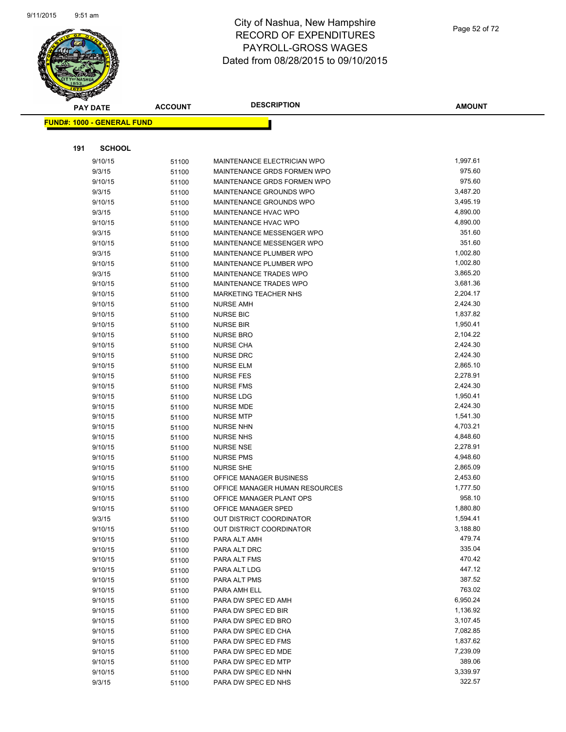# City of Nashua, New Hampshire
# RECORD OF EXPENDITURES
# PAYROLL-GROSS WAGES
# Dated from 08/28/2015 to 09/10/2015

**FUND#: 1000 - GENERAL FUND**

**191 SCHOOL**

| PAY DATE | ACCOUNT | DESCRIPTION | AMOUNT |
|---|---|---|---|
| 9/10/15 | 51100 | MAINTENANCE ELECTRICIAN WPO | 1,997.61 |
| 9/3/15 | 51100 | MAINTENANCE GRDS FORMEN WPO | 975.60 |
| 9/10/15 | 51100 | MAINTENANCE GRDS FORMEN WPO | 975.60 |
| 9/3/15 | 51100 | MAINTENANCE GROUNDS WPO | 3,487.20 |
| 9/10/15 | 51100 | MAINTENANCE GROUNDS WPO | 3,495.19 |
| 9/3/15 | 51100 | MAINTENANCE HVAC WPO | 4,890.00 |
| 9/10/15 | 51100 | MAINTENANCE HVAC WPO | 4,890.00 |
| 9/3/15 | 51100 | MAINTENANCE MESSENGER WPO | 351.60 |
| 9/10/15 | 51100 | MAINTENANCE MESSENGER WPO | 351.60 |
| 9/3/15 | 51100 | MAINTENANCE PLUMBER WPO | 1,002.80 |
| 9/10/15 | 51100 | MAINTENANCE PLUMBER WPO | 1,002.80 |
| 9/3/15 | 51100 | MAINTENANCE TRADES WPO | 3,865.20 |
| 9/10/15 | 51100 | MAINTENANCE TRADES WPO | 3,681.36 |
| 9/10/15 | 51100 | MARKETING TEACHER NHS | 2,204.17 |
| 9/10/15 | 51100 | NURSE AMH | 2,424.30 |
| 9/10/15 | 51100 | NURSE BIC | 1,837.82 |
| 9/10/15 | 51100 | NURSE BIR | 1,950.41 |
| 9/10/15 | 51100 | NURSE BRO | 2,104.22 |
| 9/10/15 | 51100 | NURSE CHA | 2,424.30 |
| 9/10/15 | 51100 | NURSE DRC | 2,424.30 |
| 9/10/15 | 51100 | NURSE ELM | 2,865.10 |
| 9/10/15 | 51100 | NURSE FES | 2,278.91 |
| 9/10/15 | 51100 | NURSE FMS | 2,424.30 |
| 9/10/15 | 51100 | NURSE LDG | 1,950.41 |
| 9/10/15 | 51100 | NURSE MDE | 2,424.30 |
| 9/10/15 | 51100 | NURSE MTP | 1,541.30 |
| 9/10/15 | 51100 | NURSE NHN | 4,703.21 |
| 9/10/15 | 51100 | NURSE NHS | 4,848.60 |
| 9/10/15 | 51100 | NURSE NSE | 2,278.91 |
| 9/10/15 | 51100 | NURSE PMS | 4,948.60 |
| 9/10/15 | 51100 | NURSE SHE | 2,865.09 |
| 9/10/15 | 51100 | OFFICE MANAGER BUSINESS | 2,453.60 |
| 9/10/15 | 51100 | OFFICE MANAGER HUMAN RESOURCES | 1,777.50 |
| 9/10/15 | 51100 | OFFICE MANAGER PLANT OPS | 958.10 |
| 9/10/15 | 51100 | OFFICE MANAGER SPED | 1,880.80 |
| 9/3/15 | 51100 | OUT DISTRICT COORDINATOR | 1,594.41 |
| 9/10/15 | 51100 | OUT DISTRICT COORDINATOR | 3,188.80 |
| 9/10/15 | 51100 | PARA ALT AMH | 479.74 |
| 9/10/15 | 51100 | PARA ALT DRC | 335.04 |
| 9/10/15 | 51100 | PARA ALT FMS | 470.42 |
| 9/10/15 | 51100 | PARA ALT LDG | 447.12 |
| 9/10/15 | 51100 | PARA ALT PMS | 387.52 |
| 9/10/15 | 51100 | PARA AMH ELL | 763.02 |
| 9/10/15 | 51100 | PARA DW SPEC ED AMH | 6,950.24 |
| 9/10/15 | 51100 | PARA DW SPEC ED BIR | 1,136.92 |
| 9/10/15 | 51100 | PARA DW SPEC ED BRO | 3,107.45 |
| 9/10/15 | 51100 | PARA DW SPEC ED CHA | 7,082.85 |
| 9/10/15 | 51100 | PARA DW SPEC ED FMS | 1,837.62 |
| 9/10/15 | 51100 | PARA DW SPEC ED MDE | 7,239.09 |
| 9/10/15 | 51100 | PARA DW SPEC ED MTP | 389.06 |
| 9/10/15 | 51100 | PARA DW SPEC ED NHN | 3,339.97 |
| 9/3/15 | 51100 | PARA DW SPEC ED NHS | 322.57 |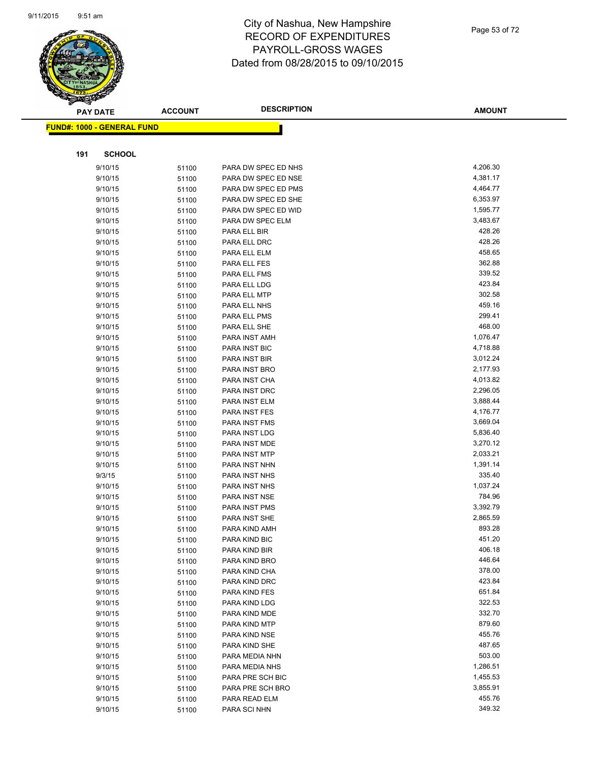# City of Nashua, New Hampshire
# RECORD OF EXPENDITURES
# PAYROLL-GROSS WAGES
# Dated from 08/28/2015 to 09/10/2015

**FUND#: 1000 - GENERAL FUND**

**191 SCHOOL**

| PAY DATE | ACCOUNT | DESCRIPTION | AMOUNT |
|---|---|---|---|
| 9/10/15 | 51100 | PARA DW SPEC ED NHS | 4,206.30 |
| 9/10/15 | 51100 | PARA DW SPEC ED NSE | 4,381.17 |
| 9/10/15 | 51100 | PARA DW SPEC ED PMS | 4,464.77 |
| 9/10/15 | 51100 | PARA DW SPEC ED SHE | 6,353.97 |
| 9/10/15 | 51100 | PARA DW SPEC ED WID | 1,595.77 |
| 9/10/15 | 51100 | PARA DW SPEC ELM | 3,483.67 |
| 9/10/15 | 51100 | PARA ELL BIR | 428.26 |
| 9/10/15 | 51100 | PARA ELL DRC | 428.26 |
| 9/10/15 | 51100 | PARA ELL ELM | 458.65 |
| 9/10/15 | 51100 | PARA ELL FES | 362.88 |
| 9/10/15 | 51100 | PARA ELL FMS | 339.52 |
| 9/10/15 | 51100 | PARA ELL LDG | 423.84 |
| 9/10/15 | 51100 | PARA ELL MTP | 302.58 |
| 9/10/15 | 51100 | PARA ELL NHS | 459.16 |
| 9/10/15 | 51100 | PARA ELL PMS | 299.41 |
| 9/10/15 | 51100 | PARA ELL SHE | 468.00 |
| 9/10/15 | 51100 | PARA INST AMH | 1,076.47 |
| 9/10/15 | 51100 | PARA INST BIC | 4,718.88 |
| 9/10/15 | 51100 | PARA INST BIR | 3,012.24 |
| 9/10/15 | 51100 | PARA INST BRO | 2,177.93 |
| 9/10/15 | 51100 | PARA INST CHA | 4,013.82 |
| 9/10/15 | 51100 | PARA INST DRC | 2,296.05 |
| 9/10/15 | 51100 | PARA INST ELM | 3,888.44 |
| 9/10/15 | 51100 | PARA INST FES | 4,176.77 |
| 9/10/15 | 51100 | PARA INST FMS | 3,669.04 |
| 9/10/15 | 51100 | PARA INST LDG | 5,836.40 |
| 9/10/15 | 51100 | PARA INST MDE | 3,270.12 |
| 9/10/15 | 51100 | PARA INST MTP | 2,033.21 |
| 9/10/15 | 51100 | PARA INST NHN | 1,391.14 |
| 9/3/15 | 51100 | PARA INST NHS | 335.40 |
| 9/10/15 | 51100 | PARA INST NHS | 1,037.24 |
| 9/10/15 | 51100 | PARA INST NSE | 784.96 |
| 9/10/15 | 51100 | PARA INST PMS | 3,392.79 |
| 9/10/15 | 51100 | PARA INST SHE | 2,865.59 |
| 9/10/15 | 51100 | PARA KIND AMH | 893.28 |
| 9/10/15 | 51100 | PARA KIND BIC | 451.20 |
| 9/10/15 | 51100 | PARA KIND BIR | 406.18 |
| 9/10/15 | 51100 | PARA KIND BRO | 446.64 |
| 9/10/15 | 51100 | PARA KIND CHA | 378.00 |
| 9/10/15 | 51100 | PARA KIND DRC | 423.84 |
| 9/10/15 | 51100 | PARA KIND FES | 651.84 |
| 9/10/15 | 51100 | PARA KIND LDG | 322.53 |
| 9/10/15 | 51100 | PARA KIND MDE | 332.70 |
| 9/10/15 | 51100 | PARA KIND MTP | 879.60 |
| 9/10/15 | 51100 | PARA KIND NSE | 455.76 |
| 9/10/15 | 51100 | PARA KIND SHE | 487.65 |
| 9/10/15 | 51100 | PARA MEDIA NHN | 503.00 |
| 9/10/15 | 51100 | PARA MEDIA NHS | 1,286.51 |
| 9/10/15 | 51100 | PARA PRE SCH BIC | 1,455.53 |
| 9/10/15 | 51100 | PARA PRE SCH BRO | 3,855.91 |
| 9/10/15 | 51100 | PARA READ ELM | 455.76 |
| 9/10/15 | 51100 | PARA SCI NHN | 349.32 |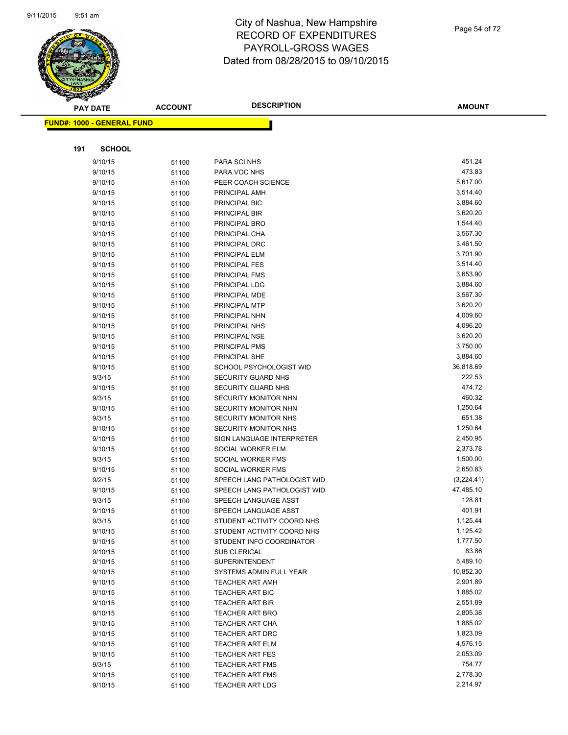# City of Nashua, New Hampshire
## RECORD OF EXPENDITURES
## PAYROLL-GROSS WAGES
## Dated from 08/28/2015 to 09/10/2015

**FUND#: 1000 - GENERAL FUND**

**191 SCHOOL**

| PAY DATE | ACCOUNT | DESCRIPTION | AMOUNT |
|---|---|---|---|
| 9/10/15 | 51100 | PARA SCI NHS | 451.24 |
| 9/10/15 | 51100 | PARA VOC NHS | 473.83 |
| 9/10/15 | 51100 | PEER COACH SCIENCE | 5,617.00 |
| 9/10/15 | 51100 | PRINCIPAL AMH | 3,514.40 |
| 9/10/15 | 51100 | PRINCIPAL BIC | 3,884.60 |
| 9/10/15 | 51100 | PRINCIPAL BIR | 3,620.20 |
| 9/10/15 | 51100 | PRINCIPAL BRO | 1,544.40 |
| 9/10/15 | 51100 | PRINCIPAL CHA | 3,567.30 |
| 9/10/15 | 51100 | PRINCIPAL DRC | 3,461.50 |
| 9/10/15 | 51100 | PRINCIPAL ELM | 3,701.90 |
| 9/10/15 | 51100 | PRINCIPAL FES | 3,514.40 |
| 9/10/15 | 51100 | PRINCIPAL FMS | 3,653.90 |
| 9/10/15 | 51100 | PRINCIPAL LDG | 3,884.60 |
| 9/10/15 | 51100 | PRINCIPAL MDE | 3,567.30 |
| 9/10/15 | 51100 | PRINCIPAL MTP | 3,620.20 |
| 9/10/15 | 51100 | PRINCIPAL NHN | 4,009.60 |
| 9/10/15 | 51100 | PRINCIPAL NHS | 4,096.20 |
| 9/10/15 | 51100 | PRINCIPAL NSE | 3,620.20 |
| 9/10/15 | 51100 | PRINCIPAL PMS | 3,750.00 |
| 9/10/15 | 51100 | PRINCIPAL SHE | 3,884.60 |
| 9/10/15 | 51100 | SCHOOL PSYCHOLOGIST WID | 36,818.69 |
| 9/3/15 | 51100 | SECURITY GUARD NHS | 222.53 |
| 9/10/15 | 51100 | SECURITY GUARD NHS | 474.72 |
| 9/3/15 | 51100 | SECURITY MONITOR NHN | 460.32 |
| 9/10/15 | 51100 | SECURITY MONITOR NHN | 1,250.64 |
| 9/3/15 | 51100 | SECURITY MONITOR NHS | 651.38 |
| 9/10/15 | 51100 | SECURITY MONITOR NHS | 1,250.64 |
| 9/10/15 | 51100 | SIGN LANGUAGE INTERPRETER | 2,450.95 |
| 9/10/15 | 51100 | SOCIAL WORKER ELM | 2,373.78 |
| 9/3/15 | 51100 | SOCIAL WORKER FMS | 1,500.00 |
| 9/10/15 | 51100 | SOCIAL WORKER FMS | 2,650.83 |
| 9/2/15 | 51100 | SPEECH LANG PATHOLOGIST WID | (3,224.41) |
| 9/10/15 | 51100 | SPEECH LANG PATHOLOGIST WID | 47,485.10 |
| 9/3/15 | 51100 | SPEECH LANGUAGE ASST | 128.81 |
| 9/10/15 | 51100 | SPEECH LANGUAGE ASST | 401.91 |
| 9/3/15 | 51100 | STUDENT ACTIVITY COORD NHS | 1,125.44 |
| 9/10/15 | 51100 | STUDENT ACTIVITY COORD NHS | 1,125.42 |
| 9/10/15 | 51100 | STUDENT INFO COORDINATOR | 1,777.50 |
| 9/10/15 | 51100 | SUB CLERICAL | 83.86 |
| 9/10/15 | 51100 | SUPERINTENDENT | 5,489.10 |
| 9/10/15 | 51100 | SYSTEMS ADMIN FULL YEAR | 10,852.30 |
| 9/10/15 | 51100 | TEACHER ART AMH | 2,901.89 |
| 9/10/15 | 51100 | TEACHER ART BIC | 1,885.02 |
| 9/10/15 | 51100 | TEACHER ART BIR | 2,551.89 |
| 9/10/15 | 51100 | TEACHER ART BRO | 2,805.38 |
| 9/10/15 | 51100 | TEACHER ART CHA | 1,885.02 |
| 9/10/15 | 51100 | TEACHER ART DRC | 1,823.09 |
| 9/10/15 | 51100 | TEACHER ART ELM | 4,576.15 |
| 9/10/15 | 51100 | TEACHER ART FES | 2,053.09 |
| 9/3/15 | 51100 | TEACHER ART FMS | 754.77 |
| 9/10/15 | 51100 | TEACHER ART FMS | 2,778.30 |
| 9/10/15 | 51100 | TEACHER ART LDG | 2,214.97 |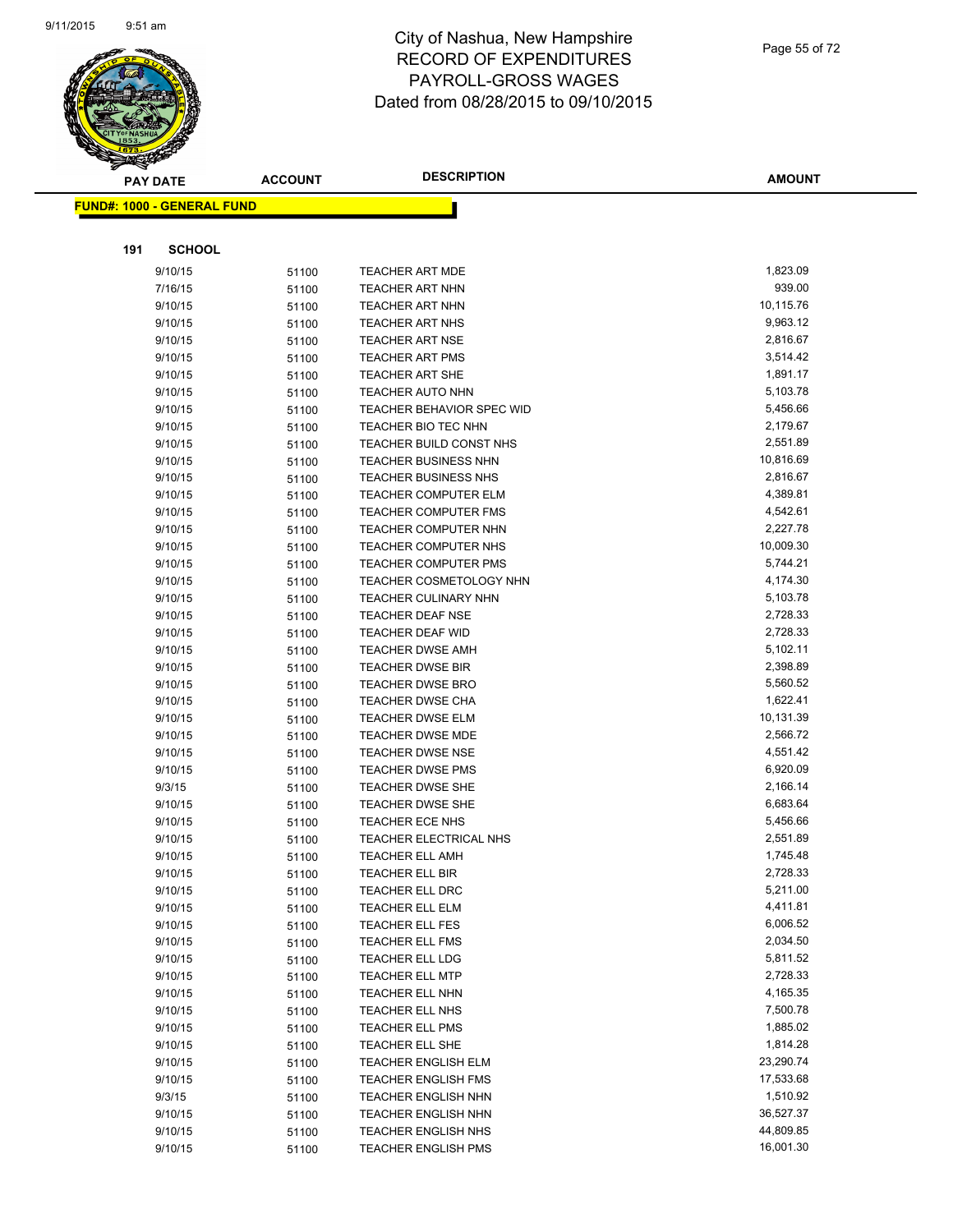# City of Nashua, New Hampshire
# RECORD OF EXPENDITURES
# PAYROLL-GROSS WAGES
# Dated from 08/28/2015 to 09/10/2015

**FUND#: 1000 - GENERAL FUND**

**191 SCHOOL**

| PAY DATE | ACCOUNT | DESCRIPTION | AMOUNT |
|---|---|---|---|
| 9/10/15 | 51100 | TEACHER ART MDE | 1,823.09 |
| 7/16/15 | 51100 | TEACHER ART NHN | 939.00 |
| 9/10/15 | 51100 | TEACHER ART NHN | 10,115.76 |
| 9/10/15 | 51100 | TEACHER ART NHS | 9,963.12 |
| 9/10/15 | 51100 | TEACHER ART NSE | 2,816.67 |
| 9/10/15 | 51100 | TEACHER ART PMS | 3,514.42 |
| 9/10/15 | 51100 | TEACHER ART SHE | 1,891.17 |
| 9/10/15 | 51100 | TEACHER AUTO NHN | 5,103.78 |
| 9/10/15 | 51100 | TEACHER BEHAVIOR SPEC WID | 5,456.66 |
| 9/10/15 | 51100 | TEACHER BIO TEC NHN | 2,179.67 |
| 9/10/15 | 51100 | TEACHER BUILD CONST NHS | 2,551.89 |
| 9/10/15 | 51100 | TEACHER BUSINESS NHN | 10,816.69 |
| 9/10/15 | 51100 | TEACHER BUSINESS NHS | 2,816.67 |
| 9/10/15 | 51100 | TEACHER COMPUTER ELM | 4,389.81 |
| 9/10/15 | 51100 | TEACHER COMPUTER FMS | 4,542.61 |
| 9/10/15 | 51100 | TEACHER COMPUTER NHN | 2,227.78 |
| 9/10/15 | 51100 | TEACHER COMPUTER NHS | 10,009.30 |
| 9/10/15 | 51100 | TEACHER COMPUTER PMS | 5,744.21 |
| 9/10/15 | 51100 | TEACHER COSMETOLOGY NHN | 4,174.30 |
| 9/10/15 | 51100 | TEACHER CULINARY NHN | 5,103.78 |
| 9/10/15 | 51100 | TEACHER DEAF NSE | 2,728.33 |
| 9/10/15 | 51100 | TEACHER DEAF WID | 2,728.33 |
| 9/10/15 | 51100 | TEACHER DWSE AMH | 5,102.11 |
| 9/10/15 | 51100 | TEACHER DWSE BIR | 2,398.89 |
| 9/10/15 | 51100 | TEACHER DWSE BRO | 5,560.52 |
| 9/10/15 | 51100 | TEACHER DWSE CHA | 1,622.41 |
| 9/10/15 | 51100 | TEACHER DWSE ELM | 10,131.39 |
| 9/10/15 | 51100 | TEACHER DWSE MDE | 2,566.72 |
| 9/10/15 | 51100 | TEACHER DWSE NSE | 4,551.42 |
| 9/10/15 | 51100 | TEACHER DWSE PMS | 6,920.09 |
| 9/3/15 | 51100 | TEACHER DWSE SHE | 2,166.14 |
| 9/10/15 | 51100 | TEACHER DWSE SHE | 6,683.64 |
| 9/10/15 | 51100 | TEACHER ECE NHS | 5,456.66 |
| 9/10/15 | 51100 | TEACHER ELECTRICAL NHS | 2,551.89 |
| 9/10/15 | 51100 | TEACHER ELL AMH | 1,745.48 |
| 9/10/15 | 51100 | TEACHER ELL BIR | 2,728.33 |
| 9/10/15 | 51100 | TEACHER ELL DRC | 5,211.00 |
| 9/10/15 | 51100 | TEACHER ELL ELM | 4,411.81 |
| 9/10/15 | 51100 | TEACHER ELL FES | 6,006.52 |
| 9/10/15 | 51100 | TEACHER ELL FMS | 2,034.50 |
| 9/10/15 | 51100 | TEACHER ELL LDG | 5,811.52 |
| 9/10/15 | 51100 | TEACHER ELL MTP | 2,728.33 |
| 9/10/15 | 51100 | TEACHER ELL NHN | 4,165.35 |
| 9/10/15 | 51100 | TEACHER ELL NHS | 7,500.78 |
| 9/10/15 | 51100 | TEACHER ELL PMS | 1,885.02 |
| 9/10/15 | 51100 | TEACHER ELL SHE | 1,814.28 |
| 9/10/15 | 51100 | TEACHER ENGLISH ELM | 23,290.74 |
| 9/10/15 | 51100 | TEACHER ENGLISH FMS | 17,533.68 |
| 9/3/15 | 51100 | TEACHER ENGLISH NHN | 1,510.92 |
| 9/10/15 | 51100 | TEACHER ENGLISH NHN | 36,527.37 |
| 9/10/15 | 51100 | TEACHER ENGLISH NHS | 44,809.85 |
| 9/10/15 | 51100 | TEACHER ENGLISH PMS | 16,001.30 |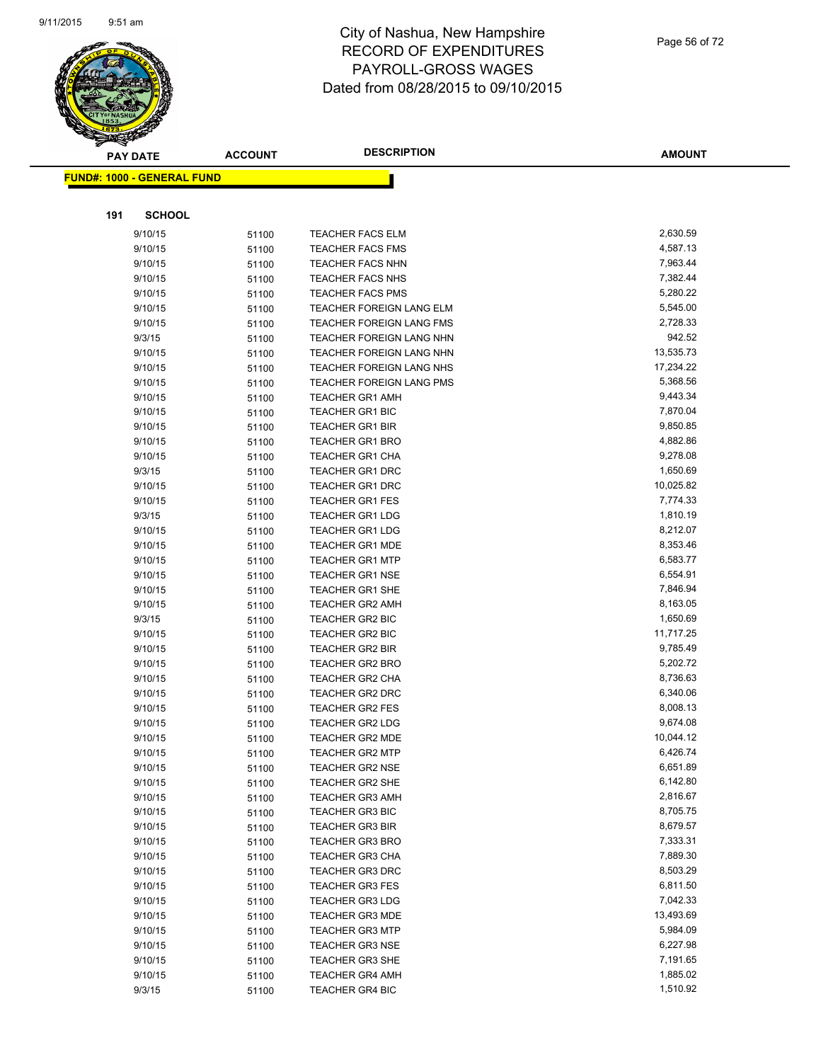# City of Nashua, New Hampshire
## RECORD OF EXPENDITURES
## PAYROLL-GROSS WAGES
## Dated from 08/28/2015 to 09/10/2015

**FUND#: 1000 - GENERAL FUND**

**191 SCHOOL**

| PAY DATE | ACCOUNT | DESCRIPTION | AMOUNT |
|---|---|---|---|
| 9/10/15 | 51100 | TEACHER FACS ELM | 2,630.59 |
| 9/10/15 | 51100 | TEACHER FACS FMS | 4,587.13 |
| 9/10/15 | 51100 | TEACHER FACS NHN | 7,963.44 |
| 9/10/15 | 51100 | TEACHER FACS NHS | 7,382.44 |
| 9/10/15 | 51100 | TEACHER FACS PMS | 5,280.22 |
| 9/10/15 | 51100 | TEACHER FOREIGN LANG ELM | 5,545.00 |
| 9/10/15 | 51100 | TEACHER FOREIGN LANG FMS | 2,728.33 |
| 9/3/15 | 51100 | TEACHER FOREIGN LANG NHN | 942.52 |
| 9/10/15 | 51100 | TEACHER FOREIGN LANG NHN | 13,535.73 |
| 9/10/15 | 51100 | TEACHER FOREIGN LANG NHS | 17,234.22 |
| 9/10/15 | 51100 | TEACHER FOREIGN LANG PMS | 5,368.56 |
| 9/10/15 | 51100 | TEACHER GR1 AMH | 9,443.34 |
| 9/10/15 | 51100 | TEACHER GR1 BIC | 7,870.04 |
| 9/10/15 | 51100 | TEACHER GR1 BIR | 9,850.85 |
| 9/10/15 | 51100 | TEACHER GR1 BRO | 4,882.86 |
| 9/10/15 | 51100 | TEACHER GR1 CHA | 9,278.08 |
| 9/3/15 | 51100 | TEACHER GR1 DRC | 1,650.69 |
| 9/10/15 | 51100 | TEACHER GR1 DRC | 10,025.82 |
| 9/10/15 | 51100 | TEACHER GR1 FES | 7,774.33 |
| 9/3/15 | 51100 | TEACHER GR1 LDG | 1,810.19 |
| 9/10/15 | 51100 | TEACHER GR1 LDG | 8,212.07 |
| 9/10/15 | 51100 | TEACHER GR1 MDE | 8,353.46 |
| 9/10/15 | 51100 | TEACHER GR1 MTP | 6,583.77 |
| 9/10/15 | 51100 | TEACHER GR1 NSE | 6,554.91 |
| 9/10/15 | 51100 | TEACHER GR1 SHE | 7,846.94 |
| 9/10/15 | 51100 | TEACHER GR2 AMH | 8,163.05 |
| 9/3/15 | 51100 | TEACHER GR2 BIC | 1,650.69 |
| 9/10/15 | 51100 | TEACHER GR2 BIC | 11,717.25 |
| 9/10/15 | 51100 | TEACHER GR2 BIR | 9,785.49 |
| 9/10/15 | 51100 | TEACHER GR2 BRO | 5,202.72 |
| 9/10/15 | 51100 | TEACHER GR2 CHA | 8,736.63 |
| 9/10/15 | 51100 | TEACHER GR2 DRC | 6,340.06 |
| 9/10/15 | 51100 | TEACHER GR2 FES | 8,008.13 |
| 9/10/15 | 51100 | TEACHER GR2 LDG | 9,674.08 |
| 9/10/15 | 51100 | TEACHER GR2 MDE | 10,044.12 |
| 9/10/15 | 51100 | TEACHER GR2 MTP | 6,426.74 |
| 9/10/15 | 51100 | TEACHER GR2 NSE | 6,651.89 |
| 9/10/15 | 51100 | TEACHER GR2 SHE | 6,142.80 |
| 9/10/15 | 51100 | TEACHER GR3 AMH | 2,816.67 |
| 9/10/15 | 51100 | TEACHER GR3 BIC | 8,705.75 |
| 9/10/15 | 51100 | TEACHER GR3 BIR | 8,679.57 |
| 9/10/15 | 51100 | TEACHER GR3 BRO | 7,333.31 |
| 9/10/15 | 51100 | TEACHER GR3 CHA | 7,889.30 |
| 9/10/15 | 51100 | TEACHER GR3 DRC | 8,503.29 |
| 9/10/15 | 51100 | TEACHER GR3 FES | 6,811.50 |
| 9/10/15 | 51100 | TEACHER GR3 LDG | 7,042.33 |
| 9/10/15 | 51100 | TEACHER GR3 MDE | 13,493.69 |
| 9/10/15 | 51100 | TEACHER GR3 MTP | 5,984.09 |
| 9/10/15 | 51100 | TEACHER GR3 NSE | 6,227.98 |
| 9/10/15 | 51100 | TEACHER GR3 SHE | 7,191.65 |
| 9/10/15 | 51100 | TEACHER GR4 AMH | 1,885.02 |
| 9/3/15 | 51100 | TEACHER GR4 BIC | 1,510.92 |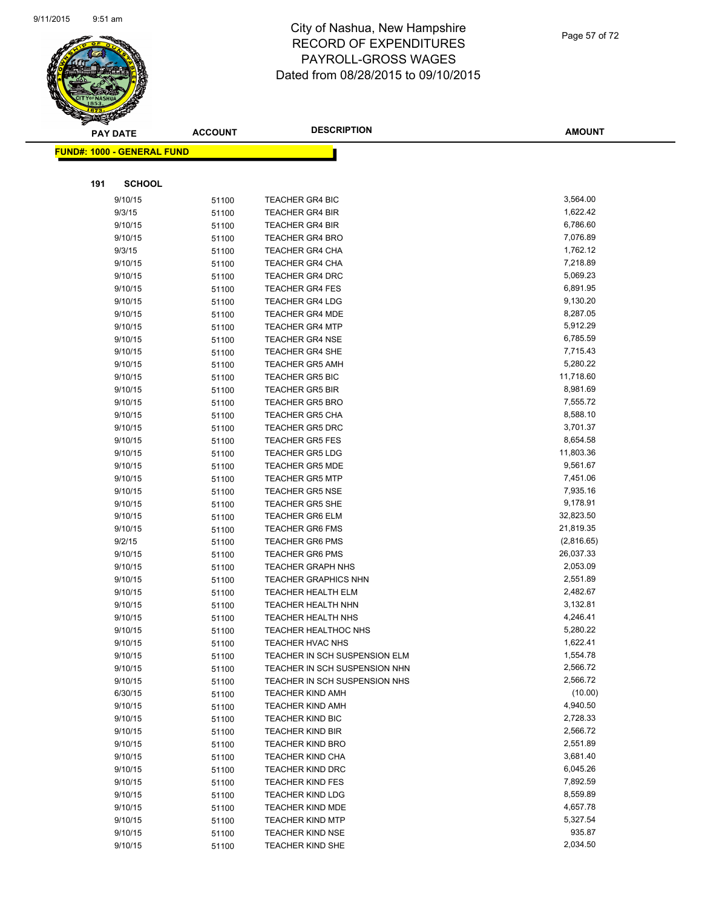# City of Nashua, New Hampshire
# RECORD OF EXPENDITURES
# PAYROLL-GROSS WAGES
# Dated from 08/28/2015 to 09/10/2015

**FUND#: 1000 - GENERAL FUND**

**191 SCHOOL**

| PAY DATE | ACCOUNT | DESCRIPTION | AMOUNT |
|---|---|---|---|
| 9/10/15 | 51100 | TEACHER GR4 BIC | 3,564.00 |
| 9/3/15 | 51100 | TEACHER GR4 BIR | 1,622.42 |
| 9/10/15 | 51100 | TEACHER GR4 BIR | 6,786.60 |
| 9/10/15 | 51100 | TEACHER GR4 BRO | 7,076.89 |
| 9/3/15 | 51100 | TEACHER GR4 CHA | 1,762.12 |
| 9/10/15 | 51100 | TEACHER GR4 CHA | 7,218.89 |
| 9/10/15 | 51100 | TEACHER GR4 DRC | 5,069.23 |
| 9/10/15 | 51100 | TEACHER GR4 FES | 6,891.95 |
| 9/10/15 | 51100 | TEACHER GR4 LDG | 9,130.20 |
| 9/10/15 | 51100 | TEACHER GR4 MDE | 8,287.05 |
| 9/10/15 | 51100 | TEACHER GR4 MTP | 5,912.29 |
| 9/10/15 | 51100 | TEACHER GR4 NSE | 6,785.59 |
| 9/10/15 | 51100 | TEACHER GR4 SHE | 7,715.43 |
| 9/10/15 | 51100 | TEACHER GR5 AMH | 5,280.22 |
| 9/10/15 | 51100 | TEACHER GR5 BIC | 11,718.60 |
| 9/10/15 | 51100 | TEACHER GR5 BIR | 8,981.69 |
| 9/10/15 | 51100 | TEACHER GR5 BRO | 7,555.72 |
| 9/10/15 | 51100 | TEACHER GR5 CHA | 8,588.10 |
| 9/10/15 | 51100 | TEACHER GR5 DRC | 3,701.37 |
| 9/10/15 | 51100 | TEACHER GR5 FES | 8,654.58 |
| 9/10/15 | 51100 | TEACHER GR5 LDG | 11,803.36 |
| 9/10/15 | 51100 | TEACHER GR5 MDE | 9,561.67 |
| 9/10/15 | 51100 | TEACHER GR5 MTP | 7,451.06 |
| 9/10/15 | 51100 | TEACHER GR5 NSE | 7,935.16 |
| 9/10/15 | 51100 | TEACHER GR5 SHE | 9,178.91 |
| 9/10/15 | 51100 | TEACHER GR6 ELM | 32,823.50 |
| 9/10/15 | 51100 | TEACHER GR6 FMS | 21,819.35 |
| 9/2/15 | 51100 | TEACHER GR6 PMS | (2,816.65) |
| 9/10/15 | 51100 | TEACHER GR6 PMS | 26,037.33 |
| 9/10/15 | 51100 | TEACHER GRAPH NHS | 2,053.09 |
| 9/10/15 | 51100 | TEACHER GRAPHICS NHN | 2,551.89 |
| 9/10/15 | 51100 | TEACHER HEALTH ELM | 2,482.67 |
| 9/10/15 | 51100 | TEACHER HEALTH NHN | 3,132.81 |
| 9/10/15 | 51100 | TEACHER HEALTH NHS | 4,246.41 |
| 9/10/15 | 51100 | TEACHER HEALTHOC NHS | 5,280.22 |
| 9/10/15 | 51100 | TEACHER HVAC NHS | 1,622.41 |
| 9/10/15 | 51100 | TEACHER IN SCH SUSPENSION ELM | 1,554.78 |
| 9/10/15 | 51100 | TEACHER IN SCH SUSPENSION NHN | 2,566.72 |
| 9/10/15 | 51100 | TEACHER IN SCH SUSPENSION NHS | 2,566.72 |
| 6/30/15 | 51100 | TEACHER KIND AMH | (10.00) |
| 9/10/15 | 51100 | TEACHER KIND AMH | 4,940.50 |
| 9/10/15 | 51100 | TEACHER KIND BIC | 2,728.33 |
| 9/10/15 | 51100 | TEACHER KIND BIR | 2,566.72 |
| 9/10/15 | 51100 | TEACHER KIND BRO | 2,551.89 |
| 9/10/15 | 51100 | TEACHER KIND CHA | 3,681.40 |
| 9/10/15 | 51100 | TEACHER KIND DRC | 6,045.26 |
| 9/10/15 | 51100 | TEACHER KIND FES | 7,892.59 |
| 9/10/15 | 51100 | TEACHER KIND LDG | 8,559.89 |
| 9/10/15 | 51100 | TEACHER KIND MDE | 4,657.78 |
| 9/10/15 | 51100 | TEACHER KIND MTP | 5,327.54 |
| 9/10/15 | 51100 | TEACHER KIND NSE | 935.87 |
| 9/10/15 | 51100 | TEACHER KIND SHE | 2,034.50 |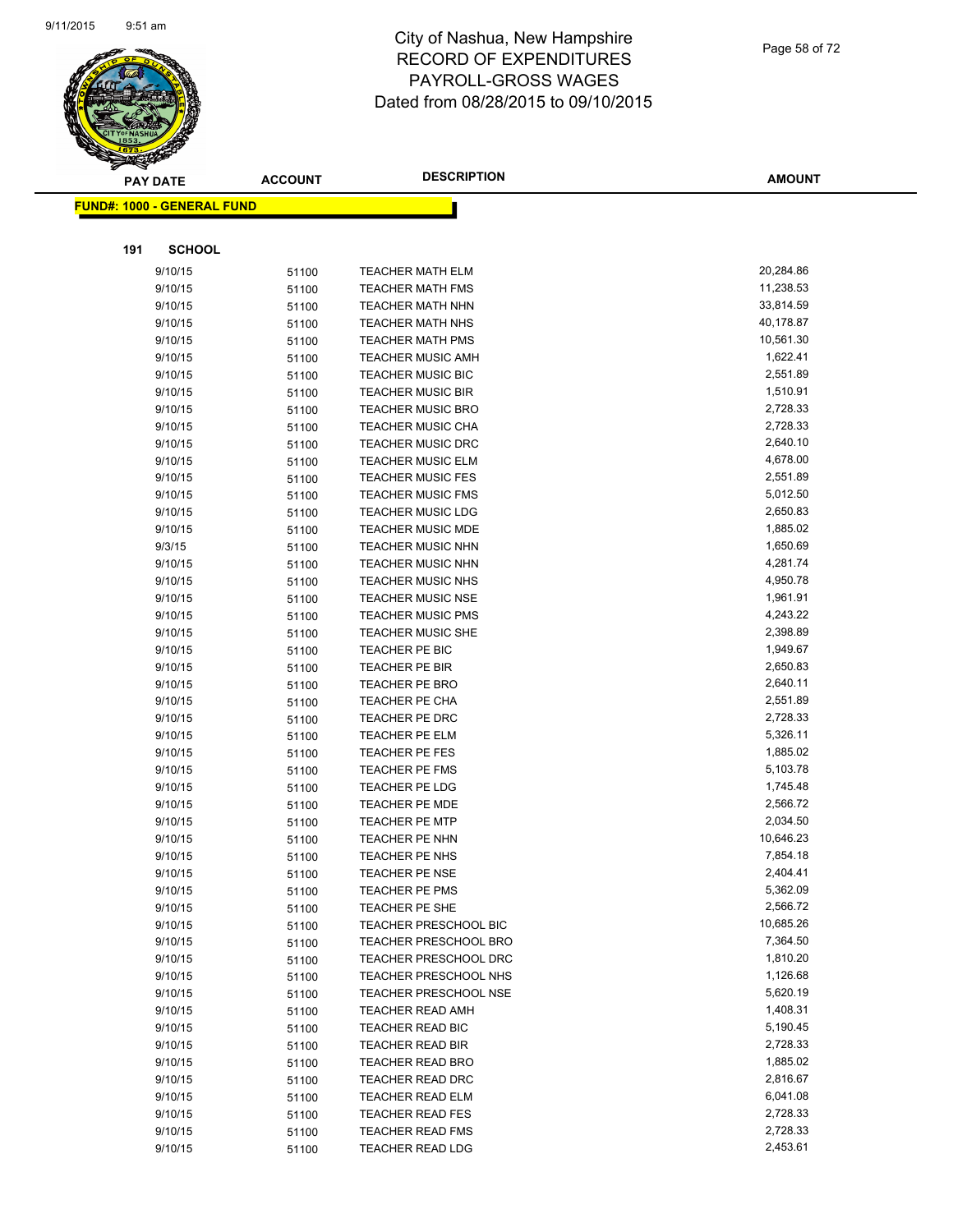# City of Nashua, New Hampshire
## RECORD OF EXPENDITURES
## PAYROLL-GROSS WAGES
## Dated from 08/28/2015 to 09/10/2015

**FUND#: 1000 - GENERAL FUND**

**191 SCHOOL**

| PAY DATE | ACCOUNT | DESCRIPTION | AMOUNT |
|---|---|---|---|
| 9/10/15 | 51100 | TEACHER MATH ELM | 20,284.86 |
| 9/10/15 | 51100 | TEACHER MATH FMS | 11,238.53 |
| 9/10/15 | 51100 | TEACHER MATH NHN | 33,814.59 |
| 9/10/15 | 51100 | TEACHER MATH NHS | 40,178.87 |
| 9/10/15 | 51100 | TEACHER MATH PMS | 10,561.30 |
| 9/10/15 | 51100 | TEACHER MUSIC AMH | 1,622.41 |
| 9/10/15 | 51100 | TEACHER MUSIC BIC | 2,551.89 |
| 9/10/15 | 51100 | TEACHER MUSIC BIR | 1,510.91 |
| 9/10/15 | 51100 | TEACHER MUSIC BRO | 2,728.33 |
| 9/10/15 | 51100 | TEACHER MUSIC CHA | 2,728.33 |
| 9/10/15 | 51100 | TEACHER MUSIC DRC | 2,640.10 |
| 9/10/15 | 51100 | TEACHER MUSIC ELM | 4,678.00 |
| 9/10/15 | 51100 | TEACHER MUSIC FES | 2,551.89 |
| 9/10/15 | 51100 | TEACHER MUSIC FMS | 5,012.50 |
| 9/10/15 | 51100 | TEACHER MUSIC LDG | 2,650.83 |
| 9/10/15 | 51100 | TEACHER MUSIC MDE | 1,885.02 |
| 9/3/15 | 51100 | TEACHER MUSIC NHN | 1,650.69 |
| 9/10/15 | 51100 | TEACHER MUSIC NHN | 4,281.74 |
| 9/10/15 | 51100 | TEACHER MUSIC NHS | 4,950.78 |
| 9/10/15 | 51100 | TEACHER MUSIC NSE | 1,961.91 |
| 9/10/15 | 51100 | TEACHER MUSIC PMS | 4,243.22 |
| 9/10/15 | 51100 | TEACHER MUSIC SHE | 2,398.89 |
| 9/10/15 | 51100 | TEACHER PE BIC | 1,949.67 |
| 9/10/15 | 51100 | TEACHER PE BIR | 2,650.83 |
| 9/10/15 | 51100 | TEACHER PE BRO | 2,640.11 |
| 9/10/15 | 51100 | TEACHER PE CHA | 2,551.89 |
| 9/10/15 | 51100 | TEACHER PE DRC | 2,728.33 |
| 9/10/15 | 51100 | TEACHER PE ELM | 5,326.11 |
| 9/10/15 | 51100 | TEACHER PE FES | 1,885.02 |
| 9/10/15 | 51100 | TEACHER PE FMS | 5,103.78 |
| 9/10/15 | 51100 | TEACHER PE LDG | 1,745.48 |
| 9/10/15 | 51100 | TEACHER PE MDE | 2,566.72 |
| 9/10/15 | 51100 | TEACHER PE MTP | 2,034.50 |
| 9/10/15 | 51100 | TEACHER PE NHN | 10,646.23 |
| 9/10/15 | 51100 | TEACHER PE NHS | 7,854.18 |
| 9/10/15 | 51100 | TEACHER PE NSE | 2,404.41 |
| 9/10/15 | 51100 | TEACHER PE PMS | 5,362.09 |
| 9/10/15 | 51100 | TEACHER PE SHE | 2,566.72 |
| 9/10/15 | 51100 | TEACHER PRESCHOOL BIC | 10,685.26 |
| 9/10/15 | 51100 | TEACHER PRESCHOOL BRO | 7,364.50 |
| 9/10/15 | 51100 | TEACHER PRESCHOOL DRC | 1,810.20 |
| 9/10/15 | 51100 | TEACHER PRESCHOOL NHS | 1,126.68 |
| 9/10/15 | 51100 | TEACHER PRESCHOOL NSE | 5,620.19 |
| 9/10/15 | 51100 | TEACHER READ AMH | 1,408.31 |
| 9/10/15 | 51100 | TEACHER READ BIC | 5,190.45 |
| 9/10/15 | 51100 | TEACHER READ BIR | 2,728.33 |
| 9/10/15 | 51100 | TEACHER READ BRO | 1,885.02 |
| 9/10/15 | 51100 | TEACHER READ DRC | 2,816.67 |
| 9/10/15 | 51100 | TEACHER READ ELM | 6,041.08 |
| 9/10/15 | 51100 | TEACHER READ FES | 2,728.33 |
| 9/10/15 | 51100 | TEACHER READ FMS | 2,728.33 |
| 9/10/15 | 51100 | TEACHER READ LDG | 2,453.61 |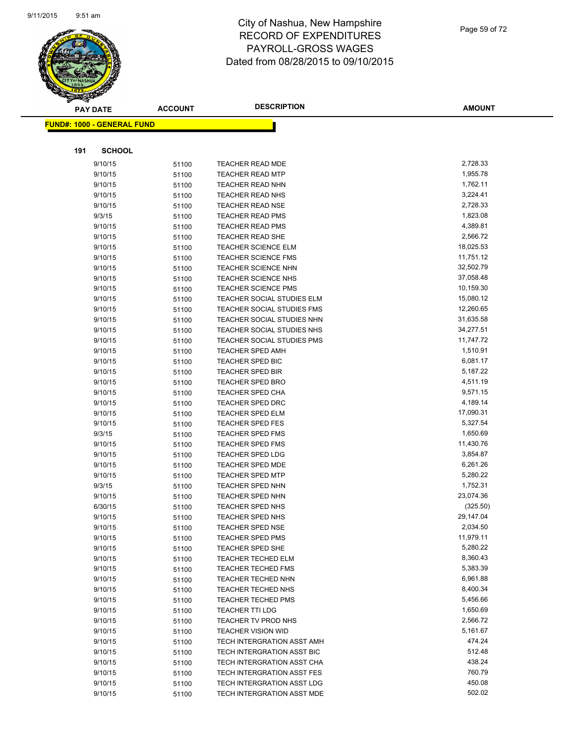# City of Nashua, New Hampshire
# RECORD OF EXPENDITURES
# PAYROLL-GROSS WAGES
# Dated from 08/28/2015 to 09/10/2015

**FUND#: 1000 - GENERAL FUND**

**191 SCHOOL**

| PAY DATE | ACCOUNT | DESCRIPTION | AMOUNT |
|---|---|---|---|
| 9/10/15 | 51100 | TEACHER READ MDE | 2,728.33 |
| 9/10/15 | 51100 | TEACHER READ MTP | 1,955.78 |
| 9/10/15 | 51100 | TEACHER READ NHN | 1,762.11 |
| 9/10/15 | 51100 | TEACHER READ NHS | 3,224.41 |
| 9/10/15 | 51100 | TEACHER READ NSE | 2,728.33 |
| 9/3/15 | 51100 | TEACHER READ PMS | 1,823.08 |
| 9/10/15 | 51100 | TEACHER READ PMS | 4,389.81 |
| 9/10/15 | 51100 | TEACHER READ SHE | 2,566.72 |
| 9/10/15 | 51100 | TEACHER SCIENCE ELM | 18,025.53 |
| 9/10/15 | 51100 | TEACHER SCIENCE FMS | 11,751.12 |
| 9/10/15 | 51100 | TEACHER SCIENCE NHN | 32,502.79 |
| 9/10/15 | 51100 | TEACHER SCIENCE NHS | 37,058.48 |
| 9/10/15 | 51100 | TEACHER SCIENCE PMS | 10,159.30 |
| 9/10/15 | 51100 | TEACHER SOCIAL STUDIES ELM | 15,080.12 |
| 9/10/15 | 51100 | TEACHER SOCIAL STUDIES FMS | 12,260.65 |
| 9/10/15 | 51100 | TEACHER SOCIAL STUDIES NHN | 31,635.58 |
| 9/10/15 | 51100 | TEACHER SOCIAL STUDIES NHS | 34,277.51 |
| 9/10/15 | 51100 | TEACHER SOCIAL STUDIES PMS | 11,747.72 |
| 9/10/15 | 51100 | TEACHER SPED AMH | 1,510.91 |
| 9/10/15 | 51100 | TEACHER SPED BIC | 6,081.17 |
| 9/10/15 | 51100 | TEACHER SPED BIR | 5,187.22 |
| 9/10/15 | 51100 | TEACHER SPED BRO | 4,511.19 |
| 9/10/15 | 51100 | TEACHER SPED CHA | 9,571.15 |
| 9/10/15 | 51100 | TEACHER SPED DRC | 4,189.14 |
| 9/10/15 | 51100 | TEACHER SPED ELM | 17,090.31 |
| 9/10/15 | 51100 | TEACHER SPED FES | 5,327.54 |
| 9/3/15 | 51100 | TEACHER SPED FMS | 1,650.69 |
| 9/10/15 | 51100 | TEACHER SPED FMS | 11,430.76 |
| 9/10/15 | 51100 | TEACHER SPED LDG | 3,854.87 |
| 9/10/15 | 51100 | TEACHER SPED MDE | 6,261.26 |
| 9/10/15 | 51100 | TEACHER SPED MTP | 5,280.22 |
| 9/3/15 | 51100 | TEACHER SPED NHN | 1,752.31 |
| 9/10/15 | 51100 | TEACHER SPED NHN | 23,074.36 |
| 6/30/15 | 51100 | TEACHER SPED NHS | (325.50) |
| 9/10/15 | 51100 | TEACHER SPED NHS | 29,147.04 |
| 9/10/15 | 51100 | TEACHER SPED NSE | 2,034.50 |
| 9/10/15 | 51100 | TEACHER SPED PMS | 11,979.11 |
| 9/10/15 | 51100 | TEACHER SPED SHE | 5,280.22 |
| 9/10/15 | 51100 | TEACHER TECHED ELM | 8,360.43 |
| 9/10/15 | 51100 | TEACHER TECHED FMS | 5,383.39 |
| 9/10/15 | 51100 | TEACHER TECHED NHN | 6,961.88 |
| 9/10/15 | 51100 | TEACHER TECHED NHS | 8,400.34 |
| 9/10/15 | 51100 | TEACHER TECHED PMS | 5,456.66 |
| 9/10/15 | 51100 | TEACHER TTI LDG | 1,650.69 |
| 9/10/15 | 51100 | TEACHER TV PROD NHS | 2,566.72 |
| 9/10/15 | 51100 | TEACHER VISION WID | 5,161.67 |
| 9/10/15 | 51100 | TECH INTERGRATION ASST AMH | 474.24 |
| 9/10/15 | 51100 | TECH INTERGRATION ASST BIC | 512.48 |
| 9/10/15 | 51100 | TECH INTERGRATION ASST CHA | 438.24 |
| 9/10/15 | 51100 | TECH INTERGRATION ASST FES | 760.79 |
| 9/10/15 | 51100 | TECH INTERGRATION ASST LDG | 450.08 |
| 9/10/15 | 51100 | TECH INTERGRATION ASST MDE | 502.02 |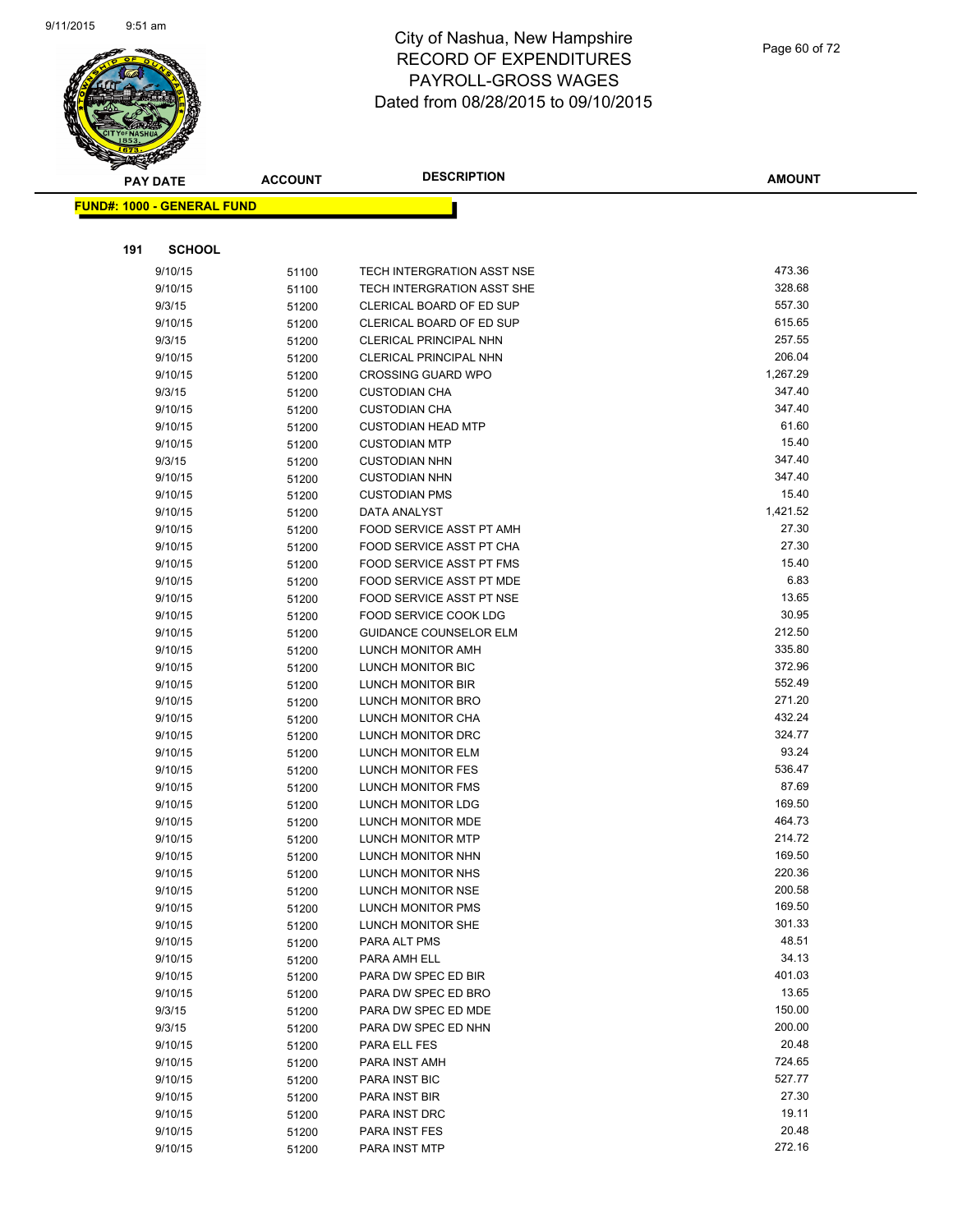# City of Nashua, New Hampshire
## RECORD OF EXPENDITURES
## PAYROLL-GROSS WAGES
## Dated from 08/28/2015 to 09/10/2015

**FUND#: 1000 - GENERAL FUND**

**191 SCHOOL**

| PAY DATE | ACCOUNT | DESCRIPTION | AMOUNT |
|---|---|---|---|
| 9/10/15 | 51100 | TECH INTERGRATION ASST NSE | 473.36 |
| 9/10/15 | 51100 | TECH INTERGRATION ASST SHE | 328.68 |
| 9/3/15 | 51200 | CLERICAL BOARD OF ED SUP | 557.30 |
| 9/10/15 | 51200 | CLERICAL BOARD OF ED SUP | 615.65 |
| 9/3/15 | 51200 | CLERICAL PRINCIPAL NHN | 257.55 |
| 9/10/15 | 51200 | CLERICAL PRINCIPAL NHN | 206.04 |
| 9/10/15 | 51200 | CROSSING GUARD WPO | 1,267.29 |
| 9/3/15 | 51200 | CUSTODIAN CHA | 347.40 |
| 9/10/15 | 51200 | CUSTODIAN CHA | 347.40 |
| 9/10/15 | 51200 | CUSTODIAN HEAD MTP | 61.60 |
| 9/10/15 | 51200 | CUSTODIAN MTP | 15.40 |
| 9/3/15 | 51200 | CUSTODIAN NHN | 347.40 |
| 9/10/15 | 51200 | CUSTODIAN NHN | 347.40 |
| 9/10/15 | 51200 | CUSTODIAN PMS | 15.40 |
| 9/10/15 | 51200 | DATA ANALYST | 1,421.52 |
| 9/10/15 | 51200 | FOOD SERVICE ASST PT AMH | 27.30 |
| 9/10/15 | 51200 | FOOD SERVICE ASST PT CHA | 27.30 |
| 9/10/15 | 51200 | FOOD SERVICE ASST PT FMS | 15.40 |
| 9/10/15 | 51200 | FOOD SERVICE ASST PT MDE | 6.83 |
| 9/10/15 | 51200 | FOOD SERVICE ASST PT NSE | 13.65 |
| 9/10/15 | 51200 | FOOD SERVICE COOK LDG | 30.95 |
| 9/10/15 | 51200 | GUIDANCE COUNSELOR ELM | 212.50 |
| 9/10/15 | 51200 | LUNCH MONITOR AMH | 335.80 |
| 9/10/15 | 51200 | LUNCH MONITOR BIC | 372.96 |
| 9/10/15 | 51200 | LUNCH MONITOR BIR | 552.49 |
| 9/10/15 | 51200 | LUNCH MONITOR BRO | 271.20 |
| 9/10/15 | 51200 | LUNCH MONITOR CHA | 432.24 |
| 9/10/15 | 51200 | LUNCH MONITOR DRC | 324.77 |
| 9/10/15 | 51200 | LUNCH MONITOR ELM | 93.24 |
| 9/10/15 | 51200 | LUNCH MONITOR FES | 536.47 |
| 9/10/15 | 51200 | LUNCH MONITOR FMS | 87.69 |
| 9/10/15 | 51200 | LUNCH MONITOR LDG | 169.50 |
| 9/10/15 | 51200 | LUNCH MONITOR MDE | 464.73 |
| 9/10/15 | 51200 | LUNCH MONITOR MTP | 214.72 |
| 9/10/15 | 51200 | LUNCH MONITOR NHN | 169.50 |
| 9/10/15 | 51200 | LUNCH MONITOR NHS | 220.36 |
| 9/10/15 | 51200 | LUNCH MONITOR NSE | 200.58 |
| 9/10/15 | 51200 | LUNCH MONITOR PMS | 169.50 |
| 9/10/15 | 51200 | LUNCH MONITOR SHE | 301.33 |
| 9/10/15 | 51200 | PARA ALT PMS | 48.51 |
| 9/10/15 | 51200 | PARA AMH ELL | 34.13 |
| 9/10/15 | 51200 | PARA DW SPEC ED BIR | 401.03 |
| 9/10/15 | 51200 | PARA DW SPEC ED BRO | 13.65 |
| 9/3/15 | 51200 | PARA DW SPEC ED MDE | 150.00 |
| 9/3/15 | 51200 | PARA DW SPEC ED NHN | 200.00 |
| 9/10/15 | 51200 | PARA ELL FES | 20.48 |
| 9/10/15 | 51200 | PARA INST AMH | 724.65 |
| 9/10/15 | 51200 | PARA INST BIC | 527.77 |
| 9/10/15 | 51200 | PARA INST BIR | 27.30 |
| 9/10/15 | 51200 | PARA INST DRC | 19.11 |
| 9/10/15 | 51200 | PARA INST FES | 20.48 |
| 9/10/15 | 51200 | PARA INST MTP | 272.16 |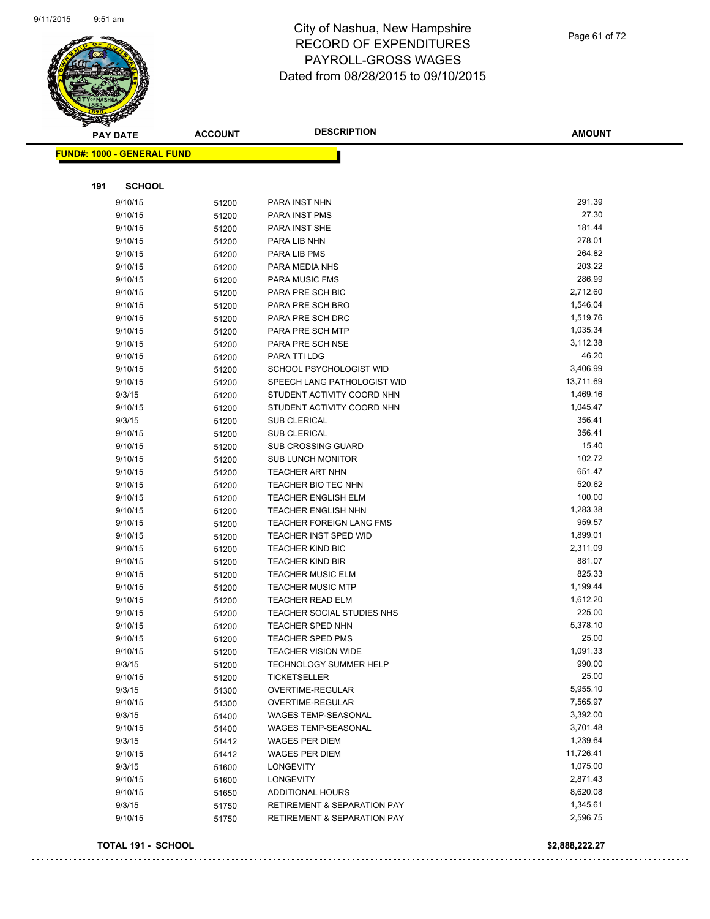# City of Nashua, New Hampshire
## RECORD OF EXPENDITURES
## PAYROLL-GROSS WAGES
## Dated from 08/28/2015 to 09/10/2015

**FUND#: 1000 - GENERAL FUND**

**191 SCHOOL**

| PAY DATE | ACCOUNT | DESCRIPTION | AMOUNT |
|---|---|---|---|
| 9/10/15 | 51200 | PARA INST NHN | 291.39 |
| 9/10/15 | 51200 | PARA INST PMS | 27.30 |
| 9/10/15 | 51200 | PARA INST SHE | 181.44 |
| 9/10/15 | 51200 | PARA LIB NHN | 278.01 |
| 9/10/15 | 51200 | PARA LIB PMS | 264.82 |
| 9/10/15 | 51200 | PARA MEDIA NHS | 203.22 |
| 9/10/15 | 51200 | PARA MUSIC FMS | 286.99 |
| 9/10/15 | 51200 | PARA PRE SCH BIC | 2,712.60 |
| 9/10/15 | 51200 | PARA PRE SCH BRO | 1,546.04 |
| 9/10/15 | 51200 | PARA PRE SCH DRC | 1,519.76 |
| 9/10/15 | 51200 | PARA PRE SCH MTP | 1,035.34 |
| 9/10/15 | 51200 | PARA PRE SCH NSE | 3,112.38 |
| 9/10/15 | 51200 | PARA TTI LDG | 46.20 |
| 9/10/15 | 51200 | SCHOOL PSYCHOLOGIST WID | 3,406.99 |
| 9/10/15 | 51200 | SPEECH LANG PATHOLOGIST WID | 13,711.69 |
| 9/3/15 | 51200 | STUDENT ACTIVITY COORD NHN | 1,469.16 |
| 9/10/15 | 51200 | STUDENT ACTIVITY COORD NHN | 1,045.47 |
| 9/3/15 | 51200 | SUB CLERICAL | 356.41 |
| 9/10/15 | 51200 | SUB CLERICAL | 356.41 |
| 9/10/15 | 51200 | SUB CROSSING GUARD | 15.40 |
| 9/10/15 | 51200 | SUB LUNCH MONITOR | 102.72 |
| 9/10/15 | 51200 | TEACHER ART NHN | 651.47 |
| 9/10/15 | 51200 | TEACHER BIO TEC NHN | 520.62 |
| 9/10/15 | 51200 | TEACHER ENGLISH ELM | 100.00 |
| 9/10/15 | 51200 | TEACHER ENGLISH NHN | 1,283.38 |
| 9/10/15 | 51200 | TEACHER FOREIGN LANG FMS | 959.57 |
| 9/10/15 | 51200 | TEACHER INST SPED WID | 1,899.01 |
| 9/10/15 | 51200 | TEACHER KIND BIC | 2,311.09 |
| 9/10/15 | 51200 | TEACHER KIND BIR | 881.07 |
| 9/10/15 | 51200 | TEACHER MUSIC ELM | 825.33 |
| 9/10/15 | 51200 | TEACHER MUSIC MTP | 1,199.44 |
| 9/10/15 | 51200 | TEACHER READ ELM | 1,612.20 |
| 9/10/15 | 51200 | TEACHER SOCIAL STUDIES NHS | 225.00 |
| 9/10/15 | 51200 | TEACHER SPED NHN | 5,378.10 |
| 9/10/15 | 51200 | TEACHER SPED PMS | 25.00 |
| 9/10/15 | 51200 | TEACHER VISION WIDE | 1,091.33 |
| 9/3/15 | 51200 | TECHNOLOGY SUMMER HELP | 990.00 |
| 9/10/15 | 51200 | TICKETSELLER | 25.00 |
| 9/3/15 | 51300 | OVERTIME-REGULAR | 5,955.10 |
| 9/10/15 | 51300 | OVERTIME-REGULAR | 7,565.97 |
| 9/3/15 | 51400 | WAGES TEMP-SEASONAL | 3,392.00 |
| 9/10/15 | 51400 | WAGES TEMP-SEASONAL | 3,701.48 |
| 9/3/15 | 51412 | WAGES PER DIEM | 1,239.64 |
| 9/10/15 | 51412 | WAGES PER DIEM | 11,726.41 |
| 9/3/15 | 51600 | LONGEVITY | 1,075.00 |
| 9/10/15 | 51600 | LONGEVITY | 2,871.43 |
| 9/10/15 | 51650 | ADDITIONAL HOURS | 8,620.08 |
| 9/3/15 | 51750 | RETIREMENT & SEPARATION PAY | 1,345.61 |
| 9/10/15 | 51750 | RETIREMENT & SEPARATION PAY | 2,596.75 |

**TOTAL 191 - SCHOOL** **$2,888,222.27**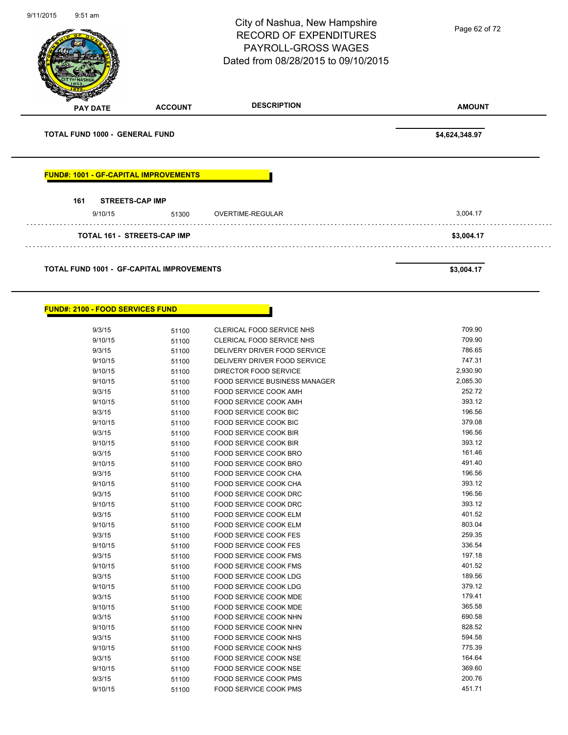# City of Nashua, New Hampshire
## RECORD OF EXPENDITURES
## PAYROLL-GROSS WAGES
## Dated from 08/28/2015 to 09/10/2015

| PAY DATE | ACCOUNT | DESCRIPTION | AMOUNT |
|---|---|---|---|
| **TOTAL FUND 1000 - GENERAL FUND** | | | **$4,624,348.97** |

**FUND#: 1001 - GF-CAPITAL IMPROVEMENTS**

**161 STREETS-CAP IMP**

| PAY DATE | ACCOUNT | DESCRIPTION | AMOUNT |
|---|---|---|---|
| 9/10/15 | 51300 | OVERTIME-REGULAR | 3,004.17 |
| **TOTAL 161 - STREETS-CAP IMP** | | | **$3,004.17** |
| **TOTAL FUND 1001 - GF-CAPITAL IMPROVEMENTS** | | | **$3,004.17** |

**FUND#: 2100 - FOOD SERVICES FUND**

| PAY DATE | ACCOUNT | DESCRIPTION | AMOUNT |
|---|---|---|---|
| 9/3/15 | 51100 | CLERICAL FOOD SERVICE NHS | 709.90 |
| 9/10/15 | 51100 | CLERICAL FOOD SERVICE NHS | 709.90 |
| 9/3/15 | 51100 | DELIVERY DRIVER FOOD SERVICE | 786.65 |
| 9/10/15 | 51100 | DELIVERY DRIVER FOOD SERVICE | 747.31 |
| 9/10/15 | 51100 | DIRECTOR FOOD SERVICE | 2,930.90 |
| 9/10/15 | 51100 | FOOD SERVICE BUSINESS MANAGER | 2,085.30 |
| 9/3/15 | 51100 | FOOD SERVICE COOK AMH | 252.72 |
| 9/10/15 | 51100 | FOOD SERVICE COOK AMH | 393.12 |
| 9/3/15 | 51100 | FOOD SERVICE COOK BIC | 196.56 |
| 9/10/15 | 51100 | FOOD SERVICE COOK BIC | 379.08 |
| 9/3/15 | 51100 | FOOD SERVICE COOK BIR | 196.56 |
| 9/10/15 | 51100 | FOOD SERVICE COOK BIR | 393.12 |
| 9/3/15 | 51100 | FOOD SERVICE COOK BRO | 161.46 |
| 9/10/15 | 51100 | FOOD SERVICE COOK BRO | 491.40 |
| 9/3/15 | 51100 | FOOD SERVICE COOK CHA | 196.56 |
| 9/10/15 | 51100 | FOOD SERVICE COOK CHA | 393.12 |
| 9/3/15 | 51100 | FOOD SERVICE COOK DRC | 196.56 |
| 9/10/15 | 51100 | FOOD SERVICE COOK DRC | 393.12 |
| 9/3/15 | 51100 | FOOD SERVICE COOK ELM | 401.52 |
| 9/10/15 | 51100 | FOOD SERVICE COOK ELM | 803.04 |
| 9/3/15 | 51100 | FOOD SERVICE COOK FES | 259.35 |
| 9/10/15 | 51100 | FOOD SERVICE COOK FES | 336.54 |
| 9/3/15 | 51100 | FOOD SERVICE COOK FMS | 197.18 |
| 9/10/15 | 51100 | FOOD SERVICE COOK FMS | 401.52 |
| 9/3/15 | 51100 | FOOD SERVICE COOK LDG | 189.56 |
| 9/10/15 | 51100 | FOOD SERVICE COOK LDG | 379.12 |
| 9/3/15 | 51100 | FOOD SERVICE COOK MDE | 179.41 |
| 9/10/15 | 51100 | FOOD SERVICE COOK MDE | 365.58 |
| 9/3/15 | 51100 | FOOD SERVICE COOK NHN | 690.58 |
| 9/10/15 | 51100 | FOOD SERVICE COOK NHN | 828.52 |
| 9/3/15 | 51100 | FOOD SERVICE COOK NHS | 594.58 |
| 9/10/15 | 51100 | FOOD SERVICE COOK NHS | 775.39 |
| 9/3/15 | 51100 | FOOD SERVICE COOK NSE | 164.64 |
| 9/10/15 | 51100 | FOOD SERVICE COOK NSE | 369.60 |
| 9/3/15 | 51100 | FOOD SERVICE COOK PMS | 200.76 |
| 9/10/15 | 51100 | FOOD SERVICE COOK PMS | 451.71 |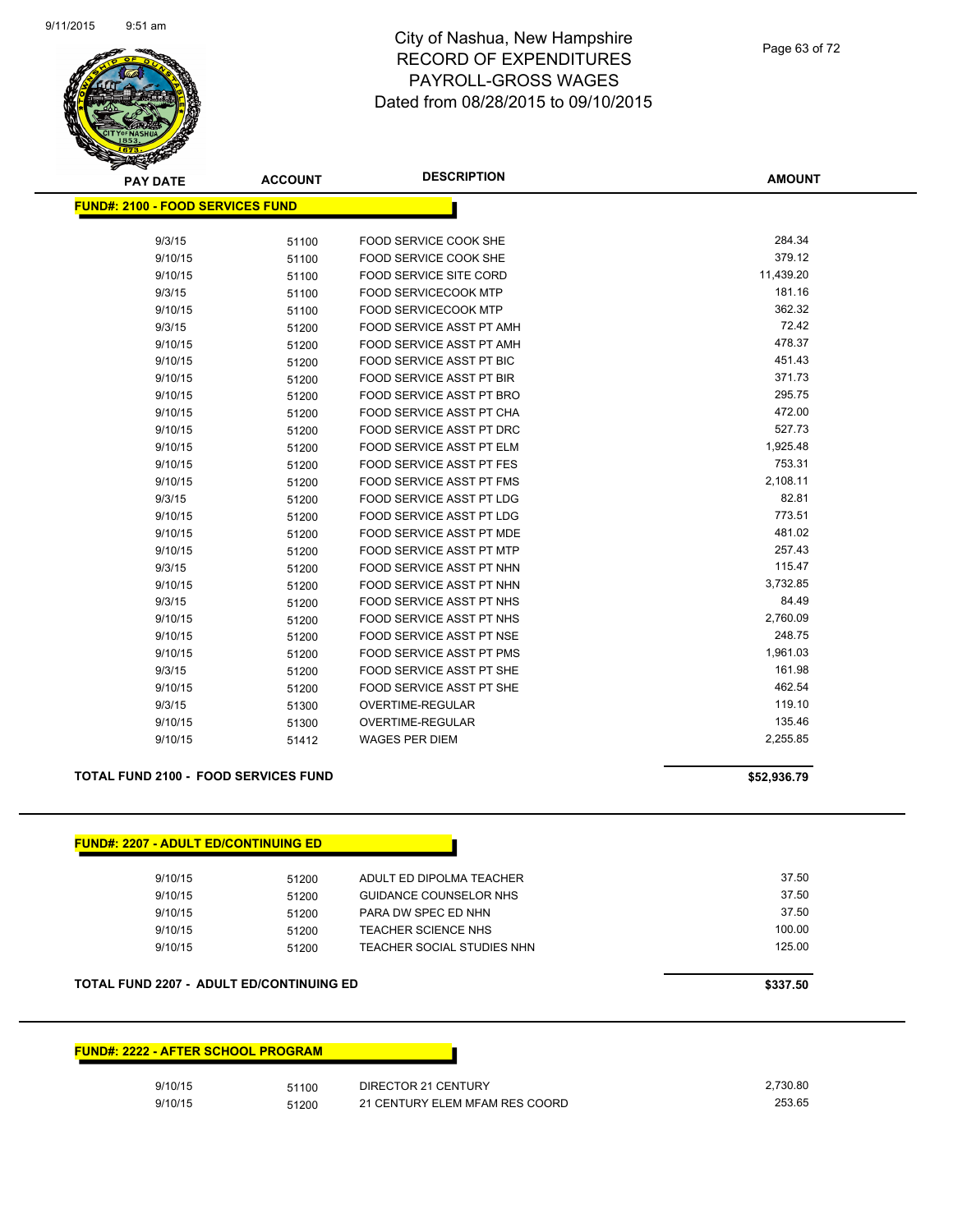# City of Nashua, New Hampshire
## RECORD OF EXPENDITURES
## PAYROLL-GROSS WAGES
## Dated from 08/28/2015 to 09/10/2015

### FUND#: 2100 - FOOD SERVICES FUND

| PAY DATE | ACCOUNT | DESCRIPTION | AMOUNT |
|---|---|---|---|
| 9/3/15 | 51100 | FOOD SERVICE COOK SHE | 284.34 |
| 9/10/15 | 51100 | FOOD SERVICE COOK SHE | 379.12 |
| 9/10/15 | 51100 | FOOD SERVICE SITE CORD | 11,439.20 |
| 9/3/15 | 51100 | FOOD SERVICECOOK MTP | 181.16 |
| 9/10/15 | 51100 | FOOD SERVICECOOK MTP | 362.32 |
| 9/3/15 | 51200 | FOOD SERVICE ASST PT AMH | 72.42 |
| 9/10/15 | 51200 | FOOD SERVICE ASST PT AMH | 478.37 |
| 9/10/15 | 51200 | FOOD SERVICE ASST PT BIC | 451.43 |
| 9/10/15 | 51200 | FOOD SERVICE ASST PT BIR | 371.73 |
| 9/10/15 | 51200 | FOOD SERVICE ASST PT BRO | 295.75 |
| 9/10/15 | 51200 | FOOD SERVICE ASST PT CHA | 472.00 |
| 9/10/15 | 51200 | FOOD SERVICE ASST PT DRC | 527.73 |
| 9/10/15 | 51200 | FOOD SERVICE ASST PT ELM | 1,925.48 |
| 9/10/15 | 51200 | FOOD SERVICE ASST PT FES | 753.31 |
| 9/10/15 | 51200 | FOOD SERVICE ASST PT FMS | 2,108.11 |
| 9/3/15 | 51200 | FOOD SERVICE ASST PT LDG | 82.81 |
| 9/10/15 | 51200 | FOOD SERVICE ASST PT LDG | 773.51 |
| 9/10/15 | 51200 | FOOD SERVICE ASST PT MDE | 481.02 |
| 9/10/15 | 51200 | FOOD SERVICE ASST PT MTP | 257.43 |
| 9/3/15 | 51200 | FOOD SERVICE ASST PT NHN | 115.47 |
| 9/10/15 | 51200 | FOOD SERVICE ASST PT NHN | 3,732.85 |
| 9/3/15 | 51200 | FOOD SERVICE ASST PT NHS | 84.49 |
| 9/10/15 | 51200 | FOOD SERVICE ASST PT NHS | 2,760.09 |
| 9/10/15 | 51200 | FOOD SERVICE ASST PT NSE | 248.75 |
| 9/10/15 | 51200 | FOOD SERVICE ASST PT PMS | 1,961.03 |
| 9/3/15 | 51200 | FOOD SERVICE ASST PT SHE | 161.98 |
| 9/10/15 | 51200 | FOOD SERVICE ASST PT SHE | 462.54 |
| 9/3/15 | 51300 | OVERTIME-REGULAR | 119.10 |
| 9/10/15 | 51300 | OVERTIME-REGULAR | 135.46 |
| 9/10/15 | 51412 | WAGES PER DIEM | 2,255.85 |

**TOTAL FUND 2100 - FOOD SERVICES FUND** **$52,936.79**

### FUND#: 2207 - ADULT ED/CONTINUING ED

| PAY DATE | ACCOUNT | DESCRIPTION | AMOUNT |
|---|---|---|---|
| 9/10/15 | 51200 | ADULT ED DIPOLMA TEACHER | 37.50 |
| 9/10/15 | 51200 | GUIDANCE COUNSELOR NHS | 37.50 |
| 9/10/15 | 51200 | PARA DW SPEC ED NHN | 37.50 |
| 9/10/15 | 51200 | TEACHER SCIENCE NHS | 100.00 |
| 9/10/15 | 51200 | TEACHER SOCIAL STUDIES NHN | 125.00 |

**TOTAL FUND 2207 - ADULT ED/CONTINUING ED** **$337.50**

### FUND#: 2222 - AFTER SCHOOL PROGRAM

| PAY DATE | ACCOUNT | DESCRIPTION | AMOUNT |
|---|---|---|---|
| 9/10/15 | 51100 | DIRECTOR 21 CENTURY | 2,730.80 |
| 9/10/15 | 51200 | 21 CENTURY ELEM MFAM RES COORD | 253.65 |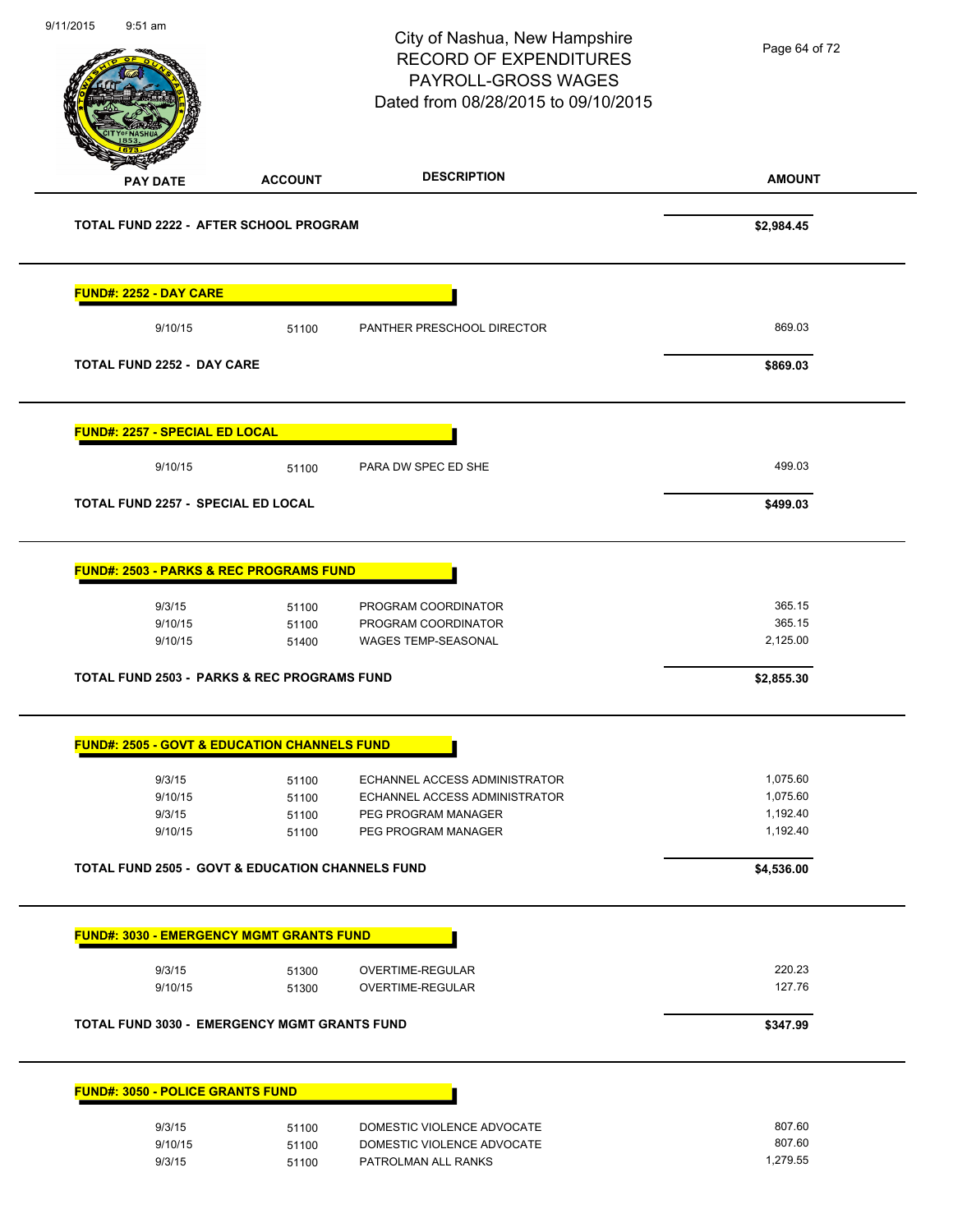City of Nashua, New Hampshire
RECORD OF EXPENDITURES
PAYROLL-GROSS WAGES
Dated from 08/28/2015 to 09/10/2015

| PAY DATE | ACCOUNT | DESCRIPTION | AMOUNT |
|---|---|---|---|
| **TOTAL FUND 2222 - AFTER SCHOOL PROGRAM** | | | **$2,984.45** |
| **FUND#: 2252 - DAY CARE** | | | |
| 9/10/15 | 51100 | PANTHER PRESCHOOL DIRECTOR | 869.03 |
| **TOTAL FUND 2252 - DAY CARE** | | | **$869.03** |
| **FUND#: 2257 - SPECIAL ED LOCAL** | | | |
| 9/10/15 | 51100 | PARA DW SPEC ED SHE | 499.03 |
| **TOTAL FUND 2257 - SPECIAL ED LOCAL** | | | **$499.03** |
| **FUND#: 2503 - PARKS & REC PROGRAMS FUND** | | | |
| 9/3/15 | 51100 | PROGRAM COORDINATOR | 365.15 |
| 9/10/15 | 51100 | PROGRAM COORDINATOR | 365.15 |
| 9/10/15 | 51400 | WAGES TEMP-SEASONAL | 2,125.00 |
| **TOTAL FUND 2503 - PARKS & REC PROGRAMS FUND** | | | **$2,855.30** |
| **FUND#: 2505 - GOVT & EDUCATION CHANNELS FUND** | | | |
| 9/3/15 | 51100 | ECHANNEL ACCESS ADMINISTRATOR | 1,075.60 |
| 9/10/15 | 51100 | ECHANNEL ACCESS ADMINISTRATOR | 1,075.60 |
| 9/3/15 | 51100 | PEG PROGRAM MANAGER | 1,192.40 |
| 9/10/15 | 51100 | PEG PROGRAM MANAGER | 1,192.40 |
| **TOTAL FUND 2505 - GOVT & EDUCATION CHANNELS FUND** | | | **$4,536.00** |
| **FUND#: 3030 - EMERGENCY MGMT GRANTS FUND** | | | |
| 9/3/15 | 51300 | OVERTIME-REGULAR | 220.23 |
| 9/10/15 | 51300 | OVERTIME-REGULAR | 127.76 |
| **TOTAL FUND 3030 - EMERGENCY MGMT GRANTS FUND** | | | **$347.99** |
| **FUND#: 3050 - POLICE GRANTS FUND** | | | |
| 9/3/15 | 51100 | DOMESTIC VIOLENCE ADVOCATE | 807.60 |
| 9/10/15 | 51100 | DOMESTIC VIOLENCE ADVOCATE | 807.60 |
| 9/3/15 | 51100 | PATROLMAN ALL RANKS | 1,279.55 |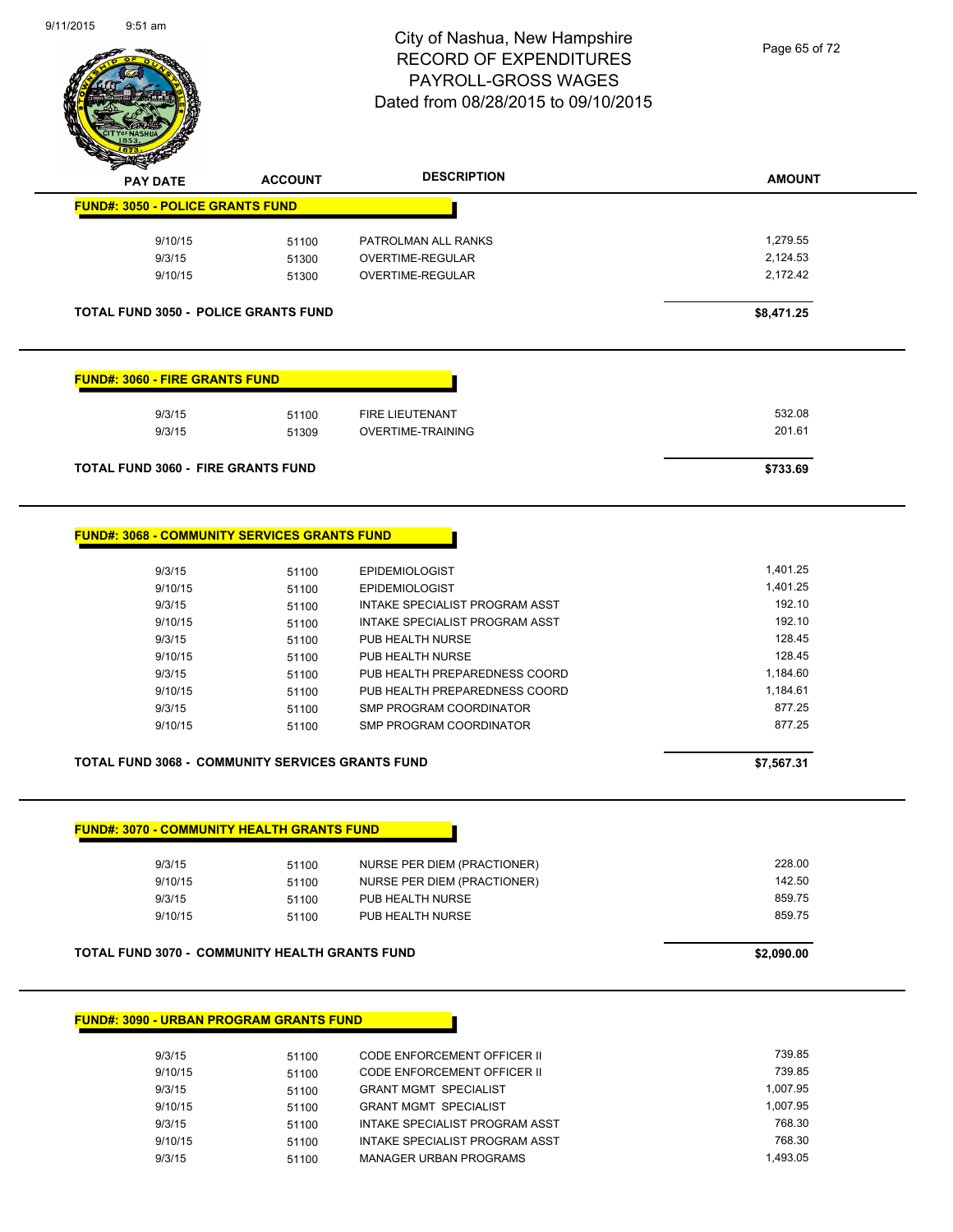# City of Nashua, New Hampshire
# RECORD OF EXPENDITURES
# PAYROLL-GROSS WAGES
# Dated from 08/28/2015 to 09/10/2015

| PAY DATE | ACCOUNT | DESCRIPTION | AMOUNT |
|---|---|---|---|
| **FUND#: 3050 - POLICE GRANTS FUND** | | | |
| 9/10/15 | 51100 | PATROLMAN ALL RANKS | 1,279.55 |
| 9/3/15 | 51300 | OVERTIME-REGULAR | 2,124.53 |
| 9/10/15 | 51300 | OVERTIME-REGULAR | 2,172.42 |
| **TOTAL FUND 3050 - POLICE GRANTS FUND** | | | **$8,471.25** |
| **FUND#: 3060 - FIRE GRANTS FUND** | | | |
| 9/3/15 | 51100 | FIRE LIEUTENANT | 532.08 |
| 9/3/15 | 51309 | OVERTIME-TRAINING | 201.61 |
| **TOTAL FUND 3060 - FIRE GRANTS FUND** | | | **$733.69** |
| **FUND#: 3068 - COMMUNITY SERVICES GRANTS FUND** | | | |
| 9/3/15 | 51100 | EPIDEMIOLOGIST | 1,401.25 |
| 9/10/15 | 51100 | EPIDEMIOLOGIST | 1,401.25 |
| 9/3/15 | 51100 | INTAKE SPECIALIST PROGRAM ASST | 192.10 |
| 9/10/15 | 51100 | INTAKE SPECIALIST PROGRAM ASST | 192.10 |
| 9/3/15 | 51100 | PUB HEALTH NURSE | 128.45 |
| 9/10/15 | 51100 | PUB HEALTH NURSE | 128.45 |
| 9/3/15 | 51100 | PUB HEALTH PREPAREDNESS COORD | 1,184.60 |
| 9/10/15 | 51100 | PUB HEALTH PREPAREDNESS COORD | 1,184.61 |
| 9/3/15 | 51100 | SMP PROGRAM COORDINATOR | 877.25 |
| 9/10/15 | 51100 | SMP PROGRAM COORDINATOR | 877.25 |
| **TOTAL FUND 3068 - COMMUNITY SERVICES GRANTS FUND** | | | **$7,567.31** |
| **FUND#: 3070 - COMMUNITY HEALTH GRANTS FUND** | | | |
| 9/3/15 | 51100 | NURSE PER DIEM (PRACTIONER) | 228.00 |
| 9/10/15 | 51100 | NURSE PER DIEM (PRACTIONER) | 142.50 |
| 9/3/15 | 51100 | PUB HEALTH NURSE | 859.75 |
| 9/10/15 | 51100 | PUB HEALTH NURSE | 859.75 |
| **TOTAL FUND 3070 - COMMUNITY HEALTH GRANTS FUND** | | | **$2,090.00** |
| **FUND#: 3090 - URBAN PROGRAM GRANTS FUND** | | | |
| 9/3/15 | 51100 | CODE ENFORCEMENT OFFICER II | 739.85 |
| 9/10/15 | 51100 | CODE ENFORCEMENT OFFICER II | 739.85 |
| 9/3/15 | 51100 | GRANT MGMT SPECIALIST | 1,007.95 |
| 9/10/15 | 51100 | GRANT MGMT SPECIALIST | 1,007.95 |
| 9/3/15 | 51100 | INTAKE SPECIALIST PROGRAM ASST | 768.30 |
| 9/10/15 | 51100 | INTAKE SPECIALIST PROGRAM ASST | 768.30 |
| 9/3/15 | 51100 | MANAGER URBAN PROGRAMS | 1,493.05 |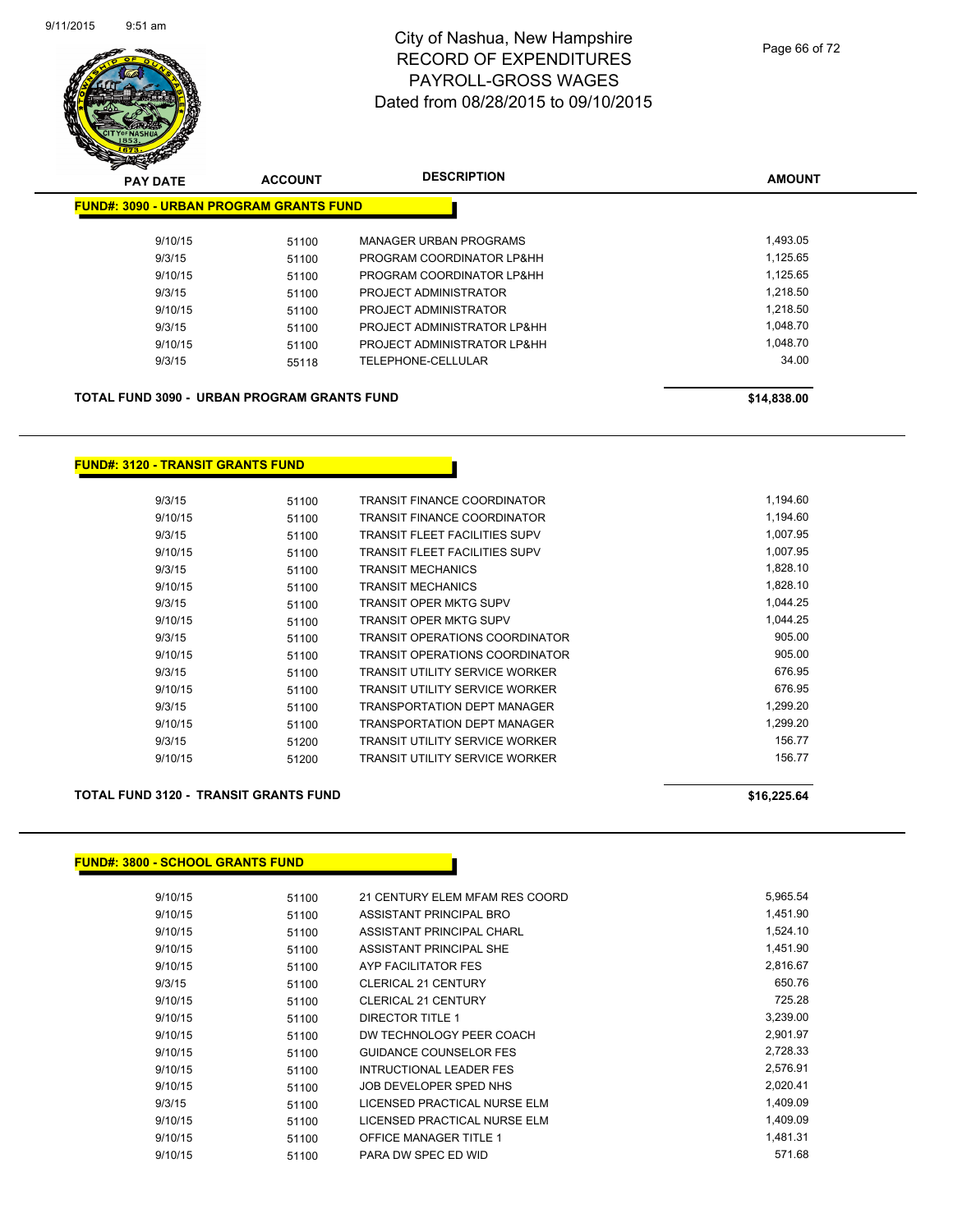# City of Nashua, New Hampshire
## RECORD OF EXPENDITURES
## PAYROLL-GROSS WAGES
## Dated from 08/28/2015 to 09/10/2015

| PAY DATE | ACCOUNT | DESCRIPTION | AMOUNT |
|---|---|---|---|
| **FUND#: 3090 - URBAN PROGRAM GRANTS FUND** | | | |
| 9/10/15 | 51100 | MANAGER URBAN PROGRAMS | 1,493.05 |
| 9/3/15 | 51100 | PROGRAM COORDINATOR LP&HH | 1,125.65 |
| 9/10/15 | 51100 | PROGRAM COORDINATOR LP&HH | 1,125.65 |
| 9/3/15 | 51100 | PROJECT ADMINISTRATOR | 1,218.50 |
| 9/10/15 | 51100 | PROJECT ADMINISTRATOR | 1,218.50 |
| 9/3/15 | 51100 | PROJECT ADMINISTRATOR LP&HH | 1,048.70 |
| 9/10/15 | 51100 | PROJECT ADMINISTRATOR LP&HH | 1,048.70 |
| 9/3/15 | 55118 | TELEPHONE-CELLULAR | 34.00 |
| **TOTAL FUND 3090 - URBAN PROGRAM GRANTS FUND** | | | **$14,838.00** |

| PAY DATE | ACCOUNT | DESCRIPTION | AMOUNT |
|---|---|---|---|
| **FUND#: 3120 - TRANSIT GRANTS FUND** | | | |
| 9/3/15 | 51100 | TRANSIT FINANCE COORDINATOR | 1,194.60 |
| 9/10/15 | 51100 | TRANSIT FINANCE COORDINATOR | 1,194.60 |
| 9/3/15 | 51100 | TRANSIT FLEET FACILITIES SUPV | 1,007.95 |
| 9/10/15 | 51100 | TRANSIT FLEET FACILITIES SUPV | 1,007.95 |
| 9/3/15 | 51100 | TRANSIT MECHANICS | 1,828.10 |
| 9/10/15 | 51100 | TRANSIT MECHANICS | 1,828.10 |
| 9/3/15 | 51100 | TRANSIT OPER MKTG SUPV | 1,044.25 |
| 9/10/15 | 51100 | TRANSIT OPER MKTG SUPV | 1,044.25 |
| 9/3/15 | 51100 | TRANSIT OPERATIONS COORDINATOR | 905.00 |
| 9/10/15 | 51100 | TRANSIT OPERATIONS COORDINATOR | 905.00 |
| 9/3/15 | 51100 | TRANSIT UTILITY SERVICE WORKER | 676.95 |
| 9/10/15 | 51100 | TRANSIT UTILITY SERVICE WORKER | 676.95 |
| 9/3/15 | 51100 | TRANSPORTATION DEPT MANAGER | 1,299.20 |
| 9/10/15 | 51100 | TRANSPORTATION DEPT MANAGER | 1,299.20 |
| 9/3/15 | 51200 | TRANSIT UTILITY SERVICE WORKER | 156.77 |
| 9/10/15 | 51200 | TRANSIT UTILITY SERVICE WORKER | 156.77 |
| **TOTAL FUND 3120 - TRANSIT GRANTS FUND** | | | **$16,225.64** |

| PAY DATE | ACCOUNT | DESCRIPTION | AMOUNT |
|---|---|---|---|
| **FUND#: 3800 - SCHOOL GRANTS FUND** | | | |
| 9/10/15 | 51100 | 21 CENTURY ELEM MFAM RES COORD | 5,965.54 |
| 9/10/15 | 51100 | ASSISTANT PRINCIPAL BRO | 1,451.90 |
| 9/10/15 | 51100 | ASSISTANT PRINCIPAL CHARL | 1,524.10 |
| 9/10/15 | 51100 | ASSISTANT PRINCIPAL SHE | 1,451.90 |
| 9/10/15 | 51100 | AYP FACILITATOR FES | 2,816.67 |
| 9/3/15 | 51100 | CLERICAL 21 CENTURY | 650.76 |
| 9/10/15 | 51100 | CLERICAL 21 CENTURY | 725.28 |
| 9/10/15 | 51100 | DIRECTOR TITLE 1 | 3,239.00 |
| 9/10/15 | 51100 | DW TECHNOLOGY PEER COACH | 2,901.97 |
| 9/10/15 | 51100 | GUIDANCE COUNSELOR FES | 2,728.33 |
| 9/10/15 | 51100 | INTRUCTIONAL LEADER FES | 2,576.91 |
| 9/10/15 | 51100 | JOB DEVELOPER SPED NHS | 2,020.41 |
| 9/3/15 | 51100 | LICENSED PRACTICAL NURSE ELM | 1,409.09 |
| 9/10/15 | 51100 | LICENSED PRACTICAL NURSE ELM | 1,409.09 |
| 9/10/15 | 51100 | OFFICE MANAGER TITLE 1 | 1,481.31 |
| 9/10/15 | 51100 | PARA DW SPEC ED WID | 571.68 |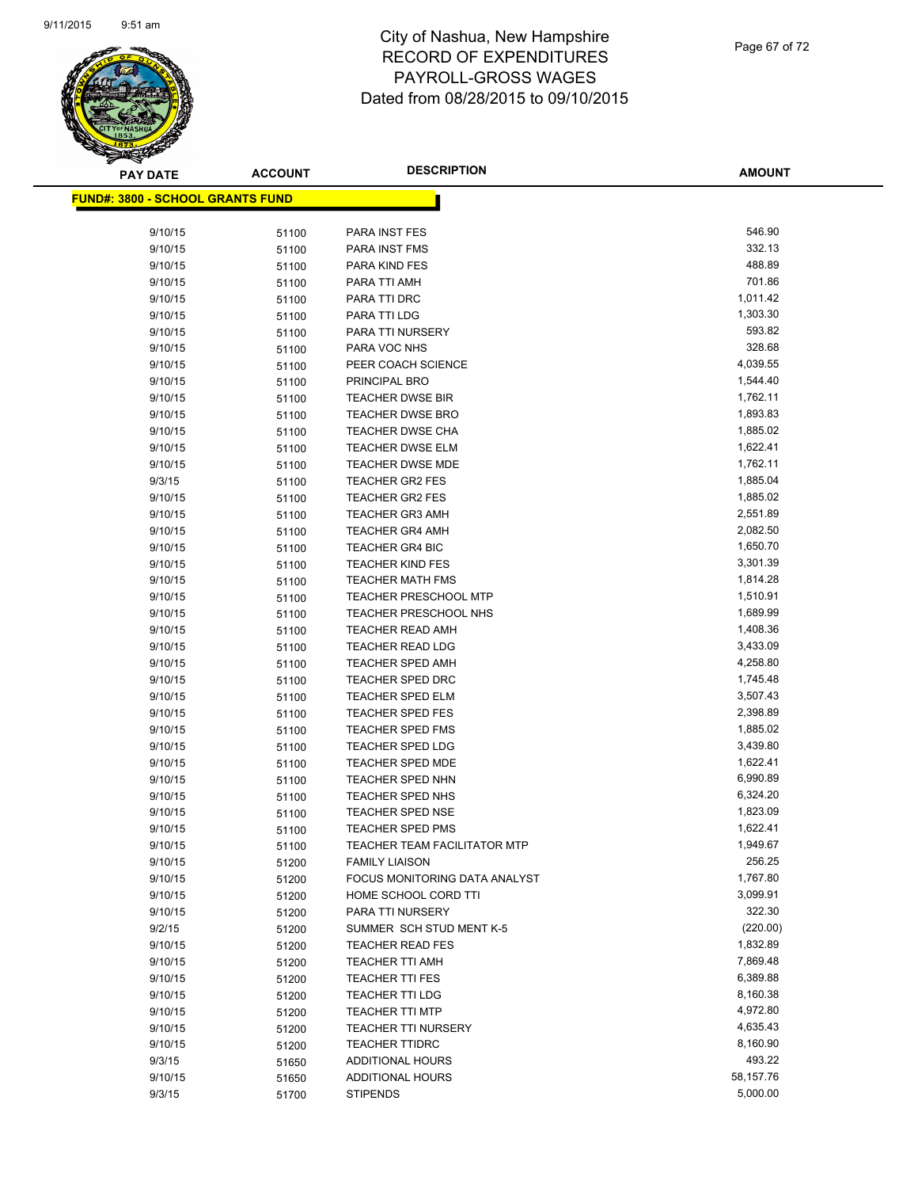# City of Nashua, New Hampshire
# RECORD OF EXPENDITURES
# PAYROLL-GROSS WAGES
# Dated from 08/28/2015 to 09/10/2015

| PAY DATE | ACCOUNT | DESCRIPTION | AMOUNT |
|---|---|---|---|
| **FUND#: 3800 - SCHOOL GRANTS FUND** | | | |
| 9/10/15 | 51100 | PARA INST FES | 546.90 |
| 9/10/15 | 51100 | PARA INST FMS | 332.13 |
| 9/10/15 | 51100 | PARA KIND FES | 488.89 |
| 9/10/15 | 51100 | PARA TTI AMH | 701.86 |
| 9/10/15 | 51100 | PARA TTI DRC | 1,011.42 |
| 9/10/15 | 51100 | PARA TTI LDG | 1,303.30 |
| 9/10/15 | 51100 | PARA TTI NURSERY | 593.82 |
| 9/10/15 | 51100 | PARA VOC NHS | 328.68 |
| 9/10/15 | 51100 | PEER COACH SCIENCE | 4,039.55 |
| 9/10/15 | 51100 | PRINCIPAL BRO | 1,544.40 |
| 9/10/15 | 51100 | TEACHER DWSE BIR | 1,762.11 |
| 9/10/15 | 51100 | TEACHER DWSE BRO | 1,893.83 |
| 9/10/15 | 51100 | TEACHER DWSE CHA | 1,885.02 |
| 9/10/15 | 51100 | TEACHER DWSE ELM | 1,622.41 |
| 9/10/15 | 51100 | TEACHER DWSE MDE | 1,762.11 |
| 9/3/15 | 51100 | TEACHER GR2 FES | 1,885.04 |
| 9/10/15 | 51100 | TEACHER GR2 FES | 1,885.02 |
| 9/10/15 | 51100 | TEACHER GR3 AMH | 2,551.89 |
| 9/10/15 | 51100 | TEACHER GR4 AMH | 2,082.50 |
| 9/10/15 | 51100 | TEACHER GR4 BIC | 1,650.70 |
| 9/10/15 | 51100 | TEACHER KIND FES | 3,301.39 |
| 9/10/15 | 51100 | TEACHER MATH FMS | 1,814.28 |
| 9/10/15 | 51100 | TEACHER PRESCHOOL MTP | 1,510.91 |
| 9/10/15 | 51100 | TEACHER PRESCHOOL NHS | 1,689.99 |
| 9/10/15 | 51100 | TEACHER READ AMH | 1,408.36 |
| 9/10/15 | 51100 | TEACHER READ LDG | 3,433.09 |
| 9/10/15 | 51100 | TEACHER SPED AMH | 4,258.80 |
| 9/10/15 | 51100 | TEACHER SPED DRC | 1,745.48 |
| 9/10/15 | 51100 | TEACHER SPED ELM | 3,507.43 |
| 9/10/15 | 51100 | TEACHER SPED FES | 2,398.89 |
| 9/10/15 | 51100 | TEACHER SPED FMS | 1,885.02 |
| 9/10/15 | 51100 | TEACHER SPED LDG | 3,439.80 |
| 9/10/15 | 51100 | TEACHER SPED MDE | 1,622.41 |
| 9/10/15 | 51100 | TEACHER SPED NHN | 6,990.89 |
| 9/10/15 | 51100 | TEACHER SPED NHS | 6,324.20 |
| 9/10/15 | 51100 | TEACHER SPED NSE | 1,823.09 |
| 9/10/15 | 51100 | TEACHER SPED PMS | 1,622.41 |
| 9/10/15 | 51100 | TEACHER TEAM FACILITATOR MTP | 1,949.67 |
| 9/10/15 | 51200 | FAMILY LIAISON | 256.25 |
| 9/10/15 | 51200 | FOCUS MONITORING DATA ANALYST | 1,767.80 |
| 9/10/15 | 51200 | HOME SCHOOL CORD TTI | 3,099.91 |
| 9/10/15 | 51200 | PARA TTI NURSERY | 322.30 |
| 9/2/15 | 51200 | SUMMER SCH STUD MENT K-5 | (220.00) |
| 9/10/15 | 51200 | TEACHER READ FES | 1,832.89 |
| 9/10/15 | 51200 | TEACHER TTI AMH | 7,869.48 |
| 9/10/15 | 51200 | TEACHER TTI FES | 6,389.88 |
| 9/10/15 | 51200 | TEACHER TTI LDG | 8,160.38 |
| 9/10/15 | 51200 | TEACHER TTI MTP | 4,972.80 |
| 9/10/15 | 51200 | TEACHER TTI NURSERY | 4,635.43 |
| 9/10/15 | 51200 | TEACHER TTIDRC | 8,160.90 |
| 9/3/15 | 51650 | ADDITIONAL HOURS | 493.22 |
| 9/10/15 | 51650 | ADDITIONAL HOURS | 58,157.76 |
| 9/3/15 | 51700 | STIPENDS | 5,000.00 |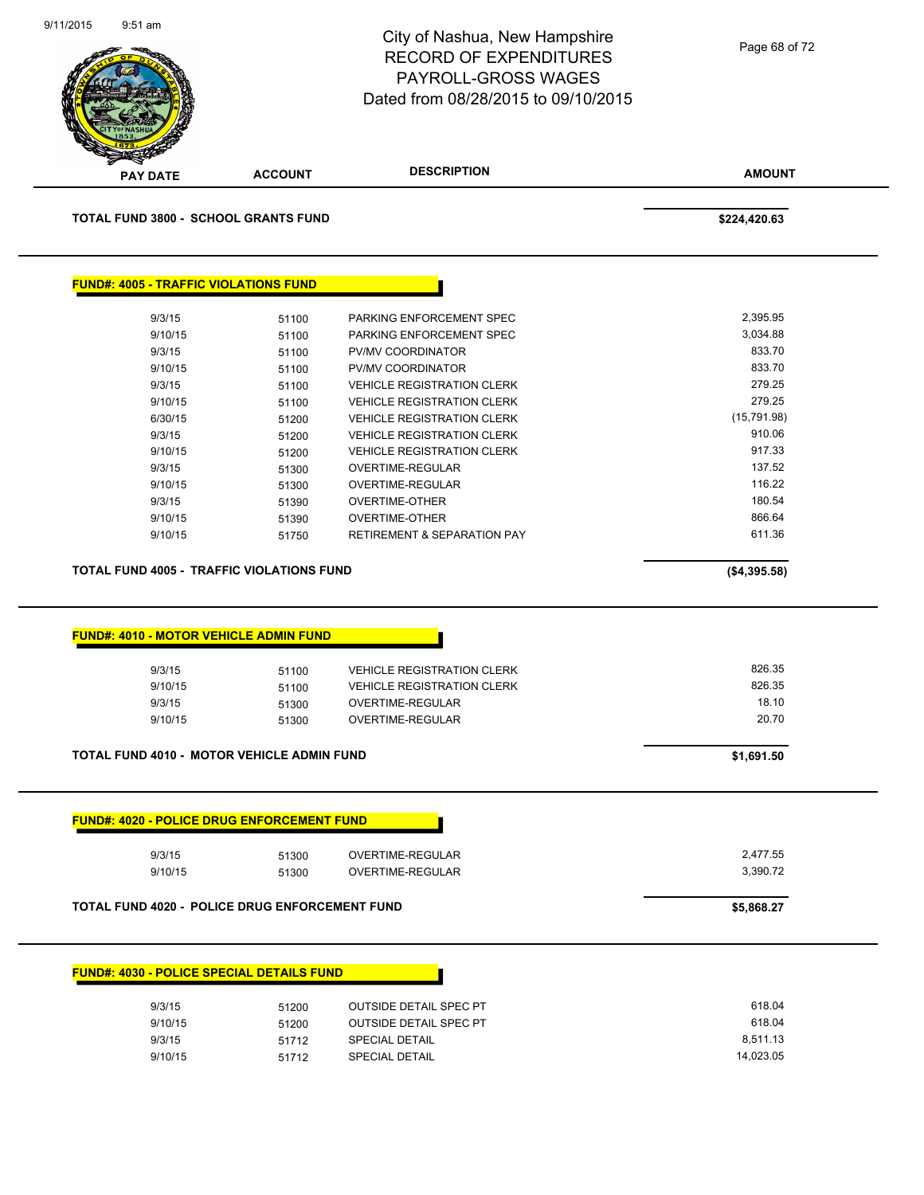# City of Nashua, New Hampshire
## RECORD OF EXPENDITURES
## PAYROLL-GROSS WAGES
## Dated from 08/28/2015 to 09/10/2015

| PAY DATE | ACCOUNT | DESCRIPTION | AMOUNT |
|---|---|---|---|

**TOTAL FUND 3800 - SCHOOL GRANTS FUND** **$224,420.63**

### FUND#: 4005 - TRAFFIC VIOLATIONS FUND

| PAY DATE | ACCOUNT | DESCRIPTION | AMOUNT |
|---|---|---|---|
| 9/3/15 | 51100 | PARKING ENFORCEMENT SPEC | 2,395.95 |
| 9/10/15 | 51100 | PARKING ENFORCEMENT SPEC | 3,034.88 |
| 9/3/15 | 51100 | PV/MV COORDINATOR | 833.70 |
| 9/10/15 | 51100 | PV/MV COORDINATOR | 833.70 |
| 9/3/15 | 51100 | VEHICLE REGISTRATION CLERK | 279.25 |
| 9/10/15 | 51100 | VEHICLE REGISTRATION CLERK | 279.25 |
| 6/30/15 | 51200 | VEHICLE REGISTRATION CLERK | (15,791.98) |
| 9/3/15 | 51200 | VEHICLE REGISTRATION CLERK | 910.06 |
| 9/10/15 | 51200 | VEHICLE REGISTRATION CLERK | 917.33 |
| 9/3/15 | 51300 | OVERTIME-REGULAR | 137.52 |
| 9/10/15 | 51300 | OVERTIME-REGULAR | 116.22 |
| 9/3/15 | 51390 | OVERTIME-OTHER | 180.54 |
| 9/10/15 | 51390 | OVERTIME-OTHER | 866.64 |
| 9/10/15 | 51750 | RETIREMENT & SEPARATION PAY | 611.36 |

**TOTAL FUND 4005 - TRAFFIC VIOLATIONS FUND** **($4,395.58)**

### FUND#: 4010 - MOTOR VEHICLE ADMIN FUND

| PAY DATE | ACCOUNT | DESCRIPTION | AMOUNT |
|---|---|---|---|
| 9/3/15 | 51100 | VEHICLE REGISTRATION CLERK | 826.35 |
| 9/10/15 | 51100 | VEHICLE REGISTRATION CLERK | 826.35 |
| 9/3/15 | 51300 | OVERTIME-REGULAR | 18.10 |
| 9/10/15 | 51300 | OVERTIME-REGULAR | 20.70 |

**TOTAL FUND 4010 - MOTOR VEHICLE ADMIN FUND** **$1,691.50**

### FUND#: 4020 - POLICE DRUG ENFORCEMENT FUND

| PAY DATE | ACCOUNT | DESCRIPTION | AMOUNT |
|---|---|---|---|
| 9/3/15 | 51300 | OVERTIME-REGULAR | 2,477.55 |
| 9/10/15 | 51300 | OVERTIME-REGULAR | 3,390.72 |

**TOTAL FUND 4020 - POLICE DRUG ENFORCEMENT FUND** **$5,868.27**

### FUND#: 4030 - POLICE SPECIAL DETAILS FUND

| PAY DATE | ACCOUNT | DESCRIPTION | AMOUNT |
|---|---|---|---|
| 9/3/15 | 51200 | OUTSIDE DETAIL SPEC PT | 618.04 |
| 9/10/15 | 51200 | OUTSIDE DETAIL SPEC PT | 618.04 |
| 9/3/15 | 51712 | SPECIAL DETAIL | 8,511.13 |
| 9/10/15 | 51712 | SPECIAL DETAIL | 14,023.05 |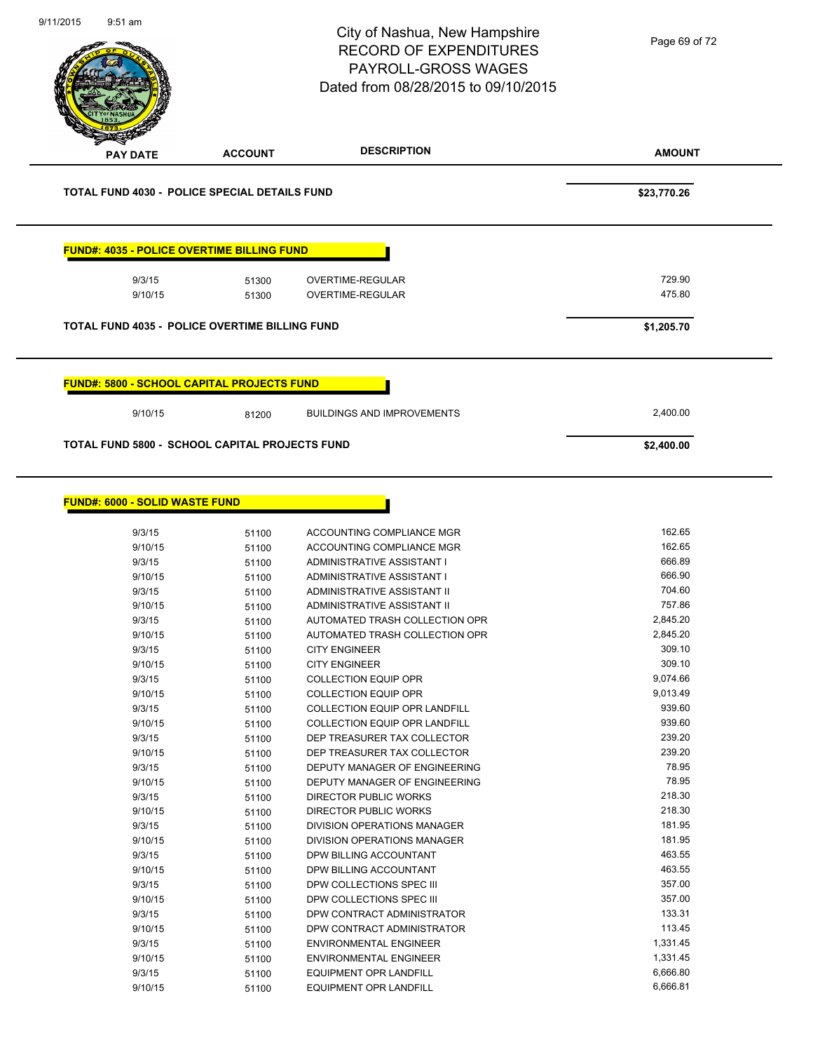# City of Nashua, New Hampshire
## RECORD OF EXPENDITURES
## PAYROLL-GROSS WAGES
## Dated from 08/28/2015 to 09/10/2015

| PAY DATE | ACCOUNT | DESCRIPTION | AMOUNT |
|---|---|---|---|
| **TOTAL FUND 4030 - POLICE SPECIAL DETAILS FUND** | | | **$23,770.26** |

**FUND#: 4035 - POLICE OVERTIME BILLING FUND**

| PAY DATE | ACCOUNT | DESCRIPTION | AMOUNT |
|---|---|---|---|
| 9/3/15 | 51300 | OVERTIME-REGULAR | 729.90 |
| 9/10/15 | 51300 | OVERTIME-REGULAR | 475.80 |
| **TOTAL FUND 4035 - POLICE OVERTIME BILLING FUND** | | | **$1,205.70** |

**FUND#: 5800 - SCHOOL CAPITAL PROJECTS FUND**

| PAY DATE | ACCOUNT | DESCRIPTION | AMOUNT |
|---|---|---|---|
| 9/10/15 | 81200 | BUILDINGS AND IMPROVEMENTS | 2,400.00 |
| **TOTAL FUND 5800 - SCHOOL CAPITAL PROJECTS FUND** | | | **$2,400.00** |

**FUND#: 6000 - SOLID WASTE FUND**

| PAY DATE | ACCOUNT | DESCRIPTION | AMOUNT |
|---|---|---|---|
| 9/3/15 | 51100 | ACCOUNTING COMPLIANCE MGR | 162.65 |
| 9/10/15 | 51100 | ACCOUNTING COMPLIANCE MGR | 162.65 |
| 9/3/15 | 51100 | ADMINISTRATIVE ASSISTANT I | 666.89 |
| 9/10/15 | 51100 | ADMINISTRATIVE ASSISTANT I | 666.90 |
| 9/3/15 | 51100 | ADMINISTRATIVE ASSISTANT II | 704.60 |
| 9/10/15 | 51100 | ADMINISTRATIVE ASSISTANT II | 757.86 |
| 9/3/15 | 51100 | AUTOMATED TRASH COLLECTION OPR | 2,845.20 |
| 9/10/15 | 51100 | AUTOMATED TRASH COLLECTION OPR | 2,845.20 |
| 9/3/15 | 51100 | CITY ENGINEER | 309.10 |
| 9/10/15 | 51100 | CITY ENGINEER | 309.10 |
| 9/3/15 | 51100 | COLLECTION EQUIP OPR | 9,074.66 |
| 9/10/15 | 51100 | COLLECTION EQUIP OPR | 9,013.49 |
| 9/3/15 | 51100 | COLLECTION EQUIP OPR LANDFILL | 939.60 |
| 9/10/15 | 51100 | COLLECTION EQUIP OPR LANDFILL | 939.60 |
| 9/3/15 | 51100 | DEP TREASURER TAX COLLECTOR | 239.20 |
| 9/10/15 | 51100 | DEP TREASURER TAX COLLECTOR | 239.20 |
| 9/3/15 | 51100 | DEPUTY MANAGER OF ENGINEERING | 78.95 |
| 9/10/15 | 51100 | DEPUTY MANAGER OF ENGINEERING | 78.95 |
| 9/3/15 | 51100 | DIRECTOR PUBLIC WORKS | 218.30 |
| 9/10/15 | 51100 | DIRECTOR PUBLIC WORKS | 218.30 |
| 9/3/15 | 51100 | DIVISION OPERATIONS MANAGER | 181.95 |
| 9/10/15 | 51100 | DIVISION OPERATIONS MANAGER | 181.95 |
| 9/3/15 | 51100 | DPW BILLING ACCOUNTANT | 463.55 |
| 9/10/15 | 51100 | DPW BILLING ACCOUNTANT | 463.55 |
| 9/3/15 | 51100 | DPW COLLECTIONS SPEC III | 357.00 |
| 9/10/15 | 51100 | DPW COLLECTIONS SPEC III | 357.00 |
| 9/3/15 | 51100 | DPW CONTRACT ADMINISTRATOR | 133.31 |
| 9/10/15 | 51100 | DPW CONTRACT ADMINISTRATOR | 113.45 |
| 9/3/15 | 51100 | ENVIRONMENTAL ENGINEER | 1,331.45 |
| 9/10/15 | 51100 | ENVIRONMENTAL ENGINEER | 1,331.45 |
| 9/3/15 | 51100 | EQUIPMENT OPR LANDFILL | 6,666.80 |
| 9/10/15 | 51100 | EQUIPMENT OPR LANDFILL | 6,666.81 |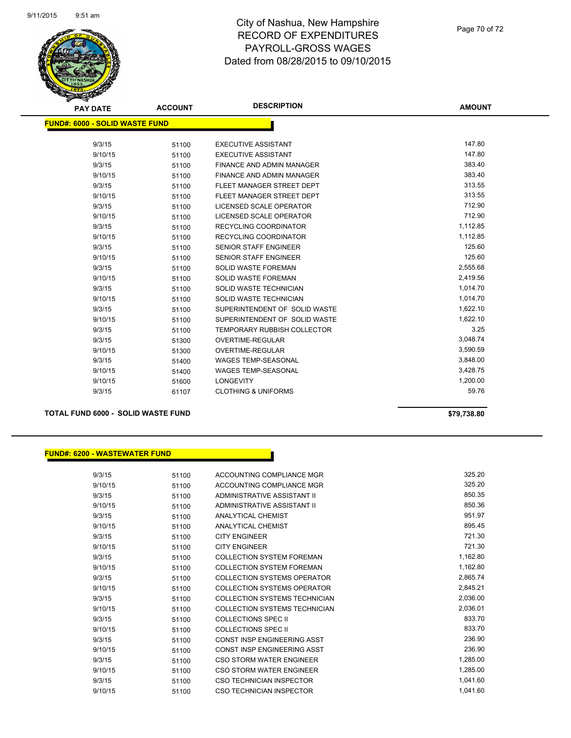# City of Nashua, New Hampshire
## RECORD OF EXPENDITURES
## PAYROLL-GROSS WAGES
## Dated from 08/28/2015 to 09/10/2015

**FUND#: 6000 - SOLID WASTE FUND**

| PAY DATE | ACCOUNT | DESCRIPTION | AMOUNT |
|---|---|---|---|
| 9/3/15 | 51100 | EXECUTIVE ASSISTANT | 147.80 |
| 9/10/15 | 51100 | EXECUTIVE ASSISTANT | 147.80 |
| 9/3/15 | 51100 | FINANCE AND ADMIN MANAGER | 383.40 |
| 9/10/15 | 51100 | FINANCE AND ADMIN MANAGER | 383.40 |
| 9/3/15 | 51100 | FLEET MANAGER STREET DEPT | 313.55 |
| 9/10/15 | 51100 | FLEET MANAGER STREET DEPT | 313.55 |
| 9/3/15 | 51100 | LICENSED SCALE OPERATOR | 712.90 |
| 9/10/15 | 51100 | LICENSED SCALE OPERATOR | 712.90 |
| 9/3/15 | 51100 | RECYCLING COORDINATOR | 1,112.85 |
| 9/10/15 | 51100 | RECYCLING COORDINATOR | 1,112.85 |
| 9/3/15 | 51100 | SENIOR STAFF ENGINEER | 125.60 |
| 9/10/15 | 51100 | SENIOR STAFF ENGINEER | 125.60 |
| 9/3/15 | 51100 | SOLID WASTE FOREMAN | 2,555.68 |
| 9/10/15 | 51100 | SOLID WASTE FOREMAN | 2,419.56 |
| 9/3/15 | 51100 | SOLID WASTE TECHNICIAN | 1,014.70 |
| 9/10/15 | 51100 | SOLID WASTE TECHNICIAN | 1,014.70 |
| 9/3/15 | 51100 | SUPERINTENDENT OF SOLID WASTE | 1,622.10 |
| 9/10/15 | 51100 | SUPERINTENDENT OF SOLID WASTE | 1,622.10 |
| 9/3/15 | 51100 | TEMPORARY RUBBISH COLLECTOR | 3.25 |
| 9/3/15 | 51300 | OVERTIME-REGULAR | 3,048.74 |
| 9/10/15 | 51300 | OVERTIME-REGULAR | 3,590.59 |
| 9/3/15 | 51400 | WAGES TEMP-SEASONAL | 3,848.00 |
| 9/10/15 | 51400 | WAGES TEMP-SEASONAL | 3,428.75 |
| 9/10/15 | 51600 | LONGEVITY | 1,200.00 |
| 9/3/15 | 61107 | CLOTHING & UNIFORMS | 59.76 |

**TOTAL FUND 6000 - SOLID WASTE FUND** **$79,738.80**

**FUND#: 6200 - WASTEWATER FUND**

| PAY DATE | ACCOUNT | DESCRIPTION | AMOUNT |
|---|---|---|---|
| 9/3/15 | 51100 | ACCOUNTING COMPLIANCE MGR | 325.20 |
| 9/10/15 | 51100 | ACCOUNTING COMPLIANCE MGR | 325.20 |
| 9/3/15 | 51100 | ADMINISTRATIVE ASSISTANT II | 850.35 |
| 9/10/15 | 51100 | ADMINISTRATIVE ASSISTANT II | 850.36 |
| 9/3/15 | 51100 | ANALYTICAL CHEMIST | 951.97 |
| 9/10/15 | 51100 | ANALYTICAL CHEMIST | 895.45 |
| 9/3/15 | 51100 | CITY ENGINEER | 721.30 |
| 9/10/15 | 51100 | CITY ENGINEER | 721.30 |
| 9/3/15 | 51100 | COLLECTION SYSTEM FOREMAN | 1,162.80 |
| 9/10/15 | 51100 | COLLECTION SYSTEM FOREMAN | 1,162.80 |
| 9/3/15 | 51100 | COLLECTION SYSTEMS OPERATOR | 2,865.74 |
| 9/10/15 | 51100 | COLLECTION SYSTEMS OPERATOR | 2,845.21 |
| 9/3/15 | 51100 | COLLECTION SYSTEMS TECHNICIAN | 2,036.00 |
| 9/10/15 | 51100 | COLLECTION SYSTEMS TECHNICIAN | 2,036.01 |
| 9/3/15 | 51100 | COLLECTIONS SPEC II | 833.70 |
| 9/10/15 | 51100 | COLLECTIONS SPEC II | 833.70 |
| 9/3/15 | 51100 | CONST INSP ENGINEERING ASST | 236.90 |
| 9/10/15 | 51100 | CONST INSP ENGINEERING ASST | 236.90 |
| 9/3/15 | 51100 | CSO STORM WATER ENGINEER | 1,285.00 |
| 9/10/15 | 51100 | CSO STORM WATER ENGINEER | 1,285.00 |
| 9/3/15 | 51100 | CSO TECHNICIAN INSPECTOR | 1,041.60 |
| 9/10/15 | 51100 | CSO TECHNICIAN INSPECTOR | 1,041.60 |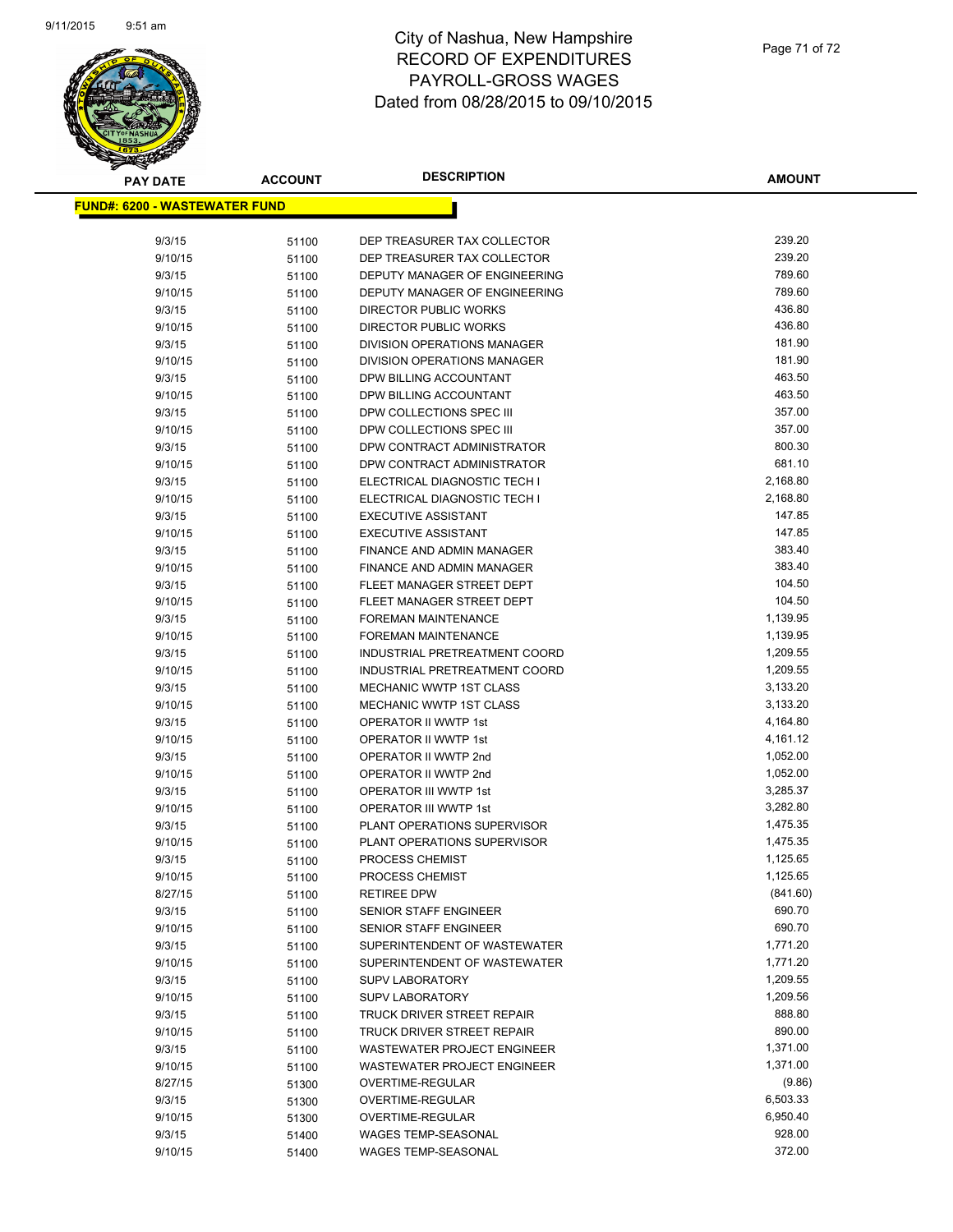# City of Nashua, New Hampshire
## RECORD OF EXPENDITURES
## PAYROLL-GROSS WAGES
## Dated from 08/28/2015 to 09/10/2015

| PAY DATE | ACCOUNT | DESCRIPTION | AMOUNT |
|---|---|---|---|

**FUND#: 6200 - WASTEWATER FUND**

| PAY DATE | ACCOUNT | DESCRIPTION | AMOUNT |
|---|---|---|---|
| 9/3/15 | 51100 | DEP TREASURER TAX COLLECTOR | 239.20 |
| 9/10/15 | 51100 | DEP TREASURER TAX COLLECTOR | 239.20 |
| 9/3/15 | 51100 | DEPUTY MANAGER OF ENGINEERING | 789.60 |
| 9/10/15 | 51100 | DEPUTY MANAGER OF ENGINEERING | 789.60 |
| 9/3/15 | 51100 | DIRECTOR PUBLIC WORKS | 436.80 |
| 9/10/15 | 51100 | DIRECTOR PUBLIC WORKS | 436.80 |
| 9/3/15 | 51100 | DIVISION OPERATIONS MANAGER | 181.90 |
| 9/10/15 | 51100 | DIVISION OPERATIONS MANAGER | 181.90 |
| 9/3/15 | 51100 | DPW BILLING ACCOUNTANT | 463.50 |
| 9/10/15 | 51100 | DPW BILLING ACCOUNTANT | 463.50 |
| 9/3/15 | 51100 | DPW COLLECTIONS SPEC III | 357.00 |
| 9/10/15 | 51100 | DPW COLLECTIONS SPEC III | 357.00 |
| 9/3/15 | 51100 | DPW CONTRACT ADMINISTRATOR | 800.30 |
| 9/10/15 | 51100 | DPW CONTRACT ADMINISTRATOR | 681.10 |
| 9/3/15 | 51100 | ELECTRICAL DIAGNOSTIC TECH I | 2,168.80 |
| 9/10/15 | 51100 | ELECTRICAL DIAGNOSTIC TECH I | 2,168.80 |
| 9/3/15 | 51100 | EXECUTIVE ASSISTANT | 147.85 |
| 9/10/15 | 51100 | EXECUTIVE ASSISTANT | 147.85 |
| 9/3/15 | 51100 | FINANCE AND ADMIN MANAGER | 383.40 |
| 9/10/15 | 51100 | FINANCE AND ADMIN MANAGER | 383.40 |
| 9/3/15 | 51100 | FLEET MANAGER STREET DEPT | 104.50 |
| 9/10/15 | 51100 | FLEET MANAGER STREET DEPT | 104.50 |
| 9/3/15 | 51100 | FOREMAN MAINTENANCE | 1,139.95 |
| 9/10/15 | 51100 | FOREMAN MAINTENANCE | 1,139.95 |
| 9/3/15 | 51100 | INDUSTRIAL PRETREATMENT COORD | 1,209.55 |
| 9/10/15 | 51100 | INDUSTRIAL PRETREATMENT COORD | 1,209.55 |
| 9/3/15 | 51100 | MECHANIC WWTP 1ST CLASS | 3,133.20 |
| 9/10/15 | 51100 | MECHANIC WWTP 1ST CLASS | 3,133.20 |
| 9/3/15 | 51100 | OPERATOR II WWTP 1st | 4,164.80 |
| 9/10/15 | 51100 | OPERATOR II WWTP 1st | 4,161.12 |
| 9/3/15 | 51100 | OPERATOR II WWTP 2nd | 1,052.00 |
| 9/10/15 | 51100 | OPERATOR II WWTP 2nd | 1,052.00 |
| 9/3/15 | 51100 | OPERATOR III WWTP 1st | 3,285.37 |
| 9/10/15 | 51100 | OPERATOR III WWTP 1st | 3,282.80 |
| 9/3/15 | 51100 | PLANT OPERATIONS SUPERVISOR | 1,475.35 |
| 9/10/15 | 51100 | PLANT OPERATIONS SUPERVISOR | 1,475.35 |
| 9/3/15 | 51100 | PROCESS CHEMIST | 1,125.65 |
| 9/10/15 | 51100 | PROCESS CHEMIST | 1,125.65 |
| 8/27/15 | 51100 | RETIREE DPW | (841.60) |
| 9/3/15 | 51100 | SENIOR STAFF ENGINEER | 690.70 |
| 9/10/15 | 51100 | SENIOR STAFF ENGINEER | 690.70 |
| 9/3/15 | 51100 | SUPERINTENDENT OF WASTEWATER | 1,771.20 |
| 9/10/15 | 51100 | SUPERINTENDENT OF WASTEWATER | 1,771.20 |
| 9/3/15 | 51100 | SUPV LABORATORY | 1,209.55 |
| 9/10/15 | 51100 | SUPV LABORATORY | 1,209.56 |
| 9/3/15 | 51100 | TRUCK DRIVER STREET REPAIR | 888.80 |
| 9/10/15 | 51100 | TRUCK DRIVER STREET REPAIR | 890.00 |
| 9/3/15 | 51100 | WASTEWATER PROJECT ENGINEER | 1,371.00 |
| 9/10/15 | 51100 | WASTEWATER PROJECT ENGINEER | 1,371.00 |
| 8/27/15 | 51300 | OVERTIME-REGULAR | (9.86) |
| 9/3/15 | 51300 | OVERTIME-REGULAR | 6,503.33 |
| 9/10/15 | 51300 | OVERTIME-REGULAR | 6,950.40 |
| 9/3/15 | 51400 | WAGES TEMP-SEASONAL | 928.00 |
| 9/10/15 | 51400 | WAGES TEMP-SEASONAL | 372.00 |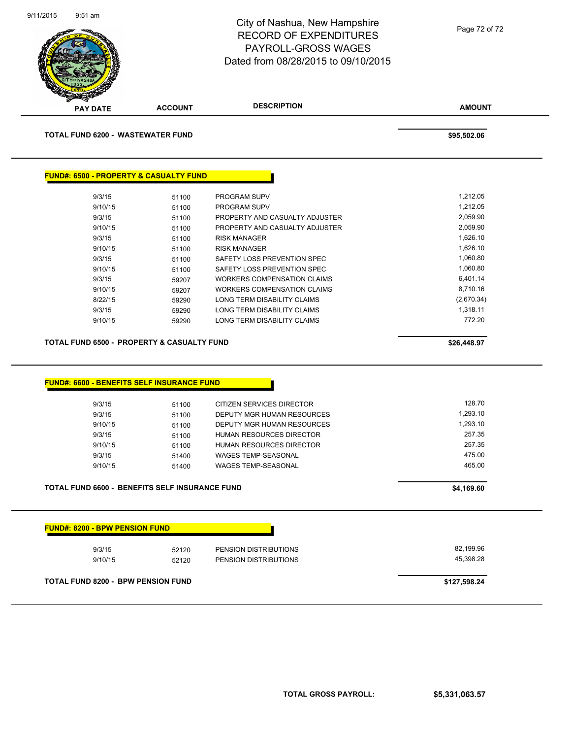| PAY DATE | ACCOUNT | DESCRIPTION | AMOUNT |
|---|---|---|---|

**TOTAL FUND 6200 - WASTEWATER FUND** **$95,502.06**

**FUND#: 6500 - PROPERTY & CASUALTY FUND**

| PAY DATE | ACCOUNT | DESCRIPTION | AMOUNT |
|---|---|---|---|
| 9/3/15 | 51100 | PROGRAM SUPV | 1,212.05 |
| 9/10/15 | 51100 | PROGRAM SUPV | 1,212.05 |
| 9/3/15 | 51100 | PROPERTY AND CASUALTY ADJUSTER | 2,059.90 |
| 9/10/15 | 51100 | PROPERTY AND CASUALTY ADJUSTER | 2,059.90 |
| 9/3/15 | 51100 | RISK MANAGER | 1,626.10 |
| 9/10/15 | 51100 | RISK MANAGER | 1,626.10 |
| 9/3/15 | 51100 | SAFETY LOSS PREVENTION SPEC | 1,060.80 |
| 9/10/15 | 51100 | SAFETY LOSS PREVENTION SPEC | 1,060.80 |
| 9/3/15 | 59207 | WORKERS COMPENSATION CLAIMS | 6,401.14 |
| 9/10/15 | 59207 | WORKERS COMPENSATION CLAIMS | 8,710.16 |
| 8/22/15 | 59290 | LONG TERM DISABILITY CLAIMS | (2,670.34) |
| 9/3/15 | 59290 | LONG TERM DISABILITY CLAIMS | 1,318.11 |
| 9/10/15 | 59290 | LONG TERM DISABILITY CLAIMS | 772.20 |

**TOTAL FUND 6500 - PROPERTY & CASUALTY FUND** **$26,448.97**

**FUND#: 6600 - BENEFITS SELF INSURANCE FUND**

| PAY DATE | ACCOUNT | DESCRIPTION | AMOUNT |
|---|---|---|---|
| 9/3/15 | 51100 | CITIZEN SERVICES DIRECTOR | 128.70 |
| 9/3/15 | 51100 | DEPUTY MGR HUMAN RESOURCES | 1,293.10 |
| 9/10/15 | 51100 | DEPUTY MGR HUMAN RESOURCES | 1,293.10 |
| 9/3/15 | 51100 | HUMAN RESOURCES DIRECTOR | 257.35 |
| 9/10/15 | 51100 | HUMAN RESOURCES DIRECTOR | 257.35 |
| 9/3/15 | 51400 | WAGES TEMP-SEASONAL | 475.00 |
| 9/10/15 | 51400 | WAGES TEMP-SEASONAL | 465.00 |

**TOTAL FUND 6600 - BENEFITS SELF INSURANCE FUND** **$4,169.60**

**FUND#: 8200 - BPW PENSION FUND**

| PAY DATE | ACCOUNT | DESCRIPTION | AMOUNT |
|---|---|---|---|
| 9/3/15 | 52120 | PENSION DISTRIBUTIONS | 82,199.96 |
| 9/10/15 | 52120 | PENSION DISTRIBUTIONS | 45,398.28 |

**TOTAL FUND 8200 - BPW PENSION FUND** **$127,598.24**

**TOTAL GROSS PAYROLL:** **$5,331,063.57**